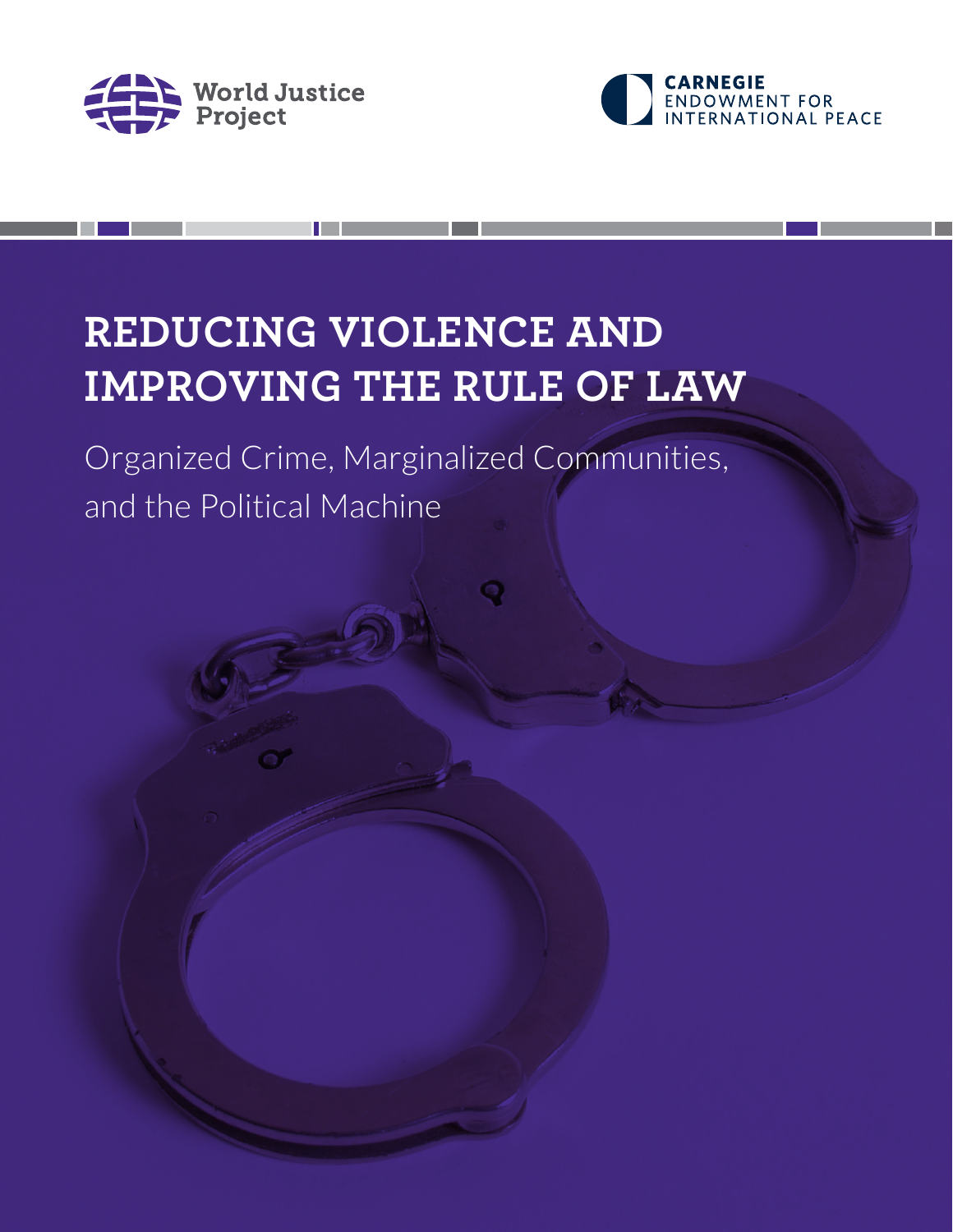World Justice Project

CARNEGIE ENDOWMENT FOR INTERNATIONAL PEACE

# REDUCING VIOLENCE AND IMPROVING THE RULE OF LAW

## Organized Crime, Marginalized Communities, and the Political Machine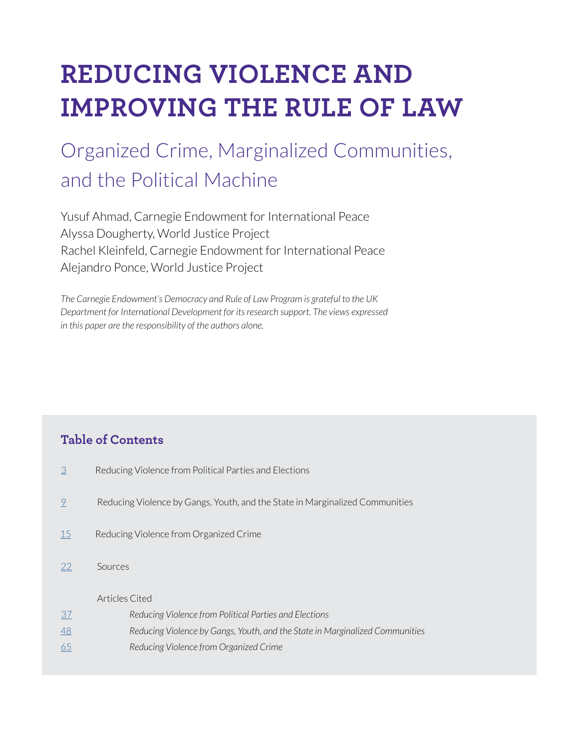# REDUCING VIOLENCE AND IMPROVING THE RULE OF LAW

## Organized Crime, Marginalized Communities, and the Political Machine

Yusuf Ahmad, Carnegie Endowment for International Peace
Alyssa Dougherty, World Justice Project
Rachel Kleinfeld, Carnegie Endowment for International Peace
Alejandro Ponce, World Justice Project

*The Carnegie Endowment's Democracy and Rule of Law Program is grateful to the UK Department for International Development for its research support. The views expressed in this paper are the responsibility of the authors alone.*

### Table of Contents

| | |
|---|---|
| 3 | Reducing Violence from Political Parties and Elections |
| 9 | Reducing Violence by Gangs, Youth, and the State in Marginalized Communities |
| 15 | Reducing Violence from Organized Crime |
| 22 | Sources |
| | Articles Cited |
| 37 | *Reducing Violence from Political Parties and Elections* |
| 48 | *Reducing Violence by Gangs, Youth, and the State in Marginalized Communities* |
| 65 | *Reducing Violence from Organized Crime* |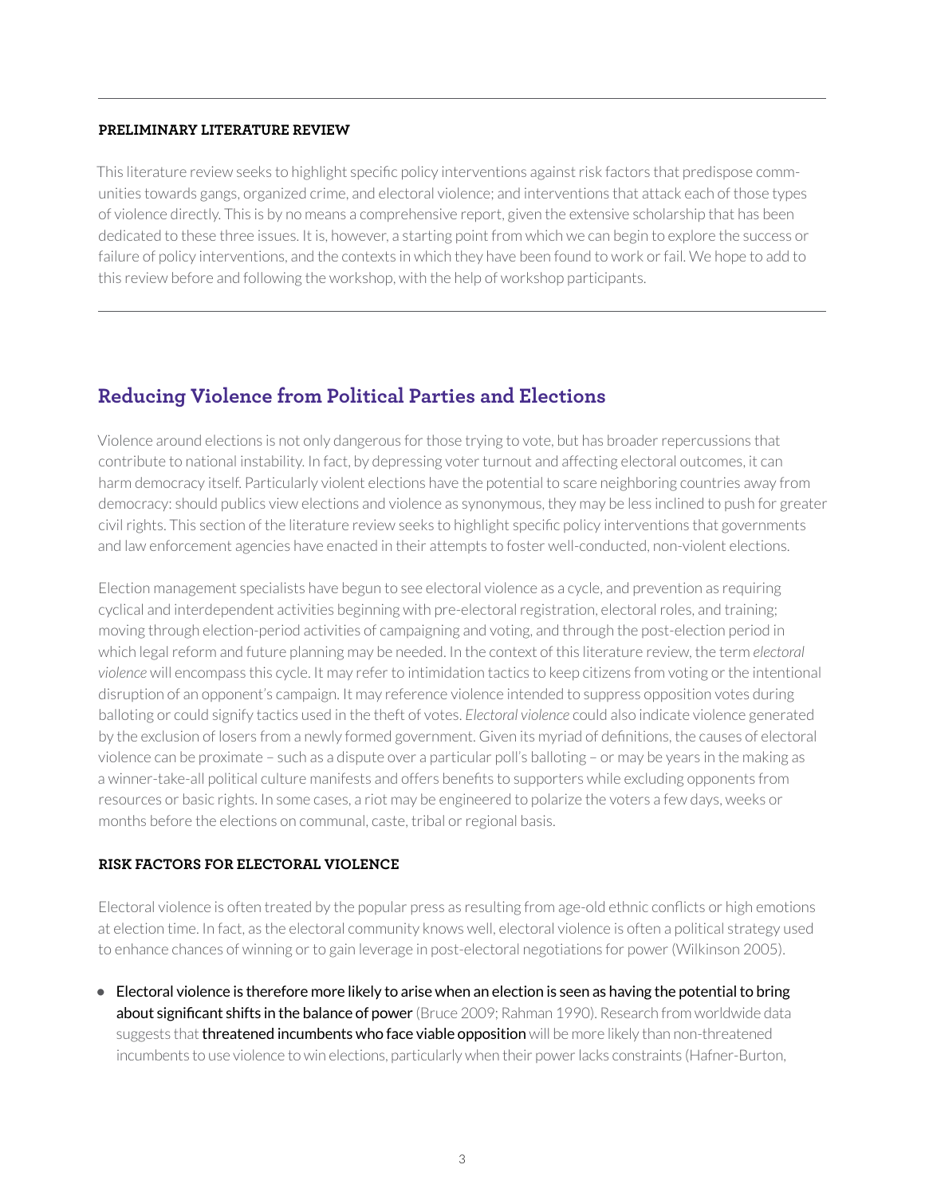#### PRELIMINARY LITERATURE REVIEW

This literature review seeks to highlight specific policy interventions against risk factors that predispose communities towards gangs, organized crime, and electoral violence; and interventions that attack each of those types of violence directly. This is by no means a comprehensive report, given the extensive scholarship that has been dedicated to these three issues. It is, however, a starting point from which we can begin to explore the success or failure of policy interventions, and the contexts in which they have been found to work or fail. We hope to add to this review before and following the workshop, with the help of workshop participants.

## Reducing Violence from Political Parties and Elections

Violence around elections is not only dangerous for those trying to vote, but has broader repercussions that contribute to national instability. In fact, by depressing voter turnout and affecting electoral outcomes, it can harm democracy itself. Particularly violent elections have the potential to scare neighboring countries away from democracy: should publics view elections and violence as synonymous, they may be less inclined to push for greater civil rights. This section of the literature review seeks to highlight specific policy interventions that governments and law enforcement agencies have enacted in their attempts to foster well-conducted, non-violent elections.

Election management specialists have begun to see electoral violence as a cycle, and prevention as requiring cyclical and interdependent activities beginning with pre-electoral registration, electoral roles, and training; moving through election-period activities of campaigning and voting, and through the post-election period in which legal reform and future planning may be needed. In the context of this literature review, the term *electoral violence* will encompass this cycle. It may refer to intimidation tactics to keep citizens from voting or the intentional disruption of an opponent's campaign. It may reference violence intended to suppress opposition votes during balloting or could signify tactics used in the theft of votes. *Electoral violence* could also indicate violence generated by the exclusion of losers from a newly formed government. Given its myriad of definitions, the causes of electoral violence can be proximate – such as a dispute over a particular poll's balloting – or may be years in the making as a winner-take-all political culture manifests and offers benefits to supporters while excluding opponents from resources or basic rights. In some cases, a riot may be engineered to polarize the voters a few days, weeks or months before the elections on communal, caste, tribal or regional basis.

#### RISK FACTORS FOR ELECTORAL VIOLENCE

Electoral violence is often treated by the popular press as resulting from age-old ethnic conflicts or high emotions at election time. In fact, as the electoral community knows well, electoral violence is often a political strategy used to enhance chances of winning or to gain leverage in post-electoral negotiations for power (Wilkinson 2005).

- **Electoral violence is therefore more likely to arise when an election is seen as having the potential to bring about significant shifts in the balance of power** (Bruce 2009; Rahman 1990). Research from worldwide data suggests that **threatened incumbents who face viable opposition** will be more likely than non-threatened incumbents to use violence to win elections, particularly when their power lacks constraints (Hafner-Burton,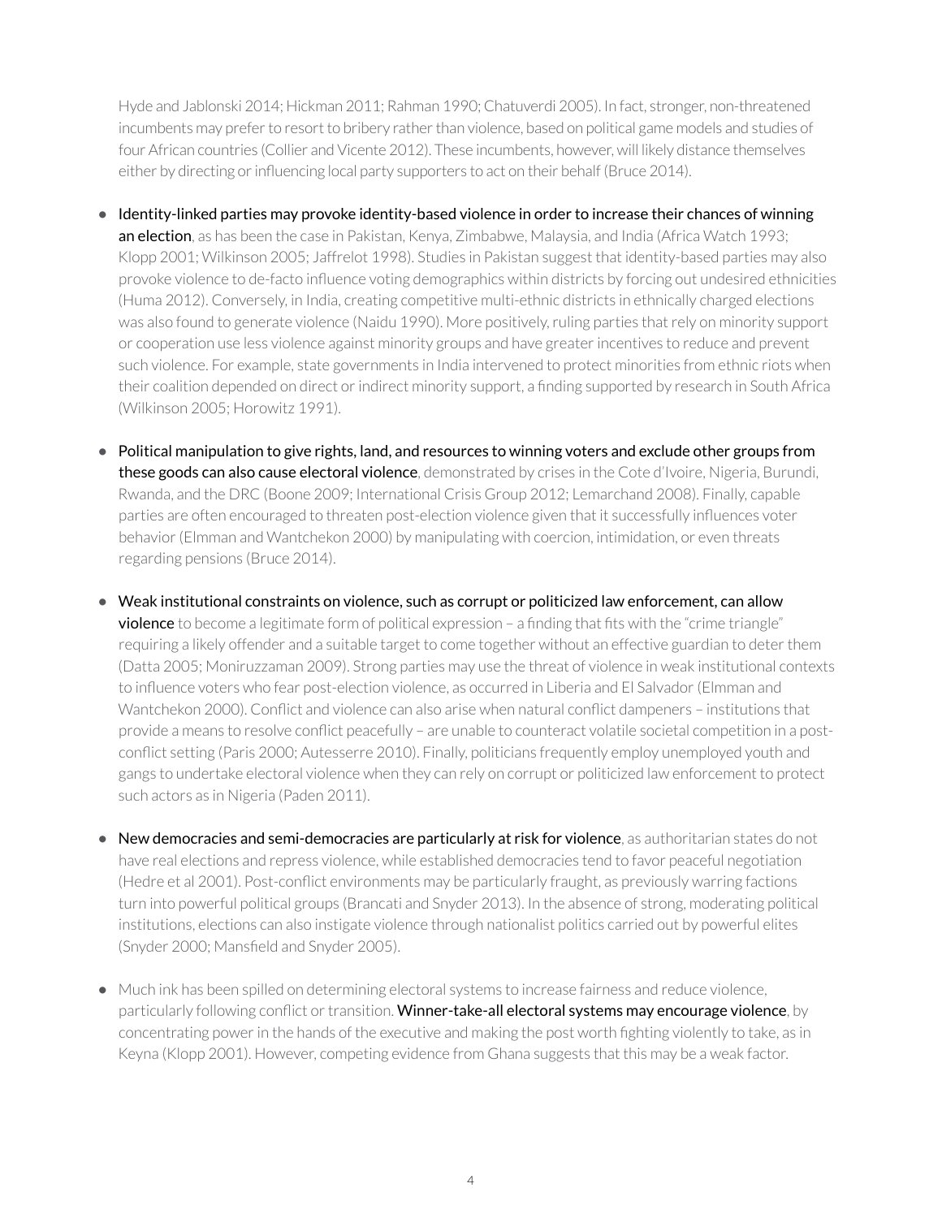Hyde and Jablonski 2014; Hickman 2011; Rahman 1990; Chatuverdi 2005). In fact, stronger, non-threatened incumbents may prefer to resort to bribery rather than violence, based on political game models and studies of four African countries (Collier and Vicente 2012). These incumbents, however, will likely distance themselves either by directing or influencing local party supporters to act on their behalf (Bruce 2014).

- Identity-linked parties may provoke identity-based violence in order to increase their chances of winning an election, as has been the case in Pakistan, Kenya, Zimbabwe, Malaysia, and India (Africa Watch 1993; Klopp 2001; Wilkinson 2005; Jaffrelot 1998). Studies in Pakistan suggest that identity-based parties may also provoke violence to de-facto influence voting demographics within districts by forcing out undesired ethnicities (Huma 2012). Conversely, in India, creating competitive multi-ethnic districts in ethnically charged elections was also found to generate violence (Naidu 1990). More positively, ruling parties that rely on minority support or cooperation use less violence against minority groups and have greater incentives to reduce and prevent such violence. For example, state governments in India intervened to protect minorities from ethnic riots when their coalition depended on direct or indirect minority support, a finding supported by research in South Africa (Wilkinson 2005; Horowitz 1991).

- Political manipulation to give rights, land, and resources to winning voters and exclude other groups from these goods can also cause electoral violence, demonstrated by crises in the Cote d'Ivoire, Nigeria, Burundi, Rwanda, and the DRC (Boone 2009; International Crisis Group 2012; Lemarchand 2008). Finally, capable parties are often encouraged to threaten post-election violence given that it successfully influences voter behavior (Elmman and Wantchekon 2000) by manipulating with coercion, intimidation, or even threats regarding pensions (Bruce 2014).

- Weak institutional constraints on violence, such as corrupt or politicized law enforcement, can allow violence to become a legitimate form of political expression – a finding that fits with the "crime triangle" requiring a likely offender and a suitable target to come together without an effective guardian to deter them (Datta 2005; Moniruzzaman 2009). Strong parties may use the threat of violence in weak institutional contexts to influence voters who fear post-election violence, as occurred in Liberia and El Salvador (Elmman and Wantchekon 2000). Conflict and violence can also arise when natural conflict dampeners – institutions that provide a means to resolve conflict peacefully – are unable to counteract volatile societal competition in a post-conflict setting (Paris 2000; Autesserre 2010). Finally, politicians frequently employ unemployed youth and gangs to undertake electoral violence when they can rely on corrupt or politicized law enforcement to protect such actors as in Nigeria (Paden 2011).

- New democracies and semi-democracies are particularly at risk for violence, as authoritarian states do not have real elections and repress violence, while established democracies tend to favor peaceful negotiation (Hedre et al 2001). Post-conflict environments may be particularly fraught, as previously warring factions turn into powerful political groups (Brancati and Snyder 2013). In the absence of strong, moderating political institutions, elections can also instigate violence through nationalist politics carried out by powerful elites (Snyder 2000; Mansfield and Snyder 2005).

- Much ink has been spilled on determining electoral systems to increase fairness and reduce violence, particularly following conflict or transition. Winner-take-all electoral systems may encourage violence, by concentrating power in the hands of the executive and making the post worth fighting violently to take, as in Keyna (Klopp 2001). However, competing evidence from Ghana suggests that this may be a weak factor.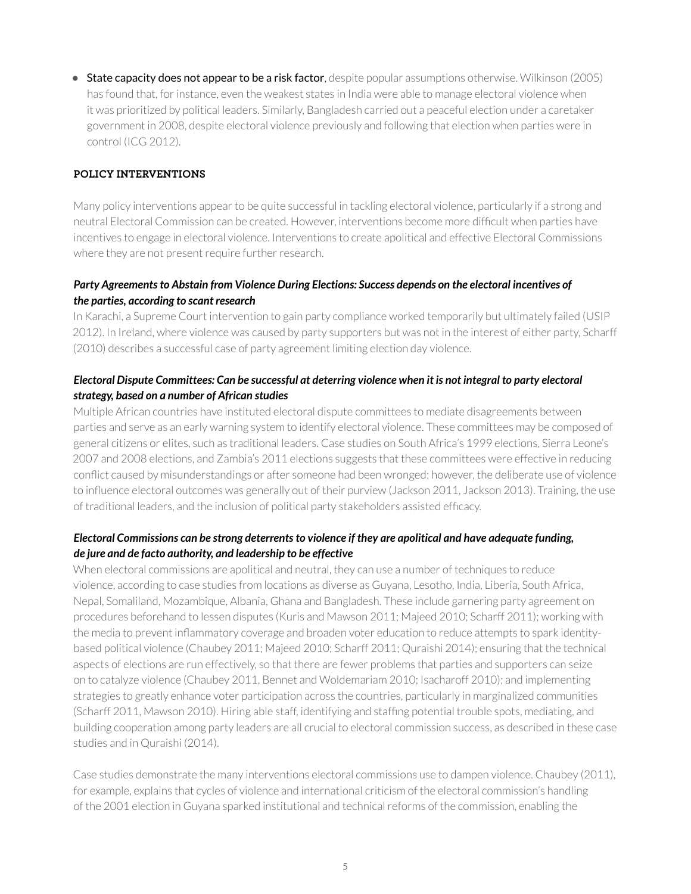- **State capacity does not appear to be a risk factor**, despite popular assumptions otherwise. Wilkinson (2005) has found that, for instance, even the weakest states in India were able to manage electoral violence when it was prioritized by political leaders. Similarly, Bangladesh carried out a peaceful election under a caretaker government in 2008, despite electoral violence previously and following that election when parties were in control (ICG 2012).

## POLICY INTERVENTIONS

Many policy interventions appear to be quite successful in tackling electoral violence, particularly if a strong and neutral Electoral Commission can be created. However, interventions become more difficult when parties have incentives to engage in electoral violence. Interventions to create apolitical and effective Electoral Commissions where they are not present require further research.

### *Party Agreements to Abstain from Violence During Elections: Success depends on the electoral incentives of the parties, according to scant research*

In Karachi, a Supreme Court intervention to gain party compliance worked temporarily but ultimately failed (USIP 2012). In Ireland, where violence was caused by party supporters but was not in the interest of either party, Scharff (2010) describes a successful case of party agreement limiting election day violence.

### *Electoral Dispute Committees: Can be successful at deterring violence when it is not integral to party electoral strategy, based on a number of African studies*

Multiple African countries have instituted electoral dispute committees to mediate disagreements between parties and serve as an early warning system to identify electoral violence. These committees may be composed of general citizens or elites, such as traditional leaders. Case studies on South Africa's 1999 elections, Sierra Leone's 2007 and 2008 elections, and Zambia's 2011 elections suggests that these committees were effective in reducing conflict caused by misunderstandings or after someone had been wronged; however, the deliberate use of violence to influence electoral outcomes was generally out of their purview (Jackson 2011, Jackson 2013). Training, the use of traditional leaders, and the inclusion of political party stakeholders assisted efficacy.

### *Electoral Commissions can be strong deterrents to violence if they are apolitical and have adequate funding, de jure and de facto authority, and leadership to be effective*

When electoral commissions are apolitical and neutral, they can use a number of techniques to reduce violence, according to case studies from locations as diverse as Guyana, Lesotho, India, Liberia, South Africa, Nepal, Somaliland, Mozambique, Albania, Ghana and Bangladesh. These include garnering party agreement on procedures beforehand to lessen disputes (Kuris and Mawson 2011; Majeed 2010; Scharff 2011); working with the media to prevent inflammatory coverage and broaden voter education to reduce attempts to spark identity-based political violence (Chaubey 2011; Majeed 2010; Scharff 2011; Quraishi 2014); ensuring that the technical aspects of elections are run effectively, so that there are fewer problems that parties and supporters can seize on to catalyze violence (Chaubey 2011, Bennet and Woldemariam 2010; Isacharoff 2010); and implementing strategies to greatly enhance voter participation across the countries, particularly in marginalized communities (Scharff 2011, Mawson 2010). Hiring able staff, identifying and staffing potential trouble spots, mediating, and building cooperation among party leaders are all crucial to electoral commission success, as described in these case studies and in Quraishi (2014).

Case studies demonstrate the many interventions electoral commissions use to dampen violence. Chaubey (2011), for example, explains that cycles of violence and international criticism of the electoral commission's handling of the 2001 election in Guyana sparked institutional and technical reforms of the commission, enabling the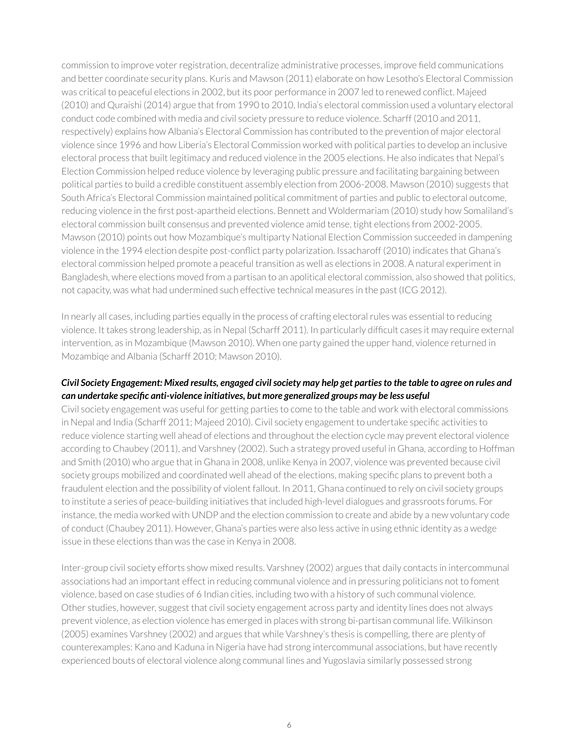commission to improve voter registration, decentralize administrative processes, improve field communications and better coordinate security plans. Kuris and Mawson (2011) elaborate on how Lesotho's Electoral Commission was critical to peaceful elections in 2002, but its poor performance in 2007 led to renewed conflict. Majeed (2010) and Quraishi (2014) argue that from 1990 to 2010, India's electoral commission used a voluntary electoral conduct code combined with media and civil society pressure to reduce violence. Scharff (2010 and 2011, respectively) explains how Albania's Electoral Commission has contributed to the prevention of major electoral violence since 1996 and how Liberia's Electoral Commission worked with political parties to develop an inclusive electoral process that built legitimacy and reduced violence in the 2005 elections. He also indicates that Nepal's Election Commission helped reduce violence by leveraging public pressure and facilitating bargaining between political parties to build a credible constituent assembly election from 2006-2008. Mawson (2010) suggests that South Africa's Electoral Commission maintained political commitment of parties and public to electoral outcome, reducing violence in the first post-apartheid elections. Bennett and Woldermariam (2010) study how Somaliland's electoral commission built consensus and prevented violence amid tense, tight elections from 2002-2005. Mawson (2010) points out how Mozambique's multiparty National Election Commission succeeded in dampening violence in the 1994 election despite post-conflict party polarization. Issacharoff (2010) indicates that Ghana's electoral commission helped promote a peaceful transition as well as elections in 2008. A natural experiment in Bangladesh, where elections moved from a partisan to an apolitical electoral commission, also showed that politics, not capacity, was what had undermined such effective technical measures in the past (ICG 2012).

In nearly all cases, including parties equally in the process of crafting electoral rules was essential to reducing violence. It takes strong leadership, as in Nepal (Scharff 2011). In particularly difficult cases it may require external intervention, as in Mozambique (Mawson 2010). When one party gained the upper hand, violence returned in Mozambiqe and Albania (Scharff 2010; Mawson 2010).

***Civil Society Engagement: Mixed results, engaged civil society may help get parties to the table to agree on rules and can undertake specific anti-violence initiatives, but more generalized groups may be less useful***

Civil society engagement was useful for getting parties to come to the table and work with electoral commissions in Nepal and India (Scharff 2011; Majeed 2010). Civil society engagement to undertake specific activities to reduce violence starting well ahead of elections and throughout the election cycle may prevent electoral violence according to Chaubey (2011), and Varshney (2002). Such a strategy proved useful in Ghana, according to Hoffman and Smith (2010) who argue that in Ghana in 2008, unlike Kenya in 2007, violence was prevented because civil society groups mobilized and coordinated well ahead of the elections, making specific plans to prevent both a fraudulent election and the possibility of violent fallout. In 2011, Ghana continued to rely on civil society groups to institute a series of peace-building initiatives that included high-level dialogues and grassroots forums. For instance, the media worked with UNDP and the election commission to create and abide by a new voluntary code of conduct (Chaubey 2011). However, Ghana's parties were also less active in using ethnic identity as a wedge issue in these elections than was the case in Kenya in 2008.

Inter-group civil society efforts show mixed results. Varshney (2002) argues that daily contacts in intercommunal associations had an important effect in reducing communal violence and in pressuring politicians not to foment violence, based on case studies of 6 Indian cities, including two with a history of such communal violence. Other studies, however, suggest that civil society engagement across party and identity lines does not always prevent violence, as election violence has emerged in places with strong bi-partisan communal life. Wilkinson (2005) examines Varshney (2002) and argues that while Varshney's thesis is compelling, there are plenty of counterexamples: Kano and Kaduna in Nigeria have had strong intercommunal associations, but have recently experienced bouts of electoral violence along communal lines and Yugoslavia similarly possessed strong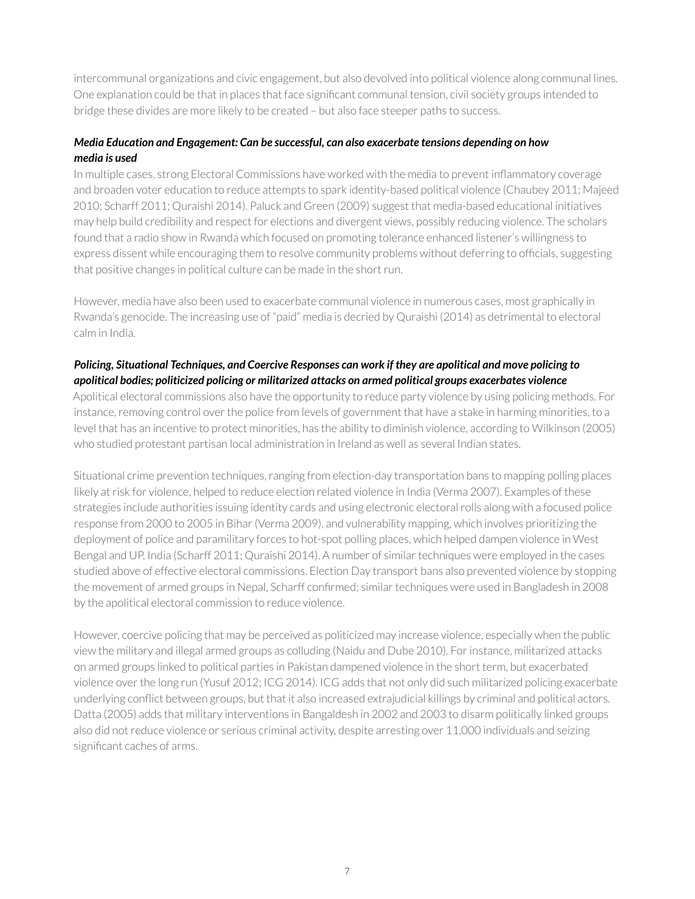intercommunal organizations and civic engagement, but also devolved into political violence along communal lines. One explanation could be that in places that face significant communal tension, civil society groups intended to bridge these divides are more likely to be created – but also face steeper paths to success.

***Media Education and Engagement: Can be successful, can also exacerbate tensions depending on how media is used***

In multiple cases, strong Electoral Commissions have worked with the media to prevent inflammatory coverage and broaden voter education to reduce attempts to spark identity-based political violence (Chaubey 2011; Majeed 2010; Scharff 2011; Quraishi 2014). Paluck and Green (2009) suggest that media-based educational initiatives may help build credibility and respect for elections and divergent views, possibly reducing violence. The scholars found that a radio show in Rwanda which focused on promoting tolerance enhanced listener's willingness to express dissent while encouraging them to resolve community problems without deferring to officials, suggesting that positive changes in political culture can be made in the short run.

However, media have also been used to exacerbate communal violence in numerous cases, most graphically in Rwanda's genocide. The increasing use of "paid" media is decried by Quraishi (2014) as detrimental to electoral calm in India.

***Policing, Situational Techniques, and Coercive Responses can work if they are apolitical and move policing to apolitical bodies; politicized policing or militarized attacks on armed political groups exacerbates violence***

Apolitical electoral commissions also have the opportunity to reduce party violence by using policing methods. For instance, removing control over the police from levels of government that have a stake in harming minorities, to a level that has an incentive to protect minorities, has the ability to diminish violence, according to Wilkinson (2005) who studied protestant partisan local administration in Ireland as well as several Indian states.

Situational crime prevention techniques, ranging from election-day transportation bans to mapping polling places likely at risk for violence, helped to reduce election related violence in India (Verma 2007). Examples of these strategies include authorities issuing identity cards and using electronic electoral rolls along with a focused police response from 2000 to 2005 in Bihar (Verma 2009), and vulnerability mapping, which involves prioritizing the deployment of police and paramilitary forces to hot-spot polling places, which helped dampen violence in West Bengal and UP, India (Scharff 2011; Quraishi 2014). A number of similar techniques were employed in the cases studied above of effective electoral commissions. Election Day transport bans also prevented violence by stopping the movement of armed groups in Nepal, Scharff confirmed; similar techniques were used in Bangladesh in 2008 by the apolitical electoral commission to reduce violence.

However, coercive policing that may be perceived as politicized may increase violence, especially when the public view the military and illegal armed groups as colluding (Naidu and Dube 2010). For instance, militarized attacks on armed groups linked to political parties in Pakistan dampened violence in the short term, but exacerbated violence over the long run (Yusuf 2012; ICG 2014). ICG adds that not only did such militarized policing exacerbate underlying conflict between groups, but that it also increased extrajudicial killings by criminal and political actors. Datta (2005) adds that military interventions in Bangladesh in 2002 and 2003 to disarm politically linked groups also did not reduce violence or serious criminal activity, despite arresting over 11,000 individuals and seizing significant caches of arms.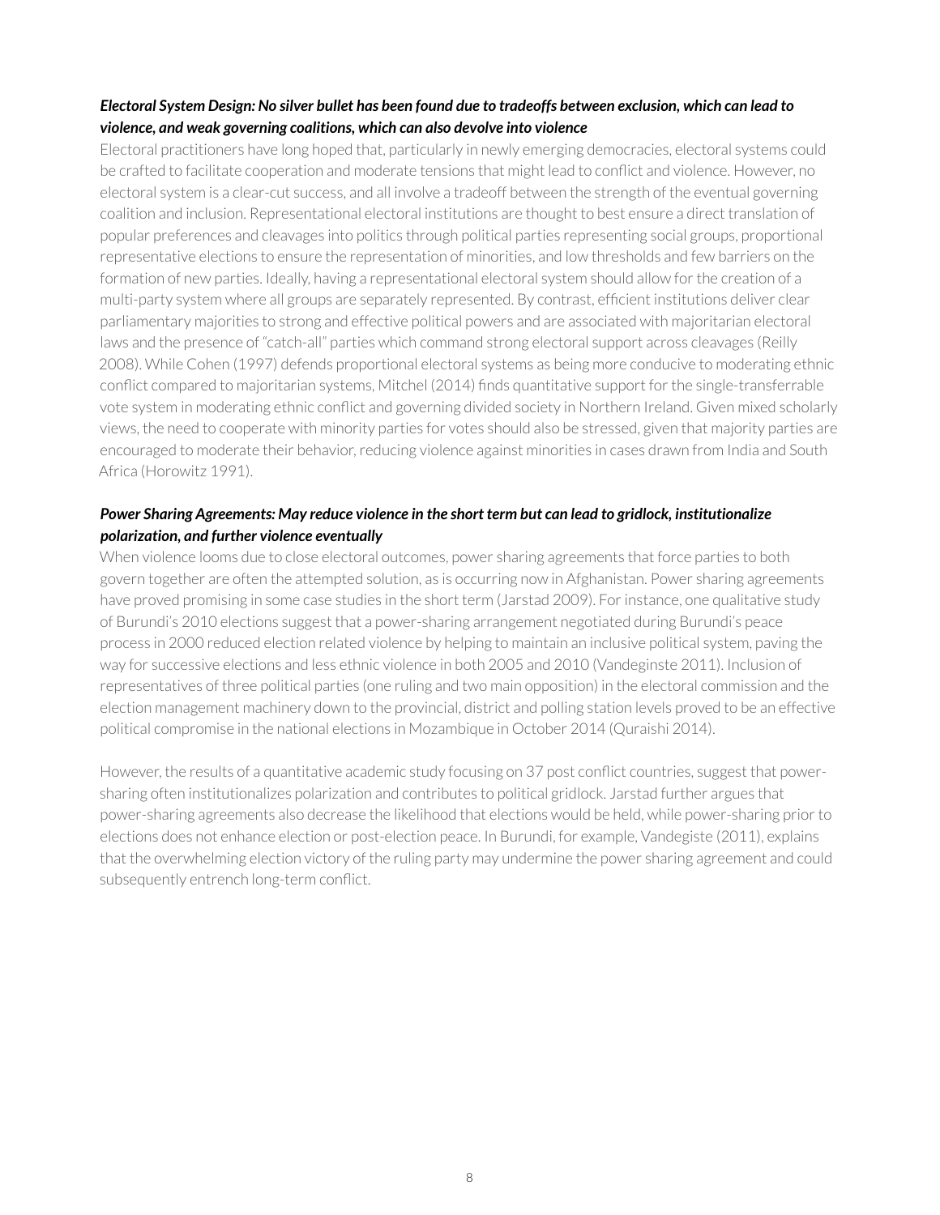### ***Electoral System Design: No silver bullet has been found due to tradeoffs between exclusion, which can lead to violence, and weak governing coalitions, which can also devolve into violence***

Electoral practitioners have long hoped that, particularly in newly emerging democracies, electoral systems could be crafted to facilitate cooperation and moderate tensions that might lead to conflict and violence. However, no electoral system is a clear-cut success, and all involve a tradeoff between the strength of the eventual governing coalition and inclusion. Representational electoral institutions are thought to best ensure a direct translation of popular preferences and cleavages into politics through political parties representing social groups, proportional representative elections to ensure the representation of minorities, and low thresholds and few barriers on the formation of new parties. Ideally, having a representational electoral system should allow for the creation of a multi-party system where all groups are separately represented. By contrast, efficient institutions deliver clear parliamentary majorities to strong and effective political powers and are associated with majoritarian electoral laws and the presence of "catch-all" parties which command strong electoral support across cleavages (Reilly 2008). While Cohen (1997) defends proportional electoral systems as being more conducive to moderating ethnic conflict compared to majoritarian systems, Mitchel (2014) finds quantitative support for the single-transferrable vote system in moderating ethnic conflict and governing divided society in Northern Ireland. Given mixed scholarly views, the need to cooperate with minority parties for votes should also be stressed, given that majority parties are encouraged to moderate their behavior, reducing violence against minorities in cases drawn from India and South Africa (Horowitz 1991).

### ***Power Sharing Agreements: May reduce violence in the short term but can lead to gridlock, institutionalize polarization, and further violence eventually***

When violence looms due to close electoral outcomes, power sharing agreements that force parties to both govern together are often the attempted solution, as is occurring now in Afghanistan. Power sharing agreements have proved promising in some case studies in the short term (Jarstad 2009). For instance, one qualitative study of Burundi's 2010 elections suggest that a power-sharing arrangement negotiated during Burundi's peace process in 2000 reduced election related violence by helping to maintain an inclusive political system, paving the way for successive elections and less ethnic violence in both 2005 and 2010 (Vandeginste 2011). Inclusion of representatives of three political parties (one ruling and two main opposition) in the electoral commission and the election management machinery down to the provincial, district and polling station levels proved to be an effective political compromise in the national elections in Mozambique in October 2014 (Quraishi 2014).

However, the results of a quantitative academic study focusing on 37 post conflict countries, suggest that power-sharing often institutionalizes polarization and contributes to political gridlock. Jarstad further argues that power-sharing agreements also decrease the likelihood that elections would be held, while power-sharing prior to elections does not enhance election or post-election peace. In Burundi, for example, Vandegiste (2011), explains that the overwhelming election victory of the ruling party may undermine the power sharing agreement and could subsequently entrench long-term conflict.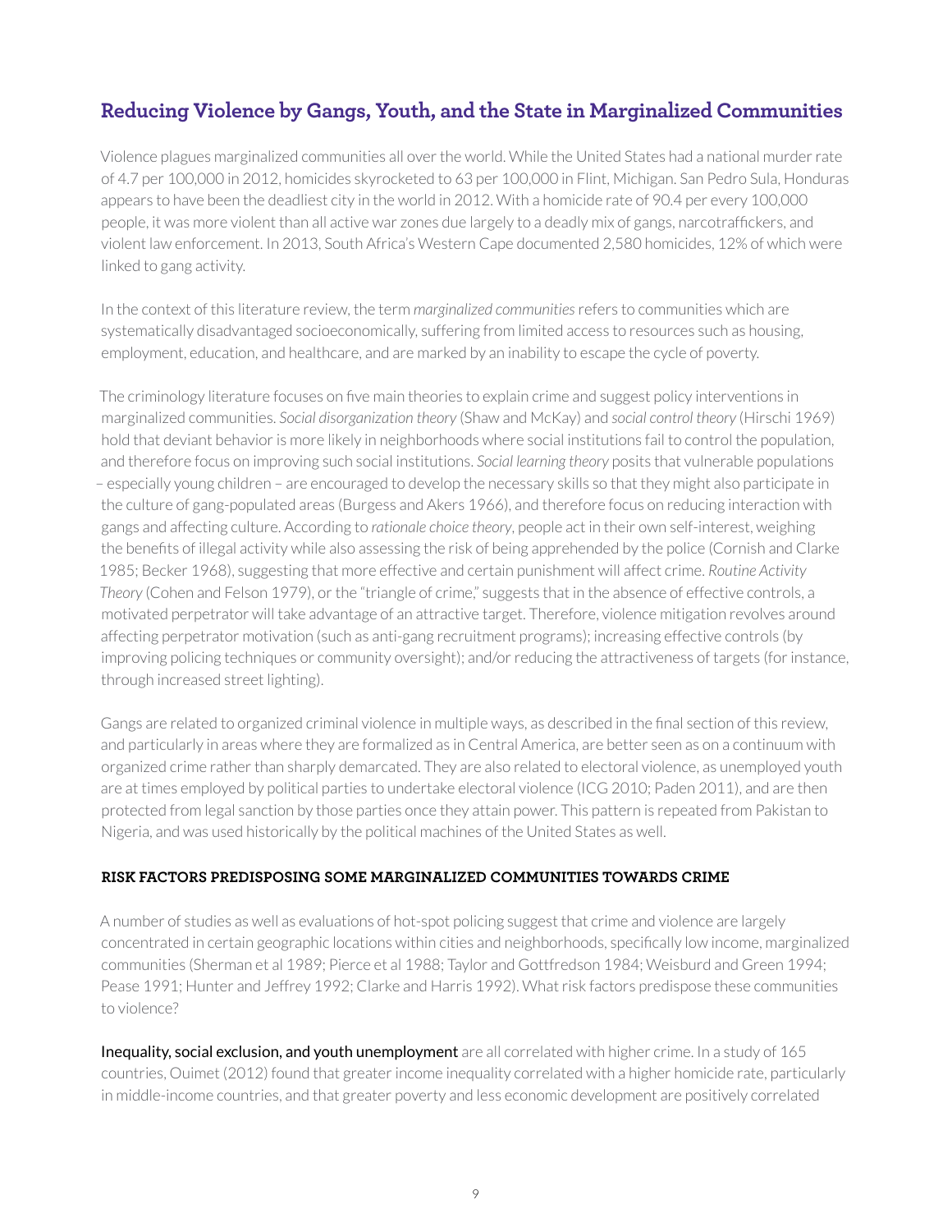## Reducing Violence by Gangs, Youth, and the State in Marginalized Communities

Violence plagues marginalized communities all over the world. While the United States had a national murder rate of 4.7 per 100,000 in 2012, homicides skyrocketed to 63 per 100,000 in Flint, Michigan. San Pedro Sula, Honduras appears to have been the deadliest city in the world in 2012. With a homicide rate of 90.4 per every 100,000 people, it was more violent than all active war zones due largely to a deadly mix of gangs, narcotraffickers, and violent law enforcement. In 2013, South Africa's Western Cape documented 2,580 homicides, 12% of which were linked to gang activity.

In the context of this literature review, the term *marginalized communities* refers to communities which are systematically disadvantaged socioeconomically, suffering from limited access to resources such as housing, employment, education, and healthcare, and are marked by an inability to escape the cycle of poverty.

The criminology literature focuses on five main theories to explain crime and suggest policy interventions in marginalized communities. *Social disorganization theory* (Shaw and McKay) and *social control theory* (Hirschi 1969) hold that deviant behavior is more likely in neighborhoods where social institutions fail to control the population, and therefore focus on improving such social institutions. *Social learning theory* posits that vulnerable populations – especially young children – are encouraged to develop the necessary skills so that they might also participate in the culture of gang-populated areas (Burgess and Akers 1966), and therefore focus on reducing interaction with gangs and affecting culture. According to *rationale choice theory*, people act in their own self-interest, weighing the benefits of illegal activity while also assessing the risk of being apprehended by the police (Cornish and Clarke 1985; Becker 1968), suggesting that more effective and certain punishment will affect crime. *Routine Activity Theory* (Cohen and Felson 1979), or the "triangle of crime," suggests that in the absence of effective controls, a motivated perpetrator will take advantage of an attractive target. Therefore, violence mitigation revolves around affecting perpetrator motivation (such as anti-gang recruitment programs); increasing effective controls (by improving policing techniques or community oversight); and/or reducing the attractiveness of targets (for instance, through increased street lighting).

Gangs are related to organized criminal violence in multiple ways, as described in the final section of this review, and particularly in areas where they are formalized as in Central America, are better seen as on a continuum with organized crime rather than sharply demarcated. They are also related to electoral violence, as unemployed youth are at times employed by political parties to undertake electoral violence (ICG 2010; Paden 2011), and are then protected from legal sanction by those parties once they attain power. This pattern is repeated from Pakistan to Nigeria, and was used historically by the political machines of the United States as well.

### RISK FACTORS PREDISPOSING SOME MARGINALIZED COMMUNITIES TOWARDS CRIME

A number of studies as well as evaluations of hot-spot policing suggest that crime and violence are largely concentrated in certain geographic locations within cities and neighborhoods, specifically low income, marginalized communities (Sherman et al 1989; Pierce et al 1988; Taylor and Gottfredson 1984; Weisburd and Green 1994; Pease 1991; Hunter and Jeffrey 1992; Clarke and Harris 1992). What risk factors predispose these communities to violence?

**Inequality, social exclusion, and youth unemployment** are all correlated with higher crime. In a study of 165 countries, Ouimet (2012) found that greater income inequality correlated with a higher homicide rate, particularly in middle-income countries, and that greater poverty and less economic development are positively correlated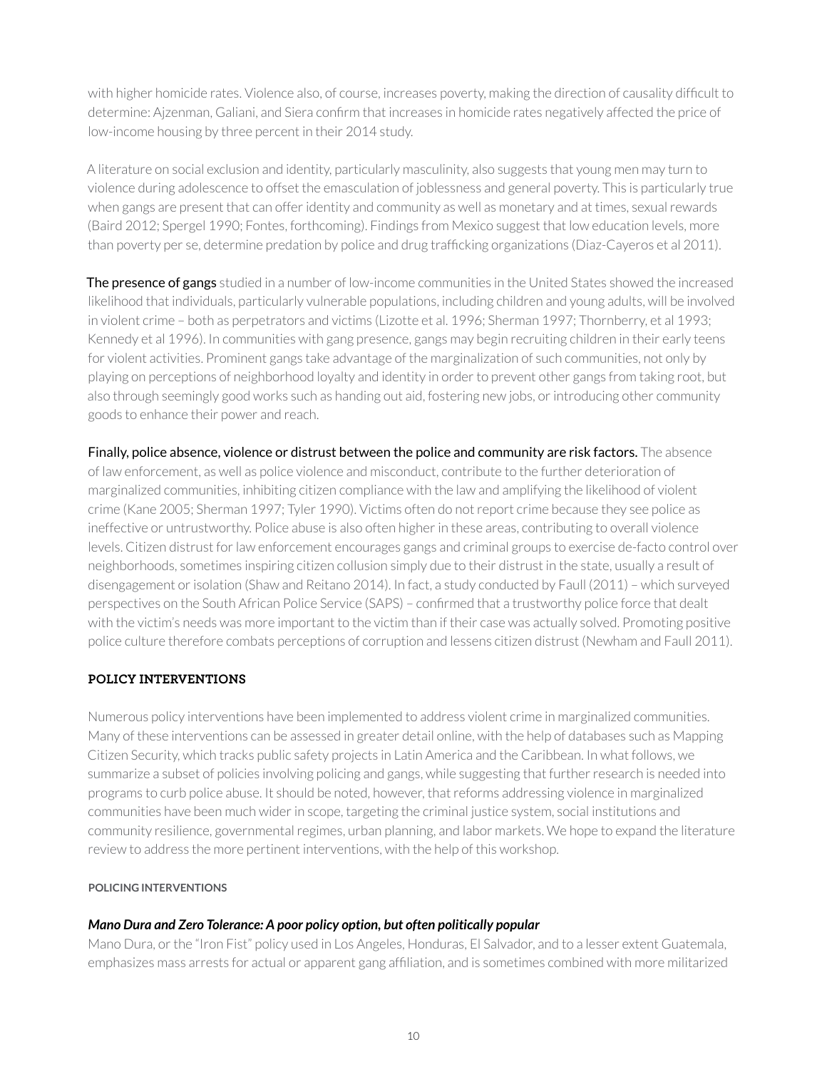with higher homicide rates. Violence also, of course, increases poverty, making the direction of causality difficult to determine: Ajzenman, Galiani, and Siera confirm that increases in homicide rates negatively affected the price of low-income housing by three percent in their 2014 study.

A literature on social exclusion and identity, particularly masculinity, also suggests that young men may turn to violence during adolescence to offset the emasculation of joblessness and general poverty. This is particularly true when gangs are present that can offer identity and community as well as monetary and at times, sexual rewards (Baird 2012; Spergel 1990; Fontes, forthcoming). Findings from Mexico suggest that low education levels, more than poverty per se, determine predation by police and drug trafficking organizations (Diaz-Cayeros et al 2011).

**The presence of gangs** studied in a number of low-income communities in the United States showed the increased likelihood that individuals, particularly vulnerable populations, including children and young adults, will be involved in violent crime – both as perpetrators and victims (Lizotte et al. 1996; Sherman 1997; Thornberry, et al 1993; Kennedy et al 1996). In communities with gang presence, gangs may begin recruiting children in their early teens for violent activities. Prominent gangs take advantage of the marginalization of such communities, not only by playing on perceptions of neighborhood loyalty and identity in order to prevent other gangs from taking root, but also through seemingly good works such as handing out aid, fostering new jobs, or introducing other community goods to enhance their power and reach.

**Finally, police absence, violence or distrust between the police and community are risk factors.** The absence of law enforcement, as well as police violence and misconduct, contribute to the further deterioration of marginalized communities, inhibiting citizen compliance with the law and amplifying the likelihood of violent crime (Kane 2005; Sherman 1997; Tyler 1990). Victims often do not report crime because they see police as ineffective or untrustworthy. Police abuse is also often higher in these areas, contributing to overall violence levels. Citizen distrust for law enforcement encourages gangs and criminal groups to exercise de-facto control over neighborhoods, sometimes inspiring citizen collusion simply due to their distrust in the state, usually a result of disengagement or isolation (Shaw and Reitano 2014). In fact, a study conducted by Faull (2011) – which surveyed perspectives on the South African Police Service (SAPS) – confirmed that a trustworthy police force that dealt with the victim's needs was more important to the victim than if their case was actually solved. Promoting positive police culture therefore combats perceptions of corruption and lessens citizen distrust (Newham and Faull 2011).

## POLICY INTERVENTIONS

Numerous policy interventions have been implemented to address violent crime in marginalized communities. Many of these interventions can be assessed in greater detail online, with the help of databases such as Mapping Citizen Security, which tracks public safety projects in Latin America and the Caribbean. In what follows, we summarize a subset of policies involving policing and gangs, while suggesting that further research is needed into programs to curb police abuse. It should be noted, however, that reforms addressing violence in marginalized communities have been much wider in scope, targeting the criminal justice system, social institutions and community resilience, governmental regimes, urban planning, and labor markets. We hope to expand the literature review to address the more pertinent interventions, with the help of this workshop.

### POLICING INTERVENTIONS

#### *Mano Dura and Zero Tolerance: A poor policy option, but often politically popular*

Mano Dura, or the "Iron Fist" policy used in Los Angeles, Honduras, El Salvador, and to a lesser extent Guatemala, emphasizes mass arrests for actual or apparent gang affiliation, and is sometimes combined with more militarized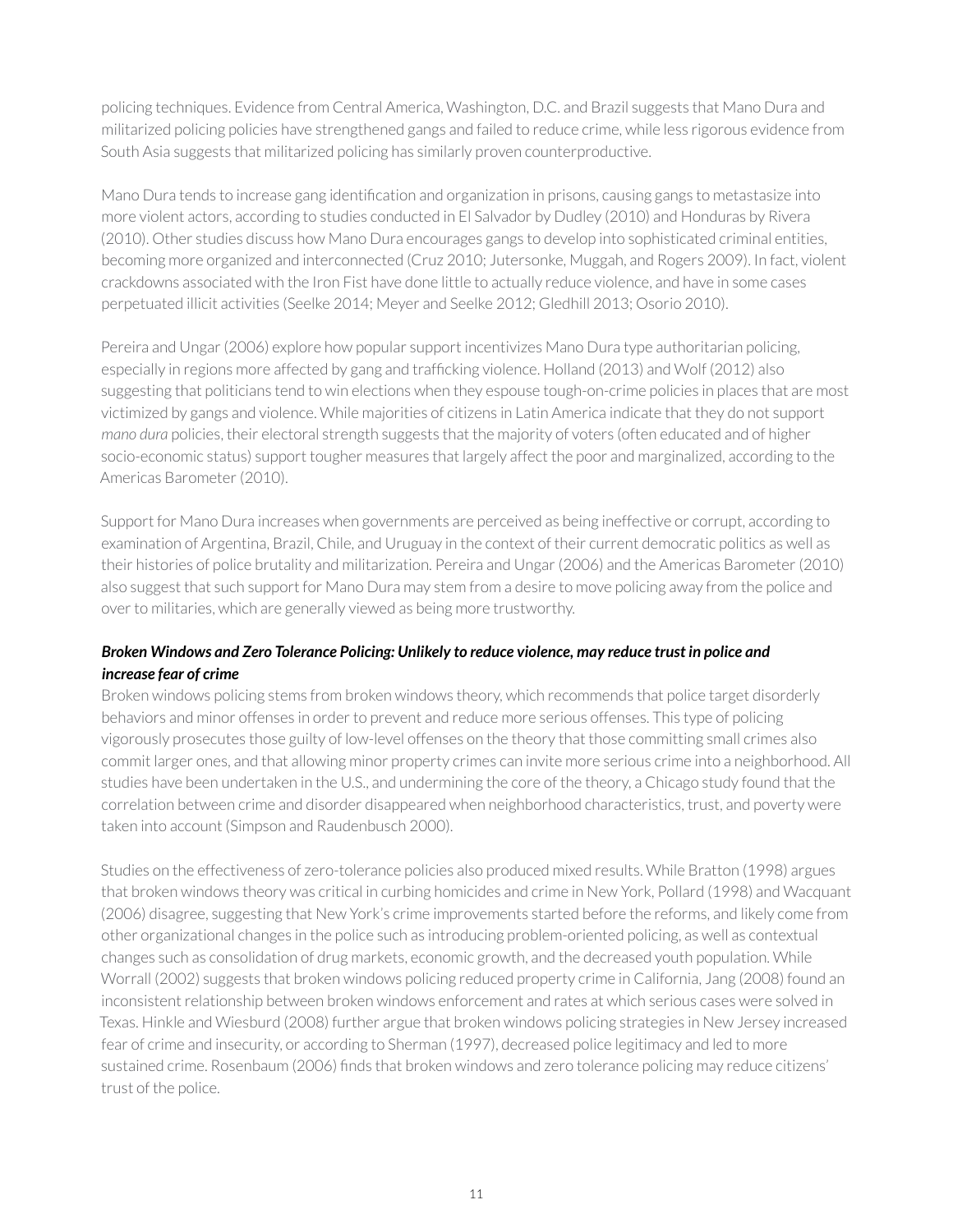policing techniques. Evidence from Central America, Washington, D.C. and Brazil suggests that Mano Dura and militarized policing policies have strengthened gangs and failed to reduce crime, while less rigorous evidence from South Asia suggests that militarized policing has similarly proven counterproductive.

Mano Dura tends to increase gang identification and organization in prisons, causing gangs to metastasize into more violent actors, according to studies conducted in El Salvador by Dudley (2010) and Honduras by Rivera (2010). Other studies discuss how Mano Dura encourages gangs to develop into sophisticated criminal entities, becoming more organized and interconnected (Cruz 2010; Jutersonke, Muggah, and Rogers 2009). In fact, violent crackdowns associated with the Iron Fist have done little to actually reduce violence, and have in some cases perpetuated illicit activities (Seelke 2014; Meyer and Seelke 2012; Gledhill 2013; Osorio 2010).

Pereira and Ungar (2006) explore how popular support incentivizes Mano Dura type authoritarian policing, especially in regions more affected by gang and trafficking violence. Holland (2013) and Wolf (2012) also suggesting that politicians tend to win elections when they espouse tough-on-crime policies in places that are most victimized by gangs and violence. While majorities of citizens in Latin America indicate that they do not support *mano dura* policies, their electoral strength suggests that the majority of voters (often educated and of higher socio-economic status) support tougher measures that largely affect the poor and marginalized, according to the Americas Barometer (2010).

Support for Mano Dura increases when governments are perceived as being ineffective or corrupt, according to examination of Argentina, Brazil, Chile, and Uruguay in the context of their current democratic politics as well as their histories of police brutality and militarization. Pereira and Ungar (2006) and the Americas Barometer (2010) also suggest that such support for Mano Dura may stem from a desire to move policing away from the police and over to militaries, which are generally viewed as being more trustworthy.

***Broken Windows and Zero Tolerance Policing: Unlikely to reduce violence, may reduce trust in police and increase fear of crime***

Broken windows policing stems from broken windows theory, which recommends that police target disorderly behaviors and minor offenses in order to prevent and reduce more serious offenses. This type of policing vigorously prosecutes those guilty of low-level offenses on the theory that those committing small crimes also commit larger ones, and that allowing minor property crimes can invite more serious crime into a neighborhood. All studies have been undertaken in the U.S., and undermining the core of the theory, a Chicago study found that the correlation between crime and disorder disappeared when neighborhood characteristics, trust, and poverty were taken into account (Simpson and Raudenbusch 2000).

Studies on the effectiveness of zero-tolerance policies also produced mixed results. While Bratton (1998) argues that broken windows theory was critical in curbing homicides and crime in New York, Pollard (1998) and Wacquant (2006) disagree, suggesting that New York's crime improvements started before the reforms, and likely come from other organizational changes in the police such as introducing problem-oriented policing, as well as contextual changes such as consolidation of drug markets, economic growth, and the decreased youth population. While Worrall (2002) suggests that broken windows policing reduced property crime in California, Jang (2008) found an inconsistent relationship between broken windows enforcement and rates at which serious cases were solved in Texas. Hinkle and Wiesburd (2008) further argue that broken windows policing strategies in New Jersey increased fear of crime and insecurity, or according to Sherman (1997), decreased police legitimacy and led to more sustained crime. Rosenbaum (2006) finds that broken windows and zero tolerance policing may reduce citizens' trust of the police.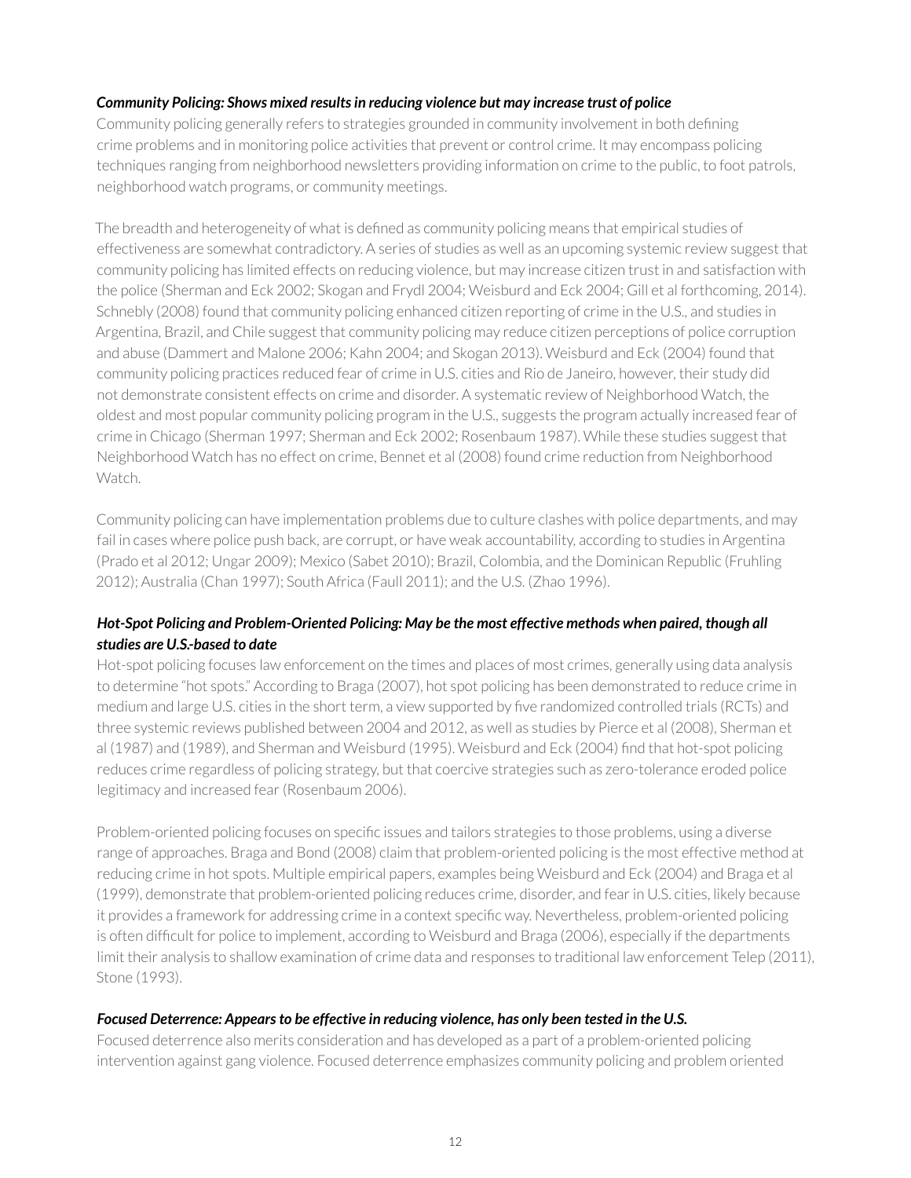***Community Policing: Shows mixed results in reducing violence but may increase trust of police***

Community policing generally refers to strategies grounded in community involvement in both defining crime problems and in monitoring police activities that prevent or control crime. It may encompass policing techniques ranging from neighborhood newsletters providing information on crime to the public, to foot patrols, neighborhood watch programs, or community meetings.

The breadth and heterogeneity of what is defined as community policing means that empirical studies of effectiveness are somewhat contradictory. A series of studies as well as an upcoming systemic review suggest that community policing has limited effects on reducing violence, but may increase citizen trust in and satisfaction with the police (Sherman and Eck 2002; Skogan and Frydl 2004; Weisburd and Eck 2004; Gill et al forthcoming, 2014). Schnebly (2008) found that community policing enhanced citizen reporting of crime in the U.S., and studies in Argentina, Brazil, and Chile suggest that community policing may reduce citizen perceptions of police corruption and abuse (Dammert and Malone 2006; Kahn 2004; and Skogan 2013). Weisburd and Eck (2004) found that community policing practices reduced fear of crime in U.S. cities and Rio de Janeiro, however, their study did not demonstrate consistent effects on crime and disorder. A systematic review of Neighborhood Watch, the oldest and most popular community policing program in the U.S., suggests the program actually increased fear of crime in Chicago (Sherman 1997; Sherman and Eck 2002; Rosenbaum 1987). While these studies suggest that Neighborhood Watch has no effect on crime, Bennet et al (2008) found crime reduction from Neighborhood Watch.

Community policing can have implementation problems due to culture clashes with police departments, and may fail in cases where police push back, are corrupt, or have weak accountability, according to studies in Argentina (Prado et al 2012; Ungar 2009); Mexico (Sabet 2010); Brazil, Colombia, and the Dominican Republic (Fruhling 2012); Australia (Chan 1997); South Africa (Faull 2011); and the U.S. (Zhao 1996).

***Hot-Spot Policing and Problem-Oriented Policing: May be the most effective methods when paired, though all studies are U.S.-based to date***

Hot-spot policing focuses law enforcement on the times and places of most crimes, generally using data analysis to determine "hot spots." According to Braga (2007), hot spot policing has been demonstrated to reduce crime in medium and large U.S. cities in the short term, a view supported by five randomized controlled trials (RCTs) and three systemic reviews published between 2004 and 2012, as well as studies by Pierce et al (2008), Sherman et al (1987) and (1989), and Sherman and Weisburd (1995). Weisburd and Eck (2004) find that hot-spot policing reduces crime regardless of policing strategy, but that coercive strategies such as zero-tolerance eroded police legitimacy and increased fear (Rosenbaum 2006).

Problem-oriented policing focuses on specific issues and tailors strategies to those problems, using a diverse range of approaches. Braga and Bond (2008) claim that problem-oriented policing is the most effective method at reducing crime in hot spots. Multiple empirical papers, examples being Weisburd and Eck (2004) and Braga et al (1999), demonstrate that problem-oriented policing reduces crime, disorder, and fear in U.S. cities, likely because it provides a framework for addressing crime in a context specific way. Nevertheless, problem-oriented policing is often difficult for police to implement, according to Weisburd and Braga (2006), especially if the departments limit their analysis to shallow examination of crime data and responses to traditional law enforcement Telep (2011), Stone (1993).

***Focused Deterrence: Appears to be effective in reducing violence, has only been tested in the U.S.***

Focused deterrence also merits consideration and has developed as a part of a problem-oriented policing intervention against gang violence. Focused deterrence emphasizes community policing and problem oriented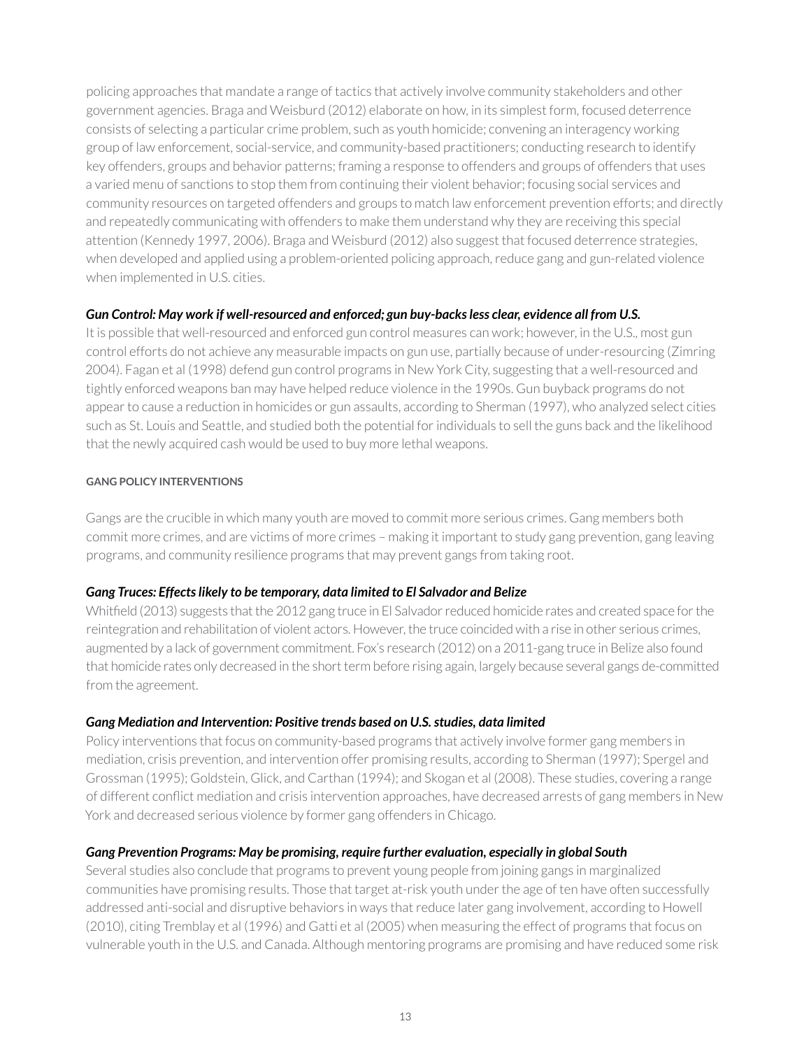policing approaches that mandate a range of tactics that actively involve community stakeholders and other government agencies. Braga and Weisburd (2012) elaborate on how, in its simplest form, focused deterrence consists of selecting a particular crime problem, such as youth homicide; convening an interagency working group of law enforcement, social-service, and community-based practitioners; conducting research to identify key offenders, groups and behavior patterns; framing a response to offenders and groups of offenders that uses a varied menu of sanctions to stop them from continuing their violent behavior; focusing social services and community resources on targeted offenders and groups to match law enforcement prevention efforts; and directly and repeatedly communicating with offenders to make them understand why they are receiving this special attention (Kennedy 1997, 2006). Braga and Weisburd (2012) also suggest that focused deterrence strategies, when developed and applied using a problem-oriented policing approach, reduce gang and gun-related violence when implemented in U.S. cities.

***Gun Control: May work if well-resourced and enforced; gun buy-backs less clear, evidence all from U.S.***

It is possible that well-resourced and enforced gun control measures can work; however, in the U.S., most gun control efforts do not achieve any measurable impacts on gun use, partially because of under-resourcing (Zimring 2004). Fagan et al (1998) defend gun control programs in New York City, suggesting that a well-resourced and tightly enforced weapons ban may have helped reduce violence in the 1990s. Gun buyback programs do not appear to cause a reduction in homicides or gun assaults, according to Sherman (1997), who analyzed select cities such as St. Louis and Seattle, and studied both the potential for individuals to sell the guns back and the likelihood that the newly acquired cash would be used to buy more lethal weapons.

#### GANG POLICY INTERVENTIONS

Gangs are the crucible in which many youth are moved to commit more serious crimes. Gang members both commit more crimes, and are victims of more crimes – making it important to study gang prevention, gang leaving programs, and community resilience programs that may prevent gangs from taking root.

***Gang Truces: Effects likely to be temporary, data limited to El Salvador and Belize***

Whitfield (2013) suggests that the 2012 gang truce in El Salvador reduced homicide rates and created space for the reintegration and rehabilitation of violent actors. However, the truce coincided with a rise in other serious crimes, augmented by a lack of government commitment. Fox's research (2012) on a 2011-gang truce in Belize also found that homicide rates only decreased in the short term before rising again, largely because several gangs de-committed from the agreement.

***Gang Mediation and Intervention: Positive trends based on U.S. studies, data limited***

Policy interventions that focus on community-based programs that actively involve former gang members in mediation, crisis prevention, and intervention offer promising results, according to Sherman (1997); Spergel and Grossman (1995); Goldstein, Glick, and Carthan (1994); and Skogan et al (2008). These studies, covering a range of different conflict mediation and crisis intervention approaches, have decreased arrests of gang members in New York and decreased serious violence by former gang offenders in Chicago.

***Gang Prevention Programs: May be promising, require further evaluation, especially in global South***

Several studies also conclude that programs to prevent young people from joining gangs in marginalized communities have promising results. Those that target at-risk youth under the age of ten have often successfully addressed anti-social and disruptive behaviors in ways that reduce later gang involvement, according to Howell (2010), citing Tremblay et al (1996) and Gatti et al (2005) when measuring the effect of programs that focus on vulnerable youth in the U.S. and Canada. Although mentoring programs are promising and have reduced some risk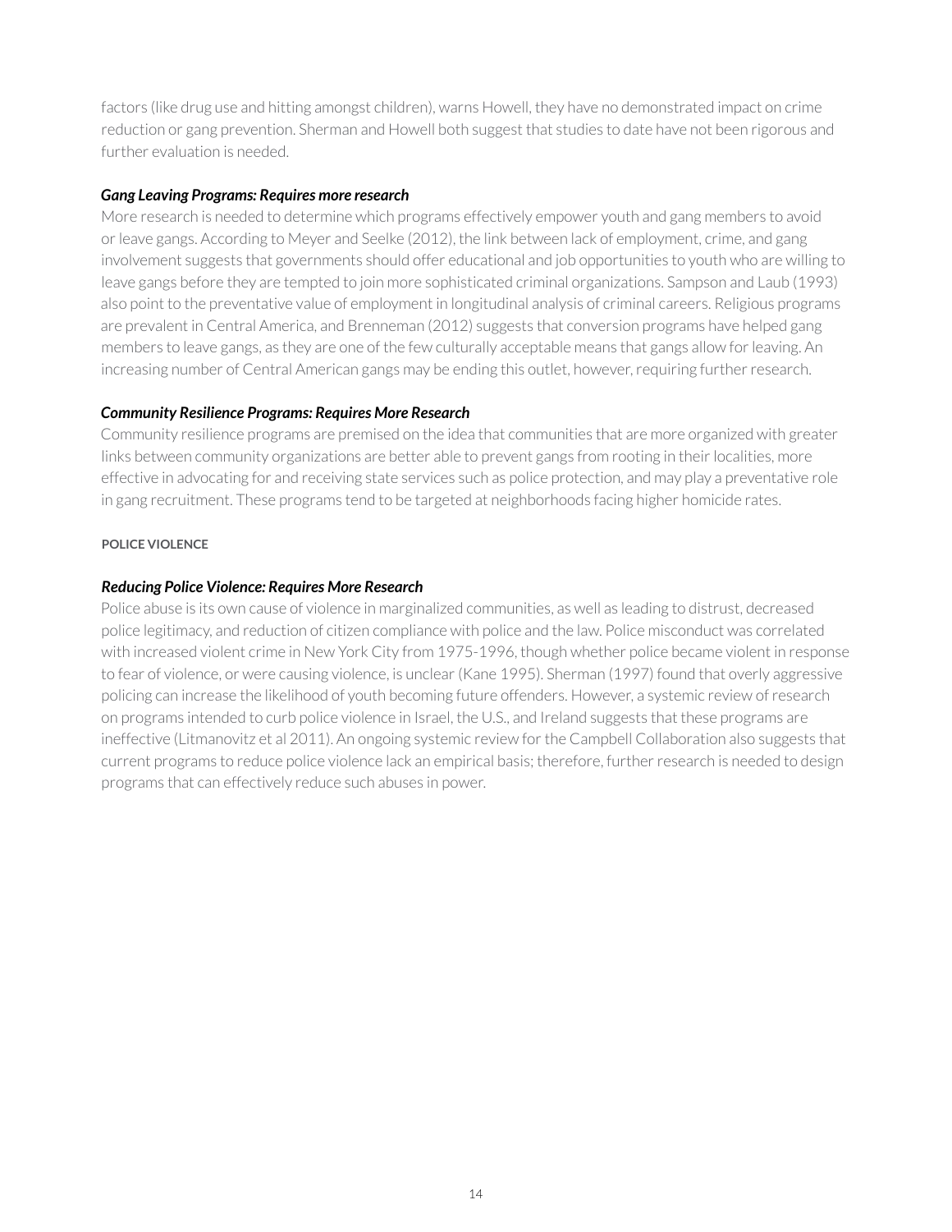factors (like drug use and hitting amongst children), warns Howell, they have no demonstrated impact on crime reduction or gang prevention. Sherman and Howell both suggest that studies to date have not been rigorous and further evaluation is needed.

***Gang Leaving Programs: Requires more research***

More research is needed to determine which programs effectively empower youth and gang members to avoid or leave gangs. According to Meyer and Seelke (2012), the link between lack of employment, crime, and gang involvement suggests that governments should offer educational and job opportunities to youth who are willing to leave gangs before they are tempted to join more sophisticated criminal organizations. Sampson and Laub (1993) also point to the preventative value of employment in longitudinal analysis of criminal careers. Religious programs are prevalent in Central America, and Brenneman (2012) suggests that conversion programs have helped gang members to leave gangs, as they are one of the few culturally acceptable means that gangs allow for leaving. An increasing number of Central American gangs may be ending this outlet, however, requiring further research.

***Community Resilience Programs: Requires More Research***

Community resilience programs are premised on the idea that communities that are more organized with greater links between community organizations are better able to prevent gangs from rooting in their localities, more effective in advocating for and receiving state services such as police protection, and may play a preventative role in gang recruitment. These programs tend to be targeted at neighborhoods facing higher homicide rates.

#### POLICE VIOLENCE

***Reducing Police Violence: Requires More Research***

Police abuse is its own cause of violence in marginalized communities, as well as leading to distrust, decreased police legitimacy, and reduction of citizen compliance with police and the law. Police misconduct was correlated with increased violent crime in New York City from 1975-1996, though whether police became violent in response to fear of violence, or were causing violence, is unclear (Kane 1995). Sherman (1997) found that overly aggressive policing can increase the likelihood of youth becoming future offenders. However, a systemic review of research on programs intended to curb police violence in Israel, the U.S., and Ireland suggests that these programs are ineffective (Litmanovitz et al 2011). An ongoing systemic review for the Campbell Collaboration also suggests that current programs to reduce police violence lack an empirical basis; therefore, further research is needed to design programs that can effectively reduce such abuses in power.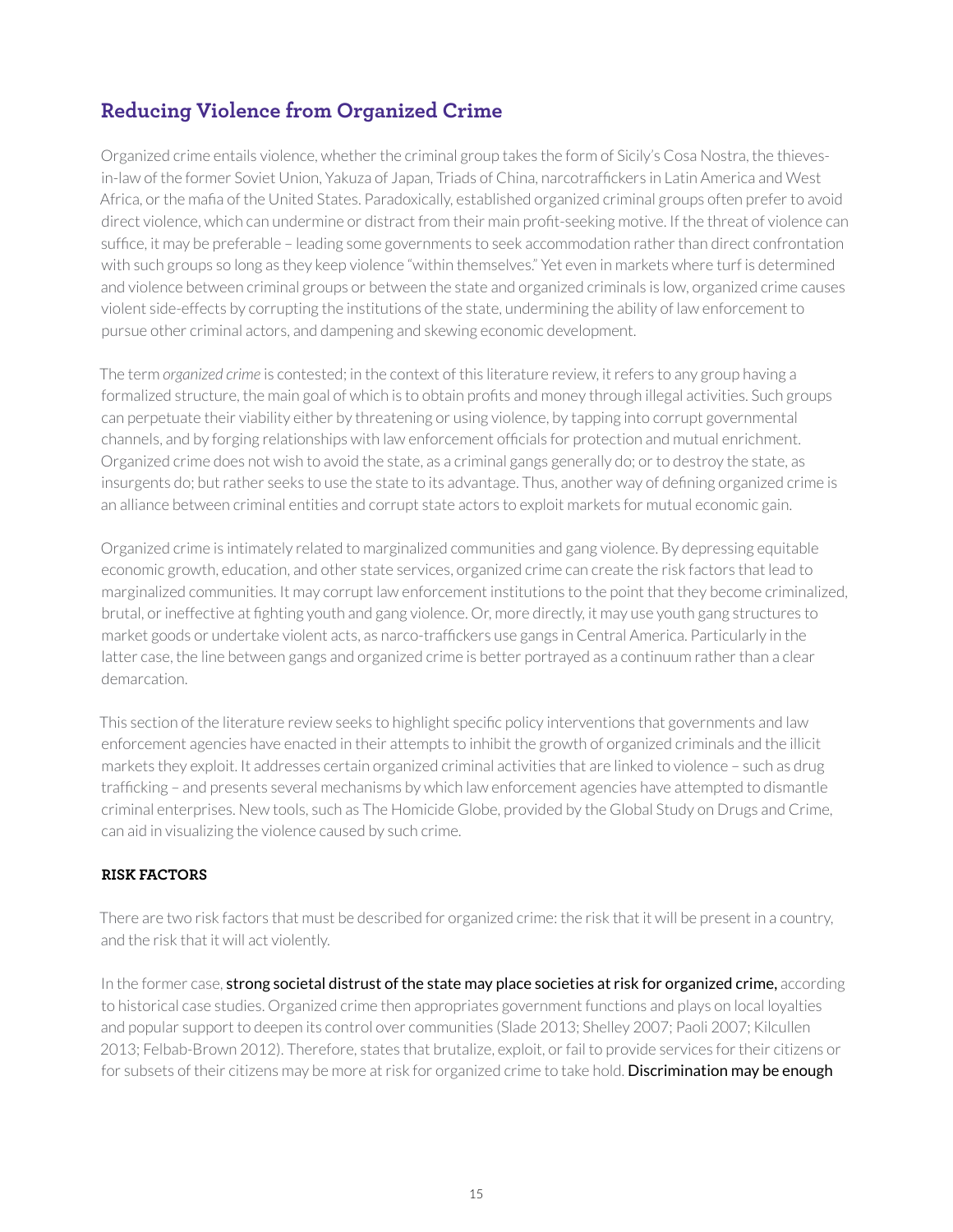## Reducing Violence from Organized Crime

Organized crime entails violence, whether the criminal group takes the form of Sicily's Cosa Nostra, the thieves-in-law of the former Soviet Union, Yakuza of Japan, Triads of China, narcotraffickers in Latin America and West Africa, or the mafia of the United States. Paradoxically, established organized criminal groups often prefer to avoid direct violence, which can undermine or distract from their main profit-seeking motive. If the threat of violence can suffice, it may be preferable – leading some governments to seek accommodation rather than direct confrontation with such groups so long as they keep violence "within themselves." Yet even in markets where turf is determined and violence between criminal groups or between the state and organized criminals is low, organized crime causes violent side-effects by corrupting the institutions of the state, undermining the ability of law enforcement to pursue other criminal actors, and dampening and skewing economic development.

The term *organized crime* is contested; in the context of this literature review, it refers to any group having a formalized structure, the main goal of which is to obtain profits and money through illegal activities. Such groups can perpetuate their viability either by threatening or using violence, by tapping into corrupt governmental channels, and by forging relationships with law enforcement officials for protection and mutual enrichment. Organized crime does not wish to avoid the state, as a criminal gangs generally do; or to destroy the state, as insurgents do; but rather seeks to use the state to its advantage. Thus, another way of defining organized crime is an alliance between criminal entities and corrupt state actors to exploit markets for mutual economic gain.

Organized crime is intimately related to marginalized communities and gang violence. By depressing equitable economic growth, education, and other state services, organized crime can create the risk factors that lead to marginalized communities. It may corrupt law enforcement institutions to the point that they become criminalized, brutal, or ineffective at fighting youth and gang violence. Or, more directly, it may use youth gang structures to market goods or undertake violent acts, as narco-traffickers use gangs in Central America. Particularly in the latter case, the line between gangs and organized crime is better portrayed as a continuum rather than a clear demarcation.

This section of the literature review seeks to highlight specific policy interventions that governments and law enforcement agencies have enacted in their attempts to inhibit the growth of organized criminals and the illicit markets they exploit. It addresses certain organized criminal activities that are linked to violence – such as drug trafficking – and presents several mechanisms by which law enforcement agencies have attempted to dismantle criminal enterprises. New tools, such as The Homicide Globe, provided by the Global Study on Drugs and Crime, can aid in visualizing the violence caused by such crime.

### RISK FACTORS

There are two risk factors that must be described for organized crime: the risk that it will be present in a country, and the risk that it will act violently.

In the former case, strong societal distrust of the state may place societies at risk for organized crime, according to historical case studies. Organized crime then appropriates government functions and plays on local loyalties and popular support to deepen its control over communities (Slade 2013; Shelley 2007; Paoli 2007; Kilcullen 2013; Felbab-Brown 2012). Therefore, states that brutalize, exploit, or fail to provide services for their citizens or for subsets of their citizens may be more at risk for organized crime to take hold. Discrimination may be enough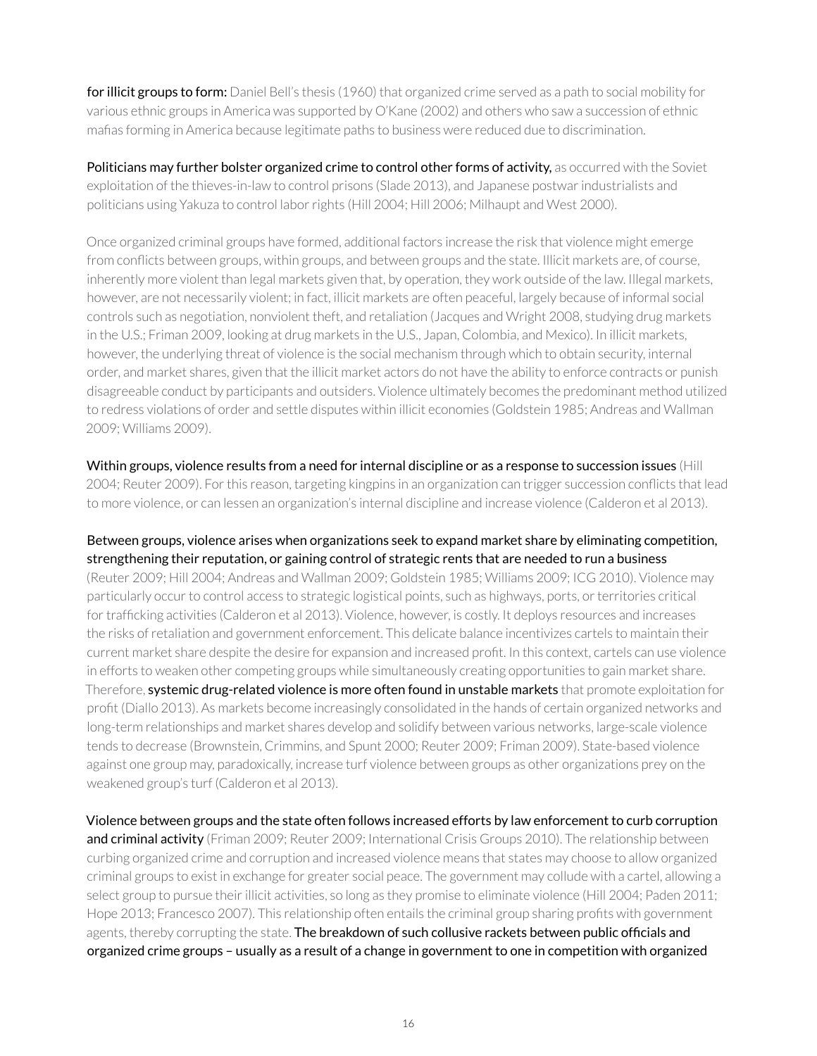**for illicit groups to form:** Daniel Bell's thesis (1960) that organized crime served as a path to social mobility for various ethnic groups in America was supported by O'Kane (2002) and others who saw a succession of ethnic mafias forming in America because legitimate paths to business were reduced due to discrimination.

**Politicians may further bolster organized crime to control other forms of activity,** as occurred with the Soviet exploitation of the thieves-in-law to control prisons (Slade 2013), and Japanese postwar industrialists and politicians using Yakuza to control labor rights (Hill 2004; Hill 2006; Milhaupt and West 2000).

Once organized criminal groups have formed, additional factors increase the risk that violence might emerge from conflicts between groups, within groups, and between groups and the state. Illicit markets are, of course, inherently more violent than legal markets given that, by operation, they work outside of the law. Illegal markets, however, are not necessarily violent; in fact, illicit markets are often peaceful, largely because of informal social controls such as negotiation, nonviolent theft, and retaliation (Jacques and Wright 2008, studying drug markets in the U.S.; Friman 2009, looking at drug markets in the U.S., Japan, Colombia, and Mexico). In illicit markets, however, the underlying threat of violence is the social mechanism through which to obtain security, internal order, and market shares, given that the illicit market actors do not have the ability to enforce contracts or punish disagreeable conduct by participants and outsiders. Violence ultimately becomes the predominant method utilized to redress violations of order and settle disputes within illicit economies (Goldstein 1985; Andreas and Wallman 2009; Williams 2009).

**Within groups, violence results from a need for internal discipline or as a response to succession issues** (Hill 2004; Reuter 2009). For this reason, targeting kingpins in an organization can trigger succession conflicts that lead to more violence, or can lessen an organization's internal discipline and increase violence (Calderon et al 2013).

**Between groups, violence arises when organizations seek to expand market share by eliminating competition, strengthening their reputation, or gaining control of strategic rents that are needed to run a business** (Reuter 2009; Hill 2004; Andreas and Wallman 2009; Goldstein 1985; Williams 2009; ICG 2010). Violence may particularly occur to control access to strategic logistical points, such as highways, ports, or territories critical for trafficking activities (Calderon et al 2013). Violence, however, is costly. It deploys resources and increases the risks of retaliation and government enforcement. This delicate balance incentivizes cartels to maintain their current market share despite the desire for expansion and increased profit. In this context, cartels can use violence in efforts to weaken other competing groups while simultaneously creating opportunities to gain market share. Therefore, **systemic drug-related violence is more often found in unstable markets** that promote exploitation for profit (Diallo 2013). As markets become increasingly consolidated in the hands of certain organized networks and long-term relationships and market shares develop and solidify between various networks, large-scale violence tends to decrease (Brownstein, Crimmins, and Spunt 2000; Reuter 2009; Friman 2009). State-based violence against one group may, paradoxically, increase turf violence between groups as other organizations prey on the weakened group's turf (Calderon et al 2013).

**Violence between groups and the state often follows increased efforts by law enforcement to curb corruption and criminal activity** (Friman 2009; Reuter 2009; International Crisis Groups 2010). The relationship between curbing organized crime and corruption and increased violence means that states may choose to allow organized criminal groups to exist in exchange for greater social peace. The government may collude with a cartel, allowing a select group to pursue their illicit activities, so long as they promise to eliminate violence (Hill 2004; Paden 2011; Hope 2013; Francesco 2007). This relationship often entails the criminal group sharing profits with government agents, thereby corrupting the state. **The breakdown of such collusive rackets between public officials and organized crime groups – usually as a result of a change in government to one in competition with organized**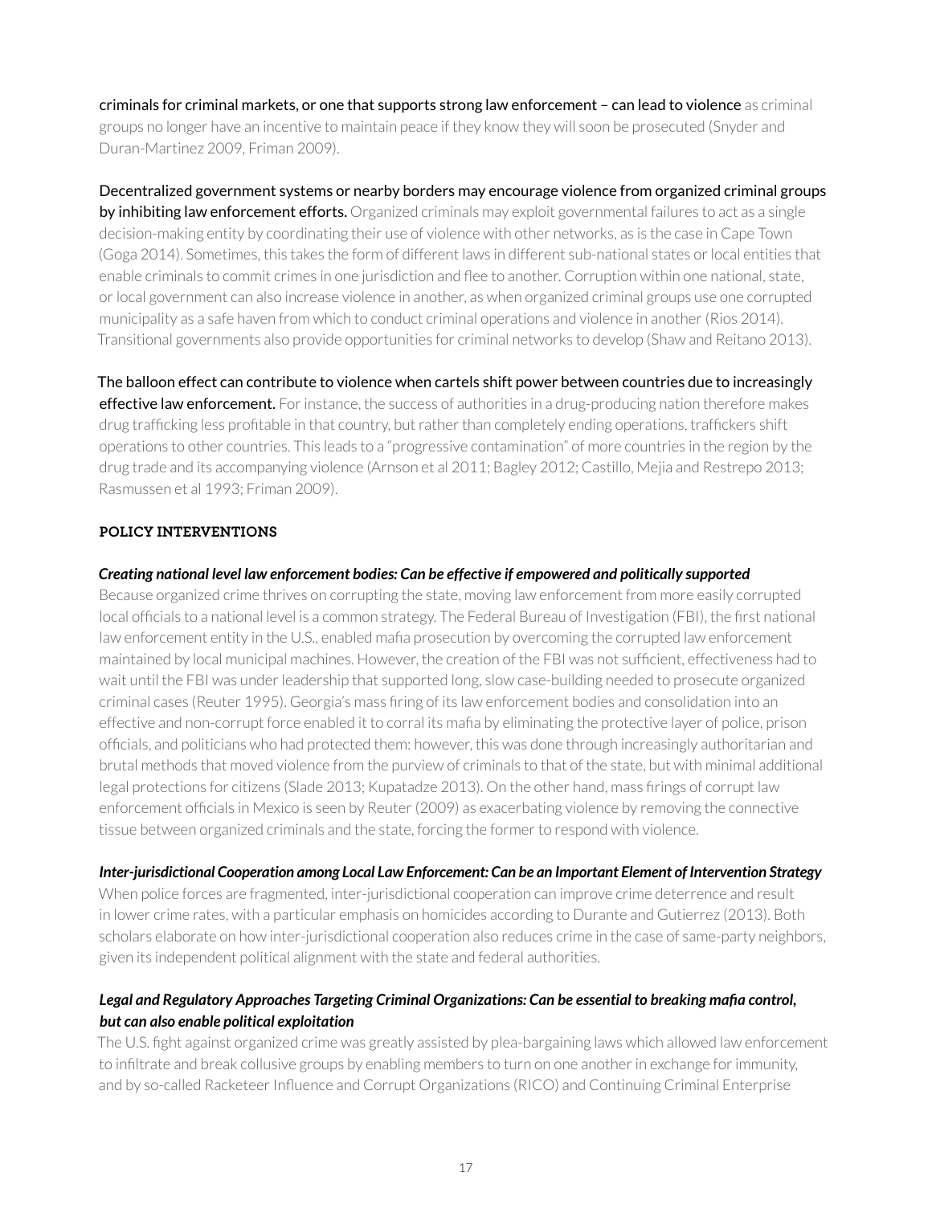criminals for criminal markets, or one that supports strong law enforcement – can lead to violence as criminal groups no longer have an incentive to maintain peace if they know they will soon be prosecuted (Snyder and Duran-Martinez 2009, Friman 2009).

Decentralized government systems or nearby borders may encourage violence from organized criminal groups by inhibiting law enforcement efforts. Organized criminals may exploit governmental failures to act as a single decision-making entity by coordinating their use of violence with other networks, as is the case in Cape Town (Goga 2014). Sometimes, this takes the form of different laws in different sub-national states or local entities that enable criminals to commit crimes in one jurisdiction and flee to another. Corruption within one national, state, or local government can also increase violence in another, as when organized criminal groups use one corrupted municipality as a safe haven from which to conduct criminal operations and violence in another (Rios 2014). Transitional governments also provide opportunities for criminal networks to develop (Shaw and Reitano 2013).

The balloon effect can contribute to violence when cartels shift power between countries due to increasingly effective law enforcement. For instance, the success of authorities in a drug-producing nation therefore makes drug trafficking less profitable in that country, but rather than completely ending operations, traffickers shift operations to other countries. This leads to a "progressive contamination" of more countries in the region by the drug trade and its accompanying violence (Arnson et al 2011; Bagley 2012; Castillo, Mejia and Restrepo 2013; Rasmussen et al 1993; Friman 2009).

### POLICY INTERVENTIONS

***Creating national level law enforcement bodies: Can be effective if empowered and politically supported***

Because organized crime thrives on corrupting the state, moving law enforcement from more easily corrupted local officials to a national level is a common strategy. The Federal Bureau of Investigation (FBI), the first national law enforcement entity in the U.S., enabled mafia prosecution by overcoming the corrupted law enforcement maintained by local municipal machines. However, the creation of the FBI was not sufficient, effectiveness had to wait until the FBI was under leadership that supported long, slow case-building needed to prosecute organized criminal cases (Reuter 1995). Georgia's mass firing of its law enforcement bodies and consolidation into an effective and non-corrupt force enabled it to corral its mafia by eliminating the protective layer of police, prison officials, and politicians who had protected them: however, this was done through increasingly authoritarian and brutal methods that moved violence from the purview of criminals to that of the state, but with minimal additional legal protections for citizens (Slade 2013; Kupatadze 2013). On the other hand, mass firings of corrupt law enforcement officials in Mexico is seen by Reuter (2009) as exacerbating violence by removing the connective tissue between organized criminals and the state, forcing the former to respond with violence.

***Inter-jurisdictional Cooperation among Local Law Enforcement: Can be an Important Element of Intervention Strategy***

When police forces are fragmented, inter-jurisdictional cooperation can improve crime deterrence and result in lower crime rates, with a particular emphasis on homicides according to Durante and Gutierrez (2013). Both scholars elaborate on how inter-jurisdictional cooperation also reduces crime in the case of same-party neighbors, given its independent political alignment with the state and federal authorities.

***Legal and Regulatory Approaches Targeting Criminal Organizations: Can be essential to breaking mafia control, but can also enable political exploitation***

The U.S. fight against organized crime was greatly assisted by plea-bargaining laws which allowed law enforcement to infiltrate and break collusive groups by enabling members to turn on one another in exchange for immunity, and by so-called Racketeer Influence and Corrupt Organizations (RICO) and Continuing Criminal Enterprise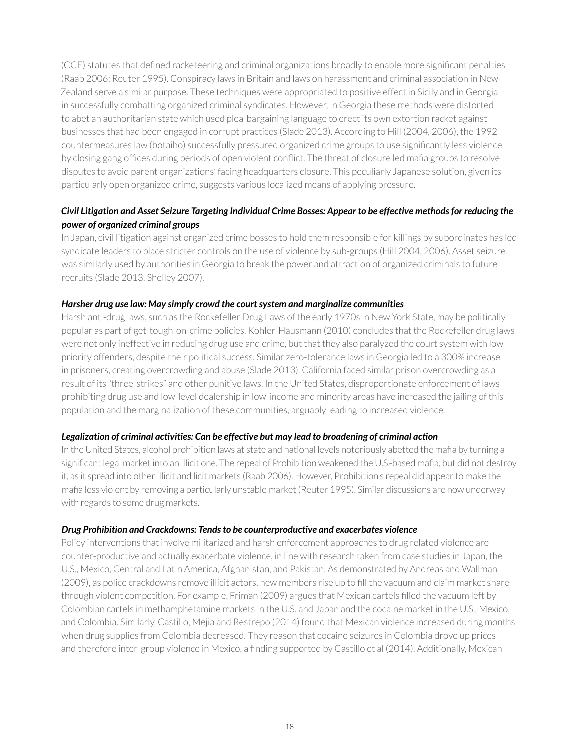(CCE) statutes that defined racketeering and criminal organizations broadly to enable more significant penalties (Raab 2006; Reuter 1995). Conspiracy laws in Britain and laws on harassment and criminal association in New Zealand serve a similar purpose. These techniques were appropriated to positive effect in Sicily and in Georgia in successfully combatting organized criminal syndicates. However, in Georgia these methods were distorted to abet an authoritarian state which used plea-bargaining language to erect its own extortion racket against businesses that had been engaged in corrupt practices (Slade 2013). According to Hill (2004, 2006), the 1992 countermeasures law (botaiho) successfully pressured organized crime groups to use significantly less violence by closing gang offices during periods of open violent conflict. The threat of closure led mafia groups to resolve disputes to avoid parent organizations' facing headquarters closure. This peculiarly Japanese solution, given its particularly open organized crime, suggests various localized means of applying pressure.

#### *Civil Litigation and Asset Seizure Targeting Individual Crime Bosses: Appear to be effective methods for reducing the power of organized criminal groups*

In Japan, civil litigation against organized crime bosses to hold them responsible for killings by subordinates has led syndicate leaders to place stricter controls on the use of violence by sub-groups (Hill 2004, 2006). Asset seizure was similarly used by authorities in Georgia to break the power and attraction of organized criminals to future recruits (Slade 2013, Shelley 2007).

#### *Harsher drug use law: May simply crowd the court system and marginalize communities*

Harsh anti-drug laws, such as the Rockefeller Drug Laws of the early 1970s in New York State, may be politically popular as part of get-tough-on-crime policies. Kohler-Hausmann (2010) concludes that the Rockefeller drug laws were not only ineffective in reducing drug use and crime, but that they also paralyzed the court system with low priority offenders, despite their political success. Similar zero-tolerance laws in Georgia led to a 300% increase in prisoners, creating overcrowding and abuse (Slade 2013). California faced similar prison overcrowding as a result of its "three-strikes" and other punitive laws. In the United States, disproportionate enforcement of laws prohibiting drug use and low-level dealership in low-income and minority areas have increased the jailing of this population and the marginalization of these communities, arguably leading to increased violence.

#### *Legalization of criminal activities: Can be effective but may lead to broadening of criminal action*

In the United States, alcohol prohibition laws at state and national levels notoriously abetted the mafia by turning a significant legal market into an illicit one. The repeal of Prohibition weakened the U.S.-based mafia, but did not destroy it, as it spread into other illicit and licit markets (Raab 2006). However, Prohibition's repeal did appear to make the mafia less violent by removing a particularly unstable market (Reuter 1995). Similar discussions are now underway with regards to some drug markets.

#### *Drug Prohibition and Crackdowns: Tends to be counterproductive and exacerbates violence*

Policy interventions that involve militarized and harsh enforcement approaches to drug related violence are counter-productive and actually exacerbate violence, in line with research taken from case studies in Japan, the U.S., Mexico, Central and Latin America, Afghanistan, and Pakistan. As demonstrated by Andreas and Wallman (2009), as police crackdowns remove illicit actors, new members rise up to fill the vacuum and claim market share through violent competition. For example, Friman (2009) argues that Mexican cartels filled the vacuum left by Colombian cartels in methamphetamine markets in the U.S. and Japan and the cocaine market in the U.S., Mexico, and Colombia. Similarly, Castillo, Mejia and Restrepo (2014) found that Mexican violence increased during months when drug supplies from Colombia decreased. They reason that cocaine seizures in Colombia drove up prices and therefore inter-group violence in Mexico, a finding supported by Castillo et al (2014). Additionally, Mexican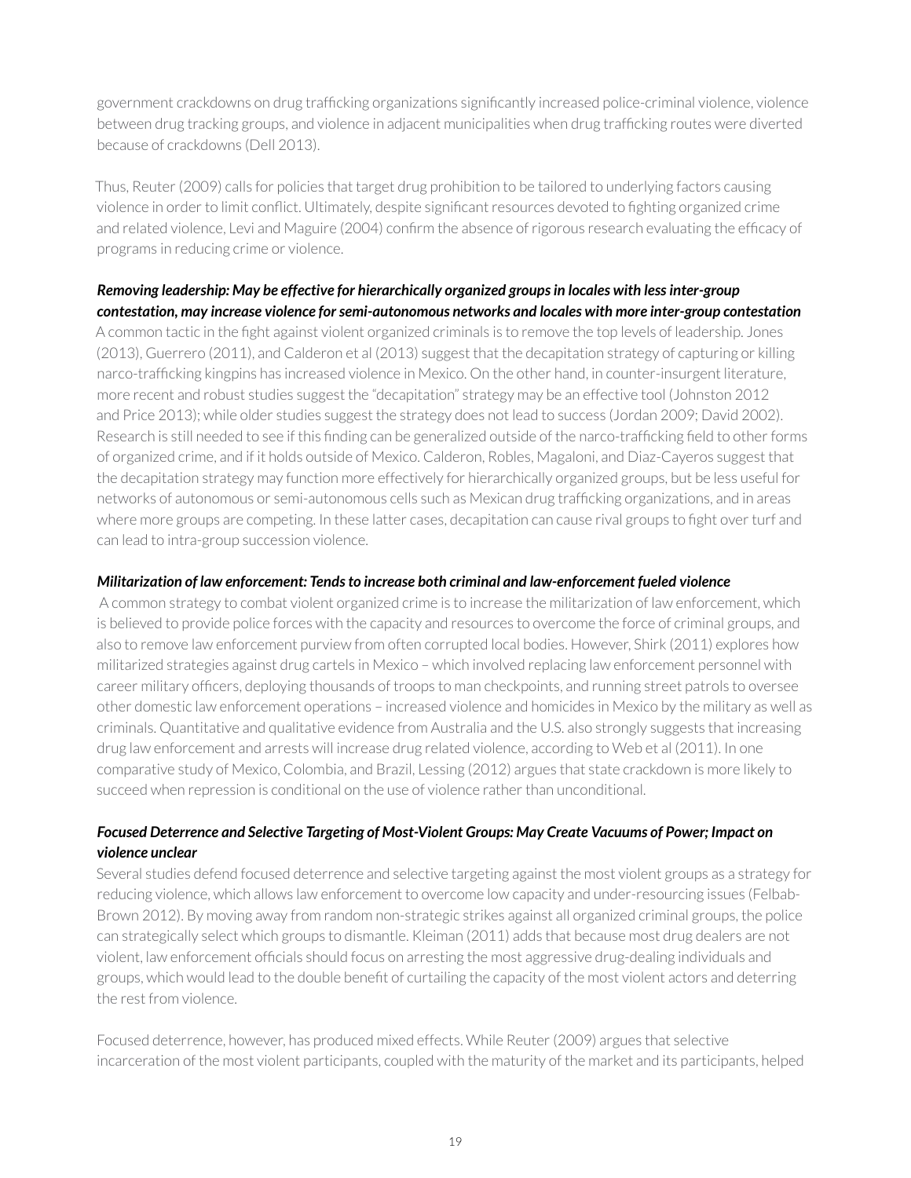government crackdowns on drug trafficking organizations significantly increased police-criminal violence, violence between drug tracking groups, and violence in adjacent municipalities when drug trafficking routes were diverted because of crackdowns (Dell 2013).

Thus, Reuter (2009) calls for policies that target drug prohibition to be tailored to underlying factors causing violence in order to limit conflict. Ultimately, despite significant resources devoted to fighting organized crime and related violence, Levi and Maguire (2004) confirm the absence of rigorous research evaluating the efficacy of programs in reducing crime or violence.

***Removing leadership: May be effective for hierarchically organized groups in locales with less inter-group contestation, may increase violence for semi-autonomous networks and locales with more inter-group contestation***

A common tactic in the fight against violent organized criminals is to remove the top levels of leadership. Jones (2013), Guerrero (2011), and Calderon et al (2013) suggest that the decapitation strategy of capturing or killing narco-trafficking kingpins has increased violence in Mexico. On the other hand, in counter-insurgent literature, more recent and robust studies suggest the "decapitation" strategy may be an effective tool (Johnston 2012 and Price 2013); while older studies suggest the strategy does not lead to success (Jordan 2009; David 2002). Research is still needed to see if this finding can be generalized outside of the narco-trafficking field to other forms of organized crime, and if it holds outside of Mexico. Calderon, Robles, Magaloni, and Diaz-Cayeros suggest that the decapitation strategy may function more effectively for hierarchically organized groups, but be less useful for networks of autonomous or semi-autonomous cells such as Mexican drug trafficking organizations, and in areas where more groups are competing. In these latter cases, decapitation can cause rival groups to fight over turf and can lead to intra-group succession violence.

***Militarization of law enforcement: Tends to increase both criminal and law-enforcement fueled violence***

A common strategy to combat violent organized crime is to increase the militarization of law enforcement, which is believed to provide police forces with the capacity and resources to overcome the force of criminal groups, and also to remove law enforcement purview from often corrupted local bodies. However, Shirk (2011) explores how militarized strategies against drug cartels in Mexico – which involved replacing law enforcement personnel with career military officers, deploying thousands of troops to man checkpoints, and running street patrols to oversee other domestic law enforcement operations – increased violence and homicides in Mexico by the military as well as criminals. Quantitative and qualitative evidence from Australia and the U.S. also strongly suggests that increasing drug law enforcement and arrests will increase drug related violence, according to Web et al (2011). In one comparative study of Mexico, Colombia, and Brazil, Lessing (2012) argues that state crackdown is more likely to succeed when repression is conditional on the use of violence rather than unconditional.

***Focused Deterrence and Selective Targeting of Most-Violent Groups: May Create Vacuums of Power; Impact on violence unclear***

Several studies defend focused deterrence and selective targeting against the most violent groups as a strategy for reducing violence, which allows law enforcement to overcome low capacity and under-resourcing issues (Felbab-Brown 2012). By moving away from random non-strategic strikes against all organized criminal groups, the police can strategically select which groups to dismantle. Kleiman (2011) adds that because most drug dealers are not violent, law enforcement officials should focus on arresting the most aggressive drug-dealing individuals and groups, which would lead to the double benefit of curtailing the capacity of the most violent actors and deterring the rest from violence.

Focused deterrence, however, has produced mixed effects. While Reuter (2009) argues that selective incarceration of the most violent participants, coupled with the maturity of the market and its participants, helped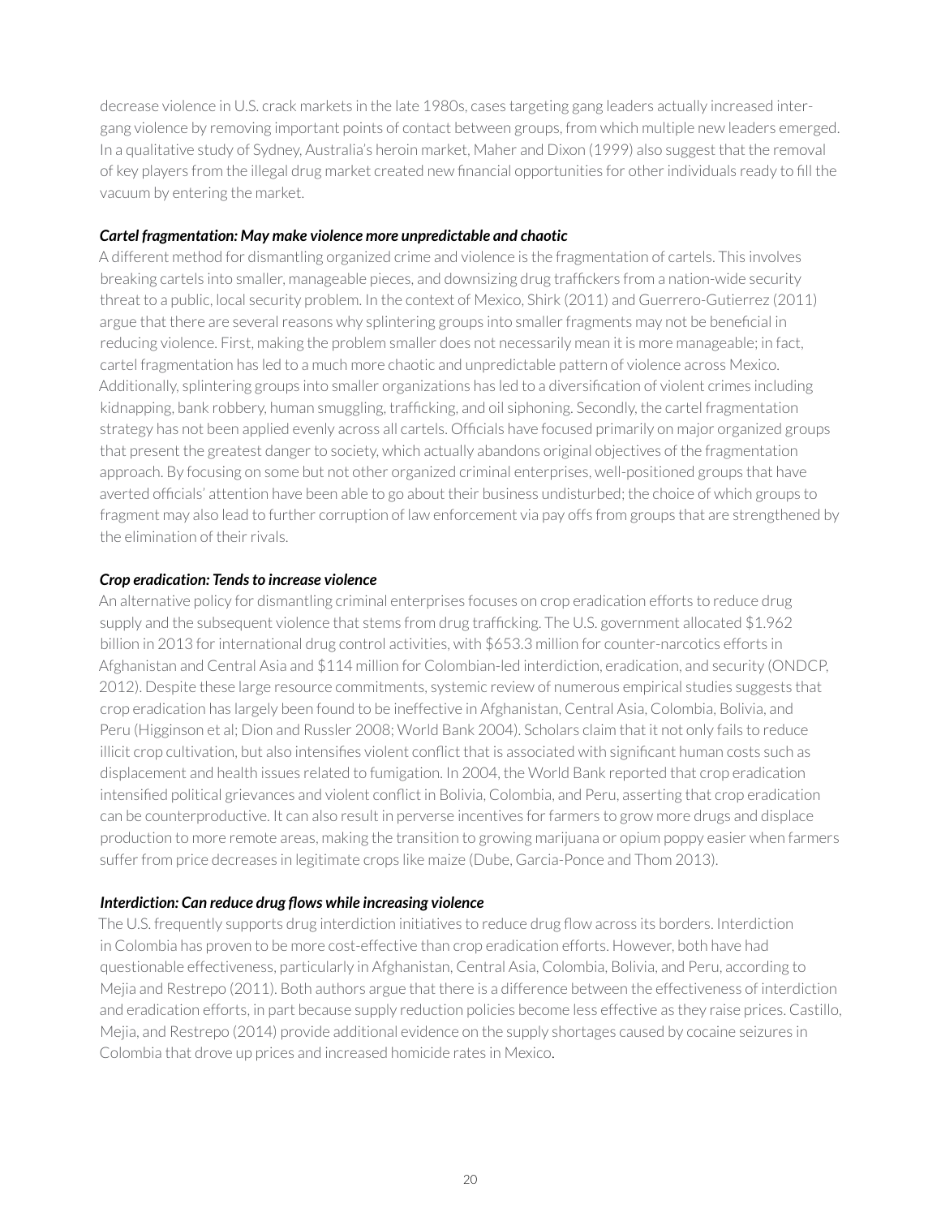decrease violence in U.S. crack markets in the late 1980s, cases targeting gang leaders actually increased inter-gang violence by removing important points of contact between groups, from which multiple new leaders emerged. In a qualitative study of Sydney, Australia's heroin market, Maher and Dixon (1999) also suggest that the removal of key players from the illegal drug market created new financial opportunities for other individuals ready to fill the vacuum by entering the market.

***Cartel fragmentation: May make violence more unpredictable and chaotic***

A different method for dismantling organized crime and violence is the fragmentation of cartels. This involves breaking cartels into smaller, manageable pieces, and downsizing drug traffickers from a nation-wide security threat to a public, local security problem. In the context of Mexico, Shirk (2011) and Guerrero-Gutierrez (2011) argue that there are several reasons why splintering groups into smaller fragments may not be beneficial in reducing violence. First, making the problem smaller does not necessarily mean it is more manageable; in fact, cartel fragmentation has led to a much more chaotic and unpredictable pattern of violence across Mexico. Additionally, splintering groups into smaller organizations has led to a diversification of violent crimes including kidnapping, bank robbery, human smuggling, trafficking, and oil siphoning. Secondly, the cartel fragmentation strategy has not been applied evenly across all cartels. Officials have focused primarily on major organized groups that present the greatest danger to society, which actually abandons original objectives of the fragmentation approach. By focusing on some but not other organized criminal enterprises, well-positioned groups that have averted officials' attention have been able to go about their business undisturbed; the choice of which groups to fragment may also lead to further corruption of law enforcement via pay offs from groups that are strengthened by the elimination of their rivals.

***Crop eradication: Tends to increase violence***

An alternative policy for dismantling criminal enterprises focuses on crop eradication efforts to reduce drug supply and the subsequent violence that stems from drug trafficking. The U.S. government allocated $1.962 billion in 2013 for international drug control activities, with $653.3 million for counter-narcotics efforts in Afghanistan and Central Asia and $114 million for Colombian-led interdiction, eradication, and security (ONDCP, 2012). Despite these large resource commitments, systemic review of numerous empirical studies suggests that crop eradication has largely been found to be ineffective in Afghanistan, Central Asia, Colombia, Bolivia, and Peru (Higginson et al; Dion and Russler 2008; World Bank 2004). Scholars claim that it not only fails to reduce illicit crop cultivation, but also intensifies violent conflict that is associated with significant human costs such as displacement and health issues related to fumigation. In 2004, the World Bank reported that crop eradication intensified political grievances and violent conflict in Bolivia, Colombia, and Peru, asserting that crop eradication can be counterproductive. It can also result in perverse incentives for farmers to grow more drugs and displace production to more remote areas, making the transition to growing marijuana or opium poppy easier when farmers suffer from price decreases in legitimate crops like maize (Dube, Garcia-Ponce and Thom 2013).

***Interdiction: Can reduce drug flows while increasing violence***

The U.S. frequently supports drug interdiction initiatives to reduce drug flow across its borders. Interdiction in Colombia has proven to be more cost-effective than crop eradication efforts. However, both have had questionable effectiveness, particularly in Afghanistan, Central Asia, Colombia, Bolivia, and Peru, according to Mejia and Restrepo (2011). Both authors argue that there is a difference between the effectiveness of interdiction and eradication efforts, in part because supply reduction policies become less effective as they raise prices. Castillo, Mejia, and Restrepo (2014) provide additional evidence on the supply shortages caused by cocaine seizures in Colombia that drove up prices and increased homicide rates in Mexico.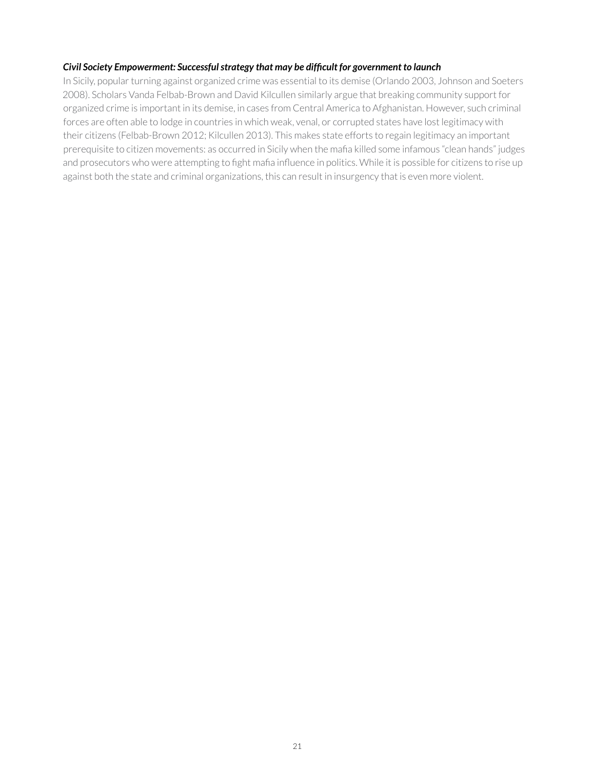***Civil Society Empowerment: Successful strategy that may be difficult for government to launch***

In Sicily, popular turning against organized crime was essential to its demise (Orlando 2003, Johnson and Soeters 2008). Scholars Vanda Felbab-Brown and David Kilcullen similarly argue that breaking community support for organized crime is important in its demise, in cases from Central America to Afghanistan. However, such criminal forces are often able to lodge in countries in which weak, venal, or corrupted states have lost legitimacy with their citizens (Felbab-Brown 2012; Kilcullen 2013). This makes state efforts to regain legitimacy an important prerequisite to citizen movements: as occurred in Sicily when the mafia killed some infamous "clean hands" judges and prosecutors who were attempting to fight mafia influence in politics. While it is possible for citizens to rise up against both the state and criminal organizations, this can result in insurgency that is even more violent.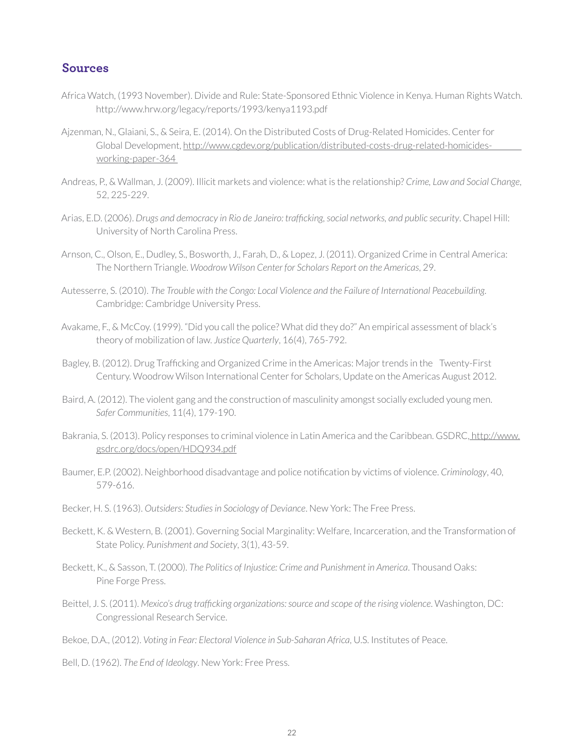## Sources

Africa Watch, (1993 November). Divide and Rule: State-Sponsored Ethnic Violence in Kenya. Human Rights Watch. http://www.hrw.org/legacy/reports/1993/kenya1193.pdf

Ajzenman, N., Glaiani, S., & Seira, E. (2014). On the Distributed Costs of Drug-Related Homicides. Center for Global Development, http://www.cgdev.org/publication/distributed-costs-drug-related-homicides-working-paper-364

Andreas, P., & Wallman, J. (2009). Illicit markets and violence: what is the relationship? *Crime, Law and Social Change*, 52, 225-229.

Arias, E.D. (2006). *Drugs and democracy in Rio de Janeiro: trafficking, social networks, and public security*. Chapel Hill: University of North Carolina Press.

Arnson, C., Olson, E., Dudley, S., Bosworth, J., Farah, D., & Lopez, J. (2011). Organized Crime in Central America: The Northern Triangle. *Woodrow Wilson Center for Scholars Report on the Americas*, 29.

Autesserre, S. (2010). *The Trouble with the Congo: Local Violence and the Failure of International Peacebuilding*. Cambridge: Cambridge University Press.

Avakame, F., & McCoy. (1999). "Did you call the police? What did they do?" An empirical assessment of black's theory of mobilization of law. *Justice Quarterly*, 16(4), 765-792.

Bagley, B. (2012). Drug Trafficking and Organized Crime in the Americas: Major trends in the Twenty-First Century. Woodrow Wilson International Center for Scholars, Update on the Americas August 2012.

Baird, A. (2012). The violent gang and the construction of masculinity amongst socially excluded young men. *Safer Communities*, 11(4), 179-190.

Bakrania, S. (2013). Policy responses to criminal violence in Latin America and the Caribbean. GSDRC, http://www.gsdrc.org/docs/open/HDQ934.pdf

Baumer, E.P. (2002). Neighborhood disadvantage and police notification by victims of violence. *Criminology*, 40, 579-616.

Becker, H. S. (1963). *Outsiders: Studies in Sociology of Deviance*. New York: The Free Press.

Beckett, K. & Western, B. (2001). Governing Social Marginality: Welfare, Incarceration, and the Transformation of State Policy. *Punishment and Society*, 3(1), 43-59.

Beckett, K., & Sasson, T. (2000). *The Politics of Injustice: Crime and Punishment in America*. Thousand Oaks: Pine Forge Press.

Beittel, J. S. (2011). *Mexico's drug trafficking organizations: source and scope of the rising violence*. Washington, DC: Congressional Research Service.

Bekoe, D.A., (2012). *Voting in Fear: Electoral Violence in Sub-Saharan Africa*, U.S. Institutes of Peace.

Bell, D. (1962). *The End of Ideology*. New York: Free Press.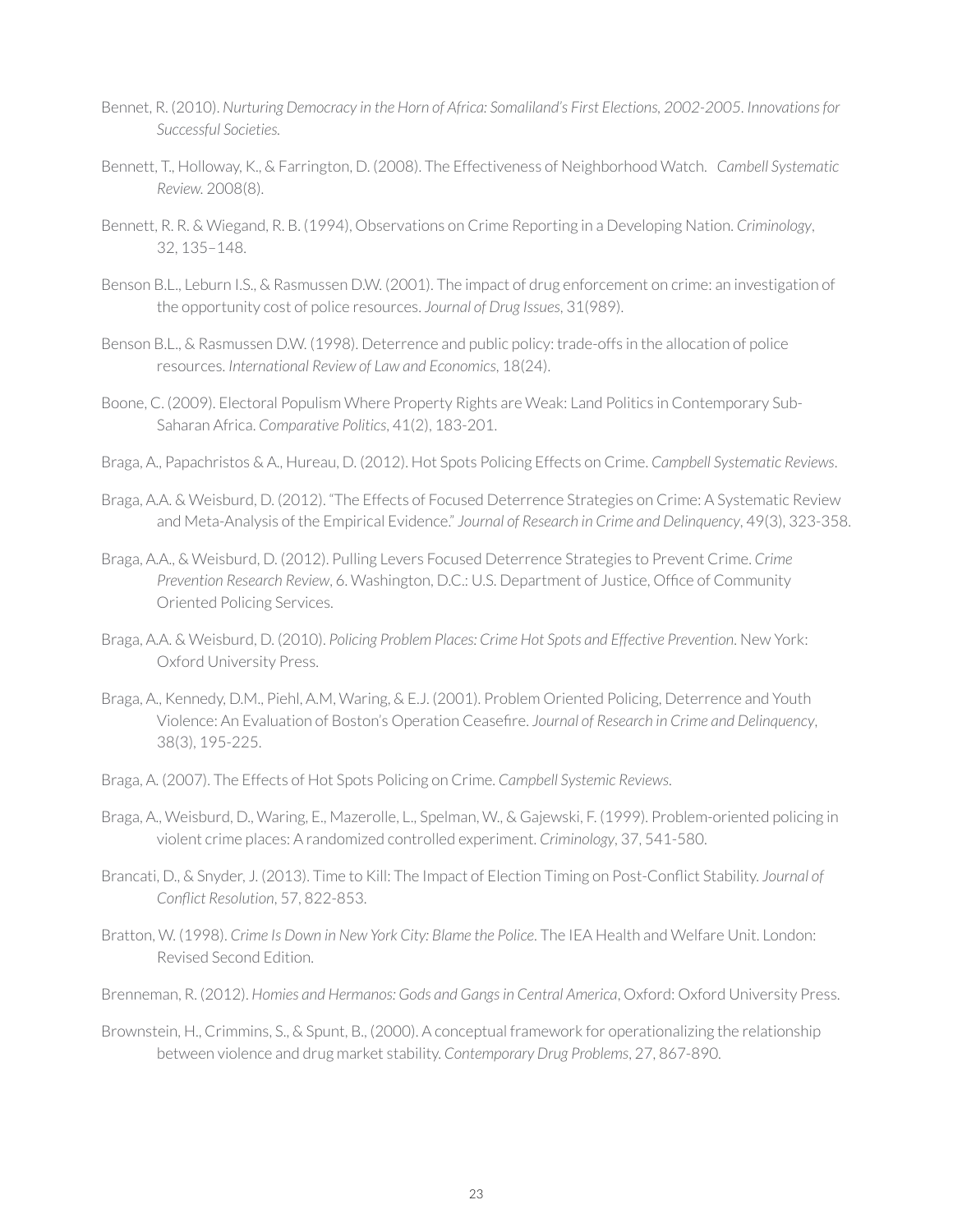Bennet, R. (2010). *Nurturing Democracy in the Horn of Africa: Somaliland's First Elections, 2002-2005. Innovations for Successful Societies.*

Bennett, T., Holloway, K., & Farrington, D. (2008). The Effectiveness of Neighborhood Watch. *Cambell Systematic Review.* 2008(8).

Bennett, R. R. & Wiegand, R. B. (1994), Observations on Crime Reporting in a Developing Nation. *Criminology*, 32, 135–148.

Benson B.L., Leburn I.S., & Rasmussen D.W. (2001). The impact of drug enforcement on crime: an investigation of the opportunity cost of police resources. *Journal of Drug Issues*, 31(989).

Benson B.L., & Rasmussen D.W. (1998). Deterrence and public policy: trade-offs in the allocation of police resources. *International Review of Law and Economics*, 18(24).

Boone, C. (2009). Electoral Populism Where Property Rights are Weak: Land Politics in Contemporary Sub-Saharan Africa. *Comparative Politics*, 41(2), 183-201.

Braga, A., Papachristos & A., Hureau, D. (2012). Hot Spots Policing Effects on Crime. *Campbell Systematic Reviews*.

Braga, A.A. & Weisburd, D. (2012). "The Effects of Focused Deterrence Strategies on Crime: A Systematic Review and Meta-Analysis of the Empirical Evidence." *Journal of Research in Crime and Delinquency*, 49(3), 323-358.

Braga, A.A., & Weisburd, D. (2012). Pulling Levers Focused Deterrence Strategies to Prevent Crime. *Crime Prevention Research Review*, 6. Washington, D.C.: U.S. Department of Justice, Office of Community Oriented Policing Services.

Braga, A.A. & Weisburd, D. (2010). *Policing Problem Places: Crime Hot Spots and Effective Prevention*. New York: Oxford University Press.

Braga, A., Kennedy, D.M., Piehl, A.M, Waring, & E.J. (2001). Problem Oriented Policing, Deterrence and Youth Violence: An Evaluation of Boston's Operation Ceasefire. *Journal of Research in Crime and Delinquency*, 38(3), 195-225.

Braga, A. (2007). The Effects of Hot Spots Policing on Crime. *Campbell Systemic Reviews*.

Braga, A., Weisburd, D., Waring, E., Mazerolle, L., Spelman, W., & Gajewski, F. (1999). Problem-oriented policing in violent crime places: A randomized controlled experiment. *Criminology*, 37, 541-580.

Brancati, D., & Snyder, J. (2013). Time to Kill: The Impact of Election Timing on Post-Conflict Stability. *Journal of Conflict Resolution*, 57, 822-853.

Bratton, W. (1998). *Crime Is Down in New York City: Blame the Police*. The IEA Health and Welfare Unit. London: Revised Second Edition.

Brenneman, R. (2012). *Homies and Hermanos: Gods and Gangs in Central America*, Oxford: Oxford University Press.

Brownstein, H., Crimmins, S., & Spunt, B., (2000). A conceptual framework for operationalizing the relationship between violence and drug market stability. *Contemporary Drug Problems*, 27, 867-890.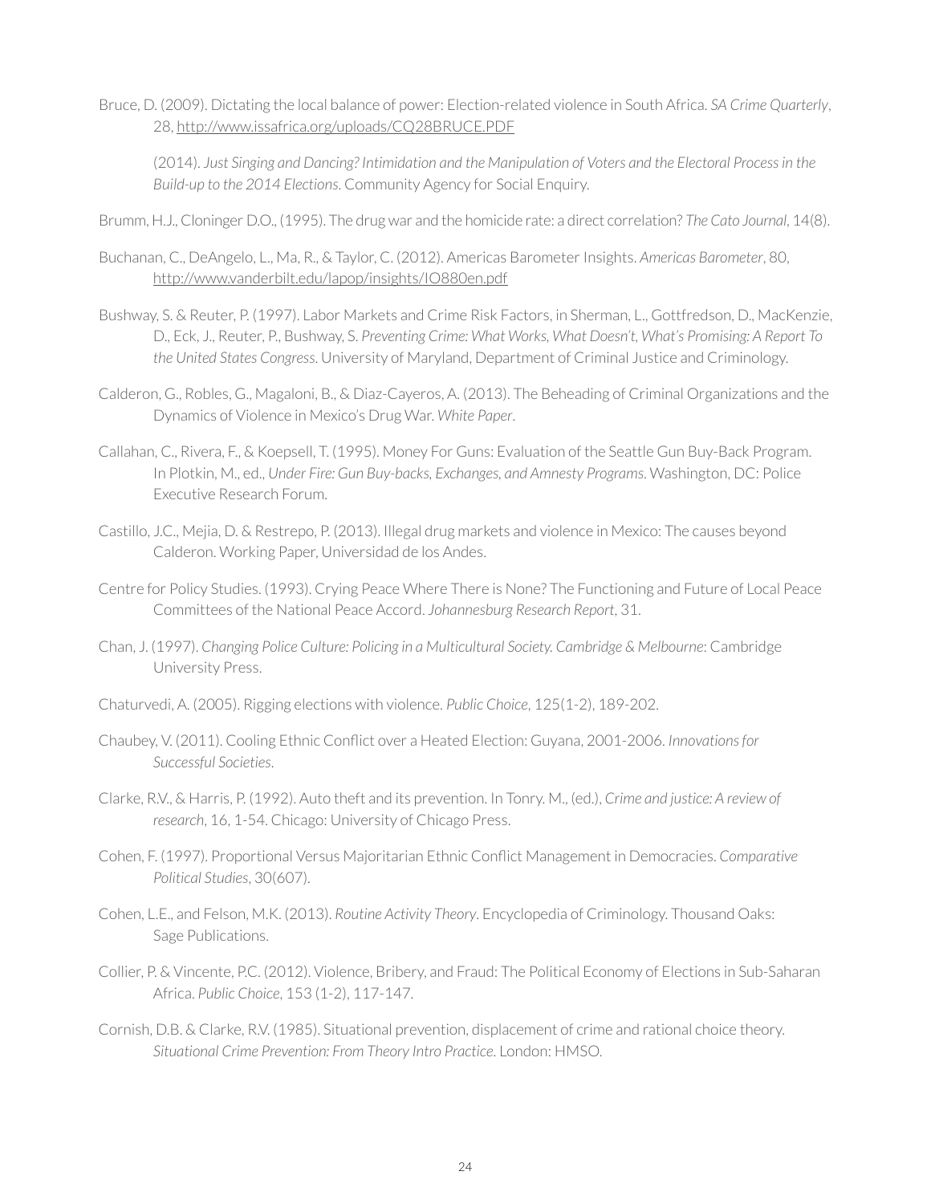Bruce, D. (2009). Dictating the local balance of power: Election-related violence in South Africa. *SA Crime Quarterly*, 28, http://www.issafrica.org/uploads/CQ28BRUCE.PDF

(2014). *Just Singing and Dancing? Intimidation and the Manipulation of Voters and the Electoral Process in the Build-up to the 2014 Elections*. Community Agency for Social Enquiry.

Brumm, H.J., Cloninger D.O., (1995). The drug war and the homicide rate: a direct correlation? *The Cato Journal*, 14(8).

Buchanan, C., DeAngelo, L., Ma, R., & Taylor, C. (2012). Americas Barometer Insights. *Americas Barometer*, 80, http://www.vanderbilt.edu/lapop/insights/IO880en.pdf

Bushway, S. & Reuter, P. (1997). Labor Markets and Crime Risk Factors, in Sherman, L., Gottfredson, D., MacKenzie, D., Eck, J., Reuter, P., Bushway, S. *Preventing Crime: What Works, What Doesn't, What's Promising: A Report To the United States Congress*. University of Maryland, Department of Criminal Justice and Criminology.

Calderon, G., Robles, G., Magaloni, B., & Diaz-Cayeros, A. (2013). The Beheading of Criminal Organizations and the Dynamics of Violence in Mexico's Drug War. *White Paper*.

Callahan, C., Rivera, F., & Koepsell, T. (1995). Money For Guns: Evaluation of the Seattle Gun Buy-Back Program. In Plotkin, M., ed., *Under Fire: Gun Buy-backs, Exchanges, and Amnesty Programs*. Washington, DC: Police Executive Research Forum.

Castillo, J.C., Mejia, D. & Restrepo, P. (2013). Illegal drug markets and violence in Mexico: The causes beyond Calderon. Working Paper, Universidad de los Andes.

Centre for Policy Studies. (1993). Crying Peace Where There is None? The Functioning and Future of Local Peace Committees of the National Peace Accord. *Johannesburg Research Report*, 31.

Chan, J. (1997). *Changing Police Culture: Policing in a Multicultural Society. Cambridge & Melbourne*: Cambridge University Press.

Chaturvedi, A. (2005). Rigging elections with violence. *Public Choice*, 125(1-2), 189-202.

Chaubey, V. (2011). Cooling Ethnic Conflict over a Heated Election: Guyana, 2001-2006. *Innovations for Successful Societies*.

Clarke, R.V., & Harris, P. (1992). Auto theft and its prevention. In Tonry. M., (ed.), *Crime and justice: A review of research*, 16, 1-54. Chicago: University of Chicago Press.

Cohen, F. (1997). Proportional Versus Majoritarian Ethnic Conflict Management in Democracies. *Comparative Political Studies*, 30(607).

Cohen, L.E., and Felson, M.K. (2013). *Routine Activity Theory*. Encyclopedia of Criminology. Thousand Oaks: Sage Publications.

Collier, P. & Vincente, P.C. (2012). Violence, Bribery, and Fraud: The Political Economy of Elections in Sub-Saharan Africa. *Public Choice*, 153 (1-2), 117-147.

Cornish, D.B. & Clarke, R.V. (1985). Situational prevention, displacement of crime and rational choice theory. *Situational Crime Prevention: From Theory Intro Practice*. London: HMSO.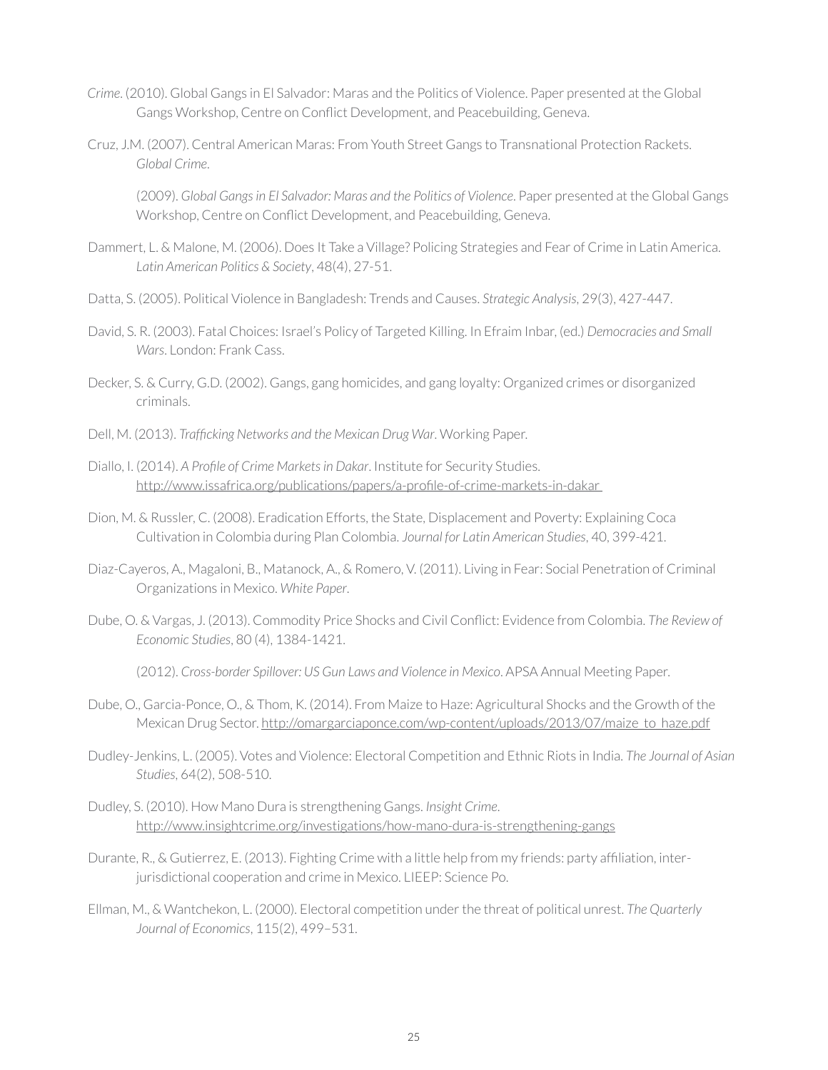*Crime*. (2010). Global Gangs in El Salvador: Maras and the Politics of Violence. Paper presented at the Global Gangs Workshop, Centre on Conflict Development, and Peacebuilding, Geneva.

Cruz, J.M. (2007). Central American Maras: From Youth Street Gangs to Transnational Protection Rackets. *Global Crime*.

(2009). *Global Gangs in El Salvador: Maras and the Politics of Violence*. Paper presented at the Global Gangs Workshop, Centre on Conflict Development, and Peacebuilding, Geneva.

Dammert, L. & Malone, M. (2006). Does It Take a Village? Policing Strategies and Fear of Crime in Latin America. *Latin American Politics & Society*, 48(4), 27-51.

Datta, S. (2005). Political Violence in Bangladesh: Trends and Causes. *Strategic Analysis*, 29(3), 427-447.

David, S. R. (2003). Fatal Choices: Israel's Policy of Targeted Killing. In Efraim Inbar, (ed.) *Democracies and Small Wars*. London: Frank Cass.

Decker, S. & Curry, G.D. (2002). Gangs, gang homicides, and gang loyalty: Organized crimes or disorganized criminals.

Dell, M. (2013). *Trafficking Networks and the Mexican Drug War*. Working Paper.

Diallo, I. (2014). *A Profile of Crime Markets in Dakar*. Institute for Security Studies. http://www.issafrica.org/publications/papers/a-profile-of-crime-markets-in-dakar

Dion, M. & Russler, C. (2008). Eradication Efforts, the State, Displacement and Poverty: Explaining Coca Cultivation in Colombia during Plan Colombia. *Journal for Latin American Studies*, 40, 399-421.

Diaz-Cayeros, A., Magaloni, B., Matanock, A., & Romero, V. (2011). Living in Fear: Social Penetration of Criminal Organizations in Mexico. *White Paper*.

Dube, O. & Vargas, J. (2013). Commodity Price Shocks and Civil Conflict: Evidence from Colombia. *The Review of Economic Studies*, 80 (4), 1384-1421.

(2012). *Cross-border Spillover: US Gun Laws and Violence in Mexico*. APSA Annual Meeting Paper.

Dube, O., Garcia-Ponce, O., & Thom, K. (2014). From Maize to Haze: Agricultural Shocks and the Growth of the Mexican Drug Sector. http://omargarciaponce.com/wp-content/uploads/2013/07/maize_to_haze.pdf

Dudley-Jenkins, L. (2005). Votes and Violence: Electoral Competition and Ethnic Riots in India. *The Journal of Asian Studies*, 64(2), 508-510.

Dudley, S. (2010). How Mano Dura is strengthening Gangs. *Insight Crime*. http://www.insightcrime.org/investigations/how-mano-dura-is-strengthening-gangs

Durante, R., & Gutierrez, E. (2013). Fighting Crime with a little help from my friends: party affiliation, inter-jurisdictional cooperation and crime in Mexico. LIEEP: Science Po.

Ellman, M., & Wantchekon, L. (2000). Electoral competition under the threat of political unrest. *The Quarterly Journal of Economics*, 115(2), 499–531.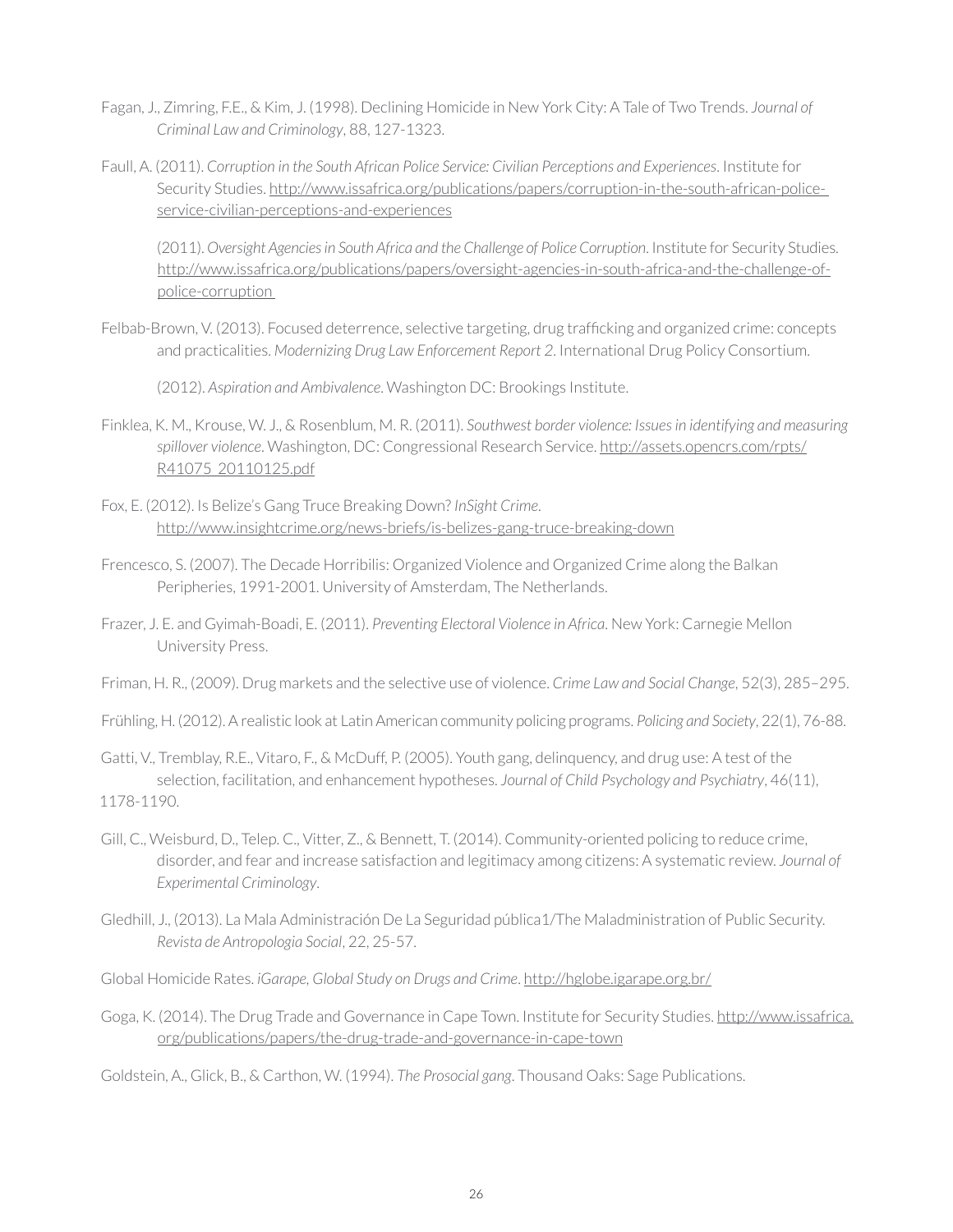Fagan, J., Zimring, F.E., & Kim, J. (1998). Declining Homicide in New York City: A Tale of Two Trends. *Journal of Criminal Law and Criminology*, 88, 127-1323.

Faull, A. (2011). *Corruption in the South African Police Service: Civilian Perceptions and Experiences*. Institute for Security Studies. http://www.issafrica.org/publications/papers/corruption-in-the-south-african-police-service-civilian-perceptions-and-experiences

(2011). *Oversight Agencies in South Africa and the Challenge of Police Corruption*. Institute for Security Studies. http://www.issafrica.org/publications/papers/oversight-agencies-in-south-africa-and-the-challenge-of-police-corruption

Felbab-Brown, V. (2013). Focused deterrence, selective targeting, drug trafficking and organized crime: concepts and practicalities. *Modernizing Drug Law Enforcement Report 2*. International Drug Policy Consortium.

(2012). *Aspiration and Ambivalence*. Washington DC: Brookings Institute.

Finklea, K. M., Krouse, W. J., & Rosenblum, M. R. (2011). *Southwest border violence: Issues in identifying and measuring spillover violence*. Washington, DC: Congressional Research Service. http://assets.opencrs.com/rpts/R41075_20110125.pdf

Fox, E. (2012). Is Belize's Gang Truce Breaking Down? *InSight Crime*. http://www.insightcrime.org/news-briefs/is-belizes-gang-truce-breaking-down

Frencesco, S. (2007). The Decade Horribilis: Organized Violence and Organized Crime along the Balkan Peripheries, 1991-2001. University of Amsterdam, The Netherlands.

Frazer, J. E. and Gyimah-Boadi, E. (2011). *Preventing Electoral Violence in Africa*. New York: Carnegie Mellon University Press.

Friman, H. R., (2009). Drug markets and the selective use of violence. *Crime Law and Social Change*, 52(3), 285–295.

Frühling, H. (2012). A realistic look at Latin American community policing programs. *Policing and Society*, 22(1), 76-88.

Gatti, V., Tremblay, R.E., Vitaro, F., & McDuff, P. (2005). Youth gang, delinquency, and drug use: A test of the selection, facilitation, and enhancement hypotheses. *Journal of Child Psychology and Psychiatry*, 46(11), 1178-1190.

Gill, C., Weisburd, D., Telep. C., Vitter, Z., & Bennett, T. (2014). Community-oriented policing to reduce crime, disorder, and fear and increase satisfaction and legitimacy among citizens: A systematic review. *Journal of Experimental Criminology*.

Gledhill, J., (2013). La Mala Administración De La Seguridad pública1/The Maladministration of Public Security. *Revista de Antropologia Social*, 22, 25-57.

Global Homicide Rates. *iGarape, Global Study on Drugs and Crime*. http://hglobe.igarape.org.br/

Goga, K. (2014). The Drug Trade and Governance in Cape Town. Institute for Security Studies. http://www.issafrica.org/publications/papers/the-drug-trade-and-governance-in-cape-town

Goldstein, A., Glick, B., & Carthon, W. (1994). *The Prosocial gang*. Thousand Oaks: Sage Publications.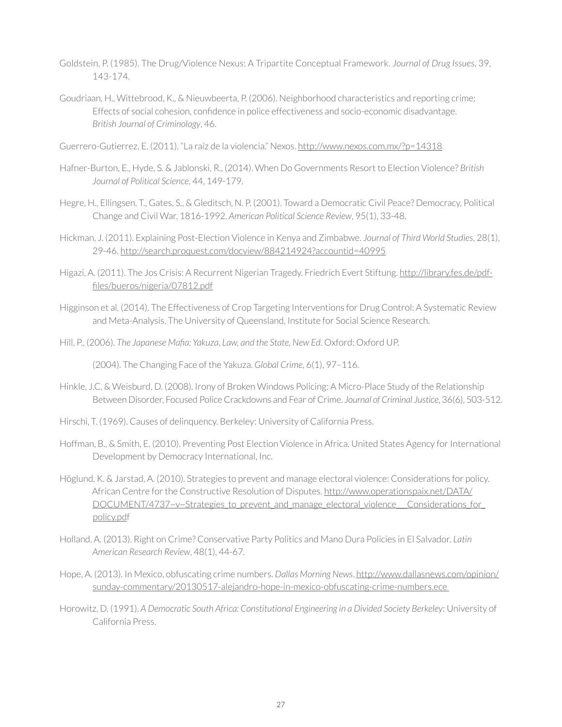Goldstein, P. (1985). The Drug/Violence Nexus: A Tripartite Conceptual Framework. *Journal of Drug Issues*, 39, 143-174.

Goudriaan, H., Wittebrood, K., & Nieuwbeerta, P. (2006). Neighborhood characteristics and reporting crime: Effects of social cohesion, confidence in police effectiveness and socio-economic disadvantage. *British Journal of Criminology*, 46.

Guerrero-Gutierrez, E. (2011). "La raíz de la violencia." Nexos. http://www.nexos.com.mx/?p=14318

Hafner-Burton, E., Hyde, S. & Jablonski, R., (2014). When Do Governments Resort to Election Violence? *British Journal of Political Science*, 44, 149-179.

Hegre, H., Ellingsen, T., Gates, S., & Gleditsch, N. P. (2001). Toward a Democratic Civil Peace? Democracy, Political Change and Civil War, 1816-1992. *American Political Science Review*, 95(1), 33-48.

Hickman, J. (2011). Explaining Post-Election Violence in Kenya and Zimbabwe. *Journal of Third World Studies*, 28(1), 29-46. http://search.proquest.com/docview/884214924?accountid=40995

Higazi, A. (2011). The Jos Crisis: A Recurrent Nigerian Tragedy. Friedrich Evert Stiftung. http://library.fes.de/pdf-files/bueros/nigeria/07812.pdf

Higginson et al, (2014). The Effectiveness of Crop Targeting Interventions for Drug Control: A Systematic Review and Meta-Analysis. The University of Queensland, Institute for Social Science Research.

Hill, P., (2006). *The Japanese Mafia: Yakuza, Law, and the State, New Ed*. Oxford: Oxford UP.

(2004). The Changing Face of the Yakuza. *Global Crime*, 6(1), 97–116.

Hinkle, J.C. & Weisburd, D. (2008). Irony of Broken Windows Policing: A Micro-Place Study of the Relationship Between Disorder, Focused Police Crackdowns and Fear of Crime. *Journal of Criminal Justice*, 36(6), 503-512.

Hirschi, T. (1969). Causes of delinquency. Berkeley: University of California Press.

Hoffman, B., & Smith, E. (2010). Preventing Post Election Violence in Africa. United States Agency for International Development by Democracy International, Inc.

Höglund, K. & Jarstad, A. (2010). Strategies to prevent and manage electoral violence: Considerations for policy. African Centre for the Constructive Resolution of Disputes. http://www.operationspaix.net/DATA/DOCUMENT/4737~v~Strategies_to_prevent_and_manage_electoral_violence__Considerations_for_policy.pdf

Holland, A. (2013). Right on Crime? Conservative Party Politics and Mano Dura Policies in El Salvador. *Latin American Research Review*, 48(1), 44-67.

Hope, A. (2013). In Mexico, obfuscating crime numbers. *Dallas Morning News*. http://www.dallasnews.com/opinion/sunday-commentary/20130517-alejandro-hope-in-mexico-obfuscating-crime-numbers.ece

Horowitz, D. (1991). *A Democratic South Africa: Constitutional Engineering in a Divided Society Berkeley*: University of California Press.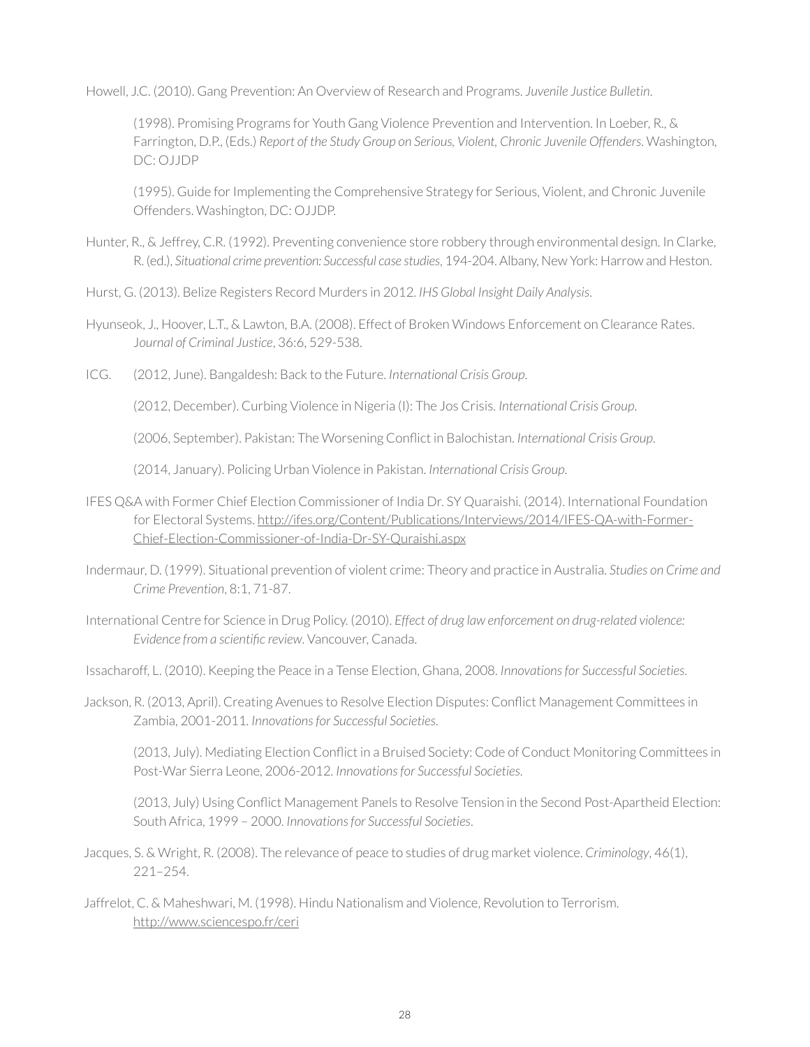Howell, J.C. (2010). Gang Prevention: An Overview of Research and Programs. *Juvenile Justice Bulletin*.

(1998). Promising Programs for Youth Gang Violence Prevention and Intervention. In Loeber, R., & Farrington, D.P., (Eds.) *Report of the Study Group on Serious, Violent, Chronic Juvenile Offenders*. Washington, DC: OJJDP

(1995). Guide for Implementing the Comprehensive Strategy for Serious, Violent, and Chronic Juvenile Offenders. Washington, DC: OJJDP.

Hunter, R., & Jeffrey, C.R. (1992). Preventing convenience store robbery through environmental design. In Clarke, R. (ed.), *Situational crime prevention: Successful case studies*, 194-204. Albany, New York: Harrow and Heston.

Hurst, G. (2013). Belize Registers Record Murders in 2012. *IHS Global Insight Daily Analysis*.

Hyunseok, J., Hoover, L.T., & Lawton, B.A. (2008). Effect of Broken Windows Enforcement on Clearance Rates. *Journal of Criminal Justice*, 36:6, 529-538.

ICG. (2012, June). Bangaldesh: Back to the Future. *International Crisis Group*.

(2012, December). Curbing Violence in Nigeria (I): The Jos Crisis. *International Crisis Group*.

(2006, September). Pakistan: The Worsening Conflict in Balochistan. *International Crisis Group*.

(2014, January). Policing Urban Violence in Pakistan. *International Crisis Group*.

IFES Q&A with Former Chief Election Commissioner of India Dr. SY Quaraishi. (2014). International Foundation for Electoral Systems. http://ifes.org/Content/Publications/Interviews/2014/IFES-QA-with-Former-Chief-Election-Commissioner-of-India-Dr-SY-Quraishi.aspx

Indermaur, D. (1999). Situational prevention of violent crime: Theory and practice in Australia. *Studies on Crime and Crime Prevention*, 8:1, 71-87.

International Centre for Science in Drug Policy. (2010). *Effect of drug law enforcement on drug-related violence: Evidence from a scientific review*. Vancouver, Canada.

Issacharoff, L. (2010). Keeping the Peace in a Tense Election, Ghana, 2008. *Innovations for Successful Societies*.

Jackson, R. (2013, April). Creating Avenues to Resolve Election Disputes: Conflict Management Committees in Zambia, 2001-2011. *Innovations for Successful Societies*.

(2013, July). Mediating Election Conflict in a Bruised Society: Code of Conduct Monitoring Committees in Post-War Sierra Leone, 2006-2012. *Innovations for Successful Societies*.

(2013, July) Using Conflict Management Panels to Resolve Tension in the Second Post-Apartheid Election: South Africa, 1999 – 2000. *Innovations for Successful Societies*.

Jacques, S. & Wright, R. (2008). The relevance of peace to studies of drug market violence. *Criminology*, 46(1), 221–254.

Jaffrelot, C. & Maheshwari, M. (1998). Hindu Nationalism and Violence, Revolution to Terrorism. http://www.sciencespo.fr/ceri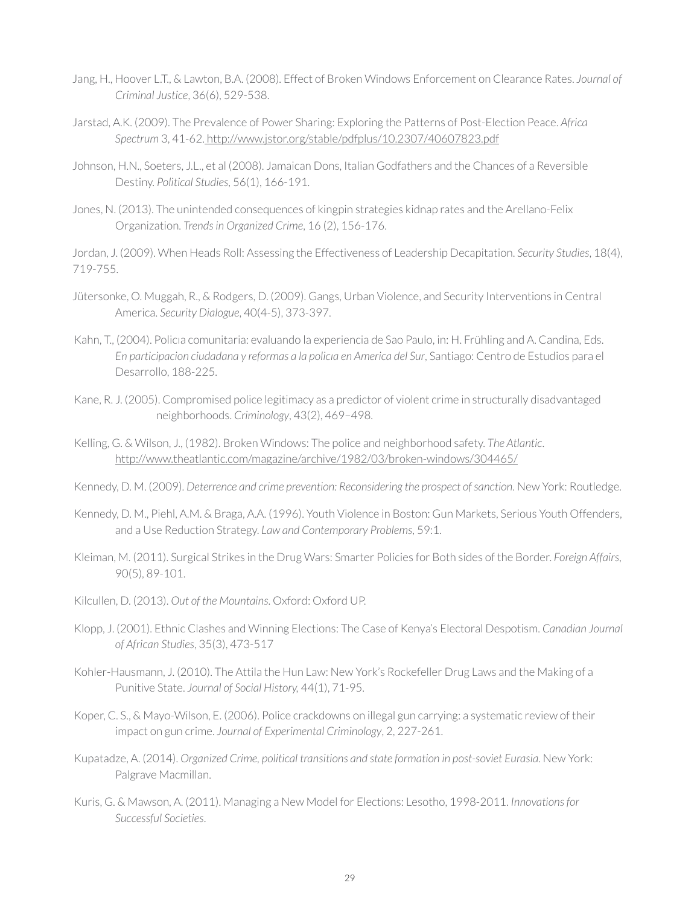Jang, H., Hoover L.T., & Lawton, B.A. (2008). Effect of Broken Windows Enforcement on Clearance Rates. *Journal of Criminal Justice*, 36(6), 529-538.

Jarstad, A.K. (2009). The Prevalence of Power Sharing: Exploring the Patterns of Post-Election Peace. *Africa Spectrum* 3, 41-62. http://www.jstor.org/stable/pdfplus/10.2307/40607823.pdf

Johnson, H.N., Soeters, J.L., et al (2008). Jamaican Dons, Italian Godfathers and the Chances of a Reversible Destiny. *Political Studies*, 56(1), 166-191.

Jones, N. (2013). The unintended consequences of kingpin strategies kidnap rates and the Arellano-Felix Organization. *Trends in Organized Crime*, 16 (2), 156-176.

Jordan, J. (2009). When Heads Roll: Assessing the Effectiveness of Leadership Decapitation. *Security Studies*, 18(4), 719-755.

Jütersonke, O. Muggah, R., & Rodgers, D. (2009). Gangs, Urban Violence, and Security Interventions in Central America. *Security Dialogue*, 40(4-5), 373-397.

Kahn, T., (2004). Policıa comunitaria: evaluando la experiencia de Sao Paulo, in: H. Frühling and A. Candina, Eds. *En participacion ciudadana y reformas a la policıa en America del Sur*, Santiago: Centro de Estudios para el Desarrollo, 188-225.

Kane, R. J. (2005). Compromised police legitimacy as a predictor of violent crime in structurally disadvantaged neighborhoods. *Criminology*, 43(2), 469–498.

Kelling, G. & Wilson, J., (1982). Broken Windows: The police and neighborhood safety. *The Atlantic*. http://www.theatlantic.com/magazine/archive/1982/03/broken-windows/304465/

Kennedy, D. M. (2009). *Deterrence and crime prevention: Reconsidering the prospect of sanction*. New York: Routledge.

Kennedy, D. M., Piehl, A.M. & Braga, A.A. (1996). Youth Violence in Boston: Gun Markets, Serious Youth Offenders, and a Use Reduction Strategy. *Law and Contemporary Problems*, 59:1.

Kleiman, M. (2011). Surgical Strikes in the Drug Wars: Smarter Policies for Both sides of the Border. *Foreign Affairs*, 90(5), 89-101.

Kilcullen, D. (2013). *Out of the Mountains*. Oxford: Oxford UP.

Klopp, J. (2001). Ethnic Clashes and Winning Elections: The Case of Kenya's Electoral Despotism. *Canadian Journal of African Studies*, 35(3), 473-517

Kohler-Hausmann, J. (2010). The Attila the Hun Law: New York's Rockefeller Drug Laws and the Making of a Punitive State. *Journal of Social History,* 44(1), 71-95.

Koper, C. S., & Mayo-Wilson, E. (2006). Police crackdowns on illegal gun carrying: a systematic review of their impact on gun crime. *Journal of Experimental Criminology*, 2, 227-261.

Kupatadze, A. (2014). *Organized Crime, political transitions and state formation in post-soviet Eurasia*. New York: Palgrave Macmillan.

Kuris, G. & Mawson, A. (2011). Managing a New Model for Elections: Lesotho, 1998-2011. *Innovations for Successful Societies*.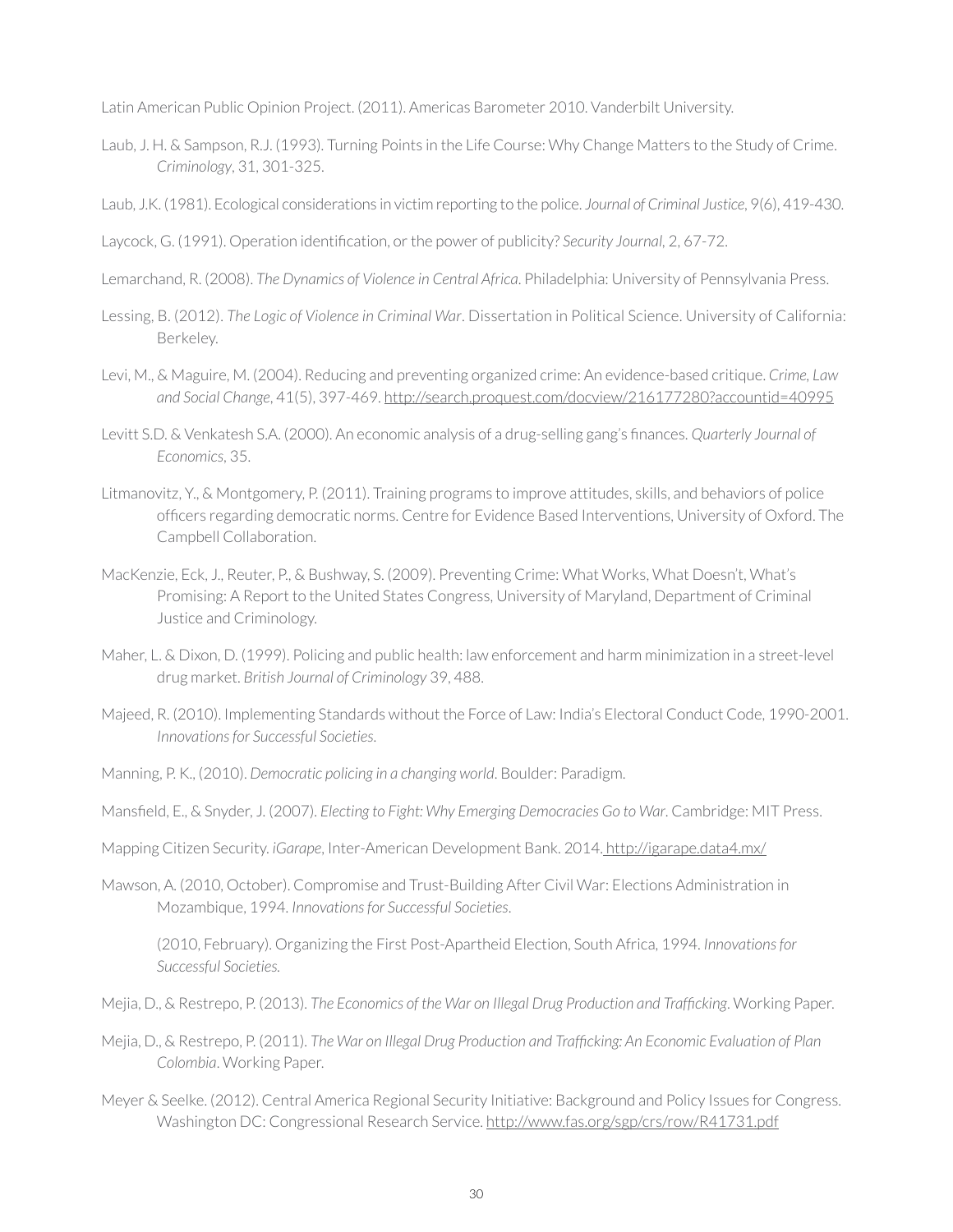Latin American Public Opinion Project. (2011). Americas Barometer 2010. Vanderbilt University.

Laub, J. H. & Sampson, R.J. (1993). Turning Points in the Life Course: Why Change Matters to the Study of Crime. *Criminology*, 31, 301-325.

Laub, J.K. (1981). Ecological considerations in victim reporting to the police. *Journal of Criminal Justice*, 9(6), 419-430.

Laycock, G. (1991). Operation identification, or the power of publicity? *Security Journal*, 2, 67-72.

Lemarchand, R. (2008). *The Dynamics of Violence in Central Africa*. Philadelphia: University of Pennsylvania Press.

Lessing, B. (2012). *The Logic of Violence in Criminal War*. Dissertation in Political Science. University of California: Berkeley.

Levi, M., & Maguire, M. (2004). Reducing and preventing organized crime: An evidence-based critique. *Crime, Law and Social Change*, 41(5), 397-469. http://search.proquest.com/docview/216177280?accountid=40995

Levitt S.D. & Venkatesh S.A. (2000). An economic analysis of a drug-selling gang's finances. *Quarterly Journal of Economics*, 35.

Litmanovitz, Y., & Montgomery, P. (2011). Training programs to improve attitudes, skills, and behaviors of police officers regarding democratic norms. Centre for Evidence Based Interventions, University of Oxford. The Campbell Collaboration.

MacKenzie, Eck, J., Reuter, P., & Bushway, S. (2009). Preventing Crime: What Works, What Doesn't, What's Promising: A Report to the United States Congress, University of Maryland, Department of Criminal Justice and Criminology.

Maher, L. & Dixon, D. (1999). Policing and public health: law enforcement and harm minimization in a street-level drug market. *British Journal of Criminology* 39, 488.

Majeed, R. (2010). Implementing Standards without the Force of Law: India's Electoral Conduct Code, 1990-2001. *Innovations for Successful Societies*.

Manning, P. K., (2010). *Democratic policing in a changing world*. Boulder: Paradigm.

Mansfield, E., & Snyder, J. (2007). *Electing to Fight: Why Emerging Democracies Go to War*. Cambridge: MIT Press.

Mapping Citizen Security. *iGarape*, Inter-American Development Bank. 2014. http://igarape.data4.mx/

Mawson, A. (2010, October). Compromise and Trust-Building After Civil War: Elections Administration in Mozambique, 1994. *Innovations for Successful Societies*.

(2010, February). Organizing the First Post-Apartheid Election, South Africa, 1994. *Innovations for Successful Societies.*

Mejia, D., & Restrepo, P. (2013). *The Economics of the War on Illegal Drug Production and Trafficking*. Working Paper.

Mejia, D., & Restrepo, P. (2011). *The War on Illegal Drug Production and Trafficking: An Economic Evaluation of Plan Colombia*. Working Paper.

Meyer & Seelke. (2012). Central America Regional Security Initiative: Background and Policy Issues for Congress. Washington DC: Congressional Research Service. http://www.fas.org/sgp/crs/row/R41731.pdf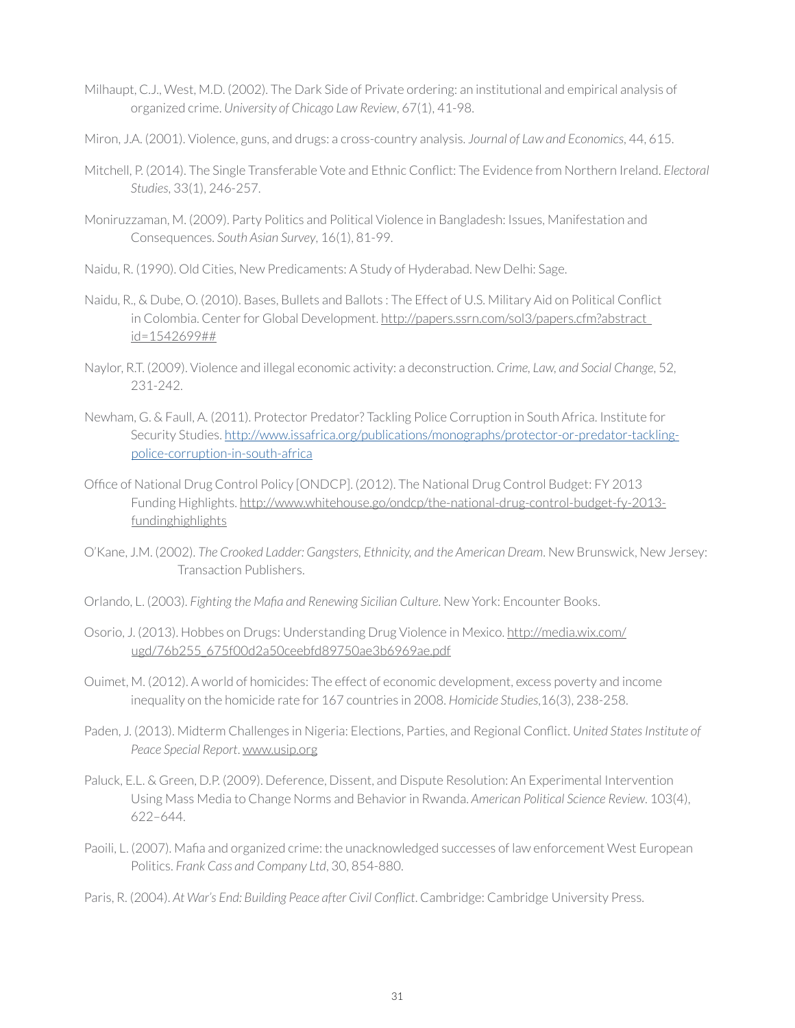Milhaupt, C.J., West, M.D. (2002). The Dark Side of Private ordering: an institutional and empirical analysis of organized crime. *University of Chicago Law Review*, 67(1), 41-98.

Miron, J.A. (2001). Violence, guns, and drugs: a cross-country analysis. *Journal of Law and Economics*, 44, 615.

Mitchell, P. (2014). The Single Transferable Vote and Ethnic Conflict: The Evidence from Northern Ireland. *Electoral Studies*, 33(1), 246-257.

Moniruzzaman, M. (2009). Party Politics and Political Violence in Bangladesh: Issues, Manifestation and Consequences. *South Asian Survey*, 16(1), 81-99.

Naidu, R. (1990). Old Cities, New Predicaments: A Study of Hyderabad. New Delhi: Sage.

Naidu, R., & Dube, O. (2010). Bases, Bullets and Ballots : The Effect of U.S. Military Aid on Political Conflict in Colombia. Center for Global Development. http://papers.ssrn.com/sol3/papers.cfm?abstract_id=1542699##

Naylor, R.T. (2009). Violence and illegal economic activity: a deconstruction. *Crime, Law, and Social Change*, 52, 231-242.

Newham, G. & Faull, A. (2011). Protector Predator? Tackling Police Corruption in South Africa. Institute for Security Studies. http://www.issafrica.org/publications/monographs/protector-or-predator-tackling-police-corruption-in-south-africa

Office of National Drug Control Policy [ONDCP]. (2012). The National Drug Control Budget: FY 2013 Funding Highlights. http://www.whitehouse.go/ondcp/the-national-drug-control-budget-fy-2013-fundinghighlights

O'Kane, J.M. (2002). *The Crooked Ladder: Gangsters, Ethnicity, and the American Dream*. New Brunswick, New Jersey: Transaction Publishers.

Orlando, L. (2003). *Fighting the Mafia and Renewing Sicilian Culture*. New York: Encounter Books.

Osorio, J. (2013). Hobbes on Drugs: Understanding Drug Violence in Mexico. http://media.wix.com/ugd/76b255_675f00d2a50ceebfd89750ae3b6969ae.pdf

Ouimet, M. (2012). A world of homicides: The effect of economic development, excess poverty and income inequality on the homicide rate for 167 countries in 2008. *Homicide Studies*,16(3), 238-258.

Paden, J. (2013). Midterm Challenges in Nigeria: Elections, Parties, and Regional Conflict. *United States Institute of Peace Special Report*. www.usip.org

Paluck, E.L. & Green, D.P. (2009). Deference, Dissent, and Dispute Resolution: An Experimental Intervention Using Mass Media to Change Norms and Behavior in Rwanda. *American Political Science Review*. 103(4), 622–644.

Paoili, L. (2007). Mafia and organized crime: the unacknowledged successes of law enforcement West European Politics. *Frank Cass and Company Ltd*, 30, 854-880.

Paris, R. (2004). *At War's End: Building Peace after Civil Conflict*. Cambridge: Cambridge University Press.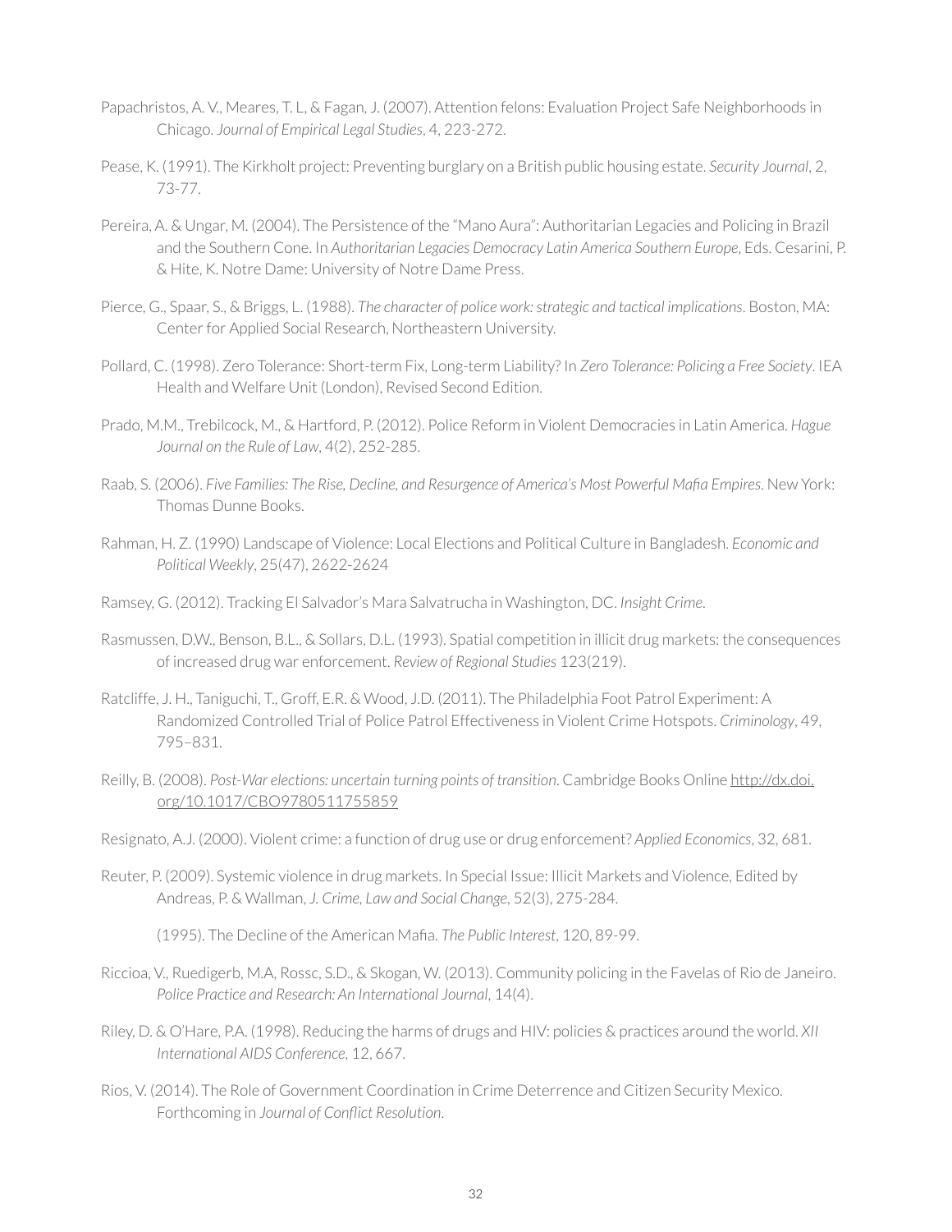Papachristos, A. V., Meares, T. L, & Fagan, J. (2007). Attention felons: Evaluation Project Safe Neighborhoods in Chicago. *Journal of Empirical Legal Studies*, 4, 223-272.

Pease, K. (1991). The Kirkholt project: Preventing burglary on a British public housing estate. *Security Journal*, 2, 73-77.

Pereira, A. & Ungar, M. (2004). The Persistence of the "Mano Aura": Authoritarian Legacies and Policing in Brazil and the Southern Cone. In *Authoritarian Legacies Democracy Latin America Southern Europe*, Eds. Cesarini, P. & Hite, K. Notre Dame: University of Notre Dame Press.

Pierce, G., Spaar, S., & Briggs, L. (1988). *The character of police work: strategic and tactical implications*. Boston, MA: Center for Applied Social Research, Northeastern University.

Pollard, C. (1998). Zero Tolerance: Short-term Fix, Long-term Liability? In *Zero Tolerance: Policing a Free Society*. IEA Health and Welfare Unit (London), Revised Second Edition.

Prado, M.M., Trebilcock, M., & Hartford, P. (2012). Police Reform in Violent Democracies in Latin America. *Hague Journal on the Rule of Law*, 4(2), 252-285.

Raab, S. (2006). *Five Families: The Rise, Decline, and Resurgence of America's Most Powerful Mafia Empires*. New York: Thomas Dunne Books.

Rahman, H. Z. (1990) Landscape of Violence: Local Elections and Political Culture in Bangladesh. *Economic and Political Weekly*, 25(47), 2622-2624

Ramsey, G. (2012). Tracking El Salvador's Mara Salvatrucha in Washington, DC. *Insight Crime*.

Rasmussen, D.W., Benson, B.L., & Sollars, D.L. (1993). Spatial competition in illicit drug markets: the consequences of increased drug war enforcement. *Review of Regional Studies* 123(219).

Ratcliffe, J. H., Taniguchi, T., Groff, E.R. & Wood, J.D. (2011). The Philadelphia Foot Patrol Experiment: A Randomized Controlled Trial of Police Patrol Effectiveness in Violent Crime Hotspots. *Criminology*, 49, 795–831.

Reilly, B. (2008). *Post-War elections: uncertain turning points of transition*. Cambridge Books Online http://dx.doi.org/10.1017/CBO9780511755859

Resignato, A.J. (2000). Violent crime: a function of drug use or drug enforcement? *Applied Economics*, 32, 681.

Reuter, P. (2009). Systemic violence in drug markets. In Special Issue: Illicit Markets and Violence, Edited by Andreas, P. & Wallman, *J. Crime, Law and Social Change*, 52(3), 275-284.

(1995). The Decline of the American Mafia. *The Public Interest*, 120, 89-99.

Riccioa, V., Ruedigerb, M.A, Rossc, S.D., & Skogan, W. (2013). Community policing in the Favelas of Rio de Janeiro. *Police Practice and Research: An International Journal*, 14(4).

Riley, D. & O'Hare, P.A. (1998). Reducing the harms of drugs and HIV: policies & practices around the world. *XII International AIDS Conference*, 12, 667.

Rios, V. (2014). The Role of Government Coordination in Crime Deterrence and Citizen Security Mexico. Forthcoming in *Journal of Conflict Resolution*.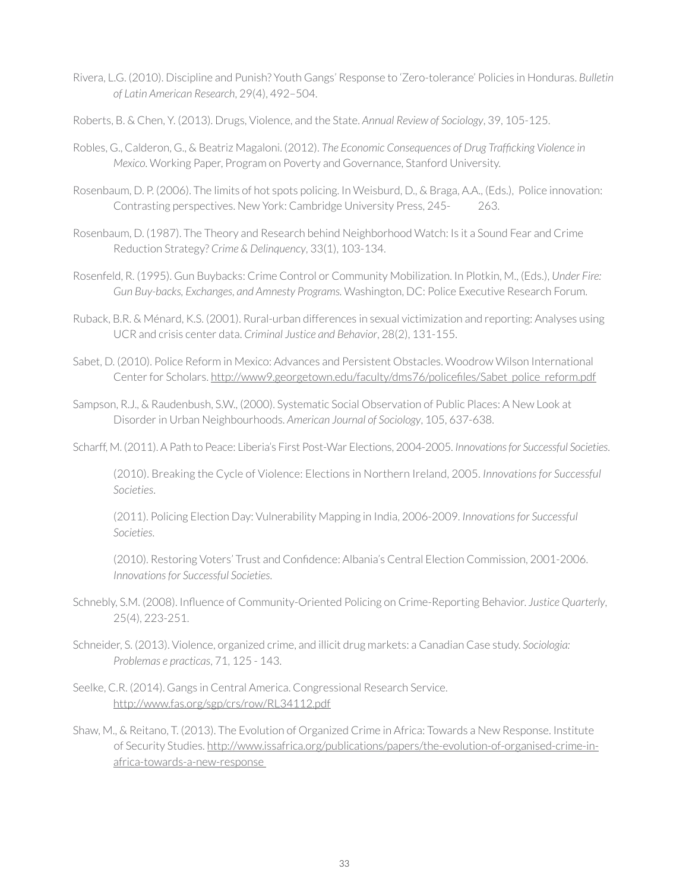Rivera, L.G. (2010). Discipline and Punish? Youth Gangs' Response to 'Zero-tolerance' Policies in Honduras. *Bulletin of Latin American Research*, 29(4), 492–504.

Roberts, B. & Chen, Y. (2013). Drugs, Violence, and the State. *Annual Review of Sociology*, 39, 105-125.

Robles, G., Calderon, G., & Beatriz Magaloni. (2012). *The Economic Consequences of Drug Trafficking Violence in Mexico*. Working Paper, Program on Poverty and Governance, Stanford University.

Rosenbaum, D. P. (2006). The limits of hot spots policing. In Weisburd, D., & Braga, A.A., (Eds.), Police innovation: Contrasting perspectives. New York: Cambridge University Press, 245- 263.

Rosenbaum, D. (1987). The Theory and Research behind Neighborhood Watch: Is it a Sound Fear and Crime Reduction Strategy? *Crime & Delinquency*, 33(1), 103-134.

Rosenfeld, R. (1995). Gun Buybacks: Crime Control or Community Mobilization. In Plotkin, M., (Eds.), *Under Fire: Gun Buy-backs, Exchanges, and Amnesty Programs.* Washington, DC: Police Executive Research Forum.

Ruback, B.R. & Ménard, K.S. (2001). Rural-urban differences in sexual victimization and reporting: Analyses using UCR and crisis center data. *Criminal Justice and Behavior*, 28(2), 131-155.

Sabet, D. (2010). Police Reform in Mexico: Advances and Persistent Obstacles. Woodrow Wilson International Center for Scholars. http://www9.georgetown.edu/faculty/dms76/policefiles/Sabet_police_reform.pdf

Sampson, R.J., & Raudenbush, S.W., (2000). Systematic Social Observation of Public Places: A New Look at Disorder in Urban Neighbourhoods. *American Journal of Sociology*, 105, 637-638.

Scharff, M. (2011). A Path to Peace: Liberia's First Post-War Elections, 2004-2005. *Innovations for Successful Societies*.

(2010). Breaking the Cycle of Violence: Elections in Northern Ireland, 2005. *Innovations for Successful Societies*.

(2011). Policing Election Day: Vulnerability Mapping in India, 2006-2009. *Innovations for Successful Societies*.

(2010). Restoring Voters' Trust and Confidence: Albania's Central Election Commission, 2001-2006. *Innovations for Successful Societies*.

Schnebly, S.M. (2008). Influence of Community-Oriented Policing on Crime-Reporting Behavior. *Justice Quarterly*, 25(4), 223-251.

Schneider, S. (2013). Violence, organized crime, and illicit drug markets: a Canadian Case study. *Sociologia: Problemas e practicas*, 71, 125 - 143.

Seelke, C.R. (2014). Gangs in Central America. Congressional Research Service. http://www.fas.org/sgp/crs/row/RL34112.pdf

Shaw, M., & Reitano, T. (2013). The Evolution of Organized Crime in Africa: Towards a New Response. Institute of Security Studies. http://www.issafrica.org/publications/papers/the-evolution-of-organised-crime-in-africa-towards-a-new-response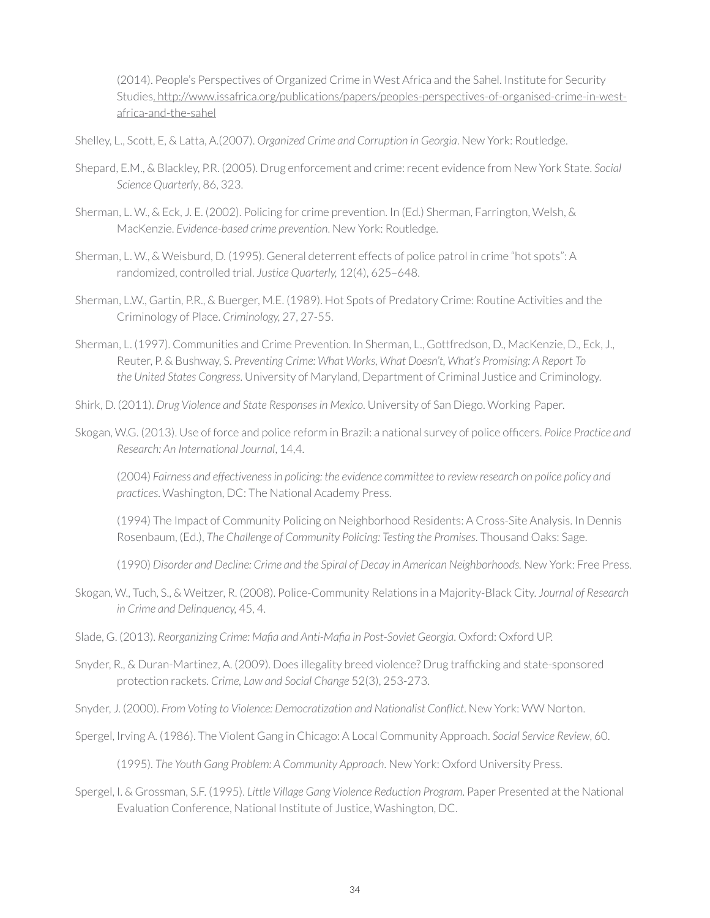(2014). People's Perspectives of Organized Crime in West Africa and the Sahel. Institute for Security Studies. http://www.issafrica.org/publications/papers/peoples-perspectives-of-organised-crime-in-west-africa-and-the-sahel

Shelley, L., Scott, E, & Latta, A.(2007). *Organized Crime and Corruption in Georgia*. New York: Routledge.

Shepard, E.M., & Blackley, P.R. (2005). Drug enforcement and crime: recent evidence from New York State. *Social Science Quarterly*, 86, 323.

Sherman, L. W., & Eck, J. E. (2002). Policing for crime prevention. In (Ed.) Sherman, Farrington, Welsh, & MacKenzie. *Evidence-based crime prevention*. New York: Routledge.

Sherman, L. W., & Weisburd, D. (1995). General deterrent effects of police patrol in crime "hot spots": A randomized, controlled trial. *Justice Quarterly,* 12(4), 625–648.

Sherman, L.W., Gartin, P.R., & Buerger, M.E. (1989). Hot Spots of Predatory Crime: Routine Activities and the Criminology of Place. *Criminology,* 27, 27-55.

Sherman, L. (1997). Communities and Crime Prevention. In Sherman, L., Gottfredson, D., MacKenzie, D., Eck, J., Reuter, P. & Bushway, S. *Preventing Crime: What Works, What Doesn't, What's Promising: A Report To the United States Congress*. University of Maryland, Department of Criminal Justice and Criminology.

Shirk, D. (2011). *Drug Violence and State Responses in Mexico*. University of San Diego. Working Paper.

Skogan, W.G. (2013). Use of force and police reform in Brazil: a national survey of police officers. *Police Practice and Research: An International Journal*, 14,4.

(2004) *Fairness and effectiveness in policing: the evidence committee to review research on police policy and practices*. Washington, DC: The National Academy Press.

(1994) The Impact of Community Policing on Neighborhood Residents: A Cross-Site Analysis. In Dennis Rosenbaum, (Ed.), *The Challenge of Community Policing: Testing the Promises.* Thousand Oaks: Sage.

(1990) *Disorder and Decline: Crime and the Spiral of Decay in American Neighborhoods.* New York: Free Press.

Skogan, W., Tuch, S., & Weitzer, R. (2008). Police-Community Relations in a Majority-Black City. *Journal of Research in Crime and Delinquency,* 45, 4.

Slade, G. (2013). *Reorganizing Crime: Mafia and Anti-Mafia in Post-Soviet Georgia*. Oxford: Oxford UP.

Snyder, R., & Duran-Martinez, A. (2009). Does illegality breed violence? Drug trafficking and state-sponsored protection rackets. *Crime, Law and Social Change* 52(3), 253-273.

Snyder, J. (2000). *From Voting to Violence: Democratization and Nationalist Conflict*. New York: WW Norton.

Spergel, Irving A. (1986). The Violent Gang in Chicago: A Local Community Approach. *Social Service Review*, 60.

(1995). *The Youth Gang Problem: A Community Approach*. New York: Oxford University Press.

Spergel, I. & Grossman, S.F. (1995). *Little Village Gang Violence Reduction Program*. Paper Presented at the National Evaluation Conference, National Institute of Justice, Washington, DC.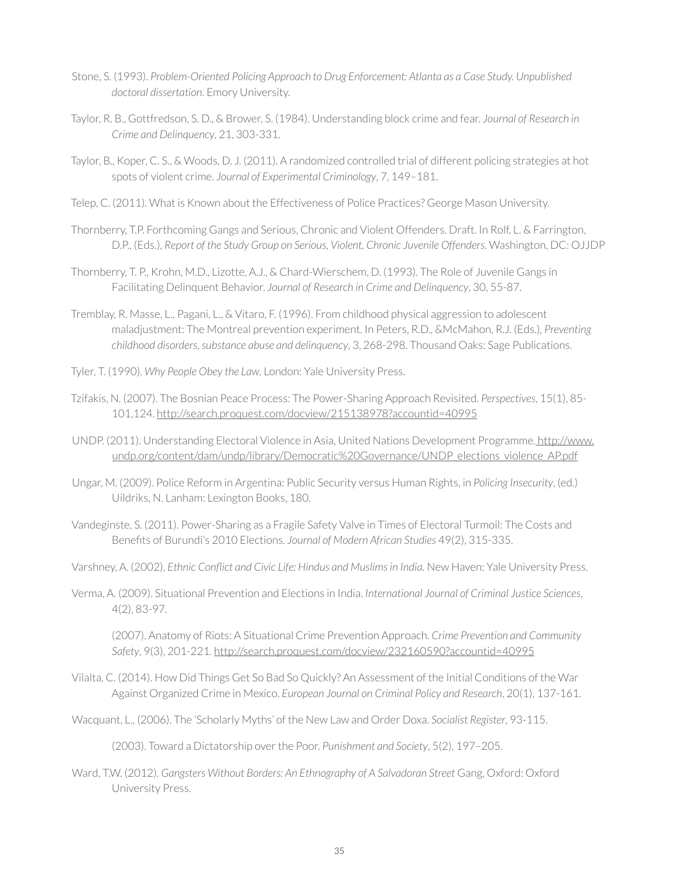Stone, S. (1993). *Problem-Oriented Policing Approach to Drug Enforcement: Atlanta as a Case Study. Unpublished doctoral dissertation*. Emory University.

Taylor, R. B., Gottfredson, S. D., & Brower, S. (1984). Understanding block crime and fear. *Journal of Research in Crime and Delinquency*, 21, 303-331.

Taylor, B., Koper, C. S., & Woods, D. J. (2011). A randomized controlled trial of different policing strategies at hot spots of violent crime. *Journal of Experimental Criminology*, 7, 149–181.

Telep, C. (2011). What is Known about the Effectiveness of Police Practices? George Mason University.

Thornberry, T.P. Forthcoming Gangs and Serious, Chronic and Violent Offenders. Draft. In Rolf, L. & Farrington, D.P., (Eds.), *Report of the Study Group on Serious, Violent, Chronic Juvenile Offenders*. Washington, DC: OJJDP

Thornberry, T. P., Krohn, M.D., Lizotte, A.J., & Chard-Wierschem, D. (1993). The Role of Juvenile Gangs in Facilitating Delinquent Behavior. *Journal of Research in Crime and Delinquency*, 30, 55-87.

Tremblay, R. Masse, L., Pagani, L., & Vitaro, F. (1996). From childhood physical aggression to adolescent maladjustment: The Montreal prevention experiment. In Peters, R.D., &McMahon, R.J. (Eds.), *Preventing childhood disorders, substance abuse and delinquency*, 3, 268-298. Thousand Oaks: Sage Publications.

Tyler, T. (1990). *Why People Obey the Law*. London: Yale University Press.

Tzifakis, N. (2007). The Bosnian Peace Process: The Power-Sharing Approach Revisited. *Perspectives*, 15(1), 85-101,124. http://search.proquest.com/docview/215138978?accountid=40995

UNDP. (2011). Understanding Electoral Violence in Asia, United Nations Development Programme. http://www.undp.org/content/dam/undp/library/Democratic%20Governance/UNDP_elections_violence_AP.pdf

Ungar, M. (2009). Police Reform in Argentina: Public Security versus Human Rights, in *Policing Insecurity*, (ed.) Uildriks, N. Lanham: Lexington Books, 180.

Vandeginste, S. (2011). Power-Sharing as a Fragile Safety Valve in Times of Electoral Turmoil: The Costs and Benefits of Burundi's 2010 Elections. *Journal of Modern African Studies* 49(2), 315-335.

Varshney, A. (2002), *Ethnic Conflict and Civic Life: Hindus and Muslims in India*. New Haven: Yale University Press.

Verma, A. (2009). Situational Prevention and Elections in India. *International Journal of Criminal Justice Sciences*, 4(2), 83-97.

(2007). Anatomy of Riots: A Situational Crime Prevention Approach. *Crime Prevention and Community Safety*, 9(3), 201-221. http://search.proquest.com/docview/232160590?accountid=40995

Vilalta, C. (2014). How Did Things Get So Bad So Quickly? An Assessment of the Initial Conditions of the War Against Organized Crime in Mexico. *European Journal on Criminal Policy and Research*, 20(1), 137-161.

Wacquant, L., (2006). The 'Scholarly Myths' of the New Law and Order Doxa. *Socialist Register*, 93-115.

(2003). Toward a Dictatorship over the Poor. *Punishment and Society*, 5(2), 197–205.

Ward, T.W. (2012). *Gangsters Without Borders: An Ethnography of A Salvadoran Street* Gang, Oxford: Oxford University Press.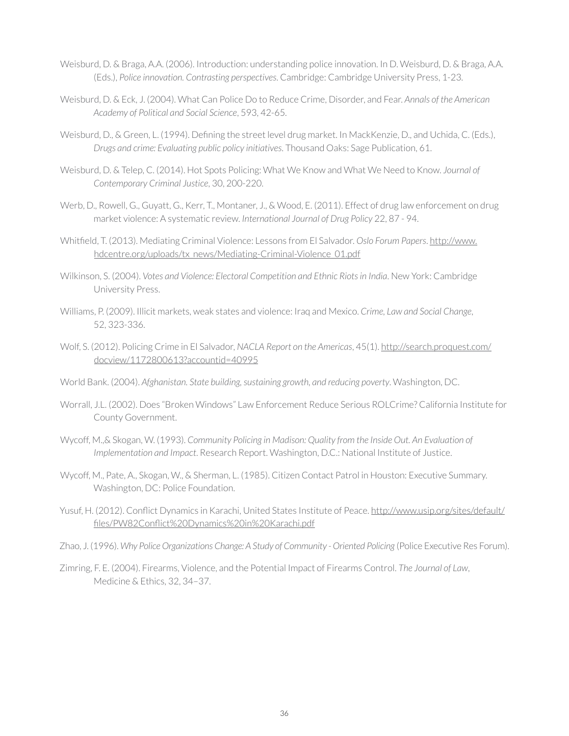Weisburd, D. & Braga, A.A. (2006). Introduction: understanding police innovation. In D. Weisburd, D. & Braga, A.A. (Eds.), *Police innovation. Contrasting perspectives*. Cambridge: Cambridge University Press, 1-23.

Weisburd, D. & Eck, J. (2004). What Can Police Do to Reduce Crime, Disorder, and Fear. *Annals of the American Academy of Political and Social Science*, 593, 42-65.

Weisburd, D., & Green, L. (1994). Defining the street level drug market. In MackKenzie, D., and Uchida, C. (Eds.), *Drugs and crime: Evaluating public policy initiatives*. Thousand Oaks: Sage Publication, 61.

Weisburd, D. & Telep, C. (2014). Hot Spots Policing: What We Know and What We Need to Know. *Journal of Contemporary Criminal Justice*, 30, 200-220.

Werb, D., Rowell, G., Guyatt, G., Kerr, T., Montaner, J., & Wood, E. (2011). Effect of drug law enforcement on drug market violence: A systematic review. *International Journal of Drug Policy* 22, 87 - 94.

Whitfield, T. (2013). Mediating Criminal Violence: Lessons from El Salvador. *Oslo Forum Papers*. http://www.hdcentre.org/uploads/tx_news/Mediating-Criminal-Violence_01.pdf

Wilkinson, S. (2004). *Votes and Violence: Electoral Competition and Ethnic Riots in India*. New York: Cambridge University Press.

Williams, P. (2009). Illicit markets, weak states and violence: Iraq and Mexico. *Crime, Law and Social Change*, 52, 323-336.

Wolf, S. (2012). Policing Crime in El Salvador, *NACLA Report on the Americas*, 45(1). http://search.proquest.com/docview/1172800613?accountid=40995

World Bank. (2004). *Afghanistan. State building, sustaining growth, and reducing poverty*. Washington, DC.

Worrall, J.L. (2002). Does "Broken Windows" Law Enforcement Reduce Serious ROLCrime? California Institute for County Government.

Wycoff, M.,& Skogan, W. (1993). *Community Policing in Madison: Quality from the Inside Out. An Evaluation of Implementation and Impact*. Research Report. Washington, D.C.: National Institute of Justice.

Wycoff, M., Pate, A., Skogan, W., & Sherman, L. (1985). Citizen Contact Patrol in Houston: Executive Summary. Washington, DC: Police Foundation.

Yusuf, H. (2012). Conflict Dynamics in Karachi, United States Institute of Peace. http://www.usip.org/sites/default/files/PW82Conflict%20Dynamics%20in%20Karachi.pdf

Zhao, J. (1996). *Why Police Organizations Change: A Study of Community - Oriented Policing* (Police Executive Res Forum).

Zimring, F. E. (2004). Firearms, Violence, and the Potential Impact of Firearms Control. *The Journal of Law*, Medicine & Ethics, 32, 34–37.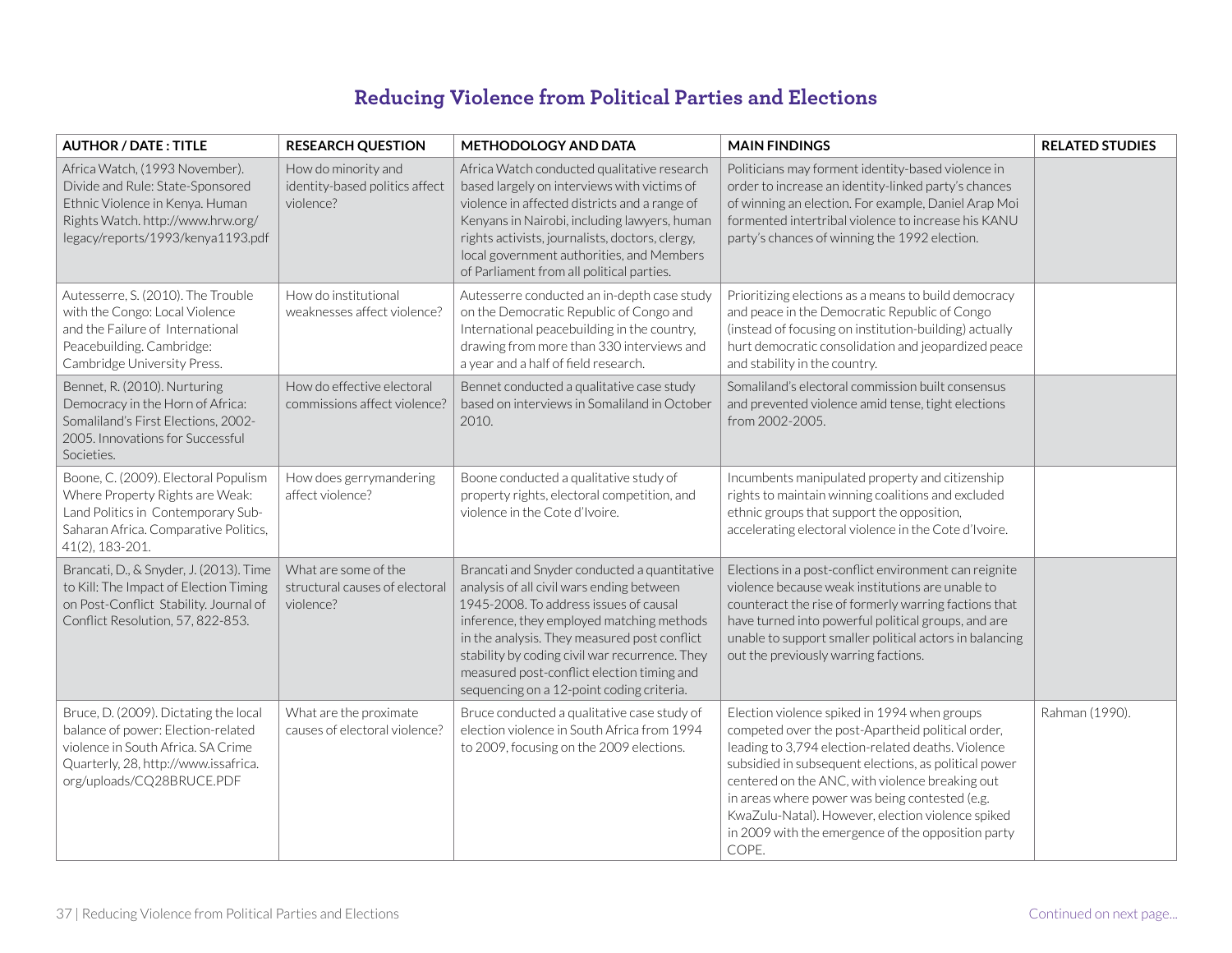## Reducing Violence from Political Parties and Elections

| AUTHOR / DATE : TITLE | RESEARCH QUESTION | METHODOLOGY AND DATA | MAIN FINDINGS | RELATED STUDIES |
|---|---|---|---|---|
| Africa Watch, (1993 November). Divide and Rule: State-Sponsored Ethnic Violence in Kenya. Human Rights Watch. http://www.hrw.org/legacy/reports/1993/kenya1193.pdf | How do minority and identity-based politics affect violence? | Africa Watch conducted qualitative research based largely on interviews with victims of violence in affected districts and a range of Kenyans in Nairobi, including lawyers, human rights activists, journalists, doctors, clergy, local government authorities, and Members of Parliament from all political parties. | Politicians may forment identity-based violence in order to increase an identity-linked party's chances of winning an election. For example, Daniel Arap Moi formented intertribal violence to increase his KANU party's chances of winning the 1992 election. | |
| Autesserre, S. (2010). The Trouble with the Congo: Local Violence and the Failure of International Peacebuilding. Cambridge: Cambridge University Press. | How do institutional weaknesses affect violence? | Autesserre conducted an in-depth case study on the Democratic Republic of Congo and International peacebuilding in the country, drawing from more than 330 interviews and a year and a half of field research. | Prioritizing elections as a means to build democracy and peace in the Democratic Republic of Congo (instead of focusing on institution-building) actually hurt democratic consolidation and jeopardized peace and stability in the country. | |
| Bennet, R. (2010). Nurturing Democracy in the Horn of Africa: Somaliland's First Elections, 2002-2005. Innovations for Successful Societies. | How do effective electoral commissions affect violence? | Bennet conducted a qualitative case study based on interviews in Somaliland in October 2010. | Somaliland's electoral commission built consensus and prevented violence amid tense, tight elections from 2002-2005. | |
| Boone, C. (2009). Electoral Populism Where Property Rights are Weak: Land Politics in Contemporary Sub-Saharan Africa. Comparative Politics, 41(2), 183-201. | How does gerrymandering affect violence? | Boone conducted a qualitative study of property rights, electoral competition, and violence in the Cote d'Ivoire. | Incumbents manipulated property and citizenship rights to maintain winning coalitions and excluded ethnic groups that support the opposition, accelerating electoral violence in the Cote d'Ivoire. | |
| Brancati, D., & Snyder, J. (2013). Time to Kill: The Impact of Election Timing on Post-Conflict Stability. Journal of Conflict Resolution, 57, 822-853. | What are some of the structural causes of electoral violence? | Brancati and Snyder conducted a quantitative analysis of all civil wars ending between 1945-2008. To address issues of causal inference, they employed matching methods in the analysis. They measured post conflict stability by coding civil war recurrence. They measured post-conflict election timing and sequencing on a 12-point coding criteria. | Elections in a post-conflict environment can reignite violence because weak institutions are unable to counteract the rise of formerly warring factions that have turned into powerful political groups, and are unable to support smaller political actors in balancing out the previously warring factions. | |
| Bruce, D. (2009). Dictating the local balance of power: Election-related violence in South Africa. SA Crime Quarterly, 28, http://www.issafrica.org/uploads/CQ28BRUCE.PDF | What are the proximate causes of electoral violence? | Bruce conducted a qualitative case study of election violence in South Africa from 1994 to 2009, focusing on the 2009 elections. | Election violence spiked in 1994 when groups competed over the post-Apartheid political order, leading to 3,794 election-related deaths. Violence subsidied in subsequent elections, as political power centered on the ANC, with violence breaking out in areas where power was being contested (e.g. KwaZulu-Natal). However, election violence spiked in 2009 with the emergence of the opposition party COPE. | Rahman (1990). |

Continued on next page...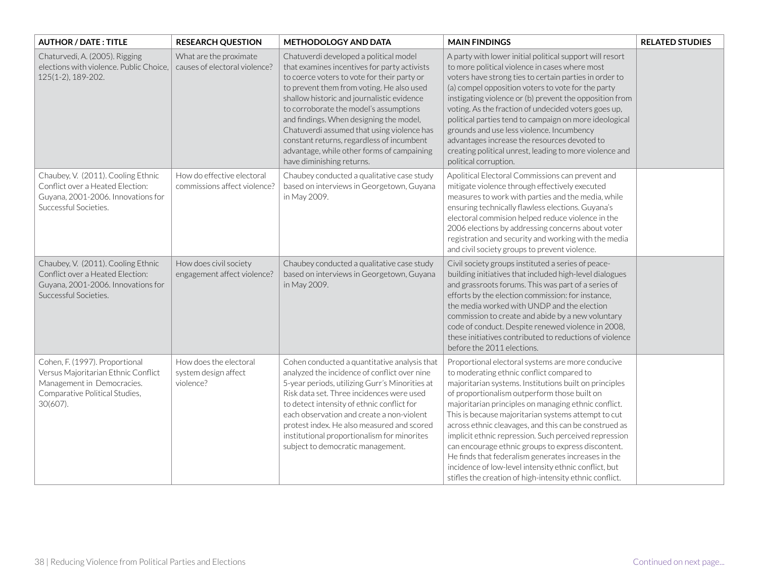| AUTHOR / DATE : TITLE | RESEARCH QUESTION | METHODOLOGY AND DATA | MAIN FINDINGS | RELATED STUDIES |
|---|---|---|---|---|
| Chaturvedi, A. (2005). Rigging elections with violence. Public Choice, 125(1-2), 189-202. | What are the proximate causes of electoral violence? | Chatuverdi developed a political model that examines incentives for party activists to coerce voters to vote for their party or to prevent them from voting. He also used shallow historic and journalistic evidence to corroborate the model's assumptions and findings. When designing the model, Chatuverdi assumed that using violence has constant returns, regardless of incumbent advantage, while other forms of campaining have diminishing returns. | A party with lower initial political support will resort to more political violence in cases where most voters have strong ties to certain parties in order to (a) compel opposition voters to vote for the party instigating violence or (b) prevent the opposition from voting. As the fraction of undecided voters goes up, political parties tend to campaign on more ideological grounds and use less violence. Incumbency advantages increase the resources devoted to creating political unrest, leading to more violence and political corruption. | |
| Chaubey, V. (2011). Cooling Ethnic Conflict over a Heated Election: Guyana, 2001-2006. Innovations for Successful Societies. | How do effective electoral commissions affect violence? | Chaubey conducted a qualitative case study based on interviews in Georgetown, Guyana in May 2009. | Apolitical Electoral Commissions can prevent and mitigate violence through effectively executed measures to work with parties and the media, while ensuring technically flawless elections. Guyana's electoral commision helped reduce violence in the 2006 elections by addressing concerns about voter registration and security and working with the media and civil society groups to prevent violence. | |
| Chaubey, V. (2011). Cooling Ethnic Conflict over a Heated Election: Guyana, 2001-2006. Innovations for Successful Societies. | How does civil society engagement affect violence? | Chaubey conducted a qualitative case study based on interviews in Georgetown, Guyana in May 2009. | Civil society groups instituted a series of peace-building initiatives that included high-level dialogues and grassroots forums. This was part of a series of efforts by the election commission: for instance, the media worked with UNDP and the election commission to create and abide by a new voluntary code of conduct. Despite renewed violence in 2008, these initiatives contributed to reductions of violence before the 2011 elections. | |
| Cohen, F. (1997). Proportional Versus Majoritarian Ethnic Conflict Management in Democracies. Comparative Political Studies, 30(607). | How does the electoral system design affect violence? | Cohen conducted a quantitative analysis that analyzed the incidence of conflict over nine 5-year periods, utilizing Gurr's Minorities at Risk data set. Three incidences were used to detect intensity of ethnic conflict for each observation and create a non-violent protest index. He also measured and scored institutional proportionalism for minorites subject to democratic management. | Proportional electoral systems are more conducive to moderating ethnic conflict compared to majoritarian systems. Institutions built on principles of proportionalism outperform those built on majoritarian principles on managing ethnic conflict. This is because majoritarian systems attempt to cut across ethnic cleavages, and this can be construed as implicit ethnic repression. Such perceived repression can encourage ethnic groups to express discontent. He finds that federalism generates increases in the incidence of low-level intensity ethnic conflict, but stifles the creation of high-intensity ethnic conflict. | |

Continued on next page...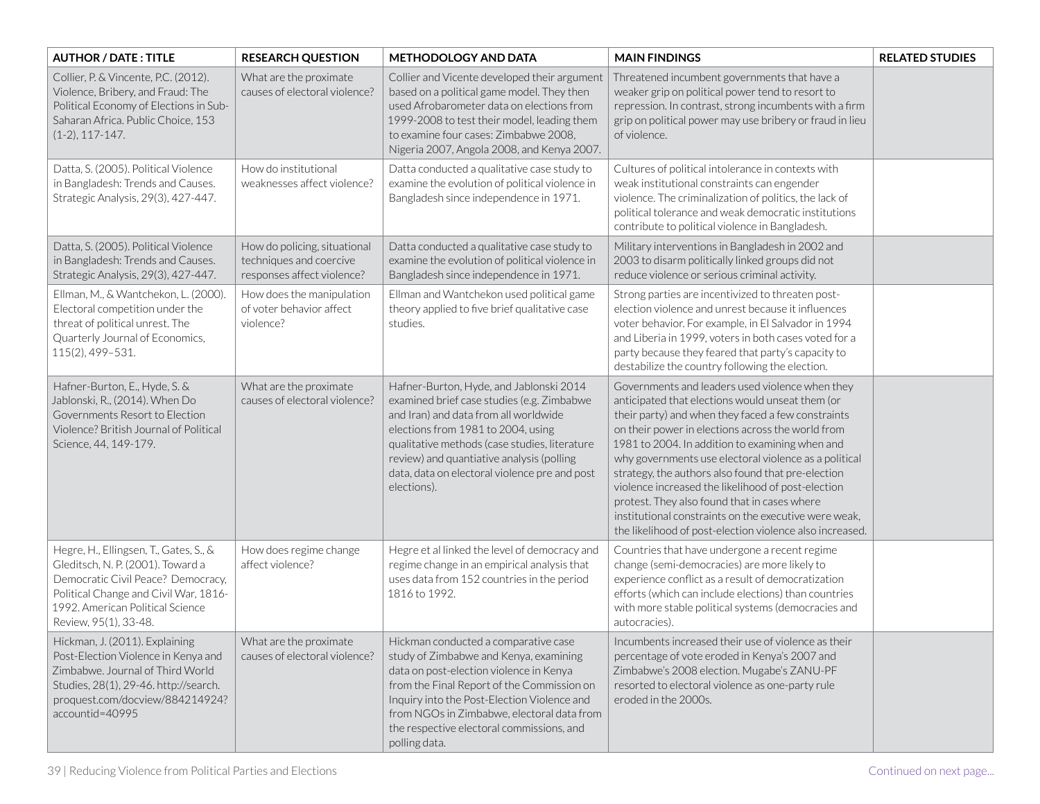| AUTHOR / DATE : TITLE | RESEARCH QUESTION | METHODOLOGY AND DATA | MAIN FINDINGS | RELATED STUDIES |
|---|---|---|---|---|
| Collier, P. & Vincente, P.C. (2012). Violence, Bribery, and Fraud: The Political Economy of Elections in Sub-Saharan Africa. Public Choice, 153 (1-2), 117-147. | What are the proximate causes of electoral violence? | Collier and Vicente developed their argument based on a political game model. They then used Afrobarometer data on elections from 1999-2008 to test their model, leading them to examine four cases: Zimbabwe 2008, Nigeria 2007, Angola 2008, and Kenya 2007. | Threatened incumbent governments that have a weaker grip on political power tend to resort to repression. In contrast, strong incumbents with a firm grip on political power may use bribery or fraud in lieu of violence. | |
| Datta, S. (2005). Political Violence in Bangladesh: Trends and Causes. Strategic Analysis, 29(3), 427-447. | How do institutional weaknesses affect violence? | Datta conducted a qualitative case study to examine the evolution of political violence in Bangladesh since independence in 1971. | Cultures of political intolerance in contexts with weak institutional constraints can engender violence. The criminalization of politics, the lack of political tolerance and weak democratic institutions contribute to political violence in Bangladesh. | |
| Datta, S. (2005). Political Violence in Bangladesh: Trends and Causes. Strategic Analysis, 29(3), 427-447. | How do policing, situational techniques and coercive responses affect violence? | Datta conducted a qualitative case study to examine the evolution of political violence in Bangladesh since independence in 1971. | Military interventions in Bangladesh in 2002 and 2003 to disarm politically linked groups did not reduce violence or serious criminal activity. | |
| Ellman, M., & Wantchekon, L. (2000). Electoral competition under the threat of political unrest. The Quarterly Journal of Economics, 115(2), 499–531. | How does the manipulation of voter behavior affect violence? | Ellman and Wantchekon used political game theory applied to five brief qualitative case studies. | Strong parties are incentivized to threaten post-election violence and unrest because it influences voter behavior. For example, in El Salvador in 1994 and Liberia in 1999, voters in both cases voted for a party because they feared that party's capacity to destabilize the country following the election. | |
| Hafner-Burton, E., Hyde, S. & Jablonski, R., (2014). When Do Governments Resort to Election Violence? British Journal of Political Science, 44, 149-179. | What are the proximate causes of electoral violence? | Hafner-Burton, Hyde, and Jablonski 2014 examined brief case studies (e.g. Zimbabwe and Iran) and data from all worldwide elections from 1981 to 2004, using qualitative methods (case studies, literature review) and quantiative analysis (polling data, data on electoral violence pre and post elections). | Governments and leaders used violence when they anticipated that elections would unseat them (or their party) and when they faced a few constraints on their power in elections across the world from 1981 to 2004. In addition to examining when and why governments use electoral violence as a political strategy, the authors also found that pre-election violence increased the likelihood of post-election protest. They also found that in cases where institutional constraints on the executive were weak, the likelihood of post-election violence also increased. | |
| Hegre, H., Ellingsen, T., Gates, S., & Gleditsch, N. P. (2001). Toward a Democratic Civil Peace? Democracy, Political Change and Civil War, 1816-1992. American Political Science Review, 95(1), 33-48. | How does regime change affect violence? | Hegre et al linked the level of democracy and regime change in an empirical analysis that uses data from 152 countries in the period 1816 to 1992. | Countries that have undergone a recent regime change (semi-democracies) are more likely to experience conflict as a result of democratization efforts (which can include elections) than countries with more stable political systems (democracies and autocracies). | |
| Hickman, J. (2011). Explaining Post-Election Violence in Kenya and Zimbabwe. Journal of Third World Studies, 28(1), 29-46. http://search.proquest.com/docview/884214924?accountid=40995 | What are the proximate causes of electoral violence? | Hickman conducted a comparative case study of Zimbabwe and Kenya, examining data on post-election violence in Kenya from the Final Report of the Commission on Inquiry into the Post-Election Violence and from NGOs in Zimbabwe, electoral data from the respective electoral commissions, and polling data. | Incumbents increased their use of violence as their percentage of vote eroded in Kenya's 2007 and Zimbabwe's 2008 election. Mugabe's ZANU-PF resorted to electoral violence as one-party rule eroded in the 2000s. | |

Continued on next page...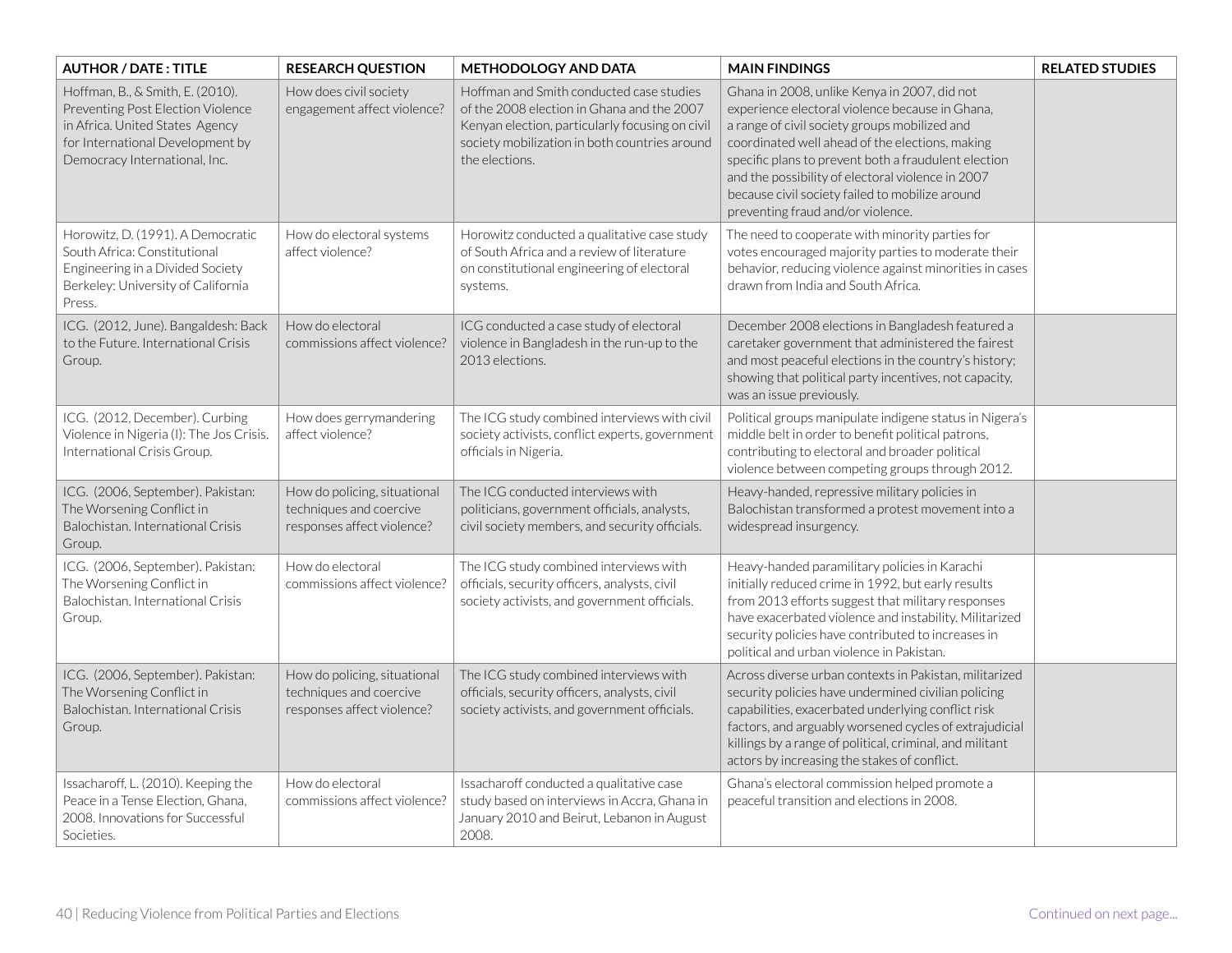| AUTHOR / DATE : TITLE | RESEARCH QUESTION | METHODOLOGY AND DATA | MAIN FINDINGS | RELATED STUDIES |
|---|---|---|---|---|
| Hoffman, B., & Smith, E. (2010). Preventing Post Election Violence in Africa. United States Agency for International Development by Democracy International, Inc. | How does civil society engagement affect violence? | Hoffman and Smith conducted case studies of the 2008 election in Ghana and the 2007 Kenyan election, particularly focusing on civil society mobilization in both countries around the elections. | Ghana in 2008, unlike Kenya in 2007, did not experience electoral violence because in Ghana, a range of civil society groups mobilized and coordinated well ahead of the elections, making specific plans to prevent both a fraudulent election and the possibility of electoral violence in 2007 because civil society failed to mobilize around preventing fraud and/or violence. | |
| Horowitz, D. (1991). A Democratic South Africa: Constitutional Engineering in a Divided Society Berkeley: University of California Press. | How do electoral systems affect violence? | Horowitz conducted a qualitative case study of South Africa and a review of literature on constitutional engineering of electoral systems. | The need to cooperate with minority parties for votes encouraged majority parties to moderate their behavior, reducing violence against minorities in cases drawn from India and South Africa. | |
| ICG. (2012, June). Bangaldesh: Back to the Future. International Crisis Group. | How do electoral commissions affect violence? | ICG conducted a case study of electoral violence in Bangladesh in the run-up to the 2013 elections. | December 2008 elections in Bangladesh featured a caretaker government that administered the fairest and most peaceful elections in the country's history; showing that political party incentives, not capacity, was an issue previously. | |
| ICG. (2012, December). Curbing Violence in Nigeria (I): The Jos Crisis. International Crisis Group. | How does gerrymandering affect violence? | The ICG study combined interviews with civil society activists, conflict experts, government officials in Nigeria. | Political groups manipulate indigene status in Nigera's middle belt in order to benefit political patrons, contributing to electoral and broader political violence between competing groups through 2012. | |
| ICG. (2006, September). Pakistan: The Worsening Conflict in Balochistan. International Crisis Group. | How do policing, situational techniques and coercive responses affect violence? | The ICG conducted interviews with politicians, government officials, analysts, civil society members, and security officials. | Heavy-handed, repressive military policies in Balochistan transformed a protest movement into a widespread insurgency. | |
| ICG. (2006, September). Pakistan: The Worsening Conflict in Balochistan. International Crisis Group. | How do electoral commissions affect violence? | The ICG study combined interviews with officials, security officers, analysts, civil society activists, and government officials. | Heavy-handed paramilitary policies in Karachi initially reduced crime in 1992, but early results from 2013 efforts suggest that military responses have exacerbated violence and instability. Militarized security policies have contributed to increases in political and urban violence in Pakistan. | |
| ICG. (2006, September). Pakistan: The Worsening Conflict in Balochistan. International Crisis Group. | How do policing, situational techniques and coercive responses affect violence? | The ICG study combined interviews with officials, security officers, analysts, civil society activists, and government officials. | Across diverse urban contexts in Pakistan, militarized security policies have undermined civilian policing capabilities, exacerbated underlying conflict risk factors, and arguably worsened cycles of extrajudicial killings by a range of political, criminal, and militant actors by increasing the stakes of conflict. | |
| Issacharoff, L. (2010). Keeping the Peace in a Tense Election, Ghana, 2008. Innovations for Successful Societies. | How do electoral commissions affect violence? | Issacharoff conducted a qualitative case study based on interviews in Accra, Ghana in January 2010 and Beirut, Lebanon in August 2008. | Ghana's electoral commission helped promote a peaceful transition and elections in 2008. | |

Continued on next page...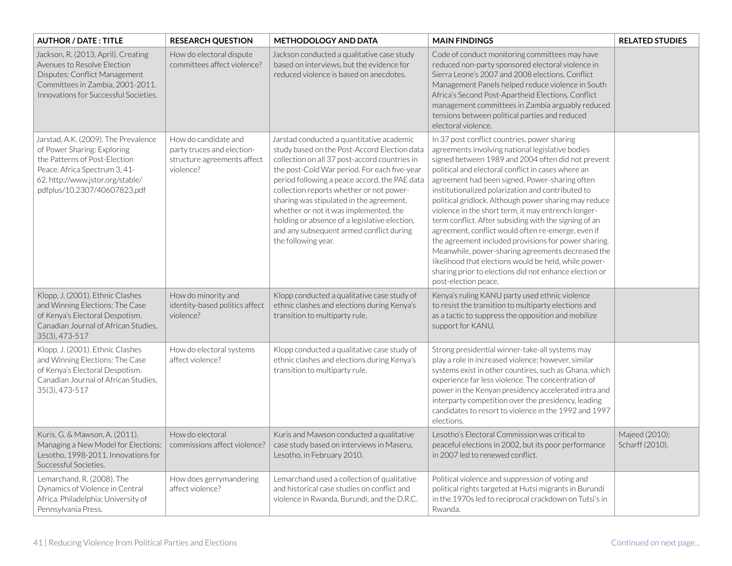| AUTHOR / DATE : TITLE | RESEARCH QUESTION | METHODOLOGY AND DATA | MAIN FINDINGS | RELATED STUDIES |
|---|---|---|---|---|
| Jackson, R. (2013, April). Creating Avenues to Resolve Election Disputes: Conflict Management Committees in Zambia, 2001-2011. Innovations for Successful Societies. | How do electoral dispute committees affect violence? | Jackson conducted a qualitative case study based on interviews, but the evidence for reduced violence is based on anecdotes. | Code of conduct monitoring committees may have reduced non-party sponsored electoral violence in Sierra Leone's 2007 and 2008 elections. Conflict Management Panels helped reduce violence in South Africa's Second Post-Apartheid Elections. Conflict management committees in Zambia arguably reduced tensions between political parties and reduced electoral violence. | |
| Jarstad, A.K. (2009). The Prevalence of Power Sharing: Exploring the Patterns of Post-Election Peace. Africa Spectrum 3, 41-62. http://www.jstor.org/stable/pdfplus/10.2307/40607823.pdf | How do candidate and party truces and election-structure agreements affect violence? | Jarstad conducted a quantitative academic study based on the Post-Accord Election data collection on all 37 post-accord countries in the post-Cold War period. For each five-year period following a peace accord, the PAE data collection reports whether or not power-sharing was stipulated in the agreement, whether or not it was implemented, the holding or absence of a legislative election, and any subsequent armed conflict during the following year. | In 37 post conflict countries, power sharing agreements involving national legislative bodies signed between 1989 and 2004 often did not prevent political and electoral conflict in cases where an agreement had been signed. Power-sharing often institutionalized polarization and contributed to political gridlock. Although power sharing may reduce violence in the short term, it may entrench longer-term conflict. After subsiding with the signing of an agreement, conflict would often re-emerge, even if the agreement included provisions for power sharing. Meanwhile, power-sharing agreements decreased the likelihood that elections would be held, while power-sharing prior to elections did not enhance election or post-election peace. | |
| Klopp, J. (2001). Ethnic Clashes and Winning Elections: The Case of Kenya's Electoral Despotism. Canadian Journal of African Studies, 35(3), 473-517 | How do minority and identity-based politics affect violence? | Klopp conducted a qualitative case study of ethnic clashes and elections during Kenya's transition to multiparty rule. | Kenya's ruling KANU party used ethnic violence to resist the transition to multiparty elections and as a tactic to suppress the opposition and mobilize support for KANU. | |
| Klopp, J. (2001). Ethnic Clashes and Winning Elections: The Case of Kenya's Electoral Despotism. Canadian Journal of African Studies, 35(3), 473-517 | How do electoral systems affect violence? | Klopp conducted a qualitative case study of ethnic clashes and elections during Kenya's transition to multiparty rule. | Strong presidential winner-take-all systems may play a role in increased violence; however, similar systems exist in other countires, such as Ghana, which experience far less violence. The concentration of power in the Kenyan presidency accelerated intra and interparty competition over the presidency, leading candidates to resort to violence in the 1992 and 1997 elections. | |
| Kuris, G. & Mawson, A. (2011). Managing a New Model for Elections: Lesotho, 1998-2011. Innovations for Successful Societies. | How do electoral commissions affect violence? | Kuris and Mawson conducted a qualitative case study based on interviews in Maseru, Lesotho, in February 2010. | Lesotho's Electoral Commission was critical to peaceful elections in 2002, but its poor performance in 2007 led to renewed conflict. | Majeed (2010); Scharff (2010). |
| Lemarchand, R. (2008). The Dynamics of Violence in Central Africa. Philadelphia: University of Pennsylvania Press. | How does gerrymandering affect violence? | Lemarchand used a collection of qualitative and historical case studies on conflict and violence in Rwanda, Burundi, and the D.R.C. | Political violence and suppression of voting and political rights targeted at Hutsi migrants in Burundi in the 1970s led to reciprocal crackdown on Tutsi's in Rwanda. | |

Continued on next page...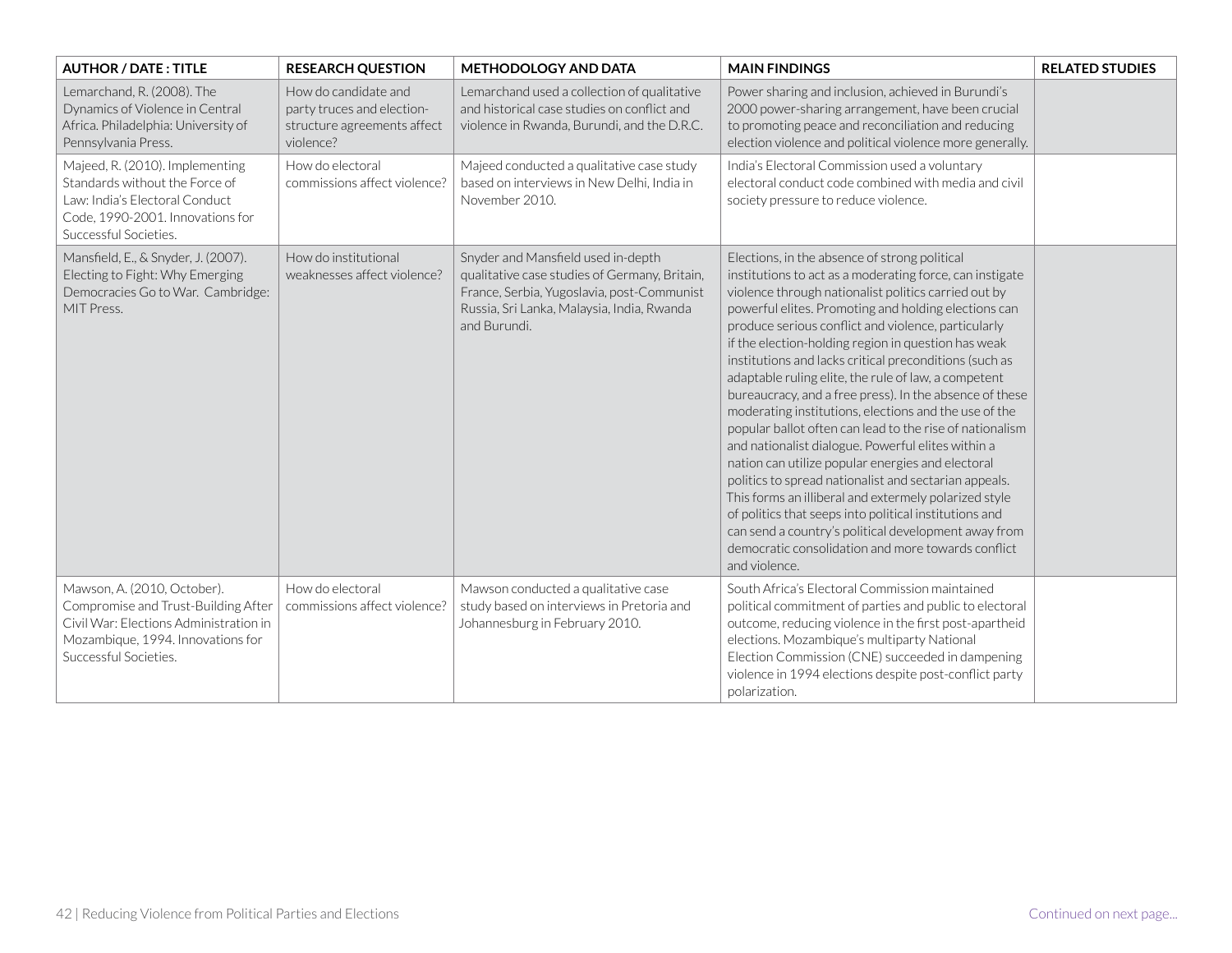| AUTHOR / DATE : TITLE | RESEARCH QUESTION | METHODOLOGY AND DATA | MAIN FINDINGS | RELATED STUDIES |
|---|---|---|---|---|
| Lemarchand, R. (2008). The Dynamics of Violence in Central Africa. Philadelphia: University of Pennsylvania Press. | How do candidate and party truces and election-structure agreements affect violence? | Lemarchand used a collection of qualitative and historical case studies on conflict and violence in Rwanda, Burundi, and the D.R.C. | Power sharing and inclusion, achieved in Burundi's 2000 power-sharing arrangement, have been crucial to promoting peace and reconciliation and reducing election violence and political violence more generally. | |
| Majeed, R. (2010). Implementing Standards without the Force of Law: India's Electoral Conduct Code, 1990-2001. Innovations for Successful Societies. | How do electoral commissions affect violence? | Majeed conducted a qualitative case study based on interviews in New Delhi, India in November 2010. | India's Electoral Commission used a voluntary electoral conduct code combined with media and civil society pressure to reduce violence. | |
| Mansfield, E., & Snyder, J. (2007). Electing to Fight: Why Emerging Democracies Go to War. Cambridge: MIT Press. | How do institutional weaknesses affect violence? | Snyder and Mansfield used in-depth qualitative case studies of Germany, Britain, France, Serbia, Yugoslavia, post-Communist Russia, Sri Lanka, Malaysia, India, Rwanda and Burundi. | Elections, in the absence of strong political institutions to act as a moderating force, can instigate violence through nationalist politics carried out by powerful elites. Promoting and holding elections can produce serious conflict and violence, particularly if the election-holding region in question has weak institutions and lacks critical preconditions (such as adaptable ruling elite, the rule of law, a competent bureaucracy, and a free press). In the absence of these moderating institutions, elections and the use of the popular ballot often can lead to the rise of nationalism and nationalist dialogue. Powerful elites within a nation can utilize popular energies and electoral politics to spread nationalist and sectarian appeals. This forms an illiberal and extermely polarized style of politics that seeps into political institutions and can send a country's political development away from democratic consolidation and more towards conflict and violence. | |
| Mawson, A. (2010, October). Compromise and Trust-Building After Civil War: Elections Administration in Mozambique, 1994. Innovations for Successful Societies. | How do electoral commissions affect violence? | Mawson conducted a qualitative case study based on interviews in Pretoria and Johannesburg in February 2010. | South Africa's Electoral Commission maintained political commitment of parties and public to electoral outcome, reducing violence in the first post-apartheid elections. Mozambique's multiparty National Election Commission (CNE) succeeded in dampening violence in 1994 elections despite post-conflict party polarization. | |

Continued on next page...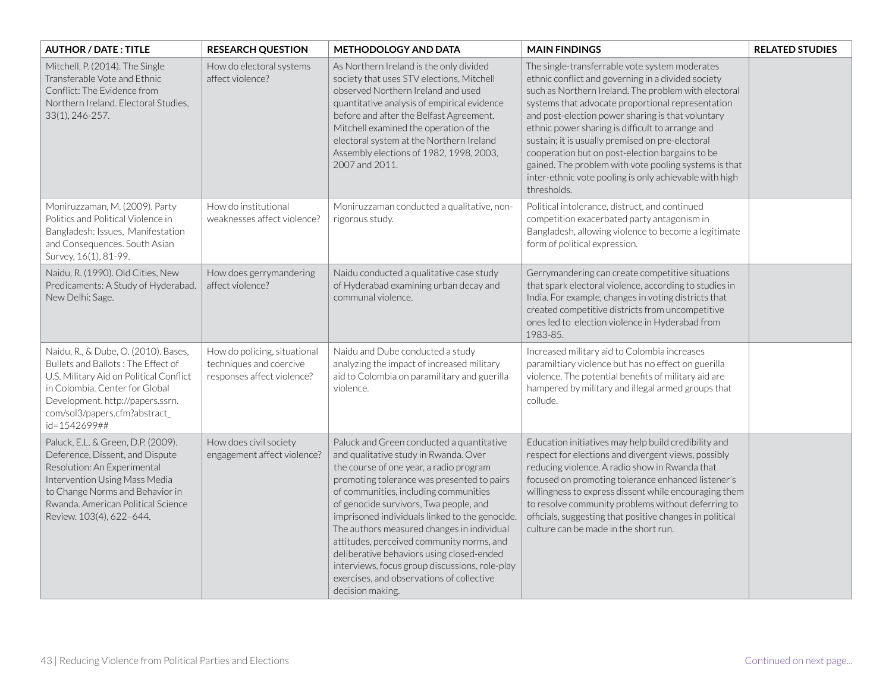| AUTHOR / DATE : TITLE | RESEARCH QUESTION | METHODOLOGY AND DATA | MAIN FINDINGS | RELATED STUDIES |
|---|---|---|---|---|
| Mitchell, P. (2014). The Single Transferable Vote and Ethnic Conflict: The Evidence from Northern Ireland. Electoral Studies, 33(1), 246-257. | How do electoral systems affect violence? | As Northern Ireland is the only divided society that uses STV elections, Mitchell observed Northern Ireland and used quantitative analysis of empirical evidence before and after the Belfast Agreement. Mitchell examined the operation of the electoral system at the Northern Ireland Assembly elections of 1982, 1998, 2003, 2007 and 2011. | The single-transferrable vote system moderates ethnic conflict and governing in a divided society such as Northern Ireland. The problem with electoral systems that advocate proportional representation and post-election power sharing is that voluntary ethnic power sharing is difficult to arrange and sustain; it is usually premised on pre-electoral cooperation but on post-election bargains to be gained. The problem with vote pooling systems is that inter-ethnic vote pooling is only achievable with high thresholds. | |
| Moniruzzaman, M. (2009). Party Politics and Political Violence in Bangladesh: Issues, Manifestation and Consequences. South Asian Survey, 16(1), 81-99. | How do institutional weaknesses affect violence? | Moniruzzaman conducted a qualitative, non-rigorous study. | Political intolerance, distruct, and continued competition exacerbated party antagonism in Bangladesh, allowing violence to become a legitimate form of political expression. | |
| Naidu, R. (1990). Old Cities, New Predicaments: A Study of Hyderabad. New Delhi: Sage. | How does gerrymandering affect violence? | Naidu conducted a qualitative case study of Hyderabad examining urban decay and communal violence. | Gerrymandering can create competitive situations that spark electoral violence, according to studies in India. For example, changes in voting districts that created competitive districts from uncompetitive ones led to election violence in Hyderabad from 1983-85. | |
| Naidu, R., & Dube, O. (2010). Bases, Bullets and Ballots : The Effect of U.S. Military Aid on Political Conflict in Colombia. Center for Global Development. http://papers.ssrn.com/sol3/papers.cfm?abstract_id=1542699## | How do policing, situational techniques and coercive responses affect violence? | Naidu and Dube conducted a study analyzing the impact of increased military aid to Colombia on paramilitary and guerilla violence. | Increased military aid to Colombia increases paramiltiary violence but has no effect on guerilla violence. The potential benefits of military aid are hampered by military and illegal armed groups that collude. | |
| Paluck, E.L. & Green, D.P. (2009). Deference, Dissent, and Dispute Resolution: An Experimental Intervention Using Mass Media to Change Norms and Behavior in Rwanda. American Political Science Review. 103(4), 622–644. | How does civil society engagement affect violence? | Paluck and Green conducted a quantitative and qualitative study in Rwanda. Over the course of one year, a radio program promoting tolerance was presented to pairs of communities, including communities of genocide survivors, Twa people, and imprisoned individuals linked to the genocide. The authors measured changes in individual attitudes, perceived community norms, and deliberative behaviors using closed-ended interviews, focus group discussions, role-play exercises, and observations of collective decision making. | Education initiatives may help build credibility and respect for elections and divergent views, possibly reducing violence. A radio show in Rwanda that focused on promoting tolerance enhanced listener's willingness to express dissent while encouraging them to resolve community problems without deferring to officials, suggesting that positive changes in political culture can be made in the short run. | |

Continued on next page...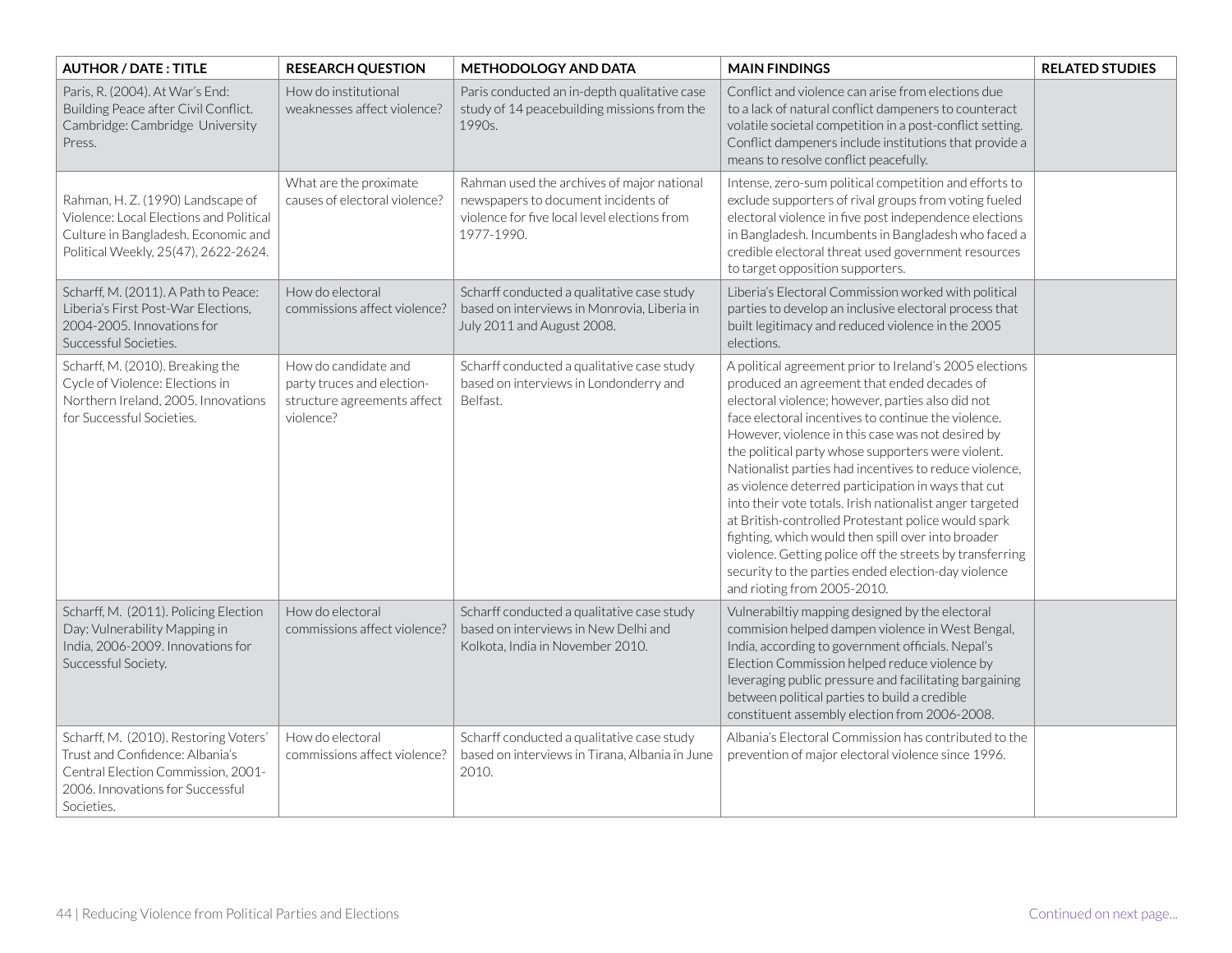| AUTHOR / DATE : TITLE | RESEARCH QUESTION | METHODOLOGY AND DATA | MAIN FINDINGS | RELATED STUDIES |
|---|---|---|---|---|
| Paris, R. (2004). At War's End: Building Peace after Civil Conflict. Cambridge: Cambridge University Press. | How do institutional weaknesses affect violence? | Paris conducted an in-depth qualitative case study of 14 peacebuilding missions from the 1990s. | Conflict and violence can arise from elections due to a lack of natural conflict dampeners to counteract volatile societal competition in a post-conflict setting. Conflict dampeners include institutions that provide a means to resolve conflict peacefully. | |
| Rahman, H. Z. (1990) Landscape of Violence: Local Elections and Political Culture in Bangladesh. Economic and Political Weekly, 25(47), 2622-2624. | What are the proximate causes of electoral violence? | Rahman used the archives of major national newspapers to document incidents of violence for five local level elections from 1977-1990. | Intense, zero-sum political competition and efforts to exclude supporters of rival groups from voting fueled electoral violence in five post independence elections in Bangladesh. Incumbents in Bangladesh who faced a credible electoral threat used government resources to target opposition supporters. | |
| Scharff, M. (2011). A Path to Peace: Liberia's First Post-War Elections, 2004-2005. Innovations for Successful Societies. | How do electoral commissions affect violence? | Scharff conducted a qualitative case study based on interviews in Monrovia, Liberia in July 2011 and August 2008. | Liberia's Electoral Commission worked with political parties to develop an inclusive electoral process that built legitimacy and reduced violence in the 2005 elections. | |
| Scharff, M. (2010). Breaking the Cycle of Violence: Elections in Northern Ireland, 2005. Innovations for Successful Societies. | How do candidate and party truces and election-structure agreements affect violence? | Scharff conducted a qualitative case study based on interviews in Londonderry and Belfast. | A political agreement prior to Ireland's 2005 elections produced an agreement that ended decades of electoral violence; however, parties also did not face electoral incentives to continue the violence. However, violence in this case was not desired by the political party whose supporters were violent. Nationalist parties had incentives to reduce violence, as violence deterred participation in ways that cut into their vote totals. Irish nationalist anger targeted at British-controlled Protestant police would spark fighting, which would then spill over into broader violence. Getting police off the streets by transferring security to the parties ended election-day violence and rioting from 2005-2010. | |
| Scharff, M. (2011). Policing Election Day: Vulnerability Mapping in India, 2006-2009. Innovations for Successful Society. | How do electoral commissions affect violence? | Scharff conducted a qualitative case study based on interviews in New Delhi and Kolkota, India in November 2010. | Vulnerabiltiy mapping designed by the electoral commision helped dampen violence in West Bengal, India, according to government officials. Nepal's Election Commission helped reduce violence by leveraging public pressure and facilitating bargaining between political parties to build a credible constituent assembly election from 2006-2008. | |
| Scharff, M. (2010). Restoring Voters' Trust and Confidence: Albania's Central Election Commission, 2001-2006. Innovations for Successful Societies. | How do electoral commissions affect violence? | Scharff conducted a qualitative case study based on interviews in Tirana, Albania in June 2010. | Albania's Electoral Commission has contributed to the prevention of major electoral violence since 1996. | |

Continued on next page...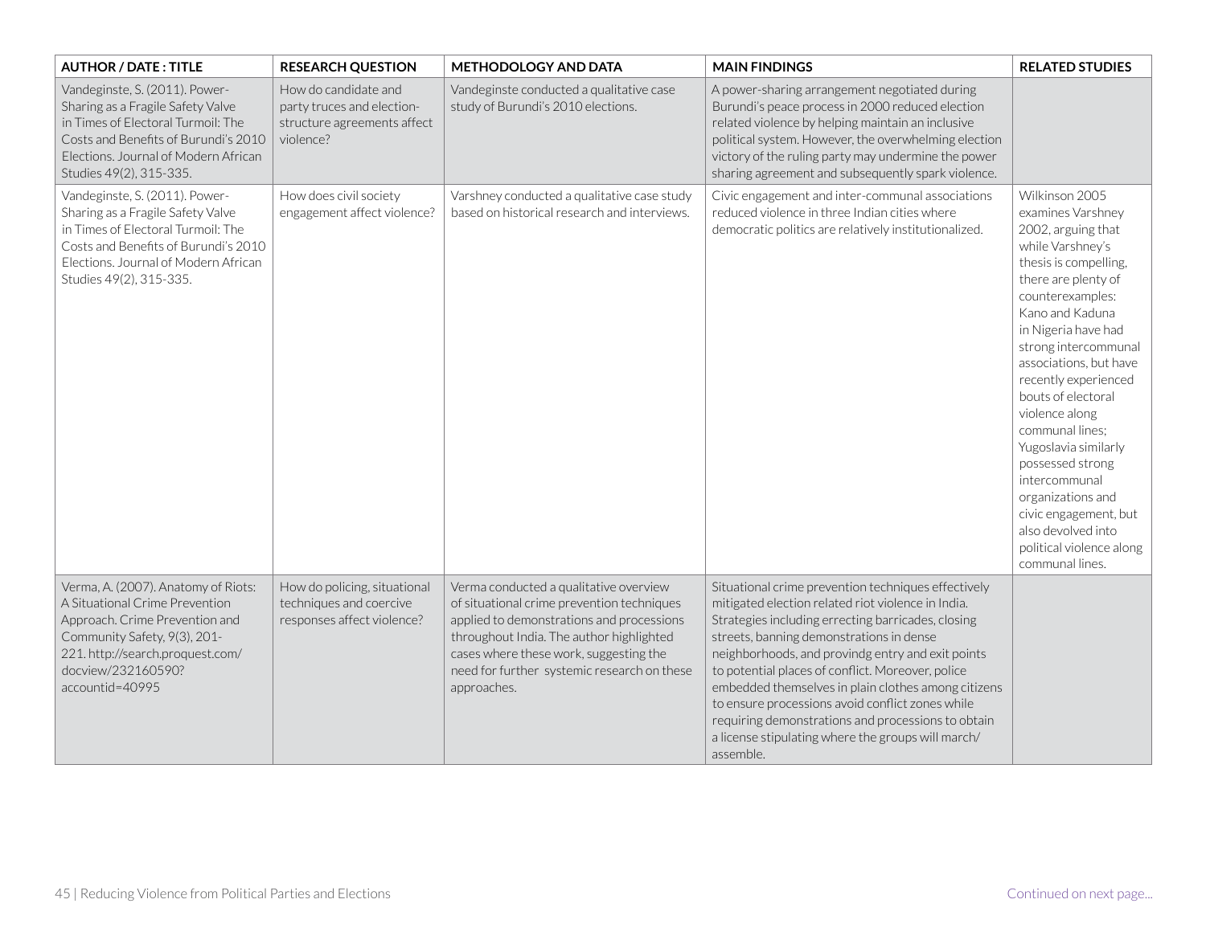| AUTHOR / DATE : TITLE | RESEARCH QUESTION | METHODOLOGY AND DATA | MAIN FINDINGS | RELATED STUDIES |
|---|---|---|---|---|
| Vandeginste, S. (2011). Power-Sharing as a Fragile Safety Valve in Times of Electoral Turmoil: The Costs and Benefits of Burundi's 2010 Elections. Journal of Modern African Studies 49(2), 315-335. | How do candidate and party truces and election-structure agreements affect violence? | Vandeginste conducted a qualitative case study of Burundi's 2010 elections. | A power-sharing arrangement negotiated during Burundi's peace process in 2000 reduced election related violence by helping maintain an inclusive political system. However, the overwhelming election victory of the ruling party may undermine the power sharing agreement and subsequently spark violence. | |
| Vandeginste, S. (2011). Power-Sharing as a Fragile Safety Valve in Times of Electoral Turmoil: The Costs and Benefits of Burundi's 2010 Elections. Journal of Modern African Studies 49(2), 315-335. | How does civil society engagement affect violence? | Varshney conducted a qualitative case study based on historical research and interviews. | Civic engagement and inter-communal associations reduced violence in three Indian cities where democratic politics are relatively institutionalized. | Wilkinson 2005 examines Varshney 2002, arguing that while Varshney's thesis is compelling, there are plenty of counterexamples: Kano and Kaduna in Nigeria have had strong intercommunal associations, but have recently experienced bouts of electoral violence along communal lines; Yugoslavia similarly possessed strong intercommunal organizations and civic engagement, but also devolved into political violence along communal lines. |
| Verma, A. (2007). Anatomy of Riots: A Situational Crime Prevention Approach. Crime Prevention and Community Safety, 9(3), 201-221. http://search.proquest.com/docview/232160590?accountid=40995 | How do policing, situational techniques and coercive responses affect violence? | Verma conducted a qualitative overview of situational crime prevention techniques applied to demonstrations and processions throughout India. The author highlighted cases where these work, suggesting the need for further systemic research on these approaches. | Situational crime prevention techniques effectively mitigated election related riot violence in India. Strategies including errecting barricades, closing streets, banning demonstrations in dense neighborhoods, and provindg entry and exit points to potential places of conflict. Moreover, police embedded themselves in plain clothes among citizens to ensure processions avoid conflict zones while requiring demonstrations and processions to obtain a license stipulating where the groups will march/assemble. | |

Continued on next page...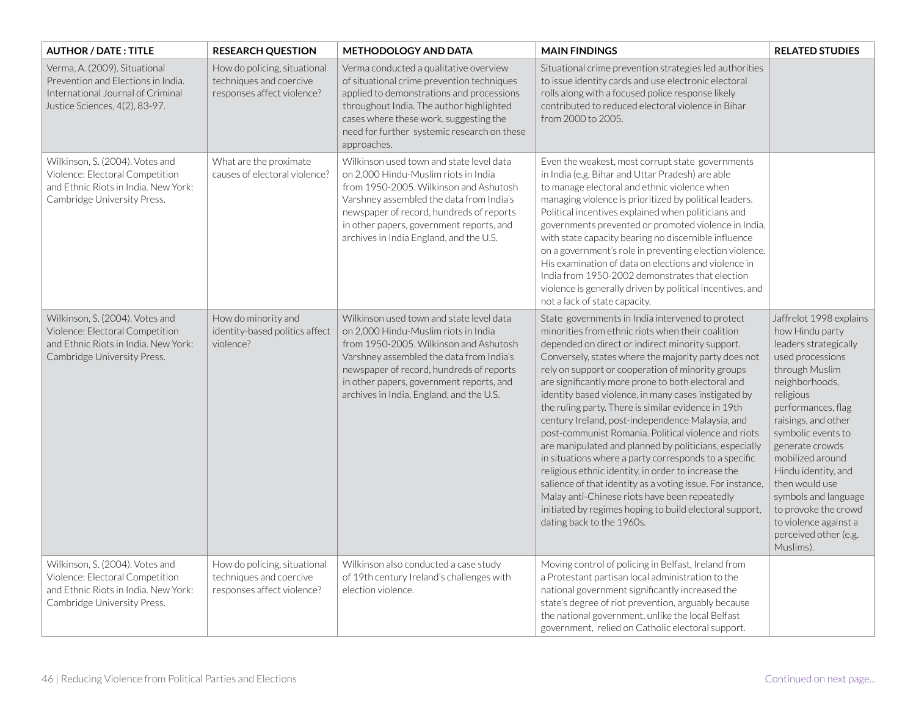| AUTHOR / DATE : TITLE | RESEARCH QUESTION | METHODOLOGY AND DATA | MAIN FINDINGS | RELATED STUDIES |
|---|---|---|---|---|
| Verma, A. (2009). Situational Prevention and Elections in India. International Journal of Criminal Justice Sciences, 4(2), 83-97. | How do policing, situational techniques and coercive responses affect violence? | Verma conducted a qualitative overview of situational crime prevention techniques applied to demonstrations and processions throughout India. The author highlighted cases where these work, suggesting the need for further systemic research on these approaches. | Situational crime prevention strategies led authorities to issue identity cards and use electronic electoral rolls along with a focused police response likely contributed to reduced electoral violence in Bihar from 2000 to 2005. | |
| Wilkinson, S. (2004). Votes and Violence: Electoral Competition and Ethnic Riots in India. New York: Cambridge University Press. | What are the proximate causes of electoral violence? | Wilkinson used town and state level data on 2,000 Hindu-Muslim riots in India from 1950-2005. Wilkinson and Ashutosh Varshney assembled the data from India's newspaper of record, hundreds of reports in other papers, government reports, and archives in India England, and the U.S. | Even the weakest, most corrupt state governments in India (e.g. Bihar and Uttar Pradesh) are able to manage electoral and ethnic violence when managing violence is prioritized by political leaders. Political incentives explained when politicians and governments prevented or promoted violence in India, with state capacity bearing no discernible influence on a government's role in preventing election violence. His examination of data on elections and violence in India from 1950-2002 demonstrates that election violence is generally driven by political incentives, and not a lack of state capacity. | |
| Wilkinson, S. (2004). Votes and Violence: Electoral Competition and Ethnic Riots in India. New York: Cambridge University Press. | How do minority and identity-based politics affect violence? | Wilkinson used town and state level data on 2,000 Hindu-Muslim riots in India from 1950-2005. Wilkinson and Ashutosh Varshney assembled the data from India's newspaper of record, hundreds of reports in other papers, government reports, and archives in India, England, and the U.S. | State governments in India intervened to protect minorities from ethnic riots when their coalition depended on direct or indirect minority support. Conversely, states where the majority party does not rely on support or cooperation of minority groups are significantly more prone to both electoral and identity based violence, in many cases instigated by the ruling party. There is similar evidence in 19th century Ireland, post-independence Malaysia, and post-communist Romania. Political violence and riots are manipulated and planned by politicians, especially in situations where a party corresponds to a specific religious ethnic identity, in order to increase the salience of that identity as a voting issue. For instance, Malay anti-Chinese riots have been repeatedly initiated by regimes hoping to build electoral support, dating back to the 1960s. | Jaffrelot 1998 explains how Hindu party leaders strategically used processions through Muslim neighborhoods, religious performances, flag raisings, and other symbolic events to generate crowds mobilized around Hindu identity, and then would use symbols and language to provoke the crowd to violence against a perceived other (e.g. Muslims). |
| Wilkinson, S. (2004). Votes and Violence: Electoral Competition and Ethnic Riots in India. New York: Cambridge University Press. | How do policing, situational techniques and coercive responses affect violence? | Wilkinson also conducted a case study of 19th century Ireland's challenges with election violence. | Moving control of policing in Belfast, Ireland from a Protestant partisan local administration to the national government significantly increased the state's degree of riot prevention, arguably because the national government, unlike the local Belfast government, relied on Catholic electoral support. | |

Continued on next page...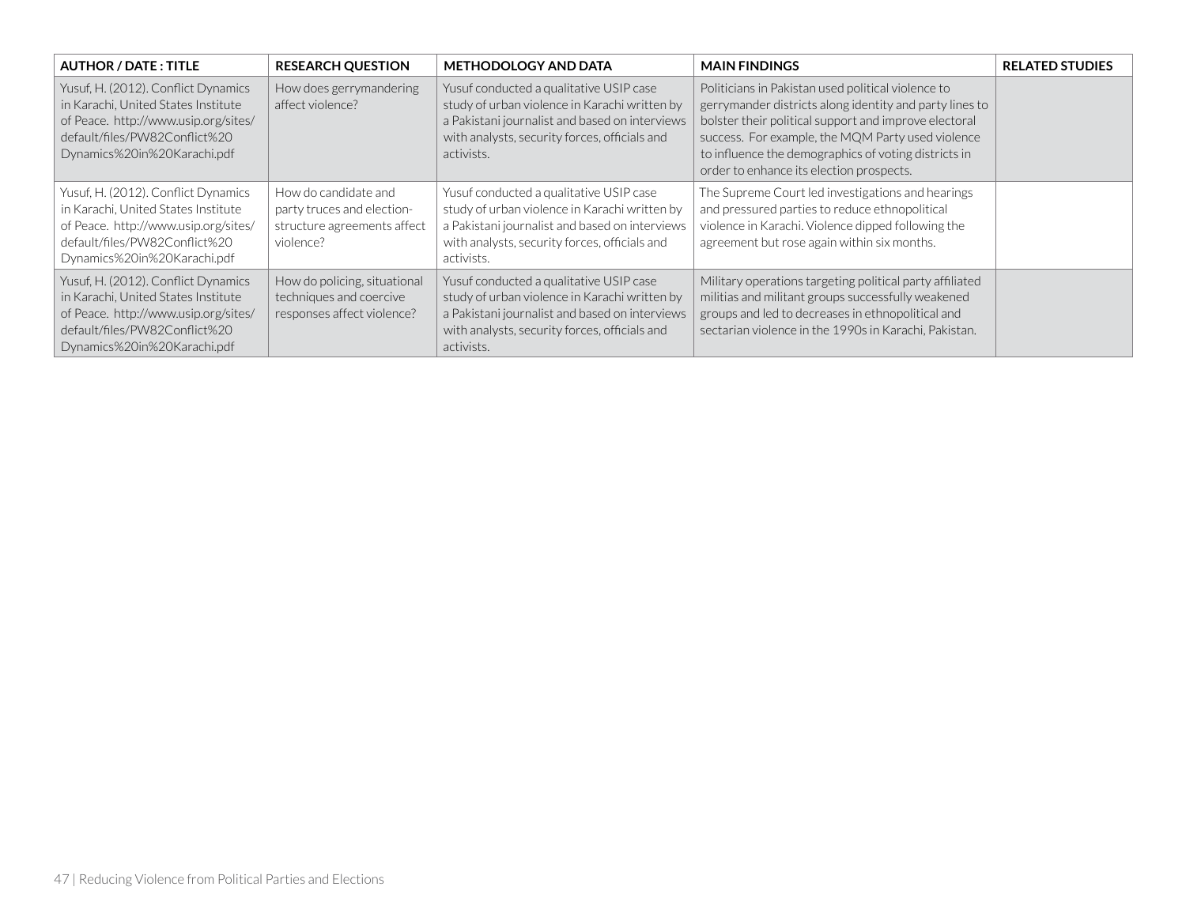| AUTHOR / DATE : TITLE | RESEARCH QUESTION | METHODOLOGY AND DATA | MAIN FINDINGS | RELATED STUDIES |
|---|---|---|---|---|
| Yusuf, H. (2012). Conflict Dynamics in Karachi, United States Institute of Peace. http://www.usip.org/sites/default/files/PW82Conflict%20Dynamics%20in%20Karachi.pdf | How does gerrymandering affect violence? | Yusuf conducted a qualitative USIP case study of urban violence in Karachi written by a Pakistani journalist and based on interviews with analysts, security forces, officials and activists. | Politicians in Pakistan used political violence to gerrymander districts along identity and party lines to bolster their political support and improve electoral success. For example, the MQM Party used violence to influence the demographics of voting districts in order to enhance its election prospects. | |
| Yusuf, H. (2012). Conflict Dynamics in Karachi, United States Institute of Peace. http://www.usip.org/sites/default/files/PW82Conflict%20Dynamics%20in%20Karachi.pdf | How do candidate and party truces and election-structure agreements affect violence? | Yusuf conducted a qualitative USIP case study of urban violence in Karachi written by a Pakistani journalist and based on interviews with analysts, security forces, officials and activists. | The Supreme Court led investigations and hearings and pressured parties to reduce ethnopolitical violence in Karachi. Violence dipped following the agreement but rose again within six months. | |
| Yusuf, H. (2012). Conflict Dynamics in Karachi, United States Institute of Peace. http://www.usip.org/sites/default/files/PW82Conflict%20Dynamics%20in%20Karachi.pdf | How do policing, situational techniques and coercive responses affect violence? | Yusuf conducted a qualitative USIP case study of urban violence in Karachi written by a Pakistani journalist and based on interviews with analysts, security forces, officials and activists. | Military operations targeting political party affiliated militias and militant groups successfully weakened groups and led to decreases in ethnopolitical and sectarian violence in the 1990s in Karachi, Pakistan. | |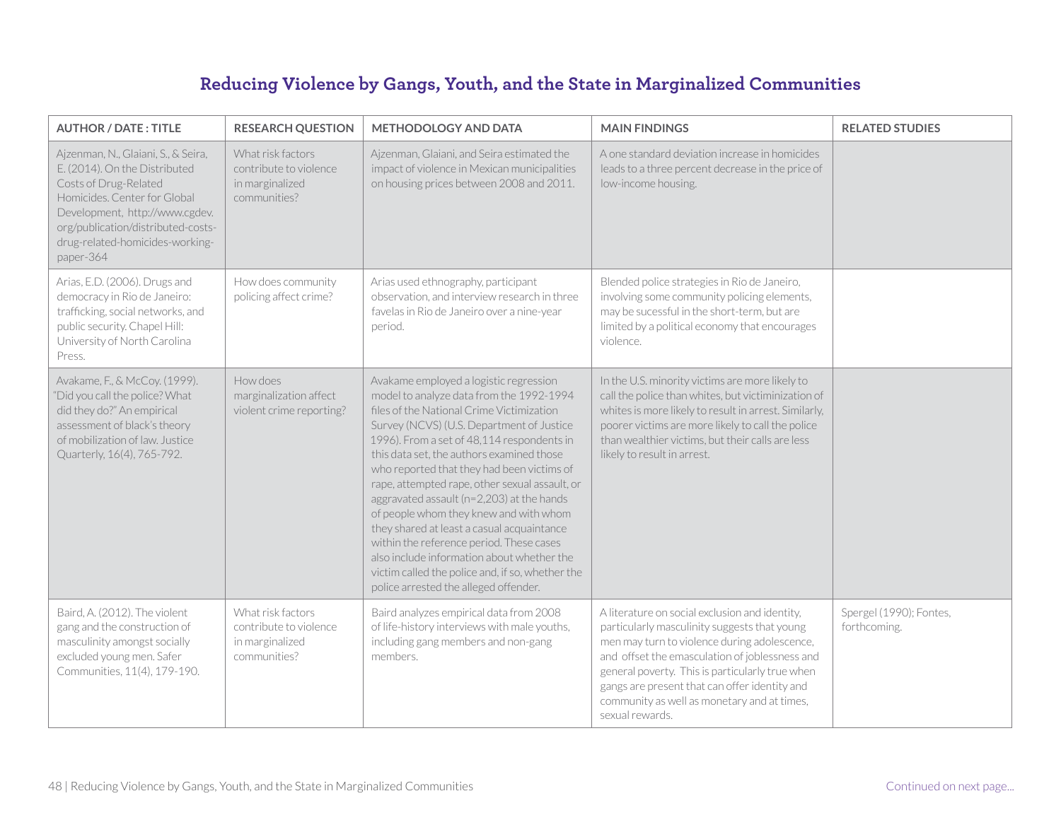## Reducing Violence by Gangs, Youth, and the State in Marginalized Communities

| AUTHOR / DATE : TITLE | RESEARCH QUESTION | METHODOLOGY AND DATA | MAIN FINDINGS | RELATED STUDIES |
|---|---|---|---|---|
| Ajzenman, N., Glaiani, S., & Seira, E. (2014). On the Distributed Costs of Drug-Related Homicides. Center for Global Development, http://www.cgdev.org/publication/distributed-costs-drug-related-homicides-working-paper-364 | What risk factors contribute to violence in marginalized communities? | Ajzenman, Glaiani, and Seira estimated the impact of violence in Mexican municipalities on housing prices between 2008 and 2011. | A one standard deviation increase in homicides leads to a three percent decrease in the price of low-income housing. | |
| Arias, E.D. (2006). Drugs and democracy in Rio de Janeiro: trafficking, social networks, and public security. Chapel Hill: University of North Carolina Press. | How does community policing affect crime? | Arias used ethnography, participant observation, and interview research in three favelas in Rio de Janeiro over a nine-year period. | Blended police strategies in Rio de Janeiro, involving some community policing elements, may be sucessful in the short-term, but are limited by a political economy that encourages violence. | |
| Avakame, F., & McCoy. (1999). "Did you call the police? What did they do?" An empirical assessment of black's theory of mobilization of law. Justice Quarterly, 16(4), 765-792. | How does marginalization affect violent crime reporting? | Avakame employed a logistic regression model to analyze data from the 1992-1994 files of the National Crime Victimization Survey (NCVS) (U.S. Department of Justice 1996). From a set of 48,114 respondents in this data set, the authors examined those who reported that they had been victims of rape, attempted rape, other sexual assault, or aggravated assault (n=2,203) at the hands of people whom they knew and with whom they shared at least a casual acquaintance within the reference period. These cases also include information about whether the victim called the police and, if so, whether the police arrested the alleged offender. | In the U.S. minority victims are more likely to call the police than whites, but victiminization of whites is more likely to result in arrest. Similarly, poorer victims are more likely to call the police than wealthier victims, but their calls are less likely to result in arrest. | |
| Baird, A. (2012). The violent gang and the construction of masculinity amongst socially excluded young men. Safer Communities, 11(4), 179-190. | What risk factors contribute to violence in marginalized communities? | Baird analyzes empirical data from 2008 of life-history interviews with male youths, including gang members and non-gang members. | A literature on social exclusion and identity, particularly masculinity suggests that young men may turn to violence during adolescence, and offset the emasculation of joblessness and general poverty. This is particularly true when gangs are present that can offer identity and community as well as monetary and at times, sexual rewards. | Spergel (1990); Fontes, forthcoming. |

Continued on next page...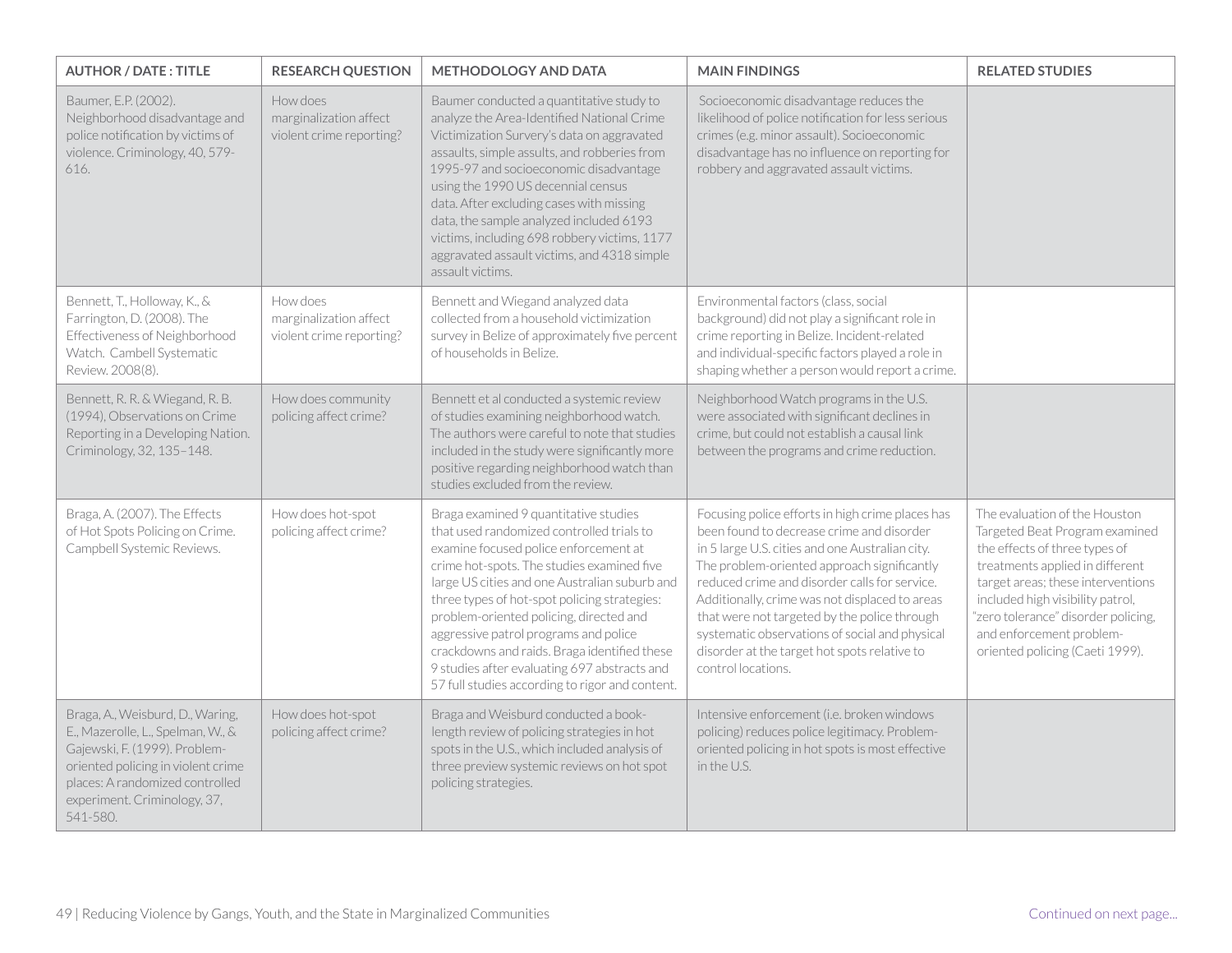| AUTHOR / DATE : TITLE | RESEARCH QUESTION | METHODOLOGY AND DATA | MAIN FINDINGS | RELATED STUDIES |
|---|---|---|---|---|
| Baumer, E.P. (2002). Neighborhood disadvantage and police notification by victims of violence. Criminology, 40, 579-616. | How does marginalization affect violent crime reporting? | Baumer conducted a quantitative study to analyze the Area-Identified National Crime Victimization Survery's data on aggravated assaults, simple assults, and robberies from 1995-97 and socioeconomic disadvantage using the 1990 US decennial census data. After excluding cases with missing data, the sample analyzed included 6193 victims, including 698 robbery victims, 1177 aggravated assault victims, and 4318 simple assault victims. | Socioeconomic disadvantage reduces the likelihood of police notification for less serious crimes (e.g. minor assault). Socioeconomic disadvantage has no influence on reporting for robbery and aggravated assault victims. | |
| Bennett, T., Holloway, K., & Farrington, D. (2008). The Effectiveness of Neighborhood Watch. Cambell Systematic Review. 2008(8). | How does marginalization affect violent crime reporting? | Bennett and Wiegand analyzed data collected from a household victimization survey in Belize of approximately five percent of households in Belize. | Environmental factors (class, social background) did not play a significant role in crime reporting in Belize. Incident-related and individual-specific factors played a role in shaping whether a person would report a crime. | |
| Bennett, R. R. & Wiegand, R. B. (1994), Observations on Crime Reporting in a Developing Nation. Criminology, 32, 135–148. | How does community policing affect crime? | Bennett et al conducted a systemic review of studies examining neighborhood watch. The authors were careful to note that studies included in the study were significantly more positive regarding neighborhood watch than studies excluded from the review. | Neighborhood Watch programs in the U.S. were associated with significant declines in crime, but could not establish a causal link between the programs and crime reduction. | |
| Braga, A. (2007). The Effects of Hot Spots Policing on Crime. Campbell Systemic Reviews. | How does hot-spot policing affect crime? | Braga examined 9 quantitative studies that used randomized controlled trials to examine focused police enforcement at crime hot-spots. The studies examined five large US cities and one Australian suburb and three types of hot-spot policing strategies: problem-oriented policing, directed and aggressive patrol programs and police crackdowns and raids. Braga identified these 9 studies after evaluating 697 abstracts and 57 full studies according to rigor and content. | Focusing police efforts in high crime places has been found to decrease crime and disorder in 5 large U.S. cities and one Australian city. The problem-oriented approach significantly reduced crime and disorder calls for service. Additionally, crime was not displaced to areas that were not targeted by the police through systematic observations of social and physical disorder at the target hot spots relative to control locations. | The evaluation of the Houston Targeted Beat Program examined the effects of three types of treatments applied in different target areas; these interventions included high visibility patrol, "zero tolerance" disorder policing, and enforcement problem-oriented policing (Caeti 1999). |
| Braga, A., Weisburd, D., Waring, E., Mazerolle, L., Spelman, W., & Gajewski, F. (1999). Problem-oriented policing in violent crime places: A randomized controlled experiment. Criminology, 37, 541-580. | How does hot-spot policing affect crime? | Braga and Weisburd conducted a book-length review of policing strategies in hot spots in the U.S., which included analysis of three preview systemic reviews on hot spot policing strategies. | Intensive enforcement (i.e. broken windows policing) reduces police legitimacy. Problem-oriented policing in hot spots is most effective in the U.S. | |

Continued on next page...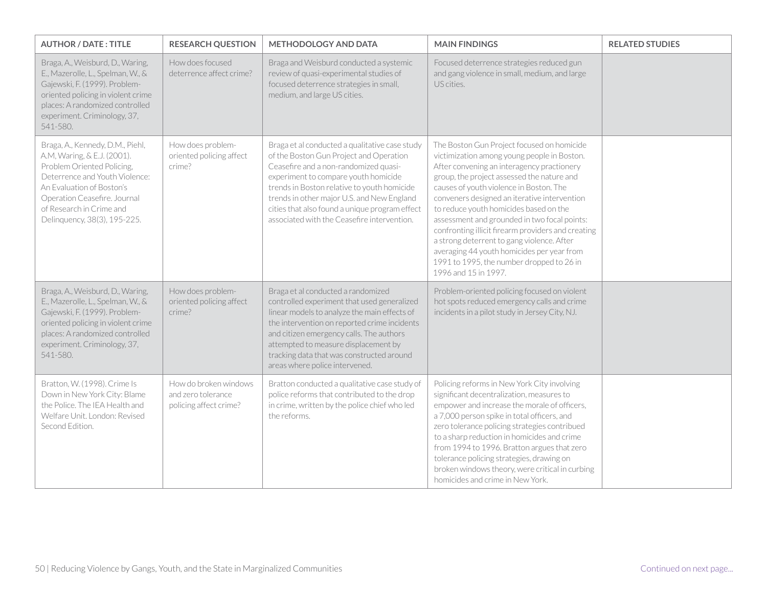| AUTHOR / DATE : TITLE | RESEARCH QUESTION | METHODOLOGY AND DATA | MAIN FINDINGS | RELATED STUDIES |
|---|---|---|---|---|
| Braga, A., Weisburd, D., Waring, E., Mazerolle, L., Spelman, W., & Gajewski, F. (1999). Problem-oriented policing in violent crime places: A randomized controlled experiment. Criminology, 37, 541-580. | How does focused deterrence affect crime? | Braga and Weisburd conducted a systemic review of quasi-experimental studies of focused deterrence strategies in small, medium, and large US cities. | Focused deterrence strategies reduced gun and gang violence in small, medium, and large US cities. | |
| Braga, A., Kennedy, D.M., Piehl, A.M, Waring, & E.J. (2001). Problem Oriented Policing, Deterrence and Youth Violence: An Evaluation of Boston's Operation Ceasefire. Journal of Research in Crime and Delinquency, 38(3), 195-225. | How does problem-oriented policing affect crime? | Braga et al conducted a qualitative case study of the Boston Gun Project and Operation Ceasefire and a non-randomized quasi-experiment to compare youth homicide trends in Boston relative to youth homicide trends in other major U.S. and New England cities that also found a unique program effect associated with the Ceasefire intervention. | The Boston Gun Project focused on homicide victimization among young people in Boston. After convening an interagency practionery group, the project assessed the nature and causes of youth violence in Boston. The conveners designed an iterative intervention to reduce youth homicides based on the assessment and grounded in two focal points: confronting illicit firearm providers and creating a strong deterrent to gang violence. After averaging 44 youth homicides per year from 1991 to 1995, the number dropped to 26 in 1996 and 15 in 1997. | |
| Braga, A., Weisburd, D., Waring, E., Mazerolle, L., Spelman, W., & Gajewski, F. (1999). Problem-oriented policing in violent crime places: A randomized controlled experiment. Criminology, 37, 541-580. | How does problem-oriented policing affect crime? | Braga et al conducted a randomized controlled experiment that used generalized linear models to analyze the main effects of the intervention on reported crime incidents and citizen emergency calls. The authors attempted to measure displacement by tracking data that was constructed around areas where police intervened. | Problem-oriented policing focused on violent hot spots reduced emergency calls and crime incidents in a pilot study in Jersey City, NJ. | |
| Bratton, W. (1998). Crime Is Down in New York City: Blame the Police. The IEA Health and Welfare Unit. London: Revised Second Edition. | How do broken windows and zero tolerance policing affect crime? | Bratton conducted a qualitative case study of police reforms that contributed to the drop in crime, written by the police chief who led the reforms. | Policing reforms in New York City involving significant decentralization, measures to empower and increase the morale of officers, a 7,000 person spike in total officers, and zero tolerance policing strategies contribued to a sharp reduction in homicides and crime from 1994 to 1996. Bratton argues that zero tolerance policing strategies, drawing on broken windows theory, were critical in curbing homicides and crime in New York. | |

Continued on next page...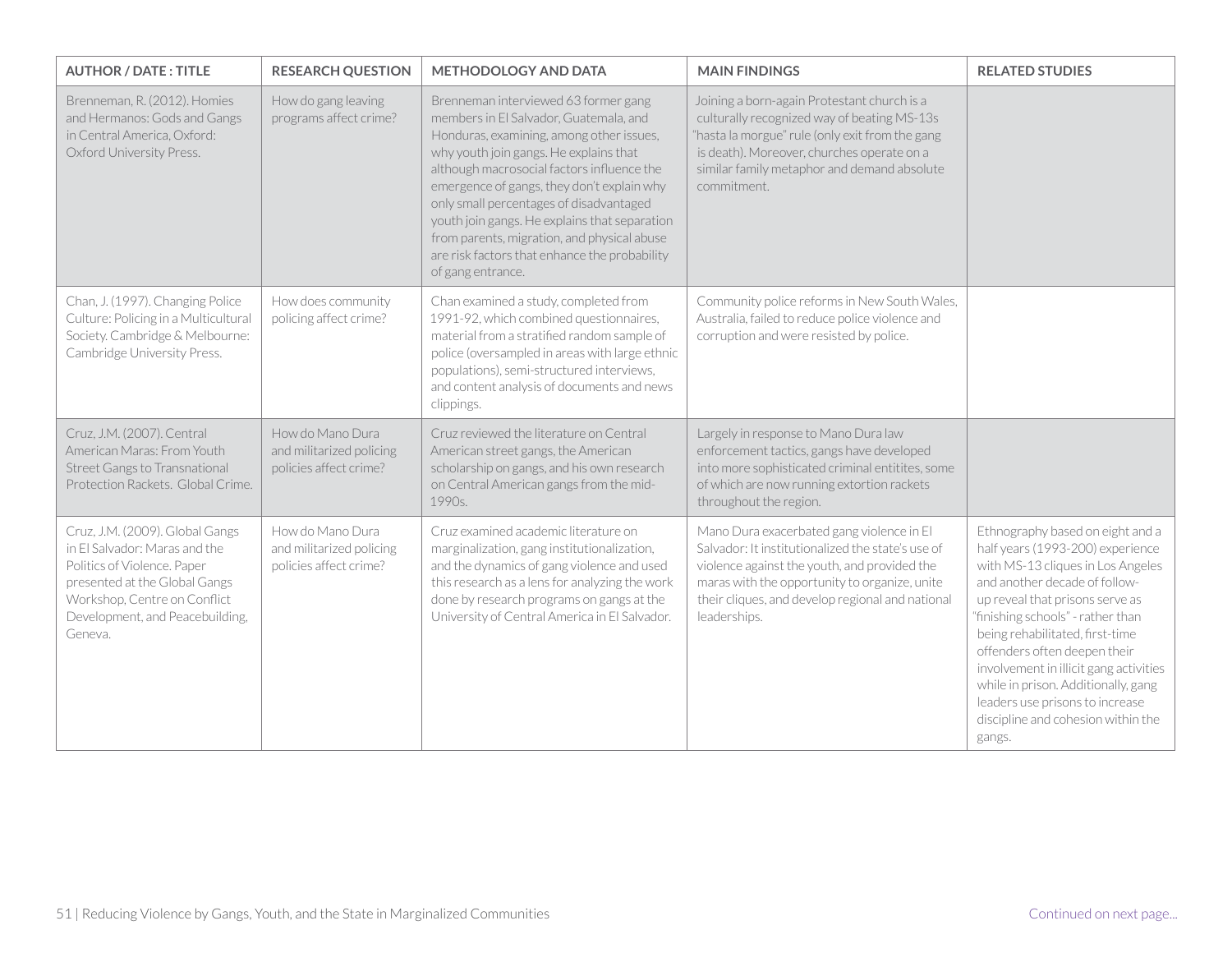| AUTHOR / DATE : TITLE | RESEARCH QUESTION | METHODOLOGY AND DATA | MAIN FINDINGS | RELATED STUDIES |
|---|---|---|---|---|
| Brenneman, R. (2012). Homies and Hermanos: Gods and Gangs in Central America, Oxford: Oxford University Press. | How do gang leaving programs affect crime? | Brenneman interviewed 63 former gang members in El Salvador, Guatemala, and Honduras, examining, among other issues, why youth join gangs. He explains that although macrosocial factors influence the emergence of gangs, they don't explain why only small percentages of disadvantaged youth join gangs. He explains that separation from parents, migration, and physical abuse are risk factors that enhance the probability of gang entrance. | Joining a born-again Protestant church is a culturally recognized way of beating MS-13s "hasta la morgue" rule (only exit from the gang is death). Moreover, churches operate on a similar family metaphor and demand absolute commitment. | |
| Chan, J. (1997). Changing Police Culture: Policing in a Multicultural Society. Cambridge & Melbourne: Cambridge University Press. | How does community policing affect crime? | Chan examined a study, completed from 1991-92, which combined questionnaires, material from a stratified random sample of police (oversampled in areas with large ethnic populations), semi-structured interviews, and content analysis of documents and news clippings. | Community police reforms in New South Wales, Australia, failed to reduce police violence and corruption and were resisted by police. | |
| Cruz, J.M. (2007). Central American Maras: From Youth Street Gangs to Transnational Protection Rackets. Global Crime. | How do Mano Dura and militarized policing policies affect crime? | Cruz reviewed the literature on Central American street gangs, the American scholarship on gangs, and his own research on Central American gangs from the mid-1990s. | Largely in response to Mano Dura law enforcement tactics, gangs have developed into more sophisticated criminal entitites, some of which are now running extortion rackets throughout the region. | |
| Cruz, J.M. (2009). Global Gangs in El Salvador: Maras and the Politics of Violence. Paper presented at the Global Gangs Workshop, Centre on Conflict Development, and Peacebuilding, Geneva. | How do Mano Dura and militarized policing policies affect crime? | Cruz examined academic literature on marginalization, gang institutionalization, and the dynamics of gang violence and used this research as a lens for analyzing the work done by research programs on gangs at the University of Central America in El Salvador. | Mano Dura exacerbated gang violence in El Salvador: It institutionalized the state's use of violence against the youth, and provided the maras with the opportunity to organize, unite their cliques, and develop regional and national leaderships. | Ethnography based on eight and a half years (1993-200) experience with MS-13 cliques in Los Angeles and another decade of follow-up reveal that prisons serve as "finishing schools" - rather than being rehabilitated, first-time offenders often deepen their involvement in illicit gang activities while in prison. Additionally, gang leaders use prisons to increase discipline and cohesion within the gangs. |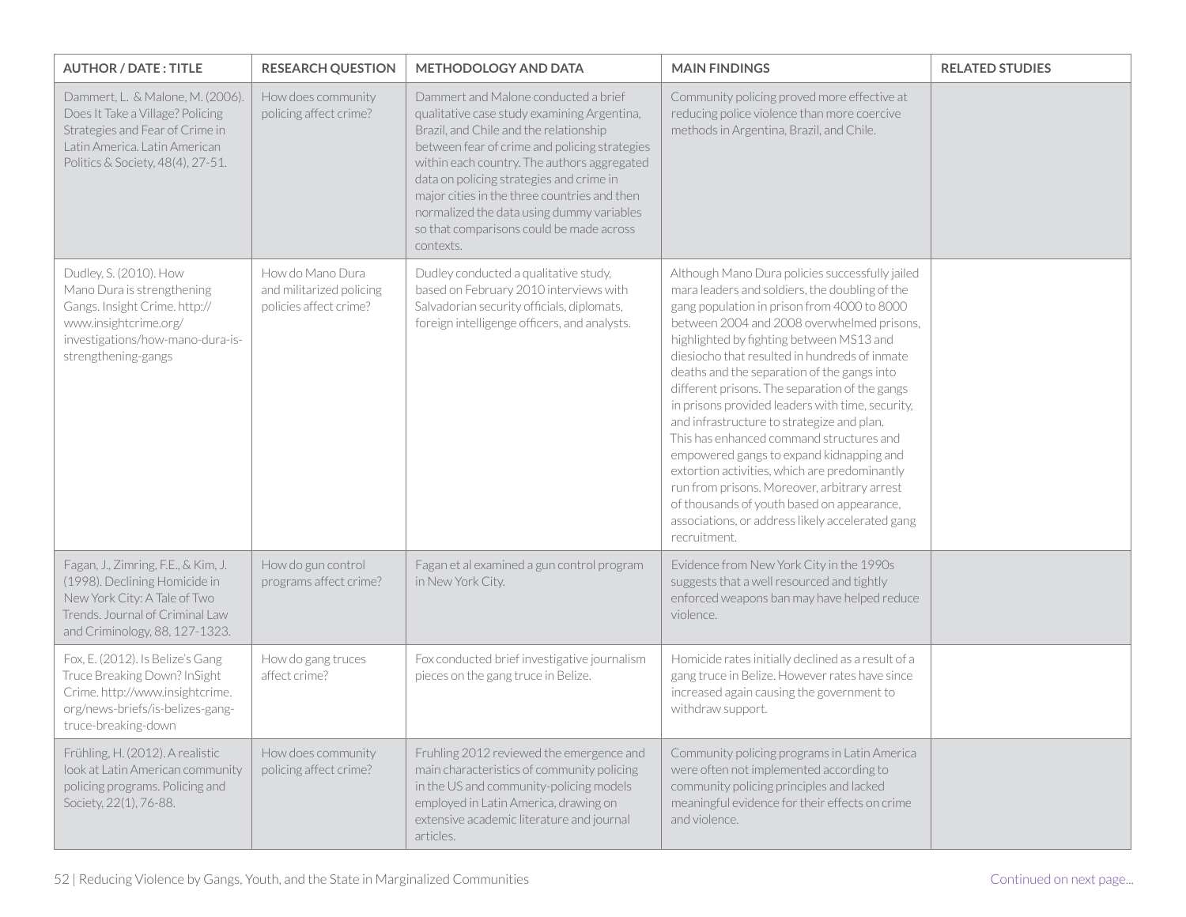| AUTHOR / DATE : TITLE | RESEARCH QUESTION | METHODOLOGY AND DATA | MAIN FINDINGS | RELATED STUDIES |
|---|---|---|---|---|
| Dammert, L. & Malone, M. (2006). Does It Take a Village? Policing Strategies and Fear of Crime in Latin America. Latin American Politics & Society, 48(4), 27-51. | How does community policing affect crime? | Dammert and Malone conducted a brief qualitative case study examining Argentina, Brazil, and Chile and the relationship between fear of crime and policing strategies within each country. The authors aggregated data on policing strategies and crime in major cities in the three countries and then normalized the data using dummy variables so that comparisons could be made across contexts. | Community policing proved more effective at reducing police violence than more coercive methods in Argentina, Brazil, and Chile. | |
| Dudley, S. (2010). How Mano Dura is strengthening Gangs. Insight Crime. http://www.insightcrime.org/investigations/how-mano-dura-is-strengthening-gangs | How do Mano Dura and militarized policing policies affect crime? | Dudley conducted a qualitative study, based on February 2010 interviews with Salvadorian security officials, diplomats, foreign intelligenge officers, and analysts. | Although Mano Dura policies successfully jailed mara leaders and soldiers, the doubling of the gang population in prison from 4000 to 8000 between 2004 and 2008 overwhelmed prisons, highlighted by fighting between MS13 and diesiocho that resulted in hundreds of inmate deaths and the separation of the gangs into different prisons. The separation of the gangs in prisons provided leaders with time, security, and infrastructure to strategize and plan. This has enhanced command structures and empowered gangs to expand kidnapping and extortion activities, which are predominantly run from prisons. Moreover, arbitrary arrest of thousands of youth based on appearance, associations, or address likely accelerated gang recruitment. | |
| Fagan, J., Zimring, F.E., & Kim, J. (1998). Declining Homicide in New York City: A Tale of Two Trends. Journal of Criminal Law and Criminology, 88, 127-1323. | How do gun control programs affect crime? | Fagan et al examined a gun control program in New York City. | Evidence from New York City in the 1990s suggests that a well resourced and tightly enforced weapons ban may have helped reduce violence. | |
| Fox, E. (2012). Is Belize's Gang Truce Breaking Down? InSight Crime. http://www.insightcrime.org/news-briefs/is-belizes-gang-truce-breaking-down | How do gang truces affect crime? | Fox conducted brief investigative journalism pieces on the gang truce in Belize. | Homicide rates initially declined as a result of a gang truce in Belize. However rates have since increased again causing the government to withdraw support. | |
| Frühling, H. (2012). A realistic look at Latin American community policing programs. Policing and Society, 22(1), 76-88. | How does community policing affect crime? | Fruhling 2012 reviewed the emergence and main characteristics of community policing in the US and community-policing models employed in Latin America, drawing on extensive academic literature and journal articles. | Community policing programs in Latin America were often not implemented according to community policing principles and lacked meaningful evidence for their effects on crime and violence. | |

Continued on next page...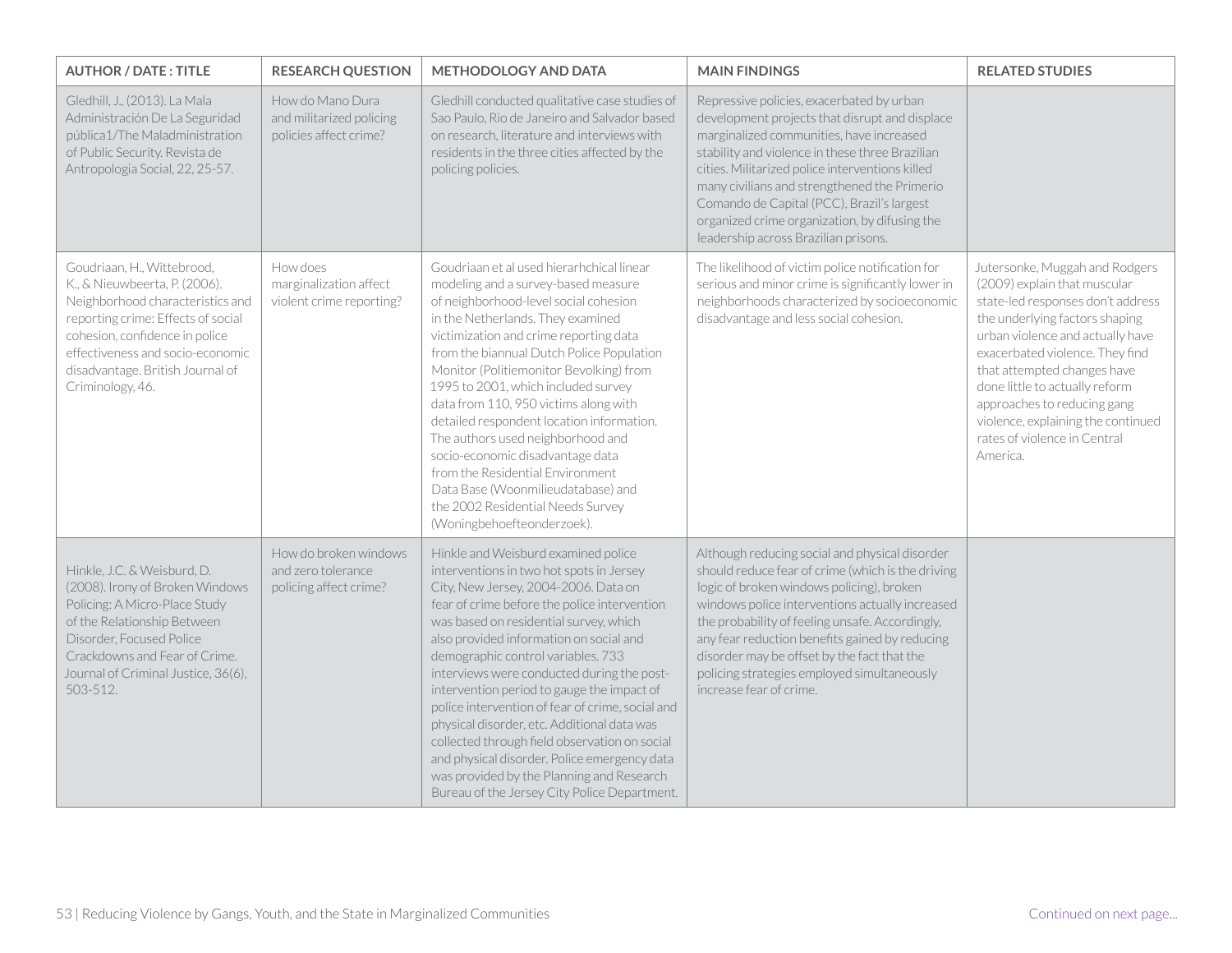| AUTHOR / DATE : TITLE | RESEARCH QUESTION | METHODOLOGY AND DATA | MAIN FINDINGS | RELATED STUDIES |
|---|---|---|---|---|
| Gledhill, J., (2013). La Mala Administración De La Seguridad pública1/The Maladministration of Public Security. Revista de Antropologia Social, 22, 25-57. | How do Mano Dura and militarized policing policies affect crime? | Gledhill conducted qualitative case studies of Sao Paulo, Rio de Janeiro and Salvador based on research, literature and interviews with residents in the three cities affected by the policing policies. | Repressive policies, exacerbated by urban development projects that disrupt and displace marginalized communities, have increased stability and violence in these three Brazilian cities. Militarized police interventions killed many civilians and strengthened the Primerio Comando de Capital (PCC), Brazil's largest organized crime organization, by difusing the leadership across Brazilian prisons. | |
| Goudriaan, H., Wittebrood, K., & Nieuwbeerta, P. (2006). Neighborhood characteristics and reporting crime: Effects of social cohesion, confidence in police effectiveness and socio-economic disadvantage. British Journal of Criminology, 46. | How does marginalization affect violent crime reporting? | Goudriaan et al used hierarhchical linear modeling and a survey-based measure of neighborhood-level social cohesion in the Netherlands. They examined victimization and crime reporting data from the biannual Dutch Police Population Monitor (Politiemonitor Bevolking) from 1995 to 2001, which included survey data from 110, 950 victims along with detailed respondent location information. The authors used neighborhood and socio-economic disadvantage data from the Residential Environment Data Base (Woonmilieudatabase) and the 2002 Residential Needs Survey (Woningbehoefteonderzoek). | The likelihood of victim police notification for serious and minor crime is significantly lower in neighborhoods characterized by socioeconomic disadvantage and less social cohesion. | Jutersonke, Muggah and Rodgers (2009) explain that muscular state-led responses don't address the underlying factors shaping urban violence and actually have exacerbated violence. They find that attempted changes have done little to actually reform approaches to reducing gang violence, explaining the continued rates of violence in Central America. |
| Hinkle, J.C. & Weisburd, D. (2008). Irony of Broken Windows Policing: A Micro-Place Study of the Relationship Between Disorder, Focused Police Crackdowns and Fear of Crime. Journal of Criminal Justice, 36(6), 503-512. | How do broken windows and zero tolerance policing affect crime? | Hinkle and Weisburd examined police interventions in two hot spots in Jersey City, New Jersey, 2004-2006. Data on fear of crime before the police intervention was based on residential survey, which also provided information on social and demographic control variables. 733 interviews were conducted during the post-intervention period to gauge the impact of police intervention of fear of crime, social and physical disorder, etc. Additional data was collected through field observation on social and physical disorder. Police emergency data was provided by the Planning and Research Bureau of the Jersey City Police Department. | Although reducing social and physical disorder should reduce fear of crime (which is the driving logic of broken windows policing), broken windows police interventions actually increased the probability of feeling unsafe. Accordingly, any fear reduction benefits gained by reducing disorder may be offset by the fact that the policing strategies employed simultaneously increase fear of crime. | |

Continued on next page...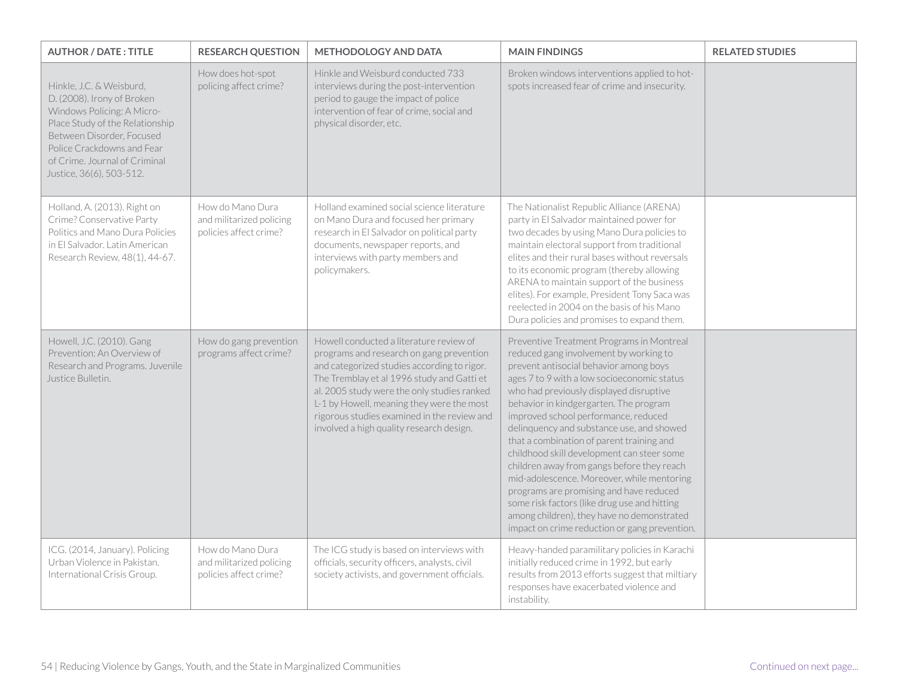| AUTHOR / DATE : TITLE | RESEARCH QUESTION | METHODOLOGY AND DATA | MAIN FINDINGS | RELATED STUDIES |
|---|---|---|---|---|
| Hinkle, J.C. & Weisburd, D. (2008). Irony of Broken Windows Policing: A Micro-Place Study of the Relationship Between Disorder, Focused Police Crackdowns and Fear of Crime. Journal of Criminal Justice, 36(6), 503-512. | How does hot-spot policing affect crime? | Hinkle and Weisburd conducted 733 interviews during the post-intervention period to gauge the impact of police intervention of fear of crime, social and physical disorder, etc. | Broken windows interventions applied to hot-spots increased fear of crime and insecurity. | |
| Holland, A. (2013). Right on Crime? Conservative Party Politics and Mano Dura Policies in El Salvador. Latin American Research Review, 48(1), 44-67. | How do Mano Dura and militarized policing policies affect crime? | Holland examined social science literature on Mano Dura and focused her primary research in El Salvador on political party documents, newspaper reports, and interviews with party members and policymakers. | The Nationalist Republic Alliance (ARENA) party in El Salvador maintained power for two decades by using Mano Dura policies to maintain electoral support from traditional elites and their rural bases without reversals to its economic program (thereby allowing ARENA to maintain support of the business elites). For example, President Tony Saca was reelected in 2004 on the basis of his Mano Dura policies and promises to expand them. | |
| Howell, J.C. (2010). Gang Prevention: An Overview of Research and Programs. Juvenile Justice Bulletin. | How do gang prevention programs affect crime? | Howell conducted a literature review of programs and research on gang prevention and categorized studies according to rigor. The Tremblay et al 1996 study and Gatti et al. 2005 study were the only studies ranked L-1 by Howell, meaning they were the most rigorous studies examined in the review and involved a high quality research design. | Preventive Treatment Programs in Montreal reduced gang involvement by working to prevent antisocial behavior among boys ages 7 to 9 with a low socioeconomic status who had previously displayed disruptive behavior in kindergarten. The program improved school performance, reduced delinquency and substance use, and showed that a combination of parent training and childhood skill development can steer some children away from gangs before they reach mid-adolescence. Moreover, while mentoring programs are promising and have reduced some risk factors (like drug use and hitting among children), they have no demonstrated impact on crime reduction or gang prevention. | |
| ICG. (2014, January). Policing Urban Violence in Pakistan. International Crisis Group. | How do Mano Dura and militarized policing policies affect crime? | The ICG study is based on interviews with officials, security officers, analysts, civil society activists, and government officials. | Heavy-handed paramilitary policies in Karachi initially reduced crime in 1992, but early results from 2013 efforts suggest that miltiary responses have exacerbated violence and instability. | |

Continued on next page...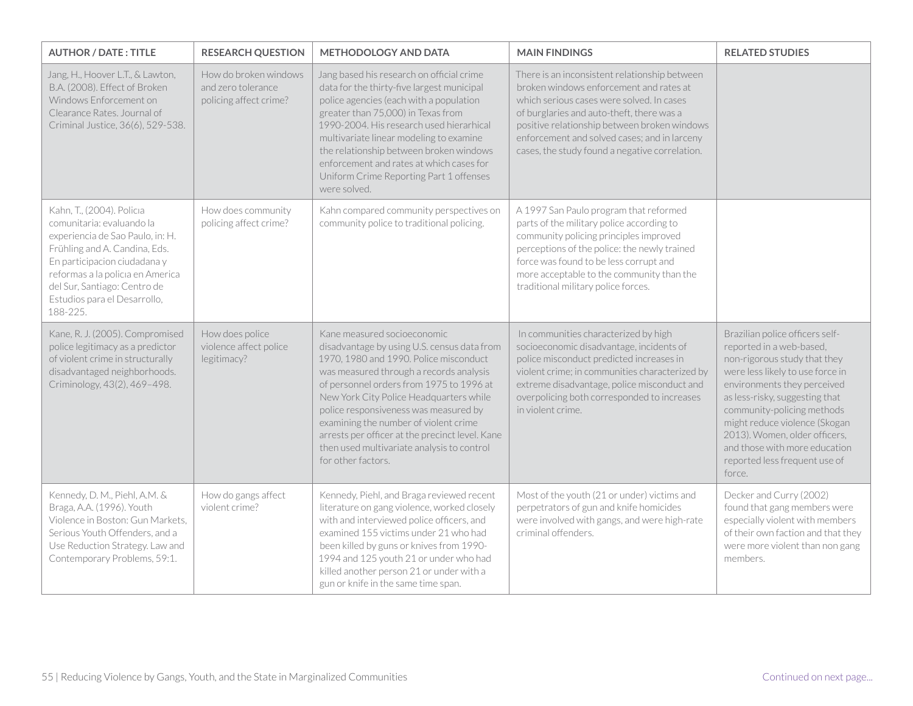| AUTHOR / DATE : TITLE | RESEARCH QUESTION | METHODOLOGY AND DATA | MAIN FINDINGS | RELATED STUDIES |
|---|---|---|---|---|
| Jang, H., Hoover L.T., & Lawton, B.A. (2008). Effect of Broken Windows Enforcement on Clearance Rates. Journal of Criminal Justice, 36(6), 529-538. | How do broken windows and zero tolerance policing affect crime? | Jang based his research on official crime data for the thirty-five largest municipal police agencies (each with a population greater than 75,000) in Texas from 1990-2004. His research used hierarhical multivariate linear modeling to examine the relationship between broken windows enforcement and rates at which cases for Uniform Crime Reporting Part 1 offenses were solved. | There is an inconsistent relationship between broken windows enforcement and rates at which serious cases were solved. In cases of burglaries and auto-theft, there was a positive relationship between broken windows enforcement and solved cases; and in larceny cases, the study found a negative correlation. | |
| Kahn, T., (2004). Policıa comunitaria: evaluando la experiencia de Sao Paulo, in: H. Frühling and A. Candina, Eds. En participacion ciudadana y reformas a la policıa en America del Sur, Santiago: Centro de Estudios para el Desarrollo, 188-225. | How does community policing affect crime? | Kahn compared community perspectives on community police to traditional policing. | A 1997 San Paulo program that reformed parts of the military police according to community policing principles improved perceptions of the police: the newly trained force was found to be less corrupt and more acceptable to the community than the traditional military police forces. | |
| Kane, R. J. (2005). Compromised police legitimacy as a predictor of violent crime in structurally disadvantaged neighborhoods. Criminology, 43(2), 469–498. | How does police violence affect police legitimacy? | Kane measured socioeconomic disadvantage by using U.S. census data from 1970, 1980 and 1990. Police misconduct was measured through a records analysis of personnel orders from 1975 to 1996 at New York City Police Headquarters while police responsiveness was measured by examining the number of violent crime arrests per officer at the precinct level. Kane then used multivariate analysis to control for other factors. | In communities characterized by high socioeconomic disadvantage, incidents of police misconduct predicted increases in violent crime; in communities characterized by extreme disadvantage, police misconduct and overpolicing both corresponded to increases in violent crime. | Brazilian police officers self-reported in a web-based, non-rigorous study that they were less likely to use force in environments they perceived as less-risky, suggesting that community-policing methods might reduce violence (Skogan 2013). Women, older officers, and those with more education reported less frequent use of force. |
| Kennedy, D. M., Piehl, A.M. & Braga, A.A. (1996). Youth Violence in Boston: Gun Markets, Serious Youth Offenders, and a Use Reduction Strategy. Law and Contemporary Problems, 59:1. | How do gangs affect violent crime? | Kennedy, Piehl, and Braga reviewed recent literature on gang violence, worked closely with and interviewed police officers, and examined 155 victims under 21 who had been killed by guns or knives from 1990-1994 and 125 youth 21 or under who had killed another person 21 or under with a gun or knife in the same time span. | Most of the youth (21 or under) victims and perpetrators of gun and knife homicides were involved with gangs, and were high-rate criminal offenders. | Decker and Curry (2002) found that gang members were especially violent with members of their own faction and that they were more violent than non gang members. |

Continued on next page...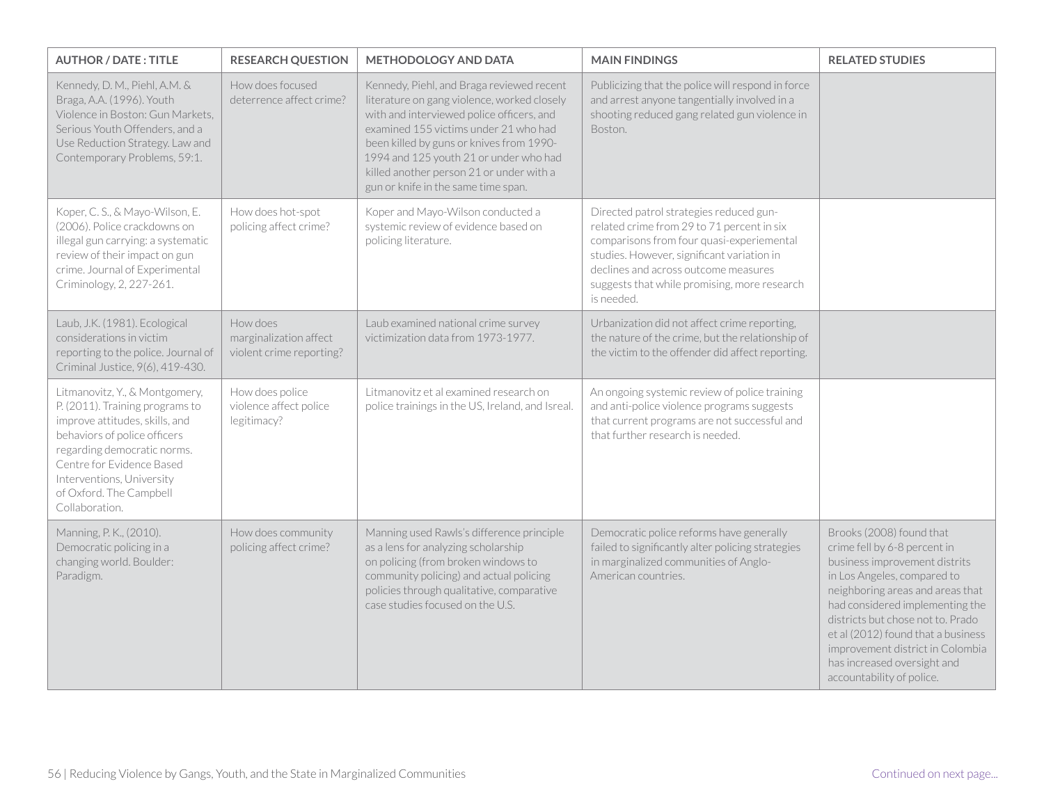| AUTHOR / DATE : TITLE | RESEARCH QUESTION | METHODOLOGY AND DATA | MAIN FINDINGS | RELATED STUDIES |
|---|---|---|---|---|
| Kennedy, D. M., Piehl, A.M. & Braga, A.A. (1996). Youth Violence in Boston: Gun Markets, Serious Youth Offenders, and a Use Reduction Strategy. Law and Contemporary Problems, 59:1. | How does focused deterrence affect crime? | Kennedy, Piehl, and Braga reviewed recent literature on gang violence, worked closely with and interviewed police officers, and examined 155 victims under 21 who had been killed by guns or knives from 1990-1994 and 125 youth 21 or under who had killed another person 21 or under with a gun or knife in the same time span. | Publicizing that the police will respond in force and arrest anyone tangentially involved in a shooting reduced gang related gun violence in Boston. | |
| Koper, C. S., & Mayo-Wilson, E. (2006). Police crackdowns on illegal gun carrying: a systematic review of their impact on gun crime. Journal of Experimental Criminology, 2, 227-261. | How does hot-spot policing affect crime? | Koper and Mayo-Wilson conducted a systemic review of evidence based on policing literature. | Directed patrol strategies reduced gun-related crime from 29 to 71 percent in six comparisons from four quasi-experimental studies. However, significant variation in declines and across outcome measures suggests that while promising, more research is needed. | |
| Laub, J.K. (1981). Ecological considerations in victim reporting to the police. Journal of Criminal Justice, 9(6), 419-430. | How does marginalization affect violent crime reporting? | Laub examined national crime survey victimization data from 1973-1977. | Urbanization did not affect crime reporting, the nature of the crime, but the relationship of the victim to the offender did affect reporting. | |
| Litmanovitz, Y., & Montgomery, P. (2011). Training programs to improve attitudes, skills, and behaviors of police officers regarding democratic norms. Centre for Evidence Based Interventions, University of Oxford. The Campbell Collaboration. | How does police violence affect police legitimacy? | Litmanovitz et al examined research on police trainings in the US, Ireland, and Isreal. | An ongoing systemic review of police training and anti-police violence programs suggests that current programs are not successful and that further research is needed. | |
| Manning, P. K., (2010). Democratic policing in a changing world. Boulder: Paradigm. | How does community policing affect crime? | Manning used Rawls's difference principle as a lens for analyzing scholarship on policing (from broken windows to community policing) and actual policing policies through qualitative, comparative case studies focused on the U.S. | Democratic police reforms have generally failed to significantly alter policing strategies in marginalized communities of Anglo-American countries. | Brooks (2008) found that crime fell by 6-8 percent in business improvement distrits in Los Angeles, compared to neighboring areas and areas that had considered implementing the districts but chose not to. Prado et al (2012) found that a business improvement district in Colombia has increased oversight and accountability of police. |

Continued on next page...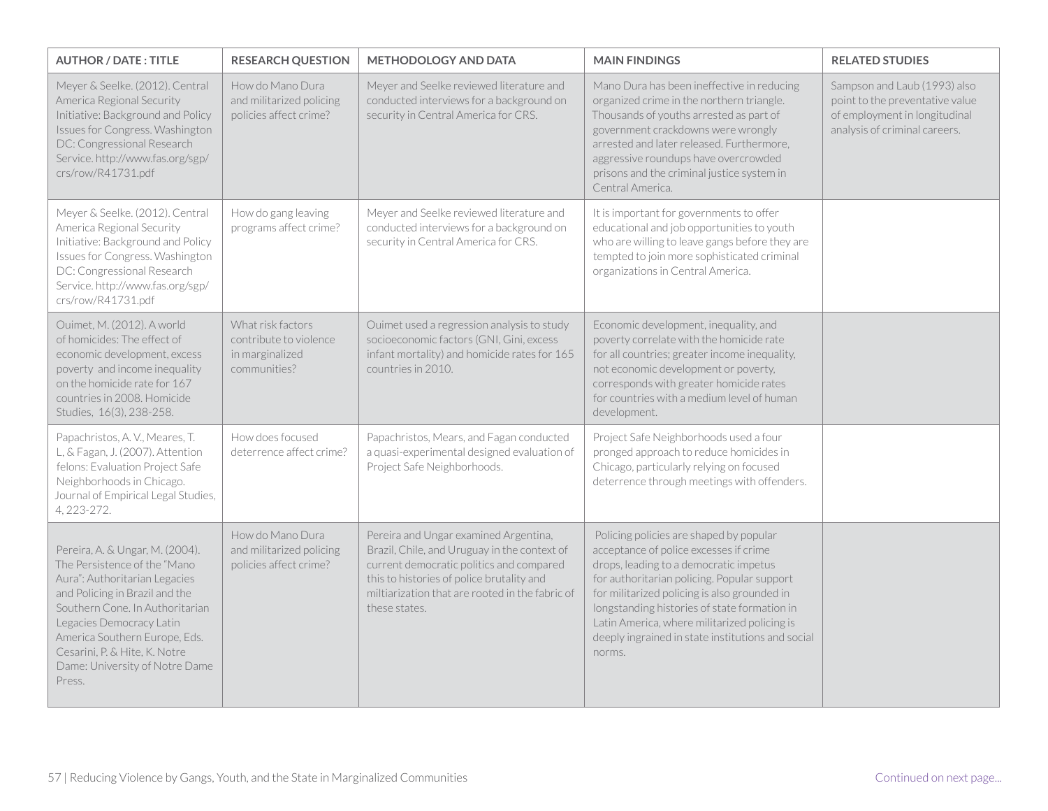| AUTHOR / DATE : TITLE | RESEARCH QUESTION | METHODOLOGY AND DATA | MAIN FINDINGS | RELATED STUDIES |
|---|---|---|---|---|
| Meyer & Seelke. (2012). Central America Regional Security Initiative: Background and Policy Issues for Congress. Washington DC: Congressional Research Service. http://www.fas.org/sgp/crs/row/R41731.pdf | How do Mano Dura and militarized policing policies affect crime? | Meyer and Seelke reviewed literature and conducted interviews for a background on security in Central America for CRS. | Mano Dura has been ineffective in reducing organized crime in the northern triangle. Thousands of youths arrested as part of government crackdowns were wrongly arrested and later released. Furthermore, aggressive roundups have overcrowded prisons and the criminal justice system in Central America. | Sampson and Laub (1993) also point to the preventative value of employment in longitudinal analysis of criminal careers. |
| Meyer & Seelke. (2012). Central America Regional Security Initiative: Background and Policy Issues for Congress. Washington DC: Congressional Research Service. http://www.fas.org/sgp/crs/row/R41731.pdf | How do gang leaving programs affect crime? | Meyer and Seelke reviewed literature and conducted interviews for a background on security in Central America for CRS. | It is important for governments to offer educational and job opportunities to youth who are willing to leave gangs before they are tempted to join more sophisticated criminal organizations in Central America. | |
| Ouimet, M. (2012). A world of homicides: The effect of economic development, excess poverty and income inequality on the homicide rate for 167 countries in 2008. Homicide Studies, 16(3), 238-258. | What risk factors contribute to violence in marginalized communities? | Ouimet used a regression analysis to study socioeconomic factors (GNI, Gini, excess infant mortality) and homicide rates for 165 countries in 2010. | Economic development, inequality, and poverty correlate with the homicide rate for all countries; greater income inequality, not economic development or poverty, corresponds with greater homicide rates for countries with a medium level of human development. | |
| Papachristos, A. V., Meares, T. L, & Fagan, J. (2007). Attention felons: Evaluation Project Safe Neighborhoods in Chicago. Journal of Empirical Legal Studies, 4, 223-272. | How does focused deterrence affect crime? | Papachristos, Mears, and Fagan conducted a quasi-experimental designed evaluation of Project Safe Neighborhoods. | Project Safe Neighborhoods used a four pronged approach to reduce homicides in Chicago, particularly relying on focused deterrence through meetings with offenders. | |
| Pereira, A. & Ungar, M. (2004). The Persistence of the "Mano Aura": Authoritarian Legacies and Policing in Brazil and the Southern Cone. In Authoritarian Legacies Democracy Latin America Southern Europe, Eds. Cesarini, P. & Hite, K. Notre Dame: University of Notre Dame Press. | How do Mano Dura and militarized policing policies affect crime? | Pereira and Ungar examined Argentina, Brazil, Chile, and Uruguay in the context of current democratic politics and compared this to histories of police brutality and miltiarization that are rooted in the fabric of these states. | Policing policies are shaped by popular acceptance of police excesses if crime drops, leading to a democratic impetus for authoritarian policing. Popular support for militarized policing is also grounded in longstanding histories of state formation in Latin America, where militarized policing is deeply ingrained in state institutions and social norms. | |

Continued on next page...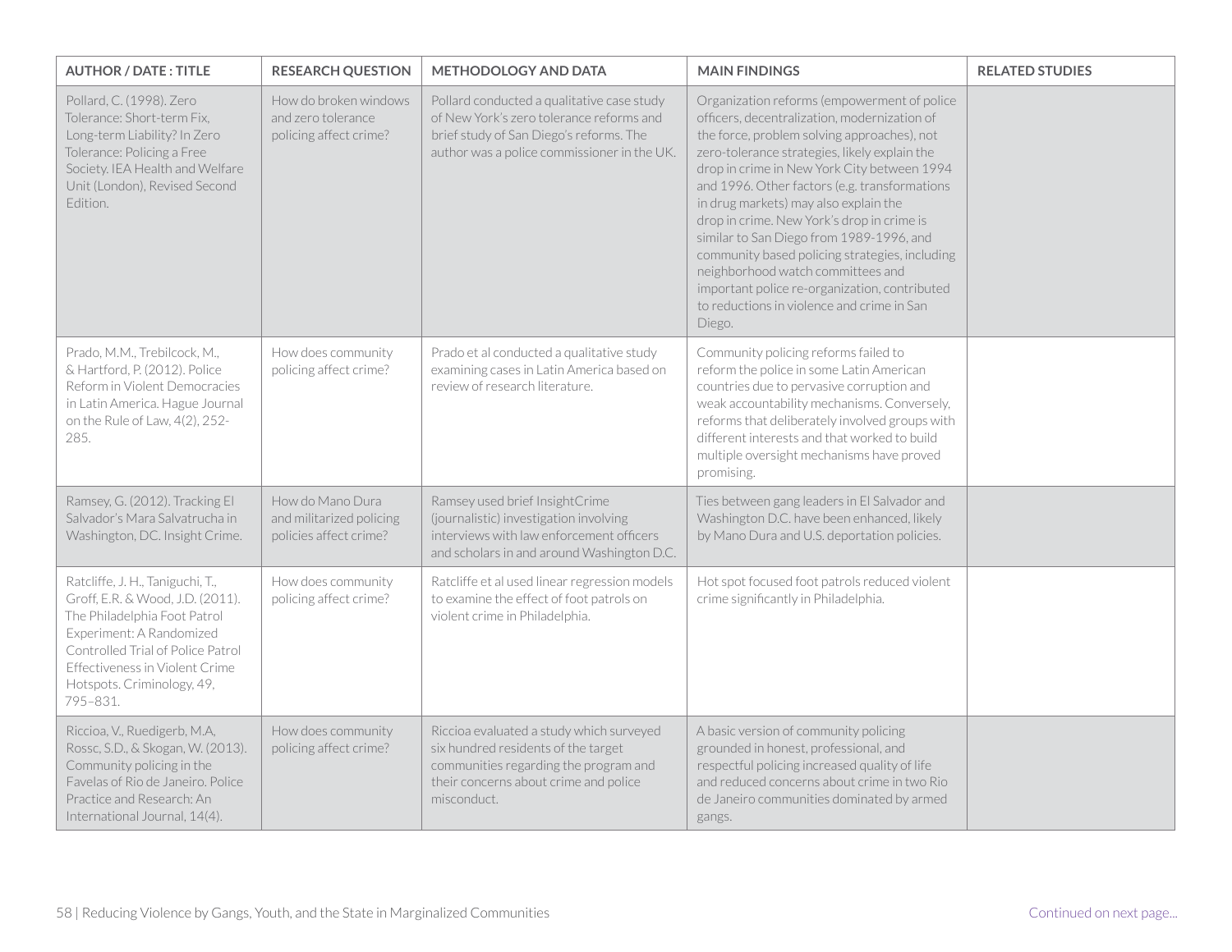| AUTHOR / DATE : TITLE | RESEARCH QUESTION | METHODOLOGY AND DATA | MAIN FINDINGS | RELATED STUDIES |
|---|---|---|---|---|
| Pollard, C. (1998). Zero Tolerance: Short-term Fix, Long-term Liability? In Zero Tolerance: Policing a Free Society. IEA Health and Welfare Unit (London), Revised Second Edition. | How do broken windows and zero tolerance policing affect crime? | Pollard conducted a qualitative case study of New York's zero tolerance reforms and brief study of San Diego's reforms. The author was a police commissioner in the UK. | Organization reforms (empowerment of police officers, decentralization, modernization of the force, problem solving approaches), not zero-tolerance strategies, likely explain the drop in crime in New York City between 1994 and 1996. Other factors (e.g. transformations in drug markets) may also explain the drop in crime. New York's drop in crime is similar to San Diego from 1989-1996, and community based policing strategies, including neighborhood watch committees and important police re-organization, contributed to reductions in violence and crime in San Diego. | |
| Prado, M.M., Trebilcock, M., & Hartford, P. (2012). Police Reform in Violent Democracies in Latin America. Hague Journal on the Rule of Law, 4(2), 252-285. | How does community policing affect crime? | Prado et al conducted a qualitative study examining cases in Latin America based on review of research literature. | Community policing reforms failed to reform the police in some Latin American countries due to pervasive corruption and weak accountability mechanisms. Conversely, reforms that deliberately involved groups with different interests and that worked to build multiple oversight mechanisms have proved promising. | |
| Ramsey, G. (2012). Tracking El Salvador's Mara Salvatrucha in Washington, DC. Insight Crime. | How do Mano Dura and militarized policing policies affect crime? | Ramsey used brief InsightCrime (journalistic) investigation involving interviews with law enforcement officers and scholars in and around Washington D.C. | Ties between gang leaders in El Salvador and Washington D.C. have been enhanced, likely by Mano Dura and U.S. deportation policies. | |
| Ratcliffe, J. H., Taniguchi, T., Groff, E.R. & Wood, J.D. (2011). The Philadelphia Foot Patrol Experiment: A Randomized Controlled Trial of Police Patrol Effectiveness in Violent Crime Hotspots. Criminology, 49, 795–831. | How does community policing affect crime? | Ratcliffe et al used linear regression models to examine the effect of foot patrols on violent crime in Philadelphia. | Hot spot focused foot patrols reduced violent crime significantly in Philadelphia. | |
| Riccioa, V., Ruedigerb, M.A, Rossc, S.D., & Skogan, W. (2013). Community policing in the Favelas of Rio de Janeiro. Police Practice and Research: An International Journal, 14(4). | How does community policing affect crime? | Riccioa evaluated a study which surveyed six hundred residents of the target communities regarding the program and their concerns about crime and police misconduct. | A basic version of community policing grounded in honest, professional, and respectful policing increased quality of life and reduced concerns about crime in two Rio de Janeiro communities dominated by armed gangs. | |

Continued on next page...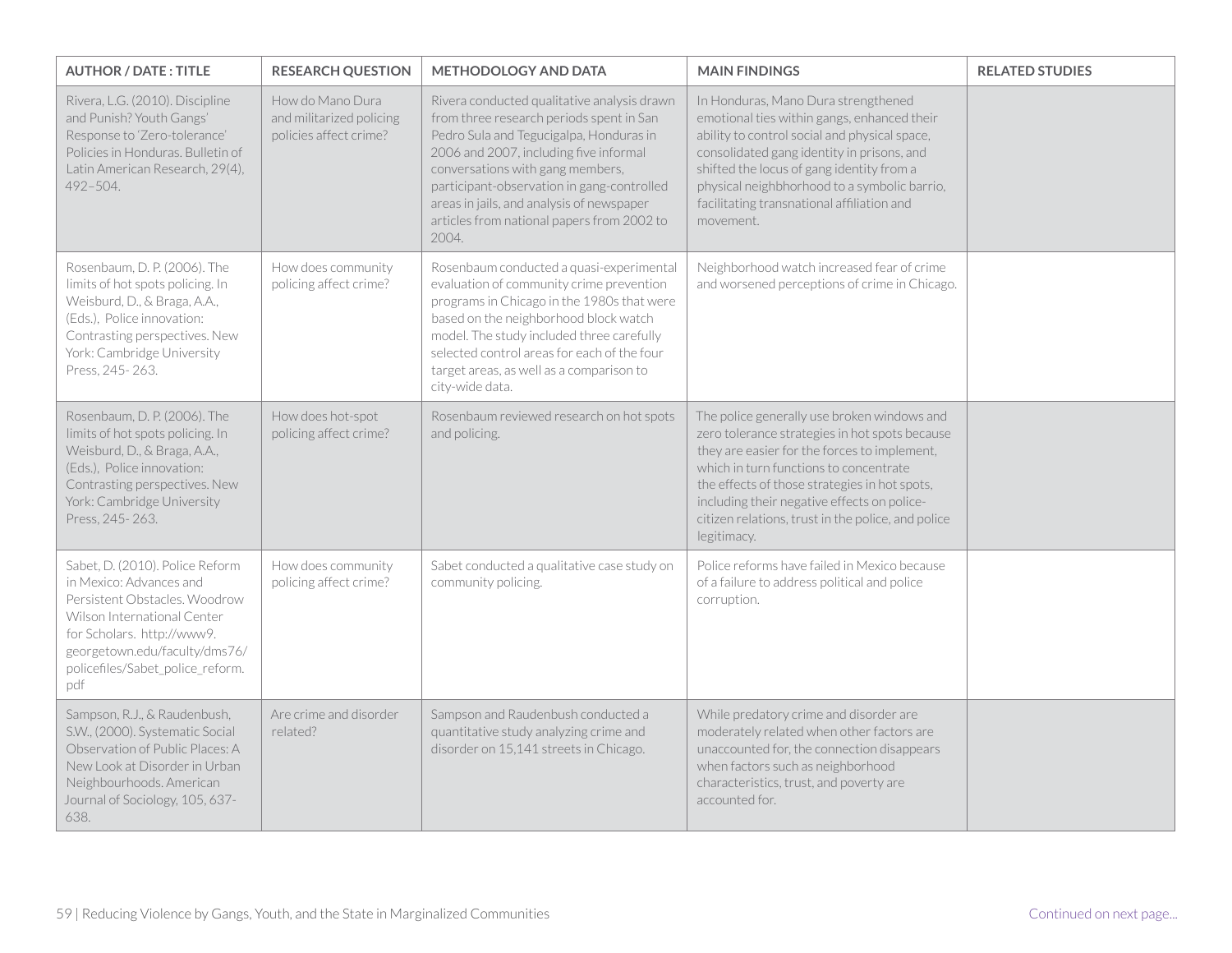| AUTHOR / DATE : TITLE | RESEARCH QUESTION | METHODOLOGY AND DATA | MAIN FINDINGS | RELATED STUDIES |
| --- | --- | --- | --- | --- |
| Rivera, L.G. (2010). Discipline and Punish? Youth Gangs' Response to 'Zero-tolerance' Policies in Honduras. Bulletin of Latin American Research, 29(4), 492–504. | How do Mano Dura and militarized policing policies affect crime? | Rivera conducted qualitative analysis drawn from three research periods spent in San Pedro Sula and Tegucigalpa, Honduras in 2006 and 2007, including five informal conversations with gang members, participant-observation in gang-controlled areas in jails, and analysis of newspaper articles from national papers from 2002 to 2004. | In Honduras, Mano Dura strengthened emotional ties within gangs, enhanced their ability to control social and physical space, consolidated gang identity in prisons, and shifted the locus of gang identity from a physical neighbhorhood to a symbolic barrio, facilitating transnational affiliation and movement. | |
| Rosenbaum, D. P. (2006). The limits of hot spots policing. In Weisburd, D., & Braga, A.A., (Eds.), Police innovation: Contrasting perspectives. New York: Cambridge University Press, 245- 263. | How does community policing affect crime? | Rosenbaum conducted a quasi-experimental evaluation of community crime prevention programs in Chicago in the 1980s that were based on the neighborhood block watch model. The study included three carefully selected control areas for each of the four target areas, as well as a comparison to city-wide data. | Neighborhood watch increased fear of crime and worsened perceptions of crime in Chicago. | |
| Rosenbaum, D. P. (2006). The limits of hot spots policing. In Weisburd, D., & Braga, A.A., (Eds.), Police innovation: Contrasting perspectives. New York: Cambridge University Press, 245- 263. | How does hot-spot policing affect crime? | Rosenbaum reviewed research on hot spots and policing. | The police generally use broken windows and zero tolerance strategies in hot spots because they are easier for the forces to implement, which in turn functions to concentrate the effects of those strategies in hot spots, including their negative effects on police-citizen relations, trust in the police, and police legitimacy. | |
| Sabet, D. (2010). Police Reform in Mexico: Advances and Persistent Obstacles. Woodrow Wilson International Center for Scholars. http://www9.georgetown.edu/faculty/dms76/policefiles/Sabet_police_reform.pdf | How does community policing affect crime? | Sabet conducted a qualitative case study on community policing. | Police reforms have failed in Mexico because of a failure to address political and police corruption. | |
| Sampson, R.J., & Raudenbush, S.W., (2000). Systematic Social Observation of Public Places: A New Look at Disorder in Urban Neighbourhoods. American Journal of Sociology, 105, 637-638. | Are crime and disorder related? | Sampson and Raudenbush conducted a quantitative study analyzing crime and disorder on 15,141 streets in Chicago. | While predatory crime and disorder are moderately related when other factors are unaccounted for, the connection disappears when factors such as neighborhood characteristics, trust, and poverty are accounted for. | |

Continued on next page...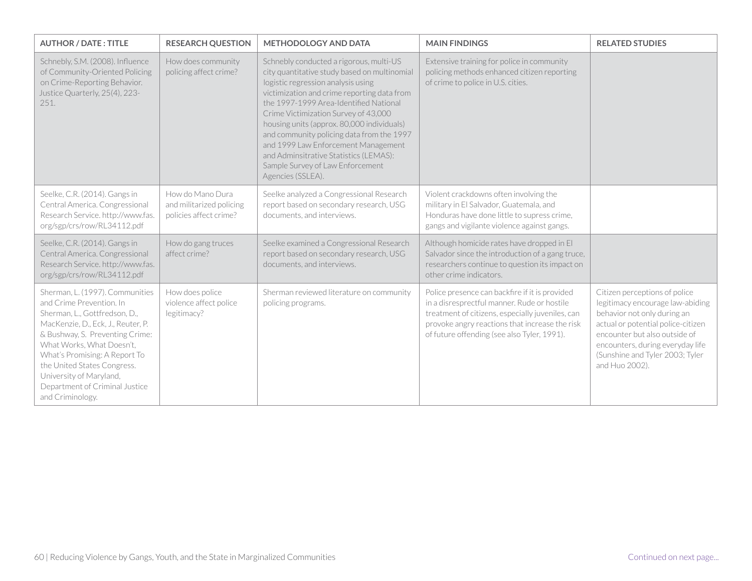| AUTHOR / DATE : TITLE | RESEARCH QUESTION | METHODOLOGY AND DATA | MAIN FINDINGS | RELATED STUDIES |
|---|---|---|---|---|
| Schnebly, S.M. (2008). Influence of Community-Oriented Policing on Crime-Reporting Behavior. Justice Quarterly, 25(4), 223-251. | How does community policing affect crime? | Schnebly conducted a rigorous, multi-US city quantitative study based on multinomial logistic regression analysis using victimization and crime reporting data from the 1997-1999 Area-Identified National Crime Victimization Survey of 43,000 housing units (approx. 80,000 individuals) and community policing data from the 1997 and 1999 Law Enforcement Management and Adminsitrative Statistics (LEMAS): Sample Survey of Law Enforcement Agencies (SSLEA). | Extensive training for police in community policing methods enhanced citizen reporting of crime to police in U.S. cities. | |
| Seelke, C.R. (2014). Gangs in Central America. Congressional Research Service. http://www.fas.org/sgp/crs/row/RL34112.pdf | How do Mano Dura and militarized policing policies affect crime? | Seelke analyzed a Congressional Research report based on secondary research, USG documents, and interviews. | Violent crackdowns often involving the military in El Salvador, Guatemala, and Honduras have done little to supress crime, gangs and vigilante violence against gangs. | |
| Seelke, C.R. (2014). Gangs in Central America. Congressional Research Service. http://www.fas.org/sgp/crs/row/RL34112.pdf | How do gang truces affect crime? | Seelke examined a Congressional Research report based on secondary research, USG documents, and interviews. | Although homicide rates have dropped in El Salvador since the introduction of a gang truce, researchers continue to question its impact on other crime indicators. | |
| Sherman, L. (1997). Communities and Crime Prevention. In Sherman, L., Gottfredson, D., MacKenzie, D., Eck, J., Reuter, P. & Bushway, S. Preventing Crime: What Works, What Doesn't, What's Promising: A Report To the United States Congress. University of Maryland, Department of Criminal Justice and Criminology. | How does police violence affect police legitimacy? | Sherman reviewed literature on community policing programs. | Police presence can backfire if it is provided in a disresprectful manner. Rude or hostile treatment of citizens, especially juveniles, can provoke angry reactions that increase the risk of future offending (see also Tyler, 1991). | Citizen perceptions of police legitimacy encourage law-abiding behavior not only during an actual or potential police-citizen encounter but also outside of encounters, during everyday life (Sunshine and Tyler 2003; Tyler and Huo 2002). |

Continued on next page...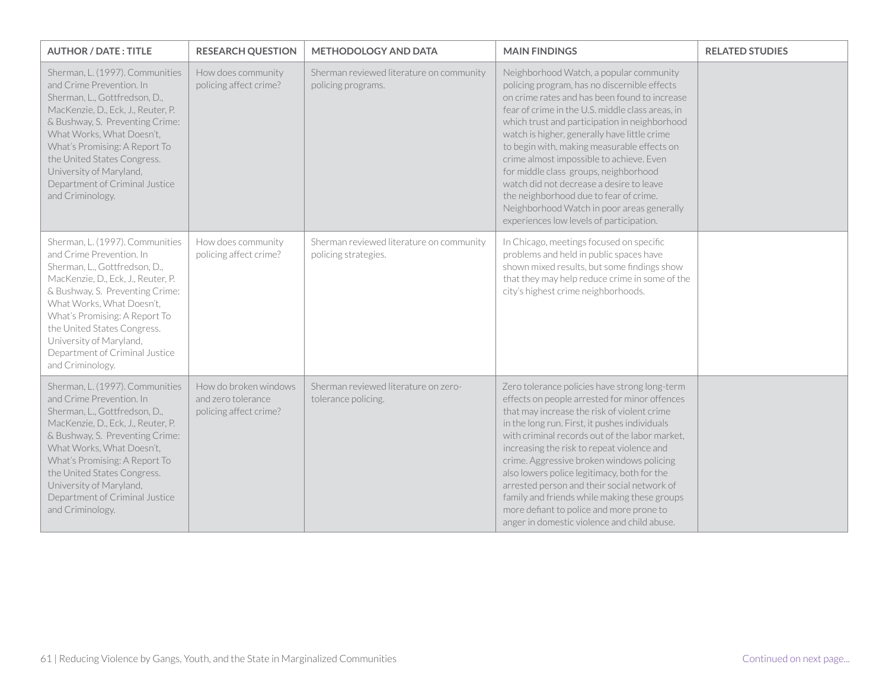| AUTHOR / DATE : TITLE | RESEARCH QUESTION | METHODOLOGY AND DATA | MAIN FINDINGS | RELATED STUDIES |
|---|---|---|---|---|
| Sherman, L. (1997). Communities and Crime Prevention. In Sherman, L., Gottfredson, D., MacKenzie, D., Eck, J., Reuter, P. & Bushway, S. Preventing Crime: What Works, What Doesn't, What's Promising: A Report To the United States Congress. University of Maryland, Department of Criminal Justice and Criminology. | How does community policing affect crime? | Sherman reviewed literature on community policing programs. | Neighborhood Watch, a popular community policing program, has no discernible effects on crime rates and has been found to increase fear of crime in the U.S. middle class areas, in which trust and participation in neighborhood watch is higher, generally have little crime to begin with, making measurable effects on crime almost impossible to achieve. Even for middle class groups, neighborhood watch did not decrease a desire to leave the neighborhood due to fear of crime. Neighborhood Watch in poor areas generally experiences low levels of participation. | |
| Sherman, L. (1997). Communities and Crime Prevention. In Sherman, L., Gottfredson, D., MacKenzie, D., Eck, J., Reuter, P. & Bushway, S. Preventing Crime: What Works, What Doesn't, What's Promising: A Report To the United States Congress. University of Maryland, Department of Criminal Justice and Criminology. | How does community policing affect crime? | Sherman reviewed literature on community policing strategies. | In Chicago, meetings focused on specific problems and held in public spaces have shown mixed results, but some findings show that they may help reduce crime in some of the city's highest crime neighborhoods. | |
| Sherman, L. (1997). Communities and Crime Prevention. In Sherman, L., Gottfredson, D., MacKenzie, D., Eck, J., Reuter, P. & Bushway, S. Preventing Crime: What Works, What Doesn't, What's Promising: A Report To the United States Congress. University of Maryland, Department of Criminal Justice and Criminology. | How do broken windows and zero tolerance policing affect crime? | Sherman reviewed literature on zero-tolerance policing. | Zero tolerance policies have strong long-term effects on people arrested for minor offences that may increase the risk of violent crime in the long run. First, it pushes individuals with criminal records out of the labor market, increasing the risk to repeat violence and crime. Aggressive broken windows policing also lowers police legitimacy, both for the arrested person and their social network of family and friends while making these groups more defiant to police and more prone to anger in domestic violence and child abuse. | |

Continued on next page...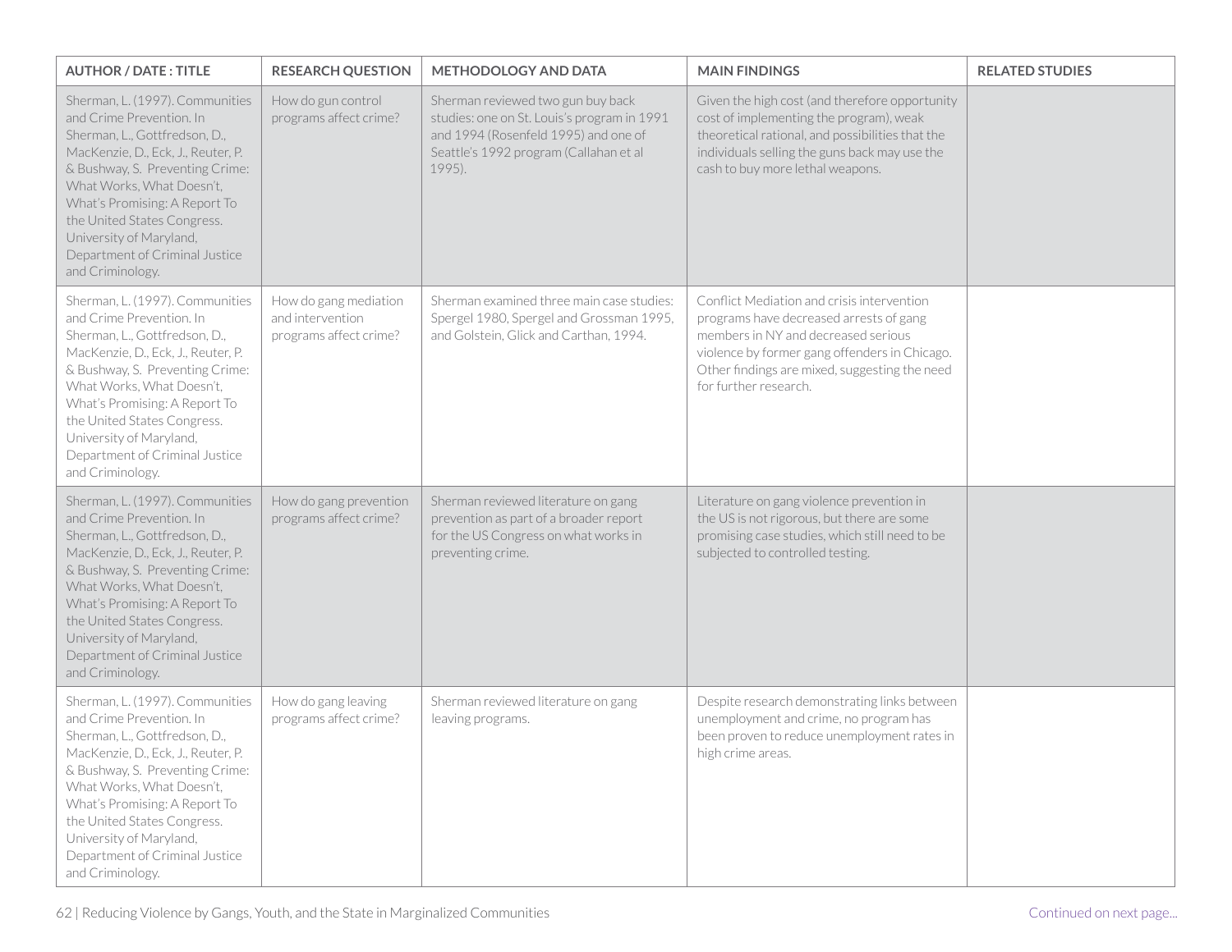| AUTHOR / DATE : TITLE | RESEARCH QUESTION | METHODOLOGY AND DATA | MAIN FINDINGS | RELATED STUDIES |
|---|---|---|---|---|
| Sherman, L. (1997). Communities and Crime Prevention. In Sherman, L., Gottfredson, D., MacKenzie, D., Eck, J., Reuter, P. & Bushway, S. Preventing Crime: What Works, What Doesn't, What's Promising: A Report To the United States Congress. University of Maryland, Department of Criminal Justice and Criminology. | How do gun control programs affect crime? | Sherman reviewed two gun buy back studies: one on St. Louis's program in 1991 and 1994 (Rosenfeld 1995) and one of Seattle's 1992 program (Callahan et al 1995). | Given the high cost (and therefore opportunity cost of implementing the program), weak theoretical rational, and possibilities that the individuals selling the guns back may use the cash to buy more lethal weapons. | |
| Sherman, L. (1997). Communities and Crime Prevention. In Sherman, L., Gottfredson, D., MacKenzie, D., Eck, J., Reuter, P. & Bushway, S. Preventing Crime: What Works, What Doesn't, What's Promising: A Report To the United States Congress. University of Maryland, Department of Criminal Justice and Criminology. | How do gang mediation and intervention programs affect crime? | Sherman examined three main case studies: Spergel 1980, Spergel and Grossman 1995, and Golstein, Glick and Carthan, 1994. | Conflict Mediation and crisis intervention programs have decreased arrests of gang members in NY and decreased serious violence by former gang offenders in Chicago. Other findings are mixed, suggesting the need for further research. | |
| Sherman, L. (1997). Communities and Crime Prevention. In Sherman, L., Gottfredson, D., MacKenzie, D., Eck, J., Reuter, P. & Bushway, S. Preventing Crime: What Works, What Doesn't, What's Promising: A Report To the United States Congress. University of Maryland, Department of Criminal Justice and Criminology. | How do gang prevention programs affect crime? | Sherman reviewed literature on gang prevention as part of a broader report for the US Congress on what works in preventing crime. | Literature on gang violence prevention in the US is not rigorous, but there are some promising case studies, which still need to be subjected to controlled testing. | |
| Sherman, L. (1997). Communities and Crime Prevention. In Sherman, L., Gottfredson, D., MacKenzie, D., Eck, J., Reuter, P. & Bushway, S. Preventing Crime: What Works, What Doesn't, What's Promising: A Report To the United States Congress. University of Maryland, Department of Criminal Justice and Criminology. | How do gang leaving programs affect crime? | Sherman reviewed literature on gang leaving programs. | Despite research demonstrating links between unemployment and crime, no program has been proven to reduce unemployment rates in high crime areas. | |

Continued on next page...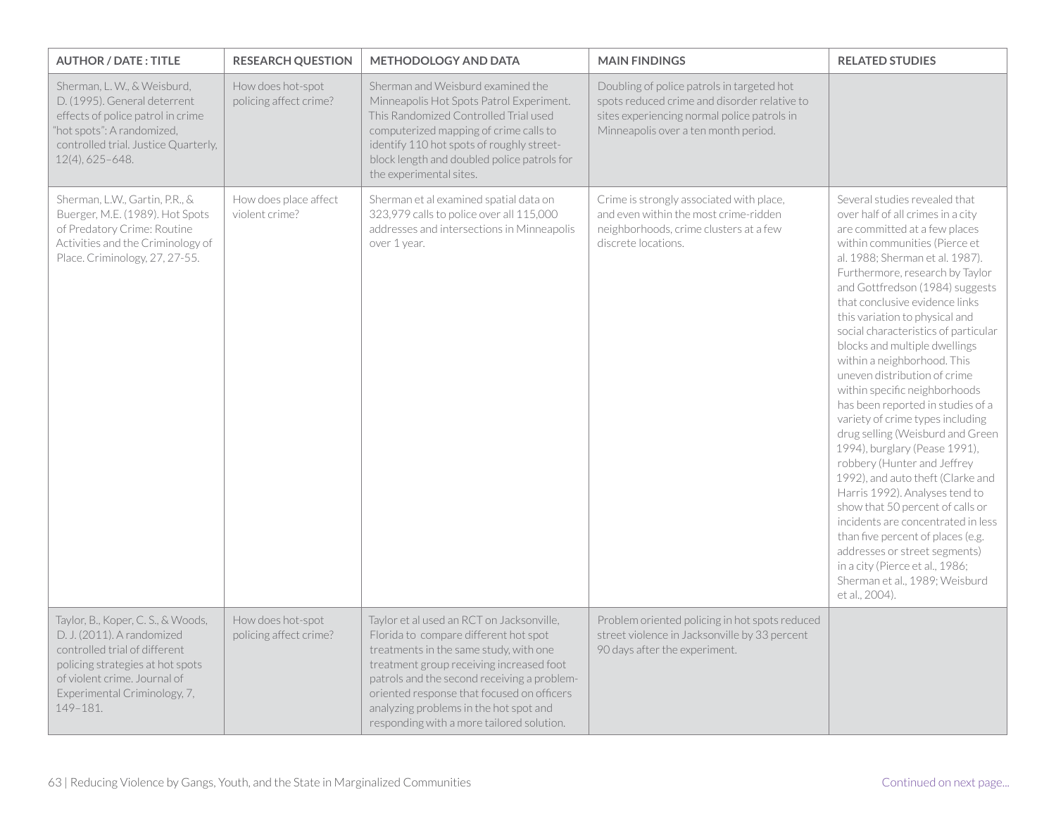| AUTHOR / DATE : TITLE | RESEARCH QUESTION | METHODOLOGY AND DATA | MAIN FINDINGS | RELATED STUDIES |
|---|---|---|---|---|
| Sherman, L. W., & Weisburd, D. (1995). General deterrent effects of police patrol in crime "hot spots": A randomized, controlled trial. Justice Quarterly, 12(4), 625–648. | How does hot-spot policing affect crime? | Sherman and Weisburd examined the Minneapolis Hot Spots Patrol Experiment. This Randomized Controlled Trial used computerized mapping of crime calls to identify 110 hot spots of roughly street-block length and doubled police patrols for the experimental sites. | Doubling of police patrols in targeted hot spots reduced crime and disorder relative to sites experiencing normal police patrols in Minneapolis over a ten month period. | |
| Sherman, L.W., Gartin, P.R., & Buerger, M.E. (1989). Hot Spots of Predatory Crime: Routine Activities and the Criminology of Place. Criminology, 27, 27-55. | How does place affect violent crime? | Sherman et al examined spatial data on 323,979 calls to police over all 115,000 addresses and intersections in Minneapolis over 1 year. | Crime is strongly associated with place, and even within the most crime-ridden neighborhoods, crime clusters at a few discrete locations. | Several studies revealed that over half of all crimes in a city are committed at a few places within communities (Pierce et al. 1988; Sherman et al. 1987). Furthermore, research by Taylor and Gottfredson (1984) suggests that conclusive evidence links this variation to physical and social characteristics of particular blocks and multiple dwellings within a neighborhood. This uneven distribution of crime within specific neighborhoods has been reported in studies of a variety of crime types including drug selling (Weisburd and Green 1994), burglary (Pease 1991), robbery (Hunter and Jeffrey 1992), and auto theft (Clarke and Harris 1992). Analyses tend to show that 50 percent of calls or incidents are concentrated in less than five percent of places (e.g. addresses or street segments) in a city (Pierce et al., 1986; Sherman et al., 1989; Weisburd et al., 2004). |
| Taylor, B., Koper, C. S., & Woods, D. J. (2011). A randomized controlled trial of different policing strategies at hot spots of violent crime. Journal of Experimental Criminology, 7, 149–181. | How does hot-spot policing affect crime? | Taylor et al used an RCT on Jacksonville, Florida to compare different hot spot treatments in the same study, with one treatment group receiving increased foot patrols and the second receiving a problem-oriented response that focused on officers analyzing problems in the hot spot and responding with a more tailored solution. | Problem oriented policing in hot spots reduced street violence in Jacksonville by 33 percent 90 days after the experiment. | |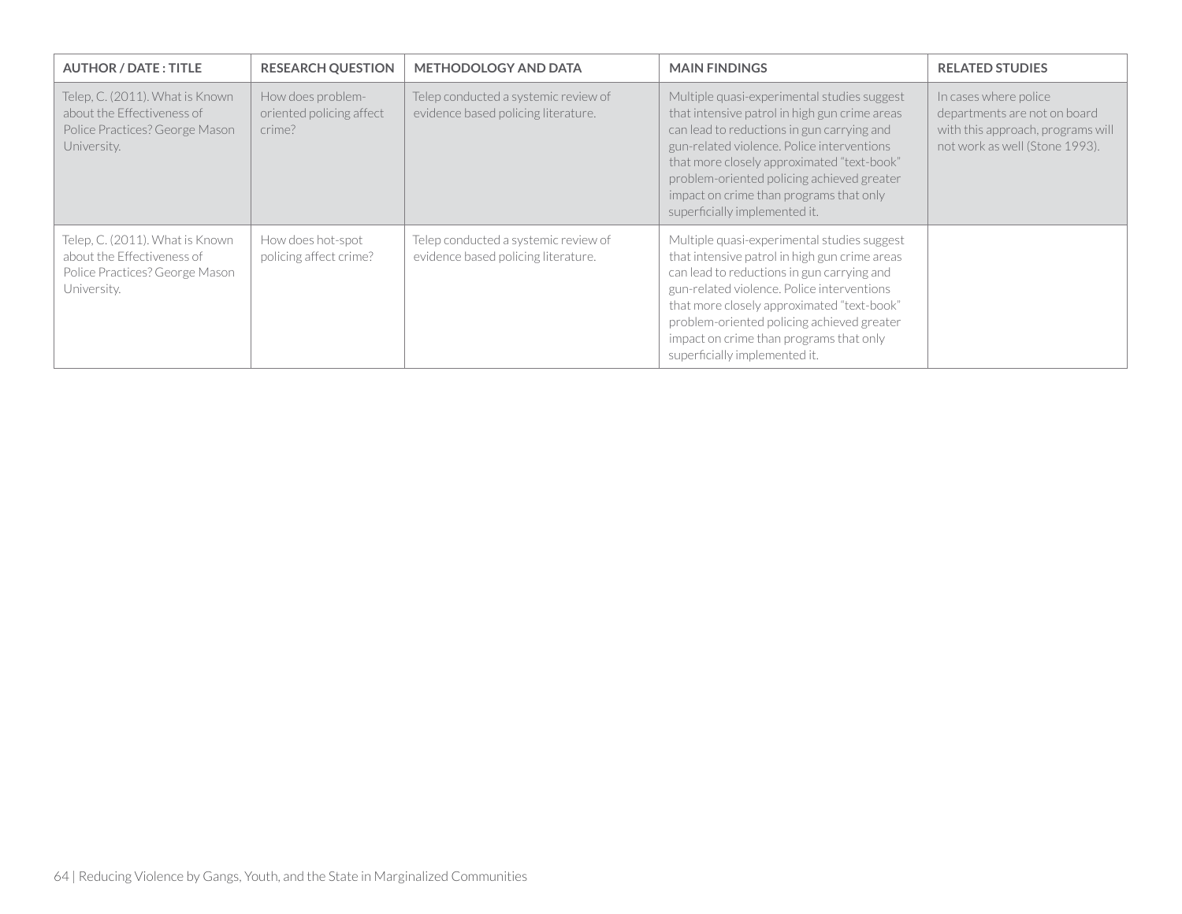| AUTHOR / DATE : TITLE | RESEARCH QUESTION | METHODOLOGY AND DATA | MAIN FINDINGS | RELATED STUDIES |
|---|---|---|---|---|
| Telep, C. (2011). What is Known about the Effectiveness of Police Practices? George Mason University. | How does problem-oriented policing affect crime? | Telep conducted a systemic review of evidence based policing literature. | Multiple quasi-experimental studies suggest that intensive patrol in high gun crime areas can lead to reductions in gun carrying and gun-related violence. Police interventions that more closely approximated "text-book" problem-oriented policing achieved greater impact on crime than programs that only superficially implemented it. | In cases where police departments are not on board with this approach, programs will not work as well (Stone 1993). |
| Telep, C. (2011). What is Known about the Effectiveness of Police Practices? George Mason University. | How does hot-spot policing affect crime? | Telep conducted a systemic review of evidence based policing literature. | Multiple quasi-experimental studies suggest that intensive patrol in high gun crime areas can lead to reductions in gun carrying and gun-related violence. Police interventions that more closely approximated "text-book" problem-oriented policing achieved greater impact on crime than programs that only superficially implemented it. | |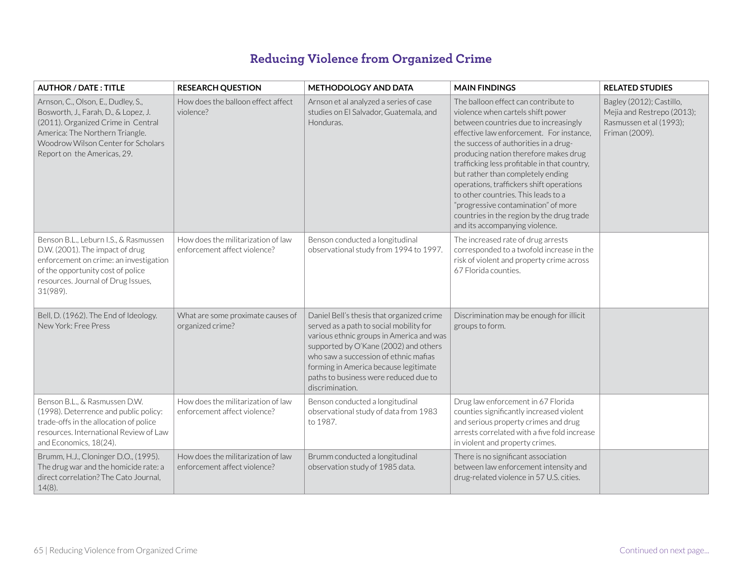## Reducing Violence from Organized Crime

| AUTHOR / DATE : TITLE | RESEARCH QUESTION | METHODOLOGY AND DATA | MAIN FINDINGS | RELATED STUDIES |
|---|---|---|---|---|
| Arnson, C., Olson, E., Dudley, S., Bosworth, J., Farah, D., & Lopez, J. (2011). Organized Crime in Central America: The Northern Triangle. Woodrow Wilson Center for Scholars Report on the Americas, 29. | How does the balloon effect affect violence? | Arnson et al analyzed a series of case studies on El Salvador, Guatemala, and Honduras. | The balloon effect can contribute to violence when cartels shift power between countries due to increasingly effective law enforcement. For instance, the success of authorities in a drug-producing nation therefore makes drug trafficking less profitable in that country, but rather than completely ending operations, traffickers shift operations to other countries. This leads to a "progressive contamination" of more countries in the region by the drug trade and its accompanying violence. | Bagley (2012); Castillo, Mejia and Restrepo (2013); Rasmussen et al (1993); Friman (2009). |
| Benson B.L., Leburn I.S., & Rasmussen D.W. (2001). The impact of drug enforcement on crime: an investigation of the opportunity cost of police resources. Journal of Drug Issues, 31(989). | How does the militarization of law enforcement affect violence? | Benson conducted a longitudinal observational study from 1994 to 1997. | The increased rate of drug arrests corresponded to a twofold increase in the risk of violent and property crime across 67 Florida counties. | |
| Bell, D. (1962). The End of Ideology. New York: Free Press | What are some proximate causes of organized crime? | Daniel Bell's thesis that organized crime served as a path to social mobility for various ethnic groups in America and was supported by O'Kane (2002) and others who saw a succession of ethnic mafias forming in America because legitimate paths to business were reduced due to discrimination. | Discrimination may be enough for illicit groups to form. | |
| Benson B.L., & Rasmussen D.W. (1998). Deterrence and public policy: trade-offs in the allocation of police resources. International Review of Law and Economics, 18(24). | How does the militarization of law enforcement affect violence? | Benson conducted a longitudinal observational study of data from 1983 to 1987. | Drug law enforcement in 67 Florida counties significantly increased violent and serious property crimes and drug arrests correlated with a five fold increase in violent and property crimes. | |
| Brumm, H.J., Cloninger D.O., (1995). The drug war and the homicide rate: a direct correlation? The Cato Journal, 14(8). | How does the militarization of law enforcement affect violence? | Brumm conducted a longitudinal observation study of 1985 data. | There is no significant association between law enforcement intensity and drug-related violence in 57 U.S. cities. | |

Continued on next page...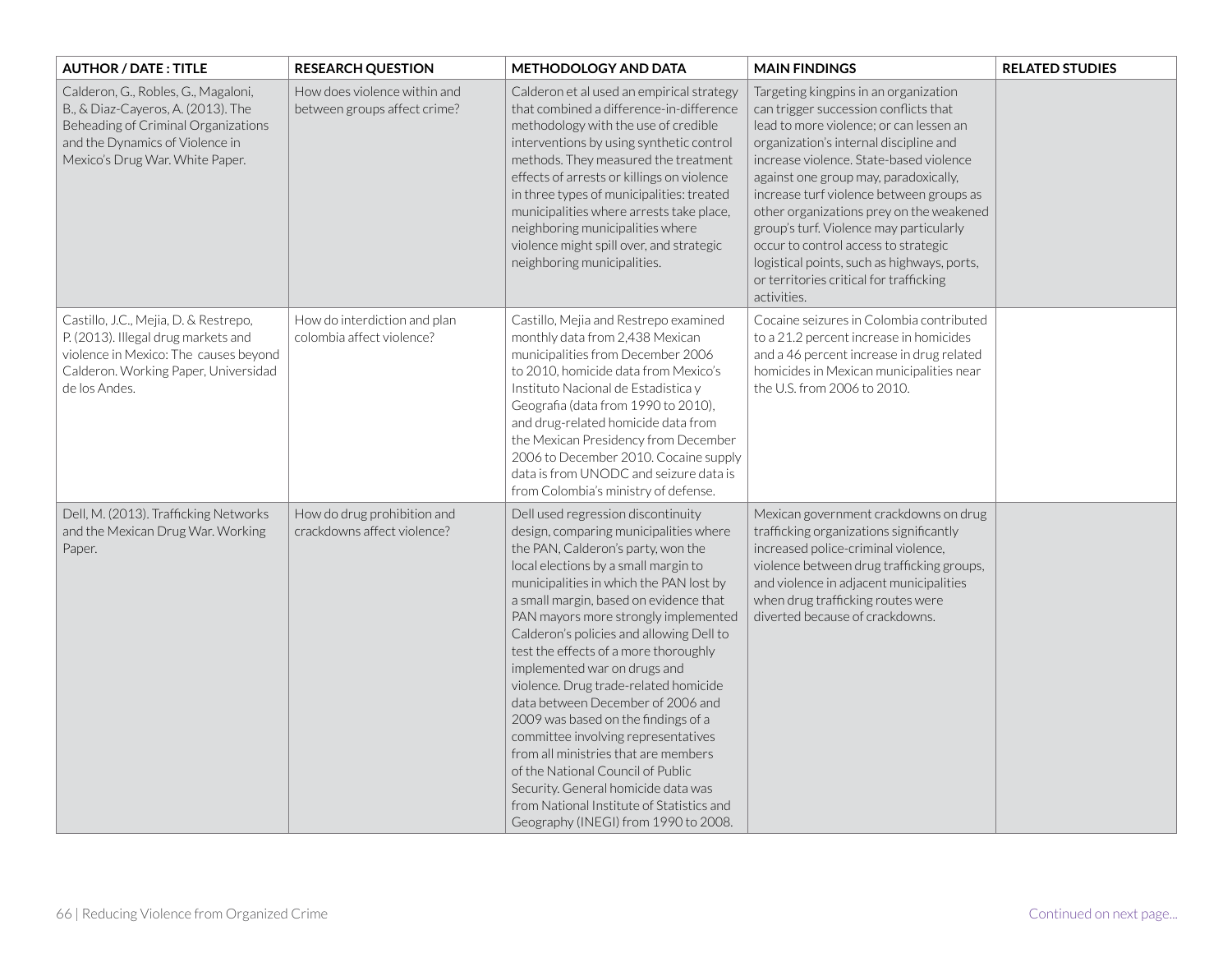| AUTHOR / DATE : TITLE | RESEARCH QUESTION | METHODOLOGY AND DATA | MAIN FINDINGS | RELATED STUDIES |
|---|---|---|---|---|
| Calderon, G., Robles, G., Magaloni, B., & Diaz-Cayeros, A. (2013). The Beheading of Criminal Organizations and the Dynamics of Violence in Mexico's Drug War. White Paper. | How does violence within and between groups affect crime? | Calderon et al used an empirical strategy that combined a difference-in-difference methodology with the use of credible interventions by using synthetic control methods. They measured the treatment effects of arrests or killings on violence in three types of municipalities: treated municipalities where arrests take place, neighboring municipalities where violence might spill over, and strategic neighboring municipalities. | Targeting kingpins in an organization can trigger succession conflicts that lead to more violence; or can lessen an organization's internal discipline and increase violence. State-based violence against one group may, paradoxically, increase turf violence between groups as other organizations prey on the weakened group's turf. Violence may particularly occur to control access to strategic logistical points, such as highways, ports, or territories critical for trafficking activities. | |
| Castillo, J.C., Mejia, D. & Restrepo, P. (2013). Illegal drug markets and violence in Mexico: The causes beyond Calderon. Working Paper, Universidad de los Andes. | How do interdiction and plan colombia affect violence? | Castillo, Mejia and Restrepo examined monthly data from 2,438 Mexican municipalities from December 2006 to 2010, homicide data from Mexico's Instituto Nacional de Estadistica y Geografia (data from 1990 to 2010), and drug-related homicide data from the Mexican Presidency from December 2006 to December 2010. Cocaine supply data is from UNODC and seizure data is from Colombia's ministry of defense. | Cocaine seizures in Colombia contributed to a 21.2 percent increase in homicides and a 46 percent increase in drug related homicides in Mexican municipalities near the U.S. from 2006 to 2010. | |
| Dell, M. (2013). Trafficking Networks and the Mexican Drug War. Working Paper. | How do drug prohibition and crackdowns affect violence? | Dell used regression discontinuity design, comparing municipalities where the PAN, Calderon's party, won the local elections by a small margin to municipalities in which the PAN lost by a small margin, based on evidence that PAN mayors more strongly implemented Calderon's policies and allowing Dell to test the effects of a more thoroughly implemented war on drugs and violence. Drug trade-related homicide data between December of 2006 and 2009 was based on the findings of a committee involving representatives from all ministries that are members of the National Council of Public Security. General homicide data was from National Institute of Statistics and Geography (INEGI) from 1990 to 2008. | Mexican government crackdowns on drug trafficking organizations significantly increased police-criminal violence, violence between drug trafficking groups, and violence in adjacent municipalities when drug trafficking routes were diverted because of crackdowns. | |

Continued on next page...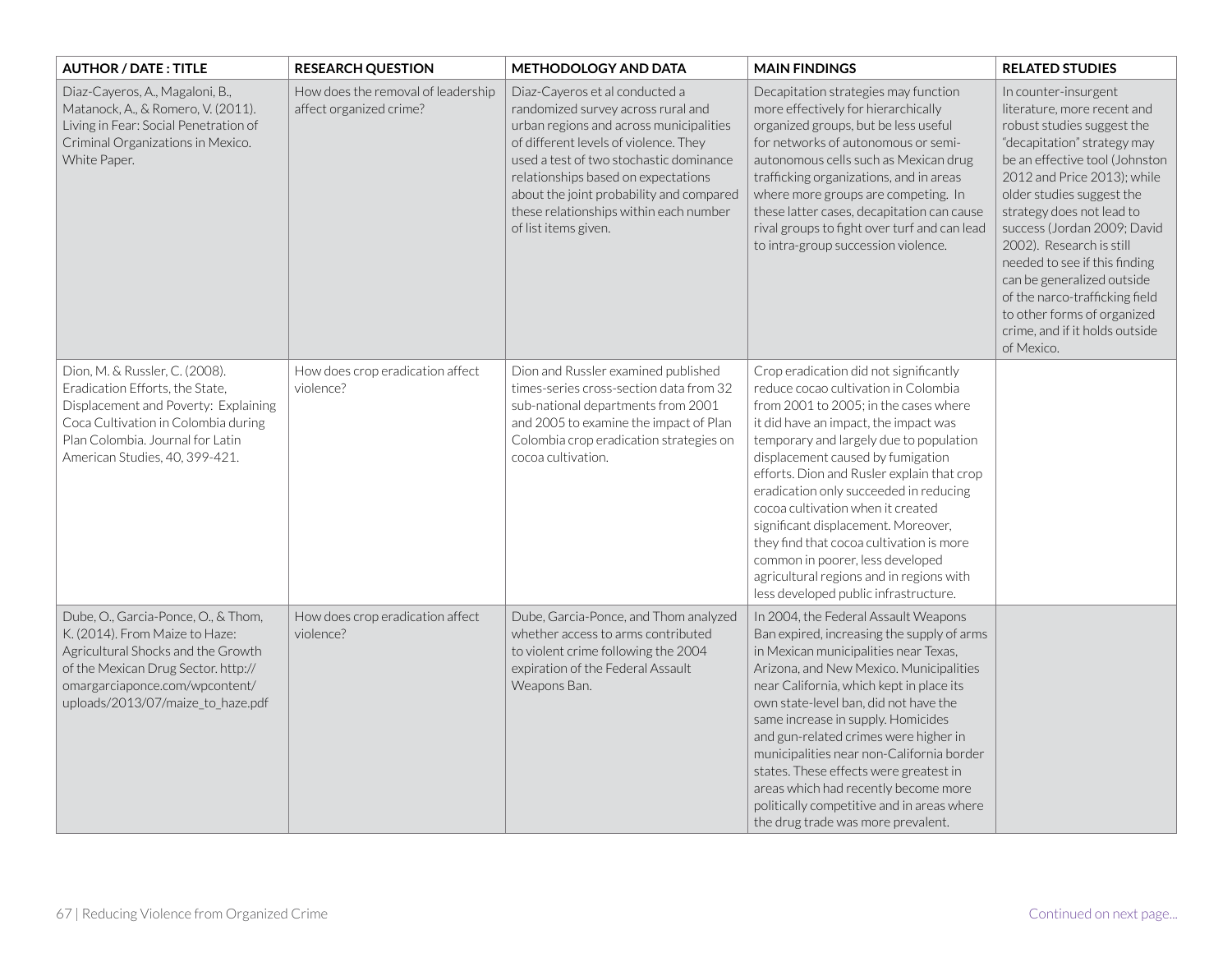| AUTHOR / DATE : TITLE | RESEARCH QUESTION | METHODOLOGY AND DATA | MAIN FINDINGS | RELATED STUDIES |
|---|---|---|---|---|
| Diaz-Cayeros, A., Magaloni, B., Matanock, A., & Romero, V. (2011). Living in Fear: Social Penetration of Criminal Organizations in Mexico. White Paper. | How does the removal of leadership affect organized crime? | Diaz-Cayeros et al conducted a randomized survey across rural and urban regions and across municipalities of different levels of violence. They used a test of two stochastic dominance relationships based on expectations about the joint probability and compared these relationships within each number of list items given. | Decapitation strategies may function more effectively for hierarchically organized groups, but be less useful for networks of autonomous or semi-autonomous cells such as Mexican drug trafficking organizations, and in areas where more groups are competing. In these latter cases, decapitation can cause rival groups to fight over turf and can lead to intra-group succession violence. | In counter-insurgent literature, more recent and robust studies suggest the "decapitation" strategy may be an effective tool (Johnston 2012 and Price 2013); while older studies suggest the strategy does not lead to success (Jordan 2009; David 2002). Research is still needed to see if this finding can be generalized outside of the narco-trafficking field to other forms of organized crime, and if it holds outside of Mexico. |
| Dion, M. & Russler, C. (2008). Eradication Efforts, the State, Displacement and Poverty: Explaining Coca Cultivation in Colombia during Plan Colombia. Journal for Latin American Studies, 40, 399-421. | How does crop eradication affect violence? | Dion and Russler examined published times-series cross-section data from 32 sub-national departments from 2001 and 2005 to examine the impact of Plan Colombia crop eradication strategies on cocoa cultivation. | Crop eradication did not significantly reduce cocao cultivation in Colombia from 2001 to 2005; in the cases where it did have an impact, the impact was temporary and largely due to population displacement caused by fumigation efforts. Dion and Rusler explain that crop eradication only succeeded in reducing cocoa cultivation when it created significant displacement. Moreover, they find that cocoa cultivation is more common in poorer, less developed agricultural regions and in regions with less developed public infrastructure. | |
| Dube, O., Garcia-Ponce, O., & Thom, K. (2014). From Maize to Haze: Agricultural Shocks and the Growth of the Mexican Drug Sector. http://omargarciaponce.com/wpcontent/uploads/2013/07/maize_to_haze.pdf | How does crop eradication affect violence? | Dube, Garcia-Ponce, and Thom analyzed whether access to arms contributed to violent crime following the 2004 expiration of the Federal Assault Weapons Ban. | In 2004, the Federal Assault Weapons Ban expired, increasing the supply of arms in Mexican municipalities near Texas, Arizona, and New Mexico. Municipalities near California, which kept in place its own state-level ban, did not have the same increase in supply. Homicides and gun-related crimes were higher in municipalities near non-California border states. These effects were greatest in areas which had recently become more politically competitive and in areas where the drug trade was more prevalent. | |

Continued on next page...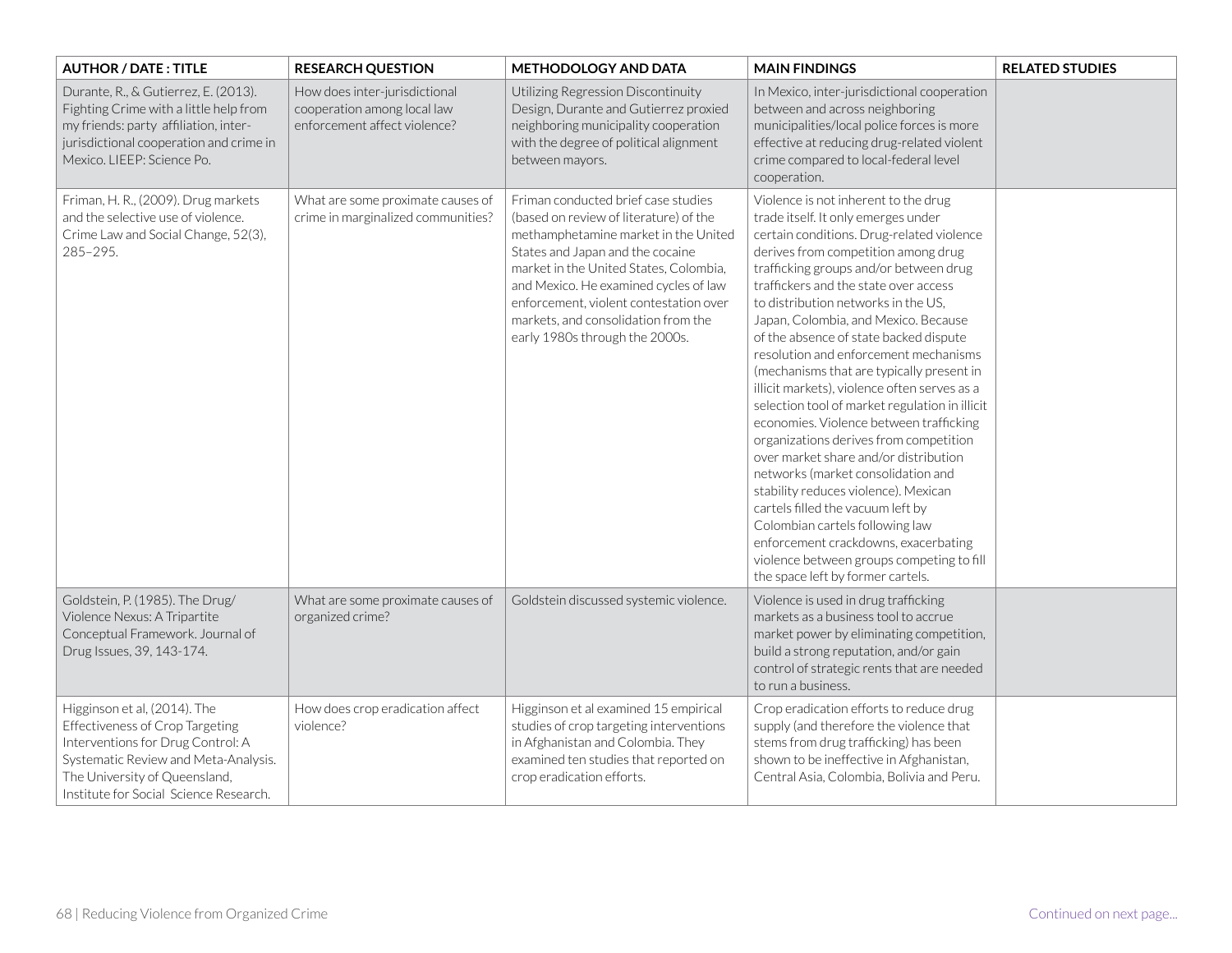| AUTHOR / DATE : TITLE | RESEARCH QUESTION | METHODOLOGY AND DATA | MAIN FINDINGS | RELATED STUDIES |
|---|---|---|---|---|
| Durante, R., & Gutierrez, E. (2013). Fighting Crime with a little help from my friends: party affiliation, inter-jurisdictional cooperation and crime in Mexico. LIEEP: Science Po. | How does inter-jurisdictional cooperation among local law enforcement affect violence? | Utilizing Regression Discontinuity Design, Durante and Gutierrez proxied neighboring municipality cooperation with the degree of political alignment between mayors. | In Mexico, inter-jurisdictional cooperation between and across neighboring municipalities/local police forces is more effective at reducing drug-related violent crime compared to local-federal level cooperation. | |
| Friman, H. R., (2009). Drug markets and the selective use of violence. Crime Law and Social Change, 52(3), 285–295. | What are some proximate causes of crime in marginalized communities? | Friman conducted brief case studies (based on review of literature) of the methamphetamine market in the United States and Japan and the cocaine market in the United States, Colombia, and Mexico. He examined cycles of law enforcement, violent contestation over markets, and consolidation from the early 1980s through the 2000s. | Violence is not inherent to the drug trade itself. It only emerges under certain conditions. Drug-related violence derives from competition among drug trafficking groups and/or between drug traffickers and the state over access to distribution networks in the US, Japan, Colombia, and Mexico. Because of the absence of state backed dispute resolution and enforcement mechanisms (mechanisms that are typically present in illicit markets), violence often serves as a selection tool of market regulation in illicit economies. Violence between trafficking organizations derives from competition over market share and/or distribution networks (market consolidation and stability reduces violence). Mexican cartels filled the vacuum left by Colombian cartels following law enforcement crackdowns, exacerbating violence between groups competing to fill the space left by former cartels. | |
| Goldstein, P. (1985). The Drug/Violence Nexus: A Tripartite Conceptual Framework. Journal of Drug Issues, 39, 143-174. | What are some proximate causes of organized crime? | Goldstein discussed systemic violence. | Violence is used in drug trafficking markets as a business tool to accrue market power by eliminating competition, build a strong reputation, and/or gain control of strategic rents that are needed to run a business. | |
| Higginson et al, (2014). The Effectiveness of Crop Targeting Interventions for Drug Control: A Systematic Review and Meta-Analysis. The University of Queensland, Institute for Social Science Research. | How does crop eradication affect violence? | Higginson et al examined 15 empirical studies of crop targeting interventions in Afghanistan and Colombia. They examined ten studies that reported on crop eradication efforts. | Crop eradication efforts to reduce drug supply (and therefore the violence that stems from drug trafficking) has been shown to be ineffective in Afghanistan, Central Asia, Colombia, Bolivia and Peru. | |

Continued on next page...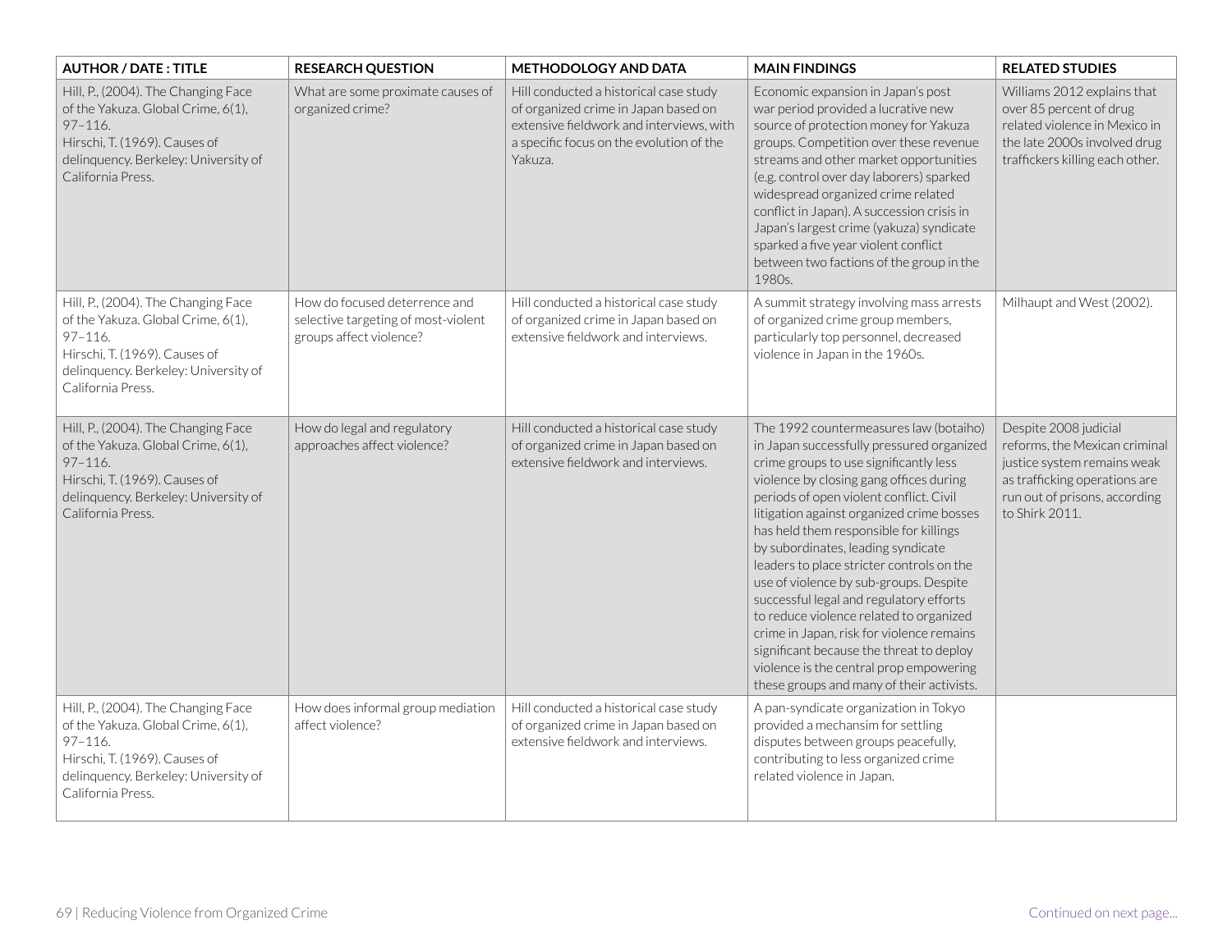| AUTHOR / DATE : TITLE | RESEARCH QUESTION | METHODOLOGY AND DATA | MAIN FINDINGS | RELATED STUDIES |
|---|---|---|---|---|
| Hill, P., (2004). The Changing Face of the Yakuza. Global Crime, 6(1), 97–116. Hirschi, T. (1969). Causes of delinquency. Berkeley: University of California Press. | What are some proximate causes of organized crime? | Hill conducted a historical case study of organized crime in Japan based on extensive fieldwork and interviews, with a specific focus on the evolution of the Yakuza. | Economic expansion in Japan's post war period provided a lucrative new source of protection money for Yakuza groups. Competition over these revenue streams and other market opportunities (e.g. control over day laborers) sparked widespread organized crime related conflict in Japan). A succession crisis in Japan's largest crime (yakuza) syndicate sparked a five year violent conflict between two factions of the group in the 1980s. | Williams 2012 explains that over 85 percent of drug related violence in Mexico in the late 2000s involved drug traffickers killing each other. |
| Hill, P., (2004). The Changing Face of the Yakuza. Global Crime, 6(1), 97–116. Hirschi, T. (1969). Causes of delinquency. Berkeley: University of California Press. | How do focused deterrence and selective targeting of most-violent groups affect violence? | Hill conducted a historical case study of organized crime in Japan based on extensive fieldwork and interviews. | A summit strategy involving mass arrests of organized crime group members, particularly top personnel, decreased violence in Japan in the 1960s. | Milhaupt and West (2002). |
| Hill, P., (2004). The Changing Face of the Yakuza. Global Crime, 6(1), 97–116. Hirschi, T. (1969). Causes of delinquency. Berkeley: University of California Press. | How do legal and regulatory approaches affect violence? | Hill conducted a historical case study of organized crime in Japan based on extensive fieldwork and interviews. | The 1992 countermeasures law (botaiho) in Japan successfully pressured organized crime groups to use significantly less violence by closing gang offices during periods of open violent conflict. Civil litigation against organized crime bosses has held them responsible for killings by subordinates, leading syndicate leaders to place stricter controls on the use of violence by sub-groups. Despite successful legal and regulatory efforts to reduce violence related to organized crime in Japan, risk for violence remains significant because the threat to deploy violence is the central prop empowering these groups and many of their activists. | Despite 2008 judicial reforms, the Mexican criminal justice system remains weak as trafficking operations are run out of prisons, according to Shirk 2011. |
| Hill, P., (2004). The Changing Face of the Yakuza. Global Crime, 6(1), 97–116. Hirschi, T. (1969). Causes of delinquency. Berkeley: University of California Press. | How does informal group mediation affect violence? | Hill conducted a historical case study of organized crime in Japan based on extensive fieldwork and interviews. | A pan-syndicate organization in Tokyo provided a mechansim for settling disputes between groups peacefully, contributing to less organized crime related violence in Japan. | |

Continued on next page...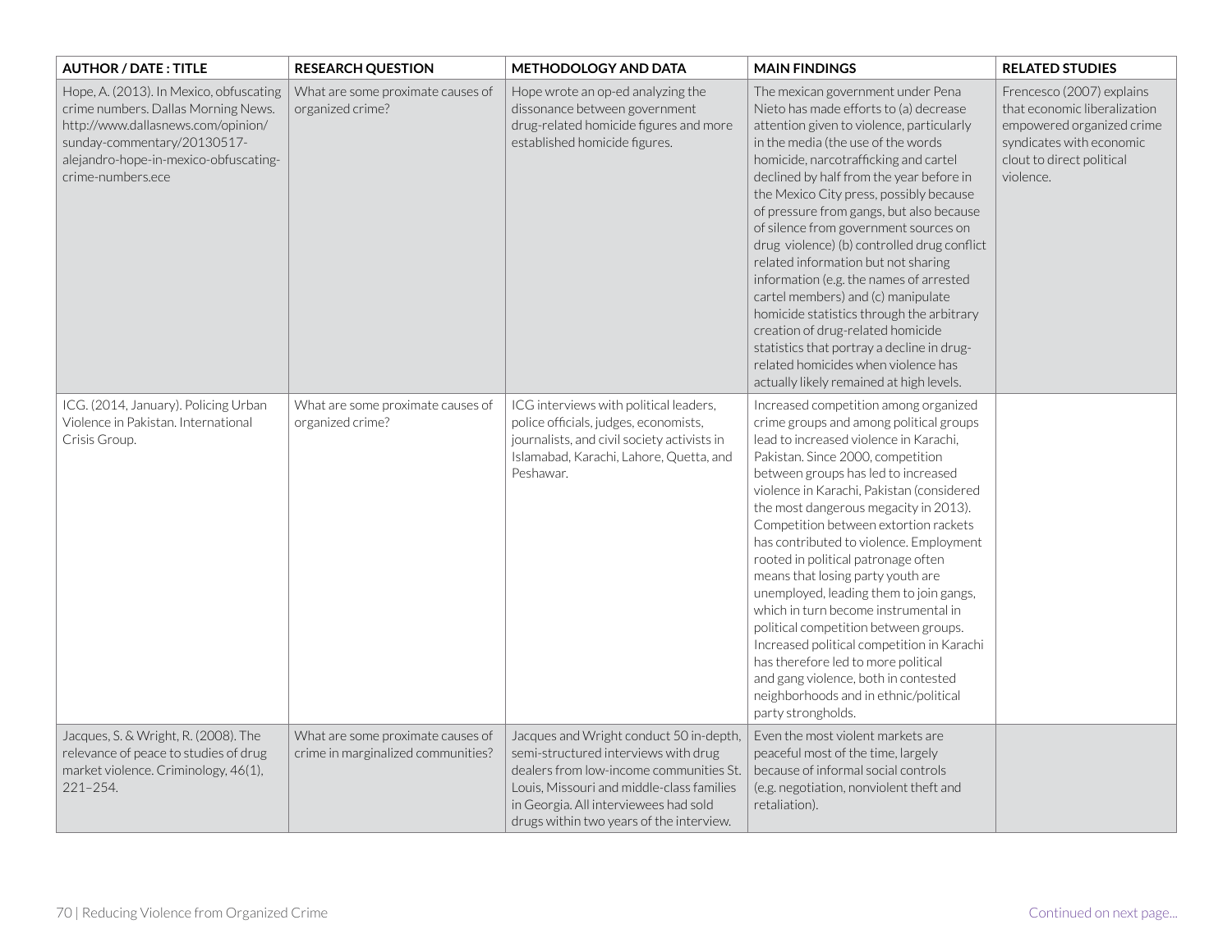| AUTHOR / DATE : TITLE | RESEARCH QUESTION | METHODOLOGY AND DATA | MAIN FINDINGS | RELATED STUDIES |
|---|---|---|---|---|
| Hope, A. (2013). In Mexico, obfuscating crime numbers. Dallas Morning News. http://www.dallasnews.com/opinion/sunday-commentary/20130517-alejandro-hope-in-mexico-obfuscating-crime-numbers.ece | What are some proximate causes of organized crime? | Hope wrote an op-ed analyzing the dissonance between government drug-related homicide figures and more established homicide figures. | The mexican government under Pena Nieto has made efforts to (a) decrease attention given to violence, particularly in the media (the use of the words homicide, narcotrafficking and cartel declined by half from the year before in the Mexico City press, possibly because of pressure from gangs, but also because of silence from government sources on drug violence) (b) controlled drug conflict related information but not sharing information (e.g. the names of arrested cartel members) and (c) manipulate homicide statistics through the arbitrary creation of drug-related homicide statistics that portray a decline in drug-related homicides when violence has actually likely remained at high levels. | Frencesco (2007) explains that economic liberalization empowered organized crime syndicates with economic clout to direct political violence. |
| ICG. (2014, January). Policing Urban Violence in Pakistan. International Crisis Group. | What are some proximate causes of organized crime? | ICG interviews with political leaders, police officials, judges, economists, journalists, and civil society activists in Islamabad, Karachi, Lahore, Quetta, and Peshawar. | Increased competition among organized crime groups and among political groups lead to increased violence in Karachi, Pakistan. Since 2000, competition between groups has led to increased violence in Karachi, Pakistan (considered the most dangerous megacity in 2013). Competition between extortion rackets has contributed to violence. Employment rooted in political patronage often means that losing party youth are unemployed, leading them to join gangs, which in turn become instrumental in political competition between groups. Increased political competition in Karachi has therefore led to more political and gang violence, both in contested neighborhoods and in ethnic/political party strongholds. | |
| Jacques, S. & Wright, R. (2008). The relevance of peace to studies of drug market violence. Criminology, 46(1), 221–254. | What are some proximate causes of crime in marginalized communities? | Jacques and Wright conduct 50 in-depth, semi-structured interviews with drug dealers from low-income communities St. Louis, Missouri and middle-class families in Georgia. All interviewees had sold drugs within two years of the interview. | Even the most violent markets are peaceful most of the time, largely because of informal social controls (e.g. negotiation, nonviolent theft and retaliation). | |

Continued on next page...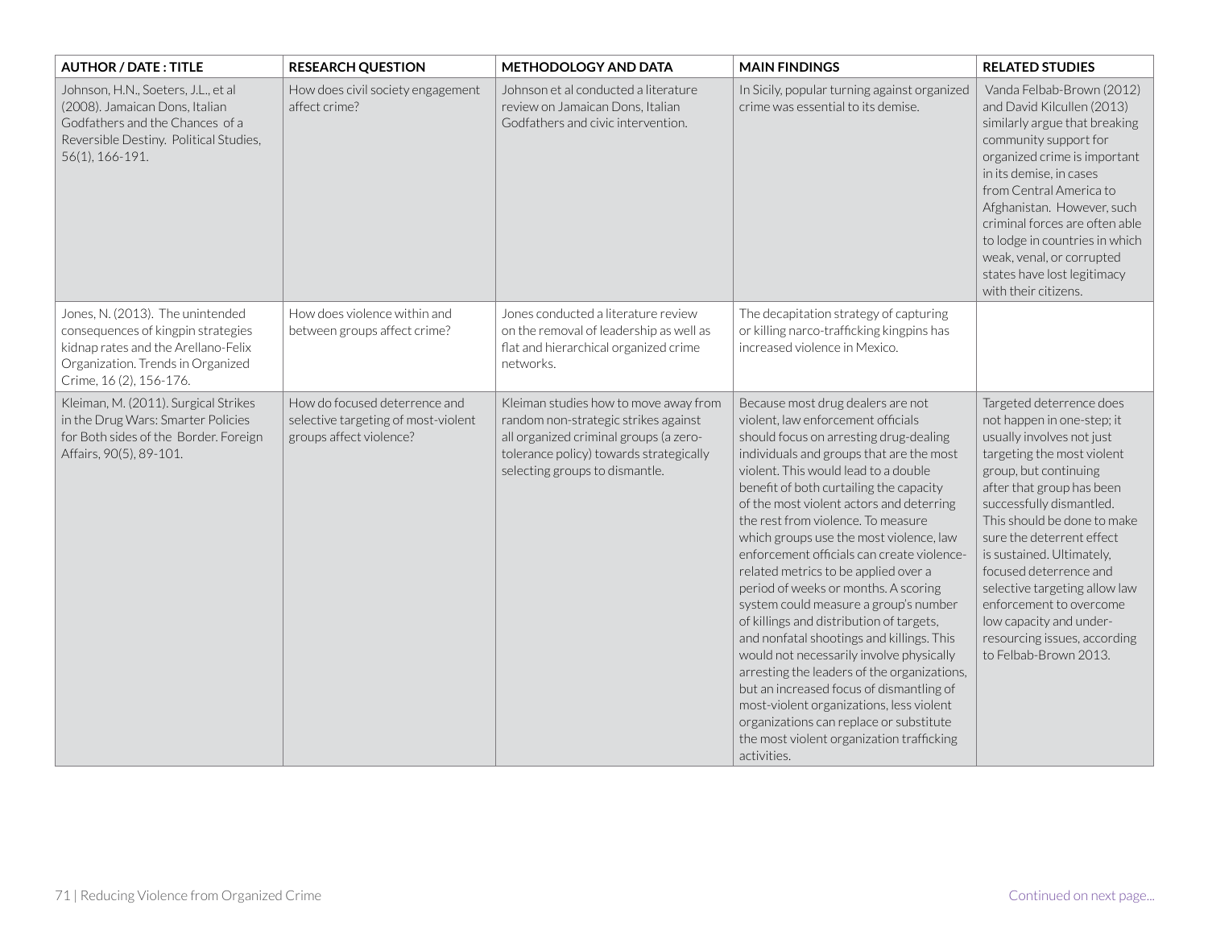| AUTHOR / DATE : TITLE | RESEARCH QUESTION | METHODOLOGY AND DATA | MAIN FINDINGS | RELATED STUDIES |
|---|---|---|---|---|
| Johnson, H.N., Soeters, J.L., et al (2008). Jamaican Dons, Italian Godfathers and the Chances of a Reversible Destiny. Political Studies, 56(1), 166-191. | How does civil society engagement affect crime? | Johnson et al conducted a literature review on Jamaican Dons, Italian Godfathers and civic intervention. | In Sicily, popular turning against organized crime was essential to its demise. | Vanda Felbab-Brown (2012) and David Kilcullen (2013) similarly argue that breaking community support for organized crime is important in its demise, in cases from Central America to Afghanistan. However, such criminal forces are often able to lodge in countries in which weak, venal, or corrupted states have lost legitimacy with their citizens. |
| Jones, N. (2013). The unintended consequences of kingpin strategies kidnap rates and the Arellano-Felix Organization. Trends in Organized Crime, 16 (2), 156-176. | How does violence within and between groups affect crime? | Jones conducted a literature review on the removal of leadership as well as flat and hierarchical organized crime networks. | The decapitation strategy of capturing or killing narco-trafficking kingpins has increased violence in Mexico. | |
| Kleiman, M. (2011). Surgical Strikes in the Drug Wars: Smarter Policies for Both sides of the Border. Foreign Affairs, 90(5), 89-101. | How do focused deterrence and selective targeting of most-violent groups affect violence? | Kleiman studies how to move away from random non-strategic strikes against all organized criminal groups (a zero-tolerance policy) towards strategically selecting groups to dismantle. | Because most drug dealers are not violent, law enforcement officials should focus on arresting drug-dealing individuals and groups that are the most violent. This would lead to a double benefit of both curtailing the capacity of the most violent actors and deterring the rest from violence. To measure which groups use the most violence, law enforcement officials can create violence-related metrics to be applied over a period of weeks or months. A scoring system could measure a group's number of killings and distribution of targets, and nonfatal shootings and killings. This would not necessarily involve physically arresting the leaders of the organizations, but an increased focus of dismantling of most-violent organizations, less violent organizations can replace or substitute the most violent organization trafficking activities. | Targeted deterrence does not happen in one-step; it usually involves not just targeting the most violent group, but continuing after that group has been successfully dismantled. This should be done to make sure the deterrent effect is sustained. Ultimately, focused deterrence and selective targeting allow law enforcement to overcome low capacity and under-resourcing issues, according to Felbab-Brown 2013. |

Continued on next page...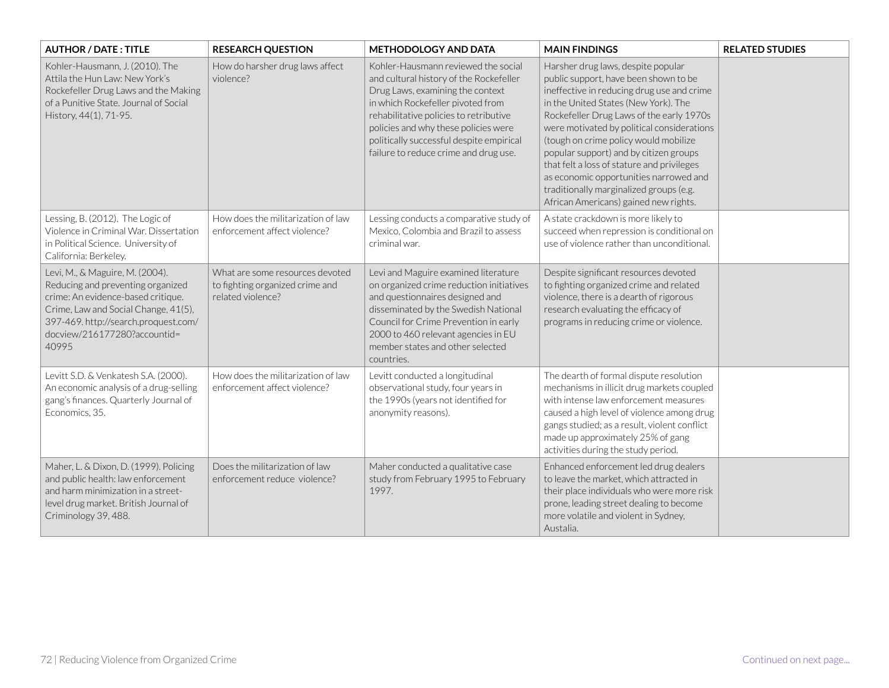| AUTHOR / DATE : TITLE | RESEARCH QUESTION | METHODOLOGY AND DATA | MAIN FINDINGS | RELATED STUDIES |
|---|---|---|---|---|
| Kohler-Hausmann, J. (2010). The Attila the Hun Law: New York's Rockefeller Drug Laws and the Making of a Punitive State. Journal of Social History, 44(1), 71-95. | How do harsher drug laws affect violence? | Kohler-Hausmann reviewed the social and cultural history of the Rockefeller Drug Laws, examining the context in which Rockefeller pivoted from rehabilitative policies to retributive policies and why these policies were politically successful despite empirical failure to reduce crime and drug use. | Harsher drug laws, despite popular public support, have been shown to be ineffective in reducing drug use and crime in the United States (New York). The Rockefeller Drug Laws of the early 1970s were motivated by political considerations (tough on crime policy would mobilize popular support) and by citizen groups that felt a loss of stature and privileges as economic opportunities narrowed and traditionally marginalized groups (e.g. African Americans) gained new rights. | |
| Lessing, B. (2012). The Logic of Violence in Criminal War. Dissertation in Political Science. University of California: Berkeley. | How does the militarization of law enforcement affect violence? | Lessing conducts a comparative study of Mexico, Colombia and Brazil to assess criminal war. | A state crackdown is more likely to succeed when repression is conditional on use of violence rather than unconditional. | |
| Levi, M., & Maguire, M. (2004). Reducing and preventing organized crime: An evidence-based critique. Crime, Law and Social Change, 41(5), 397-469. http://search.proquest.com/docview/216177280?accountid=40995 | What are some resources devoted to fighting organized crime and related violence? | Levi and Maguire examined literature on organized crime reduction initiatives and questionnaires designed and disseminated by the Swedish National Council for Crime Prevention in early 2000 to 460 relevant agencies in EU member states and other selected countries. | Despite significant resources devoted to fighting organized crime and related violence, there is a dearth of rigorous research evaluating the efficacy of programs in reducing crime or violence. | |
| Levitt S.D. & Venkatesh S.A. (2000). An economic analysis of a drug-selling gang's finances. Quarterly Journal of Economics, 35. | How does the militarization of law enforcement affect violence? | Levitt conducted a longitudinal observational study, four years in the 1990s (years not identified for anonymity reasons). | The dearth of formal dispute resolution mechanisms in illicit drug markets coupled with intense law enforcement measures caused a high level of violence among drug gangs studied; as a result, violent conflict made up approximately 25% of gang activities during the study period. | |
| Maher, L. & Dixon, D. (1999). Policing and public health: law enforcement and harm minimization in a street-level drug market. British Journal of Criminology 39, 488. | Does the militarization of law enforcement reduce violence? | Maher conducted a qualitative case study from February 1995 to February 1997. | Enhanced enforcement led drug dealers to leave the market, which attracted in their place individuals who were more risk prone, leading street dealing to become more volatile and violent in Sydney, Austalia. | |

Continued on next page...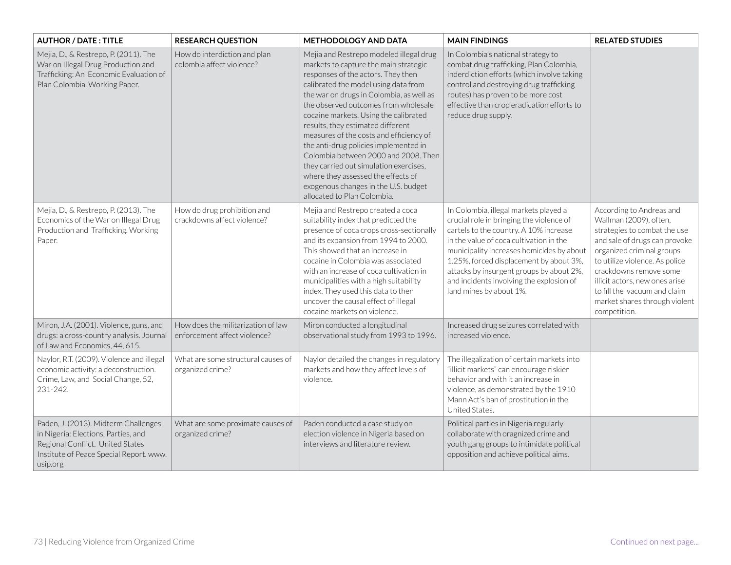| AUTHOR / DATE : TITLE | RESEARCH QUESTION | METHODOLOGY AND DATA | MAIN FINDINGS | RELATED STUDIES |
|---|---|---|---|---|
| Mejia, D., & Restrepo, P. (2011). The War on Illegal Drug Production and Trafficking: An Economic Evaluation of Plan Colombia. Working Paper. | How do interdiction and plan colombia affect violence? | Mejia and Restrepo modeled illegal drug markets to capture the main strategic responses of the actors. They then calibrated the model using data from the war on drugs in Colombia, as well as the observed outcomes from wholesale cocaine markets. Using the calibrated results, they estimated different measures of the costs and efficiency of the anti-drug policies implemented in Colombia between 2000 and 2008. Then they carried out simulation exercises, where they assessed the effects of exogenous changes in the U.S. budget allocated to Plan Colombia. | In Colombia's national strategy to combat drug trafficking, Plan Colombia, inderdiction efforts (which involve taking control and destroying drug trafficking routes) has proven to be more cost effective than crop eradication efforts to reduce drug supply. | |
| Mejia, D., & Restrepo, P. (2013). The Economics of the War on Illegal Drug Production and Trafficking. Working Paper. | How do drug prohibition and crackdowns affect violence? | Mejia and Restrepo created a coca suitability index that predicted the presence of coca crops cross-sectionally and its expansion from 1994 to 2000. This showed that an increase in cocaine in Colombia was associated with an increase of coca cultivation in municipalities with a high suitability index. They used this data to then uncover the causal effect of illegal cocaine markets on violence. | In Colombia, illegal markets played a crucial role in bringing the violence of cartels to the country. A 10% increase in the value of coca cultivation in the municipality increases homicides by about 1.25%, forced displacement by about 3%, attacks by insurgent groups by about 2%, and incidents involving the explosion of land mines by about 1%. | According to Andreas and Wallman (2009), often, strategies to combat the use and sale of drugs can provoke organized criminal groups to utilize violence. As police crackdowns remove some illicit actors, new ones arise to fill the vacuum and claim market shares through violent competition. |
| Miron, J.A. (2001). Violence, guns, and drugs: a cross-country analysis. Journal of Law and Economics, 44, 615. | How does the militarization of law enforcement affect violence? | Miron conducted a longitudinal observational study from 1993 to 1996. | Increased drug seizures correlated with increased violence. | |
| Naylor, R.T. (2009). Violence and illegal economic activity: a deconstruction. Crime, Law, and Social Change, 52, 231-242. | What are some structural causes of organized crime? | Naylor detailed the changes in regulatory markets and how they affect levels of violence. | The illegalization of certain markets into "illicit markets" can encourage riskier behavior and with it an increase in violence, as demonstrated by the 1910 Mann Act's ban of prostitution in the United States. | |
| Paden, J. (2013). Midterm Challenges in Nigeria: Elections, Parties, and Regional Conflict. United States Institute of Peace Special Report. www.usip.org | What are some proximate causes of organized crime? | Paden conducted a case study on election violence in Nigeria based on interviews and literature review. | Political parties in Nigeria regularly collaborate with oragnized crime and youth gang groups to intimidate political opposition and achieve political aims. | |

Continued on next page...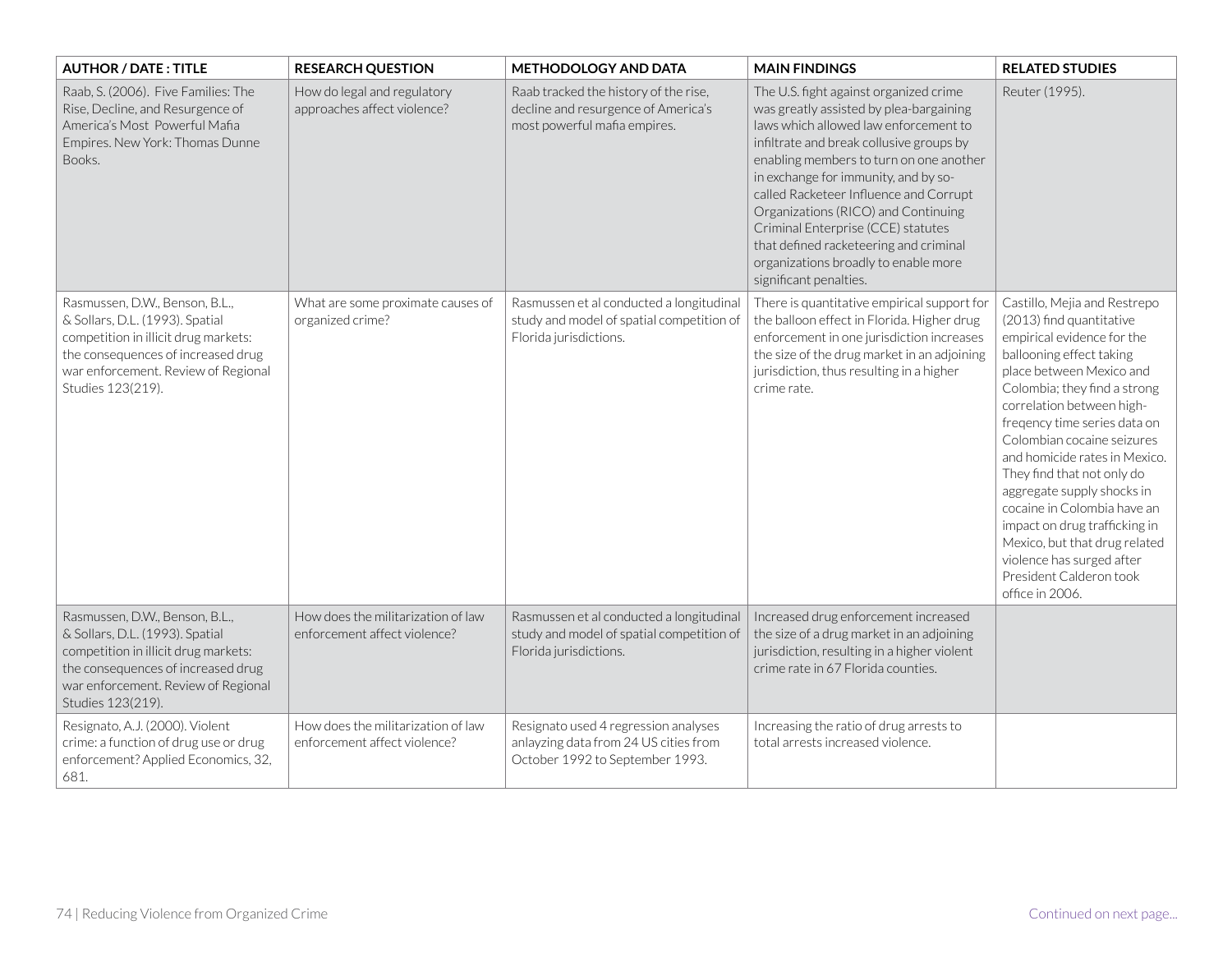| AUTHOR / DATE : TITLE | RESEARCH QUESTION | METHODOLOGY AND DATA | MAIN FINDINGS | RELATED STUDIES |
|---|---|---|---|---|
| Raab, S. (2006). Five Families: The Rise, Decline, and Resurgence of America's Most Powerful Mafia Empires. New York: Thomas Dunne Books. | How do legal and regulatory approaches affect violence? | Raab tracked the history of the rise, decline and resurgence of America's most powerful mafia empires. | The U.S. fight against organized crime was greatly assisted by plea-bargaining laws which allowed law enforcement to infiltrate and break collusive groups by enabling members to turn on one another in exchange for immunity, and by so-called Racketeer Influence and Corrupt Organizations (RICO) and Continuing Criminal Enterprise (CCE) statutes that defined racketeering and criminal organizations broadly to enable more significant penalties. | Reuter (1995). |
| Rasmussen, D.W., Benson, B.L., & Sollars, D.L. (1993). Spatial competition in illicit drug markets: the consequences of increased drug war enforcement. Review of Regional Studies 123(219). | What are some proximate causes of organized crime? | Rasmussen et al conducted a longitudinal study and model of spatial competition of Florida jurisdictions. | There is quantitative empirical support for the balloon effect in Florida. Higher drug enforcement in one jurisdiction increases the size of the drug market in an adjoining jurisdiction, thus resulting in a higher crime rate. | Castillo, Mejia and Restrepo (2013) find quantitative empirical evidence for the ballooning effect taking place between Mexico and Colombia; they find a strong correlation between high-freqency time series data on Colombian cocaine seizures and homicide rates in Mexico. They find that not only do aggregate supply shocks in cocaine in Colombia have an impact on drug trafficking in Mexico, but that drug related violence has surged after President Calderon took office in 2006. |
| Rasmussen, D.W., Benson, B.L., & Sollars, D.L. (1993). Spatial competition in illicit drug markets: the consequences of increased drug war enforcement. Review of Regional Studies 123(219). | How does the militarization of law enforcement affect violence? | Rasmussen et al conducted a longitudinal study and model of spatial competition of Florida jurisdictions. | Increased drug enforcement increased the size of a drug market in an adjoining jurisdiction, resulting in a higher violent crime rate in 67 Florida counties. | |
| Resignato, A.J. (2000). Violent crime: a function of drug use or drug enforcement? Applied Economics, 32, 681. | How does the militarization of law enforcement affect violence? | Resignato used 4 regression analyses anlayzing data from 24 US cities from October 1992 to September 1993. | Increasing the ratio of drug arrests to total arrests increased violence. | |

Continued on next page...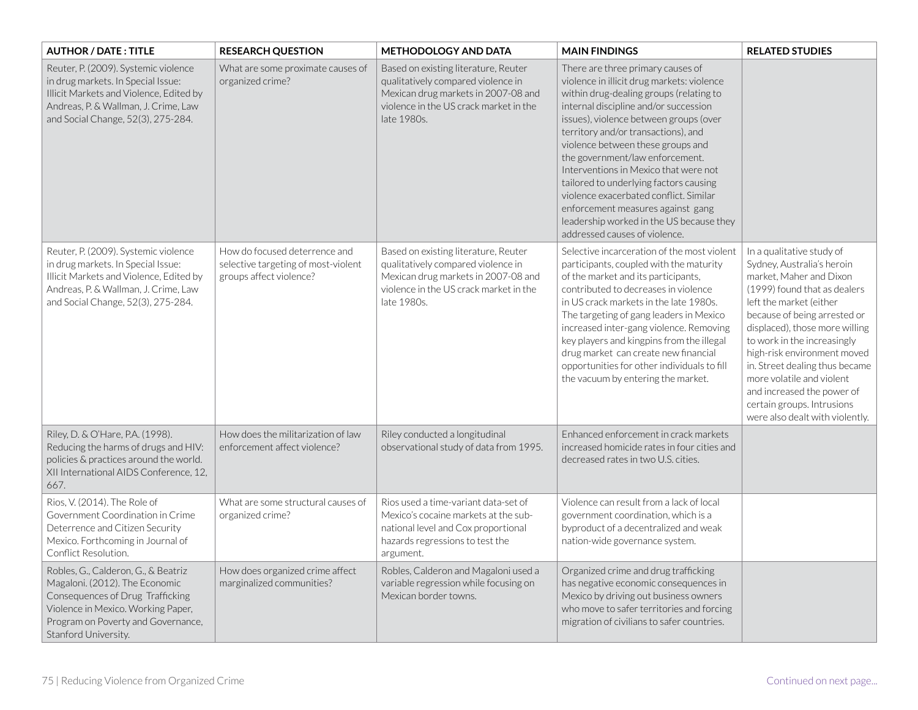| AUTHOR / DATE : TITLE | RESEARCH QUESTION | METHODOLOGY AND DATA | MAIN FINDINGS | RELATED STUDIES |
|---|---|---|---|---|
| Reuter, P. (2009). Systemic violence in drug markets. In Special Issue: Illicit Markets and Violence, Edited by Andreas, P. & Wallman, J. Crime, Law and Social Change, 52(3), 275-284. | What are some proximate causes of organized crime? | Based on existing literature, Reuter qualitatively compared violence in Mexican drug markets in 2007-08 and violence in the US crack market in the late 1980s. | There are three primary causes of violence in illicit drug markets: violence within drug-dealing groups (relating to internal discipline and/or succession issues), violence between groups (over territory and/or transactions), and violence between these groups and the government/law enforcement. Interventions in Mexico that were not tailored to underlying factors causing violence exacerbated conflict. Similar enforcement measures against gang leadership worked in the US because they addressed causes of violence. | |
| Reuter, P. (2009). Systemic violence in drug markets. In Special Issue: Illicit Markets and Violence, Edited by Andreas, P. & Wallman, J. Crime, Law and Social Change, 52(3), 275-284. | How do focused deterrence and selective targeting of most-violent groups affect violence? | Based on existing literature, Reuter qualitatively compared violence in Mexican drug markets in 2007-08 and violence in the US crack market in the late 1980s. | Selective incarceration of the most violent participants, coupled with the maturity of the market and its participants, contributed to decreases in violence in US crack markets in the late 1980s. The targeting of gang leaders in Mexico increased inter-gang violence. Removing key players and kingpins from the illegal drug market can create new financial opportunities for other individuals to fill the vacuum by entering the market. | In a qualitative study of Sydney, Australia's heroin market, Maher and Dixon (1999) found that as dealers left the market (either because of being arrested or displaced), those more willing to work in the increasingly high-risk environment moved in. Street dealing thus became more volatile and violent and increased the power of certain groups. Intrusions were also dealt with violently. |
| Riley, D. & O'Hare, P.A. (1998). Reducing the harms of drugs and HIV: policies & practices around the world. XII International AIDS Conference, 12, 667. | How does the militarization of law enforcement affect violence? | Riley conducted a longitudinal observational study of data from 1995. | Enhanced enforcement in crack markets increased homicide rates in four cities and decreased rates in two U.S. cities. | |
| Rios, V. (2014). The Role of Government Coordination in Crime Deterrence and Citizen Security Mexico. Forthcoming in Journal of Conflict Resolution. | What are some structural causes of organized crime? | Rios used a time-variant data-set of Mexico's cocaine markets at the sub-national level and Cox proportional hazards regressions to test the argument. | Violence can result from a lack of local government coordination, which is a byproduct of a decentralized and weak nation-wide governance system. | |
| Robles, G., Calderon, G., & Beatriz Magaloni. (2012). The Economic Consequences of Drug Trafficking Violence in Mexico. Working Paper, Program on Poverty and Governance, Stanford University. | How does organized crime affect marginalized communities? | Robles, Calderon and Magaloni used a variable regression while focusing on Mexican border towns. | Organized crime and drug trafficking has negative economic consequences in Mexico by driving out business owners who move to safer territories and forcing migration of civilians to safer countries. | |

Continued on next page...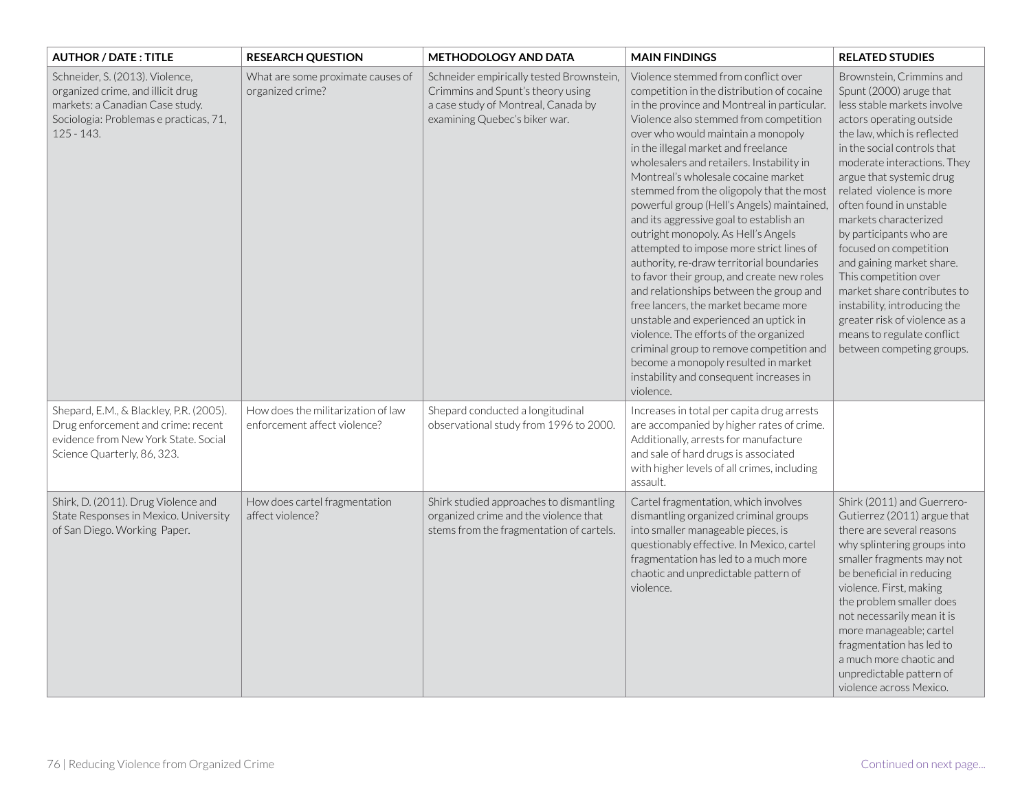| AUTHOR / DATE : TITLE | RESEARCH QUESTION | METHODOLOGY AND DATA | MAIN FINDINGS | RELATED STUDIES |
|---|---|---|---|---|
| Schneider, S. (2013). Violence, organized crime, and illicit drug markets: a Canadian Case study. Sociologia: Problemas e practicas, 71, 125 - 143. | What are some proximate causes of organized crime? | Schneider empirically tested Brownstein, Crimmins and Spunt's theory using a case study of Montreal, Canada by examining Quebec's biker war. | Violence stemmed from conflict over competition in the distribution of cocaine in the province and Montreal in particular. Violence also stemmed from competition over who would maintain a monopoly in the illegal market and freelance wholesalers and retailers. Instability in Montreal's wholesale cocaine market stemmed from the oligopoly that the most powerful group (Hell's Angels) maintained, and its aggressive goal to establish an outright monopoly. As Hell's Angels attempted to impose more strict lines of authority, re-draw territorial boundaries to favor their group, and create new roles and relationships between the group and free lancers, the market became more unstable and experienced an uptick in violence. The efforts of the organized criminal group to remove competition and become a monopoly resulted in market instability and consequent increases in violence. | Brownstein, Crimmins and Spunt (2000) aruge that less stable markets involve actors operating outside the law, which is reflected in the social controls that moderate interactions. They argue that systemic drug related violence is more often found in unstable markets characterized by participants who are focused on competition and gaining market share. This competition over market share contributes to instability, introducing the greater risk of violence as a means to regulate conflict between competing groups. |
| Shepard, E.M., & Blackley, P.R. (2005). Drug enforcement and crime: recent evidence from New York State. Social Science Quarterly, 86, 323. | How does the militarization of law enforcement affect violence? | Shepard conducted a longitudinal observational study from 1996 to 2000. | Increases in total per capita drug arrests are accompanied by higher rates of crime. Additionally, arrests for manufacture and sale of hard drugs is associated with higher levels of all crimes, including assault. | |
| Shirk, D. (2011). Drug Violence and State Responses in Mexico. University of San Diego. Working Paper. | How does cartel fragmentation affect violence? | Shirk studied approaches to dismantling organized crime and the violence that stems from the fragmentation of cartels. | Cartel fragmentation, which involves dismantling organized criminal groups into smaller manageable pieces, is questionably effective. In Mexico, cartel fragmentation has led to a much more chaotic and unpredictable pattern of violence. | Shirk (2011) and Guerrero-Gutierrez (2011) argue that there are several reasons why splintering groups into smaller fragments may not be beneficial in reducing violence. First, making the problem smaller does not necessarily mean it is more manageable; cartel fragmentation has led to a much more chaotic and unpredictable pattern of violence across Mexico. |

Continued on next page...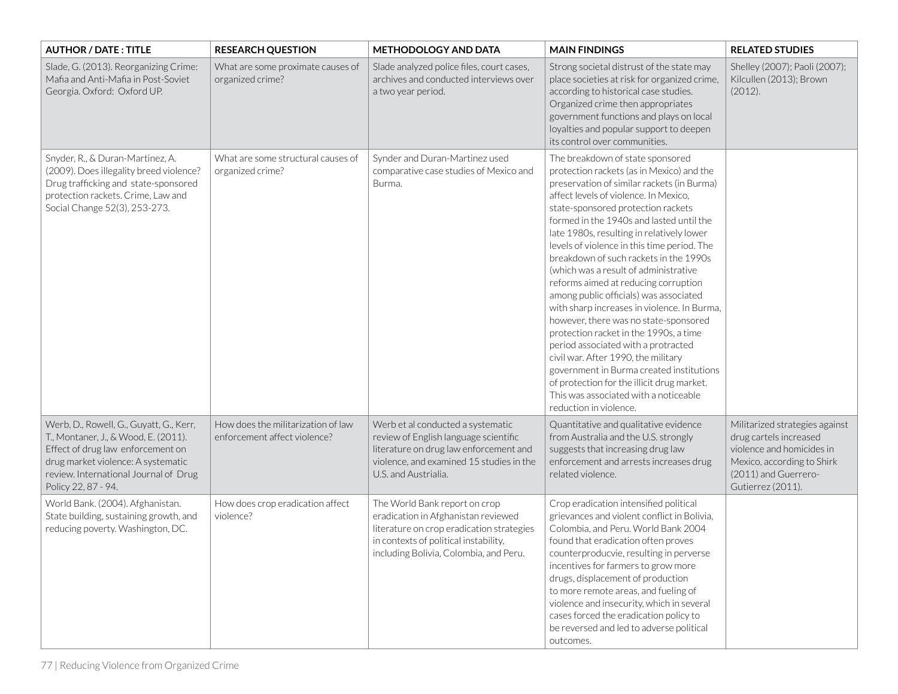| AUTHOR / DATE : TITLE | RESEARCH QUESTION | METHODOLOGY AND DATA | MAIN FINDINGS | RELATED STUDIES |
|---|---|---|---|---|
| Slade, G. (2013). Reorganizing Crime: Mafia and Anti-Mafia in Post-Soviet Georgia. Oxford: Oxford UP. | What are some proximate causes of organized crime? | Slade analyzed police files, court cases, archives and conducted interviews over a two year period. | Strong societal distrust of the state may place societies at risk for organized crime, according to historical case studies. Organized crime then appropriates government functions and plays on local loyalties and popular support to deepen its control over communities. | Shelley (2007); Paoli (2007); Kilcullen (2013); Brown (2012). |
| Snyder, R., & Duran-Martinez, A. (2009). Does illegality breed violence? Drug trafficking and state-sponsored protection rackets. Crime, Law and Social Change 52(3), 253-273. | What are some structural causes of organized crime? | Synder and Duran-Martinez used comparative case studies of Mexico and Burma. | The breakdown of state sponsored protection rackets (as in Mexico) and the preservation of similar rackets (in Burma) affect levels of violence. In Mexico, state-sponsored protection rackets formed in the 1940s and lasted until the late 1980s, resulting in relatively lower levels of violence in this time period. The breakdown of such rackets in the 1990s (which was a result of administrative reforms aimed at reducing corruption among public officials) was associated with sharp increases in violence. In Burma, however, there was no state-sponsored protection racket in the 1990s, a time period associated with a protracted civil war. After 1990, the military government in Burma created institutions of protection for the illicit drug market. This was associated with a noticeable reduction in violence. | |
| Werb, D., Rowell, G., Guyatt, G., Kerr, T., Montaner, J., & Wood, E. (2011). Effect of drug law enforcement on drug market violence: A systematic review. International Journal of Drug Policy 22, 87 - 94. | How does the militarization of law enforcement affect violence? | Werb et al conducted a systematic review of English language scientific literature on drug law enforcement and violence, and examined 15 studies in the U.S. and Austrialia. | Quantitative and qualitative evidence from Australia and the U.S. strongly suggests that increasing drug law enforcement and arrests increases drug related violence. | Militarized strategies against drug cartels increased violence and homicides in Mexico, according to Shirk (2011) and Guerrero-Gutierrez (2011). |
| World Bank. (2004). Afghanistan. State building, sustaining growth, and reducing poverty. Washington, DC. | How does crop eradication affect violence? | The World Bank report on crop eradication in Afghanistan reviewed literature on crop eradication strategies in contexts of political instability, including Bolivia, Colombia, and Peru. | Crop eradication intensified political grievances and violent conflict in Bolivia, Colombia, and Peru. World Bank 2004 found that eradication often proves counterproducvie, resulting in perverse incentives for farmers to grow more drugs, displacement of production to more remote areas, and fueling of violence and insecurity, which in several cases forced the eradication policy to be reversed and led to adverse political outcomes. | |